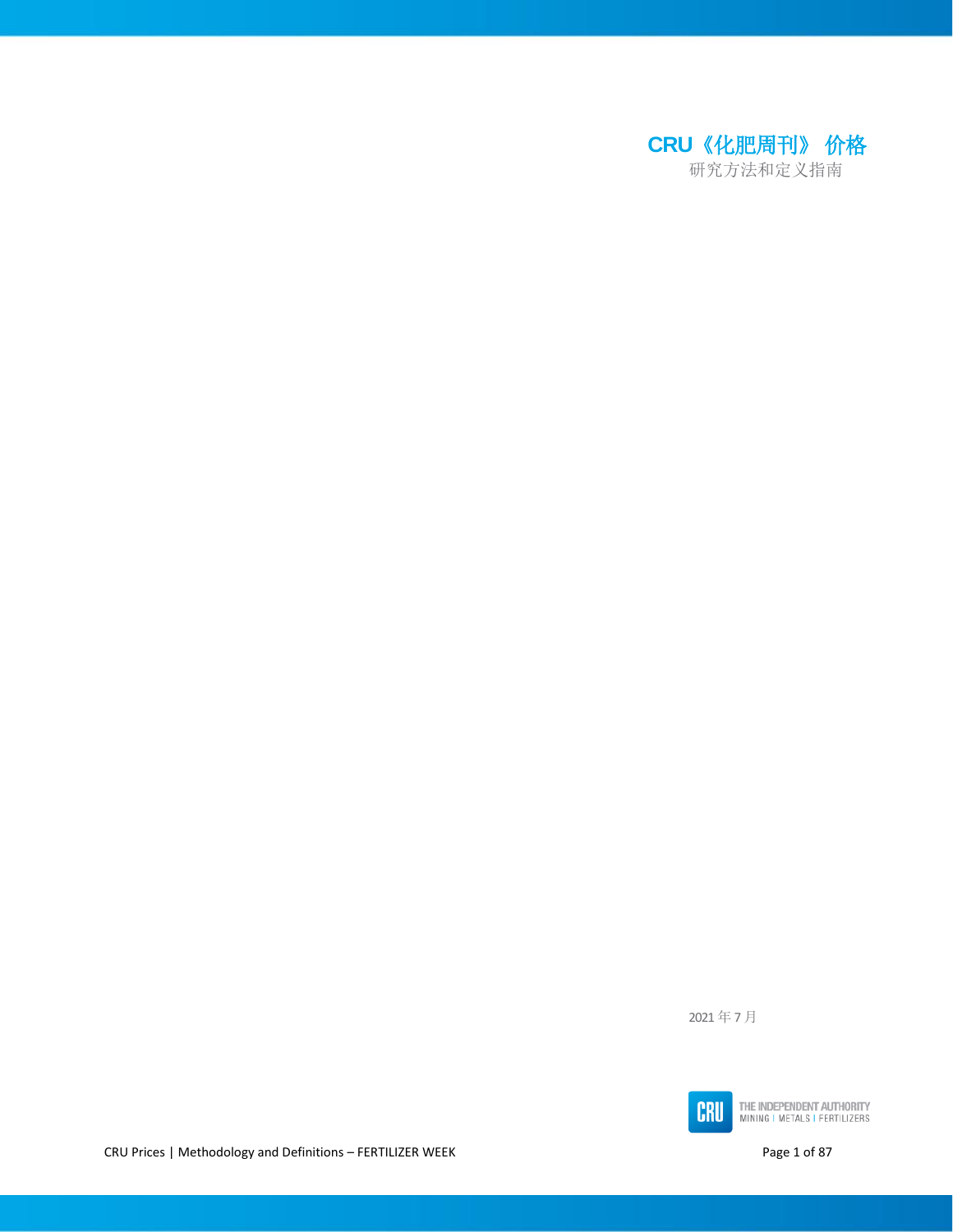# CRU《化肥周刊》 价格

研究方法和定义指南

2021 年 7 月

THE INDEPENDENT AUTHORITY
MINING | METALS | FERTILIZERS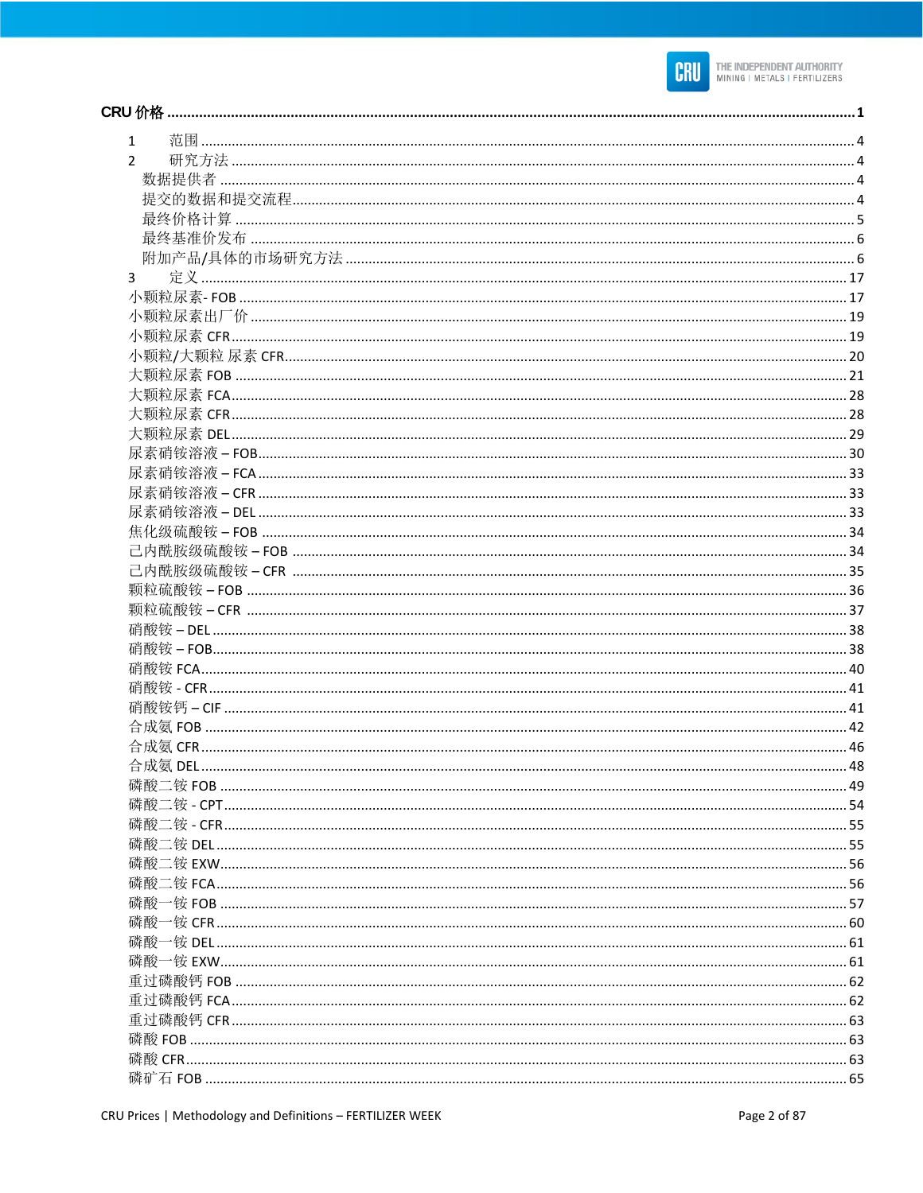**CRU 价格** ........................................................................................................................................ 1

1　范围 ........................................................................................................................................ 4
2　研究方法 .................................................................................................................................. 4
　数据提供者 .................................................................................................................................. 4
　提交的数据和提交流程 ................................................................................................................ 4
　最终价格计算 .............................................................................................................................. 5
　最终基准价发布 .......................................................................................................................... 6
　附加产品/具体的市场研究方法 .................................................................................................. 6
3　定义 ........................................................................................................................................ 17
小颗粒尿素- FOB ............................................................................................................................ 17
小颗粒尿素出厂价 .......................................................................................................................... 19
小颗粒尿素 CFR .............................................................................................................................. 19
小颗粒/大颗粒 尿素 CFR ................................................................................................................ 20
大颗粒尿素 FOB .............................................................................................................................. 21
大颗粒尿素 FCA .............................................................................................................................. 28
大颗粒尿素 CFR .............................................................................................................................. 28
大颗粒尿素 DEL .............................................................................................................................. 29
尿素硝铵溶液 – FOB ........................................................................................................................ 30
尿素硝铵溶液 – FCA ........................................................................................................................ 33
尿素硝铵溶液 – CFR ........................................................................................................................ 33
尿素硝铵溶液 – DEL ........................................................................................................................ 33
焦化级硫酸铵 – FOB ........................................................................................................................ 34
己内酰胺级硫酸铵 – FOB ................................................................................................................ 34
己内酰胺级硫酸铵 – CFR ................................................................................................................ 35
颗粒硫酸铵 – FOB ............................................................................................................................ 36
颗粒硫酸铵 – CFR ............................................................................................................................ 37
硝酸铵 – DEL .................................................................................................................................... 38
硝酸铵 – FOB .................................................................................................................................... 38
硝酸铵 FCA ...................................................................................................................................... 40
硝酸铵 - CFR ..................................................................................................................................... 41
硝酸铵钙 – CIF .................................................................................................................................. 41
合成氨 FOB ...................................................................................................................................... 42
合成氨 CFR ...................................................................................................................................... 46
合成氨 DEL ...................................................................................................................................... 48
磷酸二铵 FOB .................................................................................................................................. 49
磷酸二铵 - CPT ................................................................................................................................. 54
磷酸二铵 - CFR ................................................................................................................................. 55
磷酸二铵 DEL .................................................................................................................................. 55
磷酸二铵 EXW .................................................................................................................................. 56
磷酸二铵 FCA .................................................................................................................................. 56
磷酸一铵 FOB .................................................................................................................................. 57
磷酸一铵 CFR .................................................................................................................................. 60
磷酸一铵 DEL .................................................................................................................................. 61
磷酸一铵 EXW .................................................................................................................................. 61
重过磷酸钙 FOB .............................................................................................................................. 62
重过磷酸钙 FCA .............................................................................................................................. 62
重过磷酸钙 CFR .............................................................................................................................. 63
磷酸 FOB .......................................................................................................................................... 63
磷酸 CFR .......................................................................................................................................... 63
磷矿石 FOB ...................................................................................................................................... 65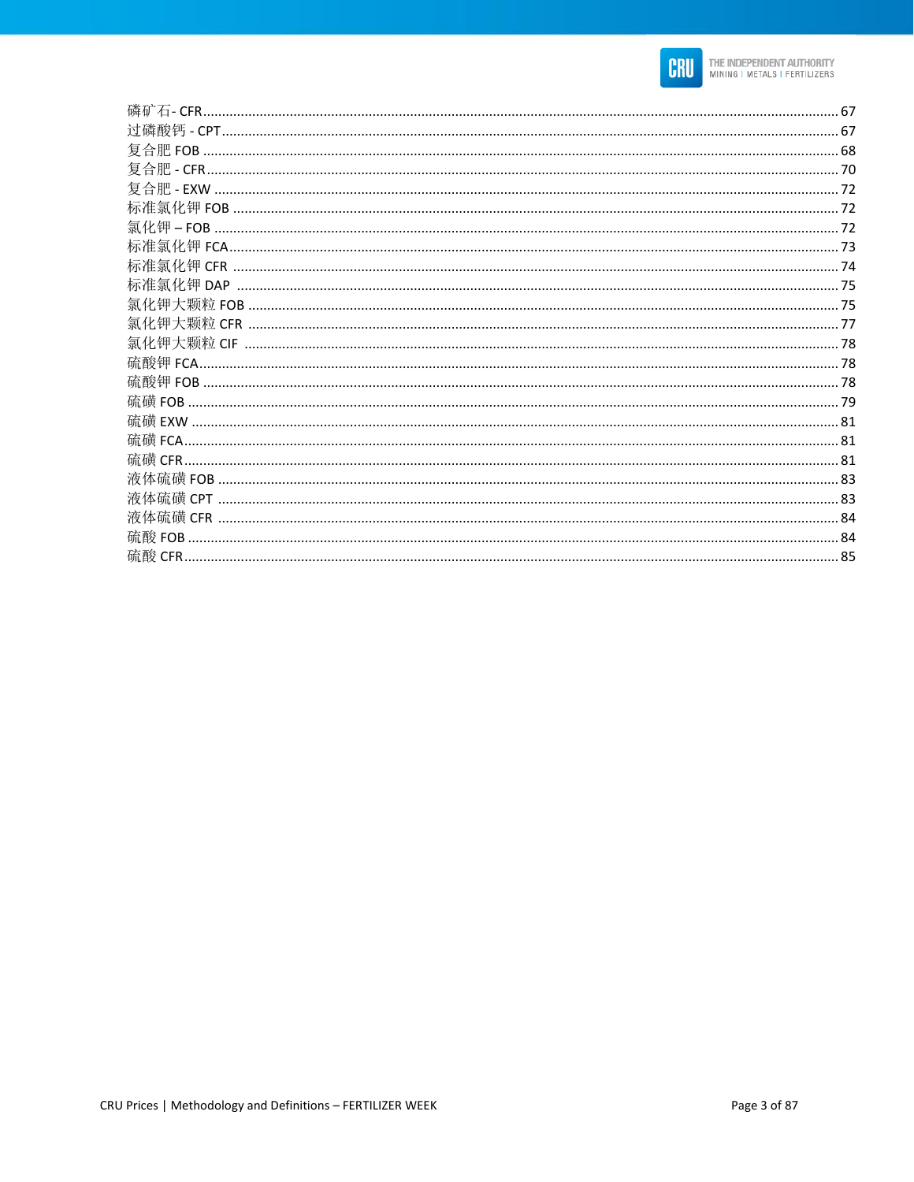磷矿石- CFR ..... 67
过磷酸钙 - CPT ..... 67
复合肥 FOB ..... 68
复合肥 - CFR ..... 70
复合肥 - EXW ..... 72
标准氯化钾 FOB ..... 72
氯化钾 – FOB ..... 72
标准氯化钾 FCA ..... 73
标准氯化钾 CFR ..... 74
标准氯化钾 DAP ..... 75
氯化钾大颗粒 FOB ..... 75
氯化钾大颗粒 CFR ..... 77
氯化钾大颗粒 CIF ..... 78
硫酸钾 FCA ..... 78
硫酸钾 FOB ..... 78
硫磺 FOB ..... 79
硫磺 EXW ..... 81
硫磺 FCA ..... 81
硫磺 CFR ..... 81
液体硫磺 FOB ..... 83
液体硫磺 CPT ..... 83
液体硫磺 CFR ..... 84
硫酸 FOB ..... 84
硫酸 CFR ..... 85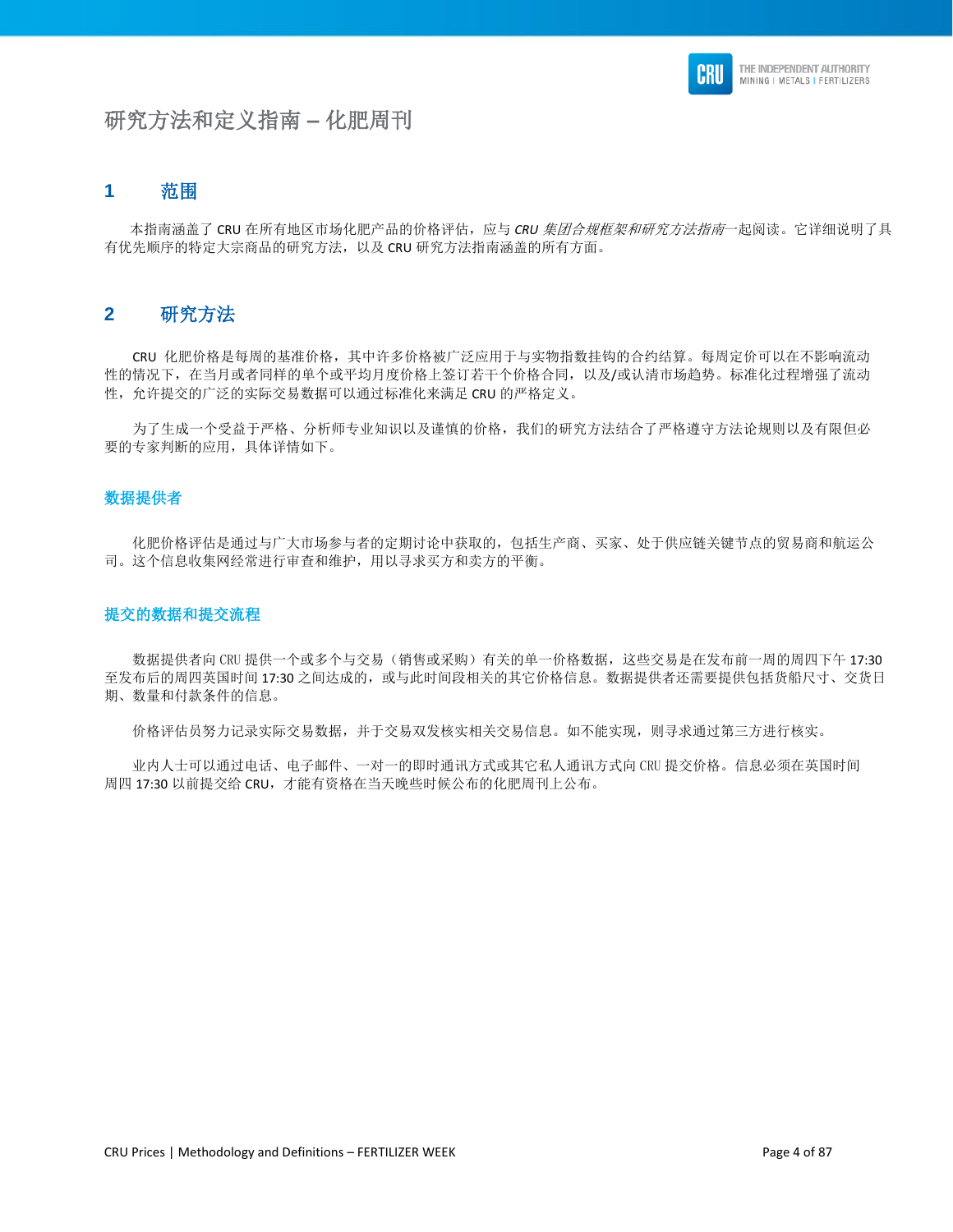# 研究方法和定义指南 – 化肥周刊

## 1 范围

本指南涵盖了 CRU 在所有地区市场化肥产品的价格评估，应与 *CRU 集团合规框架和研究方法指南*一起阅读。它详细说明了具有优先顺序的特定大宗商品的研究方法，以及 CRU 研究方法指南涵盖的所有方面。

## 2 研究方法

CRU 化肥价格是每周的基准价格，其中许多价格被广泛应用于与实物指数挂钩的合约结算。每周定价可以在不影响流动性的情况下，在当月或者同样的单个或平均月度价格上签订若干个价格合同，以及/或认清市场趋势。标准化过程增强了流动性，允许提交的广泛的实际交易数据可以通过标准化来满足 CRU 的严格定义。

为了生成一个受益于严格、分析师专业知识以及谨慎的价格，我们的研究方法结合了严格遵守方法论规则以及有限但必要的专家判断的应用，具体详情如下。

### 数据提供者

化肥价格评估是通过与广大市场参与者的定期讨论中获取的，包括生产商、买家、处于供应链关键节点的贸易商和航运公司。这个信息收集网经常进行审查和维护，用以寻求买方和卖方的平衡。

### 提交的数据和提交流程

数据提供者向 CRU 提供一个或多个与交易（销售或采购）有关的单一价格数据，这些交易是在发布前一周的周四下午 17:30 至发布后的周四英国时间 17:30 之间达成的，或与此时间段相关的其它价格信息。数据提供者还需要提供包括货船尺寸、交货日期、数量和付款条件的信息。

价格评估员努力记录实际交易数据，并于交易双发核实相关交易信息。如不能实现，则寻求通过第三方进行核实。

业内人士可以通过电话、电子邮件、一对一的即时通讯方式或其它私人通讯方式向 CRU 提交价格。信息必须在英国时间周四 17:30 以前提交给 CRU，才能有资格在当天晚些时候公布的化肥周刊上公布。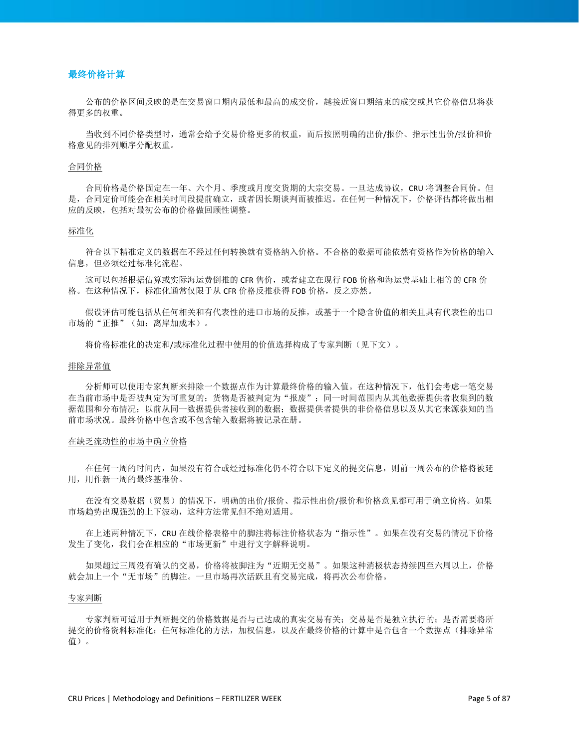## 最终价格计算

公布的价格区间反映的是在交易窗口期内最低和最高的成交价，越接近窗口期结束的成交或其它价格信息将获得更多的权重。

当收到不同价格类型时，通常会给予交易价格更多的权重，而后按照明确的出价/报价、指示性出价/报价和价格意见的排列顺序分配权重。

### 合同价格

合同价格是价格固定在一年、六个月、季度或月度交货期的大宗交易。一旦达成协议，CRU 将调整合同价。但是，合同定价可能会在相关时间段提前确立，或者因长期谈判而被推迟。在任何一种情况下，价格评估都将做出相应的反映，包括对最初公布的价格做回顾性调整。

### 标准化

符合以下精准定义的数据在不经过任何转换就有资格纳入价格。不合格的数据可能依然有资格作为价格的输入信息，但必须经过标准化流程。

这可以包括根据估算或实际海运费倒推的 CFR 售价，或者建立在现行 FOB 价格和海运费基础上相等的 CFR 价格。在这种情况下，标准化通常仅限于从 CFR 价格反推获得 FOB 价格，反之亦然。

假设评估可能包括从任何相关和有代表性的进口市场的反推，或基于一个隐含价值的相关且具有代表性的出口市场的“正推”（如：离岸加成本）。

将价格标准化的决定和/或标准化过程中使用的价值选择构成了专家判断（见下文）。

### 排除异常值

分析师可以使用专家判断来排除一个数据点作为计算最终价格的输入值。在这种情况下，他们会考虑一笔交易在当前市场中是否被判定为可重复的；货物是否被判定为“报废”；同一时间范围内从其他数据提供者收集到的数据范围和分布情况；以前从同一数据提供者接收到的数据；数据提供者提供的非价格信息以及从其它来源获知的当前市场状况。最终价格中包含或不包含输入数据将被记录在册。

### 在缺乏流动性的市场中确立价格

在任何一周的时间内，如果没有符合或经过标准化仍不符合以下定义的提交信息，则前一周公布的价格将被延用，用作新一周的最终基准价。

在没有交易数据（贸易）的情况下，明确的出价/报价、指示性出价/报价和价格意见都可用于确立价格。如果市场趋势出现强劲的上下波动，这种方法常见但不绝对适用。

在上述两种情况下，CRU 在线价格表格中的脚注将标注价格状态为“指示性”。如果在没有交易的情况下价格发生了变化，我们会在相应的“市场更新”中进行文字解释说明。

如果超过三周没有确认的交易，价格将被脚注为“近期无交易”。如果这种消极状态持续四至六周以上，价格就会加上一个“无市场”的脚注。一旦市场再次活跃且有交易完成，将再次公布价格。

### 专家判断

专家判断可适用于判断提交的价格数据是否与已达成的真实交易有关；交易是否是独立执行的；是否需要将所提交的价格资料标准化；任何标准化的方法，加权信息，以及在最终价格的计算中是否包含一个数据点（排除异常值）。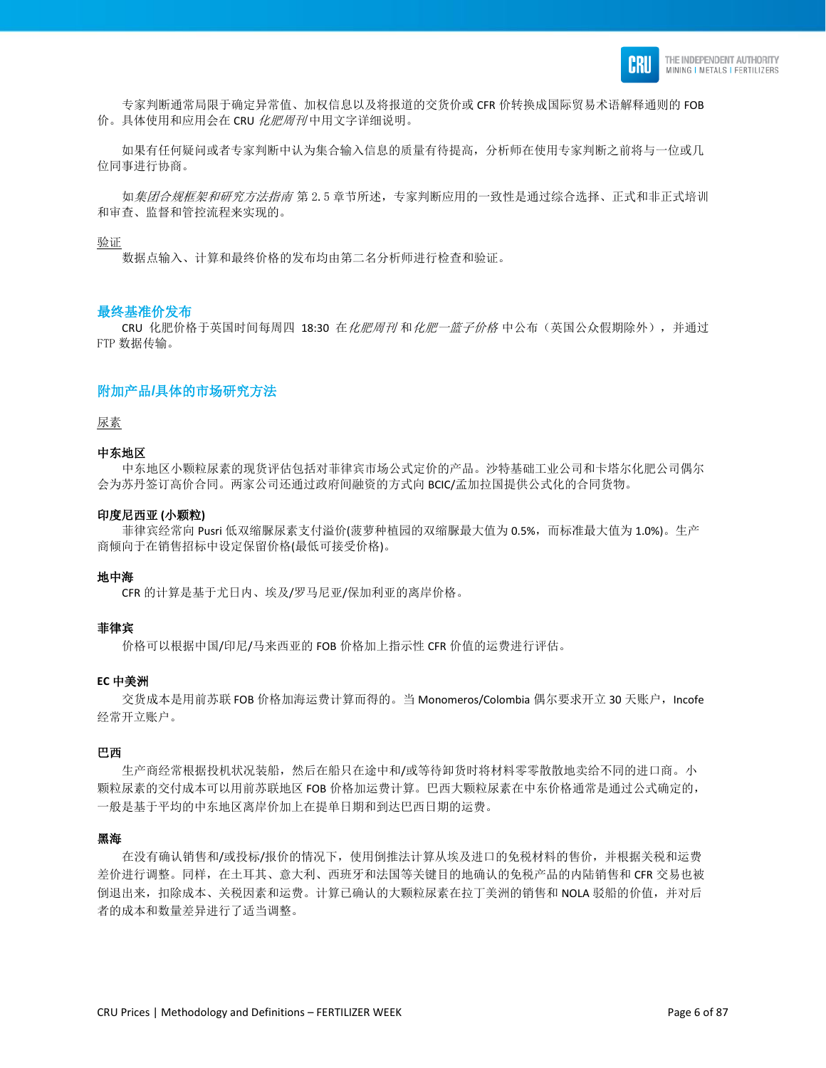专家判断通常局限于确定异常值、加权信息以及将报道的交货价或 CFR 价转换成国际贸易术语解释通则的 FOB 价。具体使用和应用会在 CRU *化肥周刊* 中用文字详细说明。

如果有任何疑问或者专家判断中认为集合输入信息的质量有待提高，分析师在使用专家判断之前将与一位或几位同事进行协商。

如*集团合规框架和研究方法指南* 第 2.5 章节所述，专家判断应用的一致性是通过综合选择、正式和非正式培训和审查、监督和管控流程来实现的。

<u>验证</u>

数据点输入、计算和最终价格的发布均由第二名分析师进行检查和验证。

## 最终基准价发布

CRU 化肥价格于英国时间每周四 18:30 在*化肥周刊* 和*化肥一篮子价格* 中公布（英国公众假期除外），并通过 FTP 数据传输。

## 附加产品/具体的市场研究方法

<u>尿素</u>

**中东地区**

中东地区小颗粒尿素的现货评估包括对菲律宾市场公式定价的产品。沙特基础工业公司和卡塔尔化肥公司偶尔会为苏丹签订高价合同。两家公司还通过政府间融资的方式向 BCIC/孟加拉国提供公式化的合同货物。

**印度尼西亚 (小颗粒)**

菲律宾经常向 Pusri 低双缩脲尿素支付溢价(菠萝种植园的双缩脲最大值为 0.5%，而标准最大值为 1.0%)。生产商倾向于在销售招标中设定保留价格(最低可接受价格)。

**地中海**

CFR 的计算是基于尤日内、埃及/罗马尼亚/保加利亚的离岸价格。

**菲律宾**

价格可以根据中国/印尼/马来西亚的 FOB 价格加上指示性 CFR 价值的运费进行评估。

**EC 中美洲**

交货成本是用前苏联 FOB 价格加海运费计算而得的。当 Monomeros/Colombia 偶尔要求开立 30 天账户，Incofe 经常开立账户。

**巴西**

生产商经常根据投机状况装船，然后在船只在途中和/或等待卸货时将材料零零散散地卖给不同的进口商。小颗粒尿素的交付成本可以用前苏联地区 FOB 价格加运费计算。巴西大颗粒尿素在中东价格通常是通过公式确定的，一般是基于平均的中东地区离岸价加上在提单日期和到达巴西日期的运费。

**黑海**

在没有确认销售和/或投标/报价的情况下，使用倒推法计算从埃及进口的免税材料的售价，并根据关税和运费差价进行调整。同样，在土耳其、意大利、西班牙和法国等关键目的地确认的免税产品的内陆销售和 CFR 交易也被倒退出来，扣除成本、关税因素和运费。计算已确认的大颗粒尿素在拉丁美洲的销售和 NOLA 驳船的价值，并对后者的成本和数量差异进行了适当调整。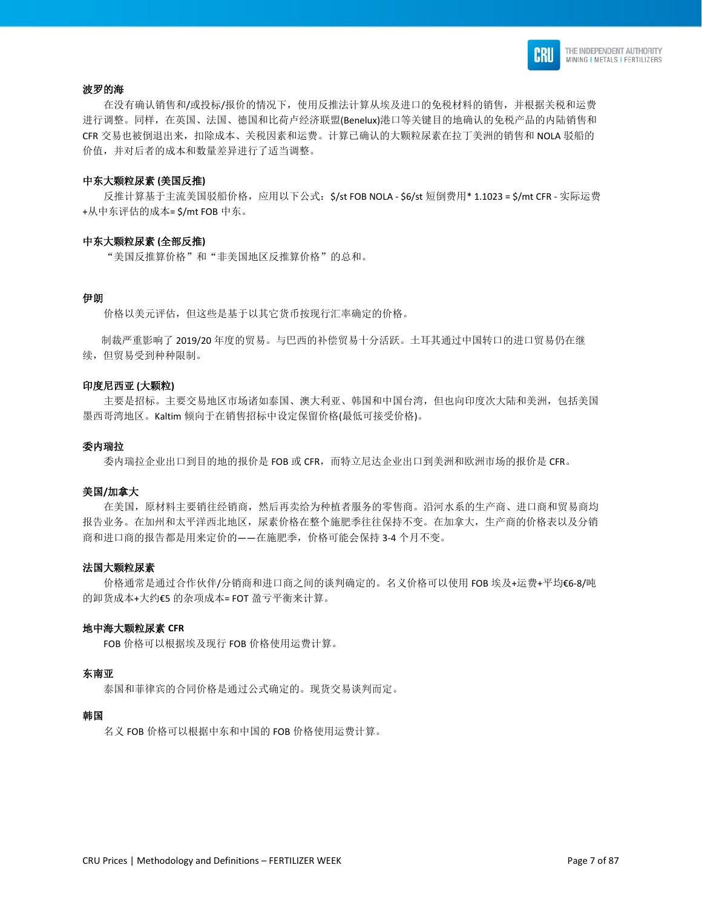### 波罗的海

在没有确认销售和/或投标/报价的情况下，使用反推法计算从埃及进口的免税材料的销售，并根据关税和运费进行调整。同样，在英国、法国、德国和比荷卢经济联盟(Benelux)港口等关键目的地确认的免税产品的内陆销售和CFR 交易也被倒退出来，扣除成本、关税因素和运费。计算已确认的大颗粒尿素在拉丁美洲的销售和 NOLA 驳船的价值，并对后者的成本和数量差异进行了适当调整。

### 中东大颗粒尿素 (美国反推)

反推计算基于主流美国驳船价格，应用以下公式：$/st FOB NOLA - $6/st 短倒费用* 1.1023 = $/mt CFR - 实际运费+从中东评估的成本= $/mt FOB 中东。

### 中东大颗粒尿素 (全部反推)

“美国反推算价格”和“非美国地区反推算价格”的总和。

### 伊朗

价格以美元评估，但这些是基于以其它货币按现行汇率确定的价格。

制裁严重影响了 2019/20 年度的贸易。与巴西的补偿贸易十分活跃。土耳其通过中国转口的进口贸易仍在继续，但贸易受到种种限制。

### 印度尼西亚 (大颗粒)

主要是招标。主要交易地区市场诸如泰国、澳大利亚、韩国和中国台湾，但也向印度次大陆和美洲，包括美国墨西哥湾地区。Kaltim 倾向于在销售招标中设定保留价格(最低可接受价格)。

### 委内瑞拉

委内瑞拉企业出口到目的地的报价是 FOB 或 CFR，而特立尼达企业出口到美洲和欧洲市场的报价是 CFR。

### 美国/加拿大

在美国，原材料主要销往经销商，然后再卖给为种植者服务的零售商。沿河水系的生产商、进口商和贸易商均报告业务。在加州和太平洋西北地区，尿素价格在整个施肥季往往保持不变。在加拿大，生产商的价格表以及分销商和进口商的报告都是用来定价的——在施肥季，价格可能会保持 3-4 个月不变。

### 法国大颗粒尿素

价格通常是通过合作伙伴/分销商和进口商之间的谈判确定的。名义价格可以使用 FOB 埃及+运费+平均€6-8/吨的卸货成本+大约€5 的杂项成本= FOT 盈亏平衡来计算。

### 地中海大颗粒尿素 CFR

FOB 价格可以根据埃及现行 FOB 价格使用运费计算。

### 东南亚

泰国和菲律宾的合同价格是通过公式确定的。现货交易谈判而定。

### 韩国

名义 FOB 价格可以根据中东和中国的 FOB 价格使用运费计算。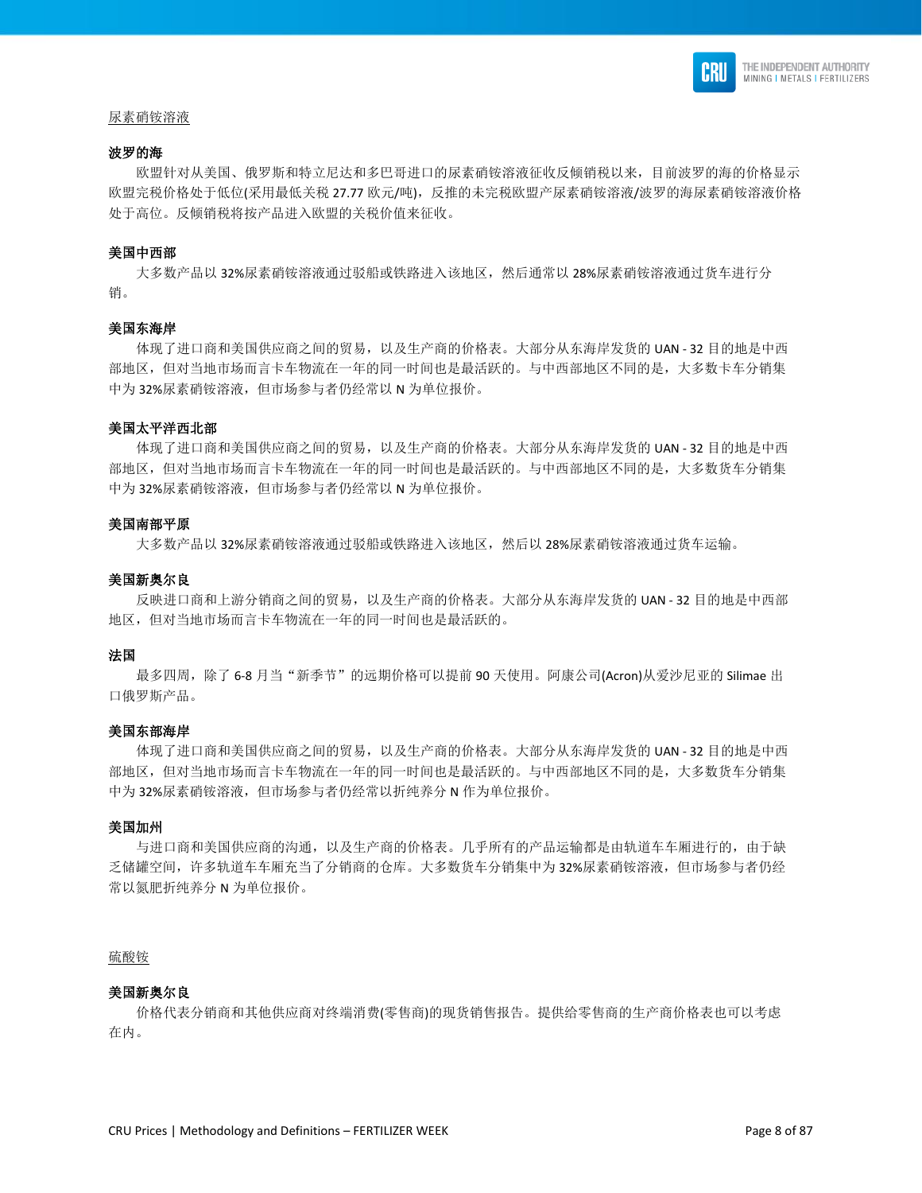<u>尿素硝铵溶液</u>

**波罗的海**

欧盟针对从美国、俄罗斯和特立尼达和多巴哥进口的尿素硝铵溶液征收反倾销税以来，目前波罗的海的价格显示欧盟完税价格处于低位(采用最低关税 27.77 欧元/吨)，反推的未完税欧盟产尿素硝铵溶液/波罗的海尿素硝铵溶液价格处于高位。反倾销税将按产品进入欧盟的关税价值来征收。

**美国中西部**

大多数产品以 32%尿素硝铵溶液通过驳船或铁路进入该地区，然后通常以 28%尿素硝铵溶液通过货车进行分销。

**美国东海岸**

体现了进口商和美国供应商之间的贸易，以及生产商的价格表。大部分从东海岸发货的 UAN - 32 目的地是中西部地区，但对当地市场而言卡车物流在一年的同一时间也是最活跃的。与中西部地区不同的是，大多数卡车分销集中为 32%尿素硝铵溶液，但市场参与者仍经常以 N 为单位报价。

**美国太平洋西北部**

体现了进口商和美国供应商之间的贸易，以及生产商的价格表。大部分从东海岸发货的 UAN - 32 目的地是中西部地区，但对当地市场而言卡车物流在一年的同一时间也是最活跃的。与中西部地区不同的是，大多数货车分销集中为 32%尿素硝铵溶液，但市场参与者仍经常以 N 为单位报价。

**美国南部平原**

大多数产品以 32%尿素硝铵溶液通过驳船或铁路进入该地区，然后以 28%尿素硝铵溶液通过货车运输。

**美国新奥尔良**

反映进口商和上游分销商之间的贸易，以及生产商的价格表。大部分从东海岸发货的 UAN - 32 目的地是中西部地区，但对当地市场而言卡车物流在一年的同一时间也是最活跃的。

**法国**

最多四周，除了 6-8 月当“新季节”的远期价格可以提前 90 天使用。阿康公司(Acron)从爱沙尼亚的 Silimae 出口俄罗斯产品。

**美国东部海岸**

体现了进口商和美国供应商之间的贸易，以及生产商的价格表。大部分从东海岸发货的 UAN - 32 目的地是中西部地区，但对当地市场而言卡车物流在一年的同一时间也是最活跃的。与中西部地区不同的是，大多数货车分销集中为 32%尿素硝铵溶液，但市场参与者仍经常以折纯养分 N 作为单位报价。

**美国加州**

与进口商和美国供应商的沟通，以及生产商的价格表。几乎所有的产品运输都是由轨道车车厢进行的，由于缺乏储罐空间，许多轨道车车厢充当了分销商的仓库。大多数货车分销集中为 32%尿素硝铵溶液，但市场参与者仍经常以氮肥折纯养分 N 为单位报价。

<u>硫酸铵</u>

**美国新奥尔良**

价格代表分销商和其他供应商对终端消费(零售商)的现货销售报告。提供给零售商的生产商价格表也可以考虑在内。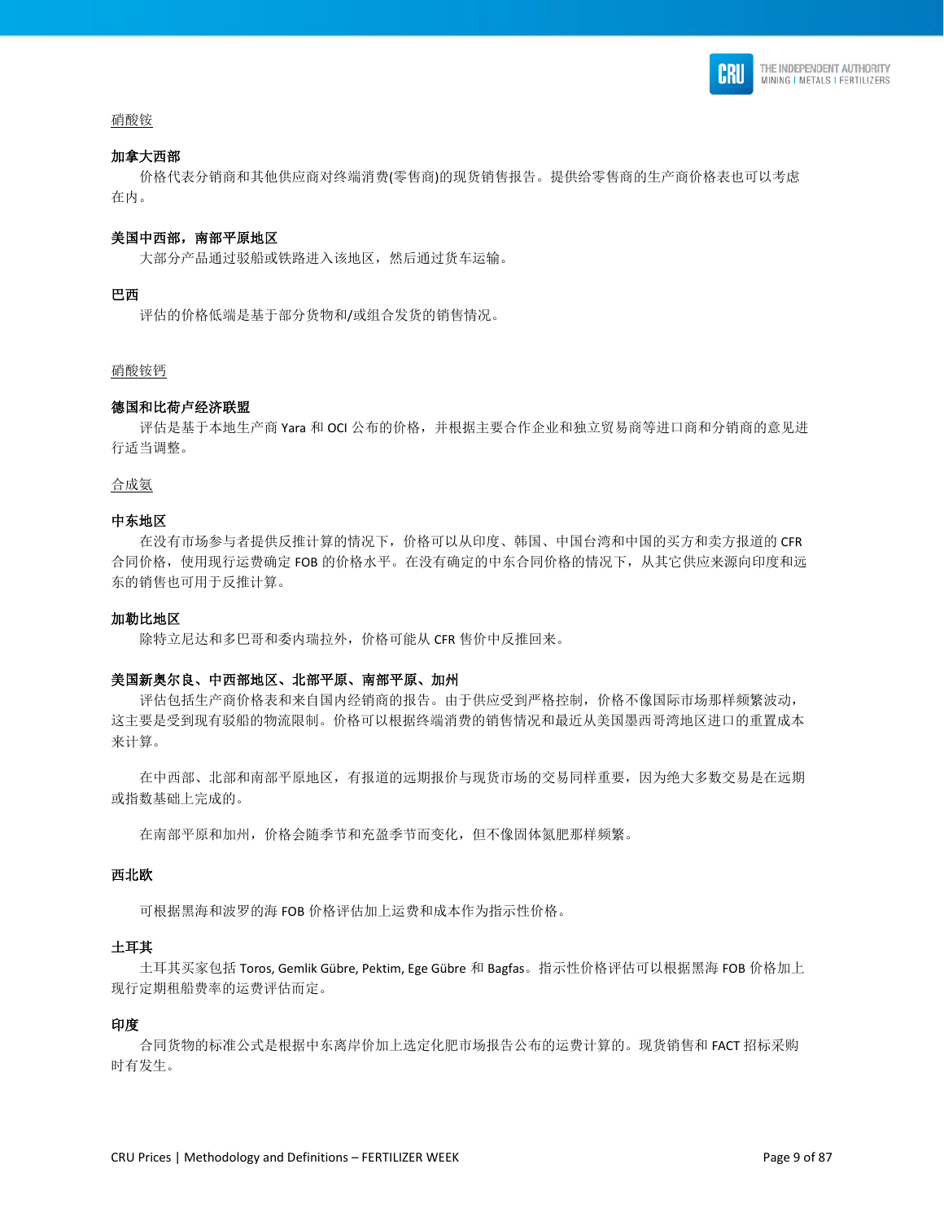<u>硝酸铵</u>

**加拿大西部**

价格代表分销商和其他供应商对终端消费(零售商)的现货销售报告。提供给零售商的生产商价格表也可以考虑在内。

**美国中西部，南部平原地区**

大部分产品通过驳船或铁路进入该地区，然后通过货车运输。

**巴西**

评估的价格低端是基于部分货物和/或组合发货的销售情况。

<u>硝酸铵钙</u>

**德国和比荷卢经济联盟**

评估是基于本地生产商 Yara 和 OCI 公布的价格，并根据主要合作企业和独立贸易商等进口商和分销商的意见进行适当调整。

<u>合成氨</u>

**中东地区**

在没有市场参与者提供反推计算的情况下，价格可以从印度、韩国、中国台湾和中国的买方和卖方报道的 CFR 合同价格，使用现行运费确定 FOB 的价格水平。在没有确定的中东合同价格的情况下，从其它供应来源向印度和远东的销售也可用于反推计算。

**加勒比地区**

除特立尼达和多巴哥和委内瑞拉外，价格可能从 CFR 售价中反推回来。

**美国新奥尔良、中西部地区、北部平原、南部平原、加州**

评估包括生产商价格表和来自国内经销商的报告。由于供应受到严格控制，价格不像国际市场那样频繁波动，这主要是受到现有驳船的物流限制。价格可以根据终端消费的销售情况和最近从美国墨西哥湾地区进口的重置成本来计算。

在中西部、北部和南部平原地区，有报道的远期报价与现货市场的交易同样重要，因为绝大多数交易是在远期或指数基础上完成的。

在南部平原和加州，价格会随季节和充盈季节而变化，但不像固体氮肥那样频繁。

**西北欧**

可根据黑海和波罗的海 FOB 价格评估加上运费和成本作为指示性价格。

**土耳其**

土耳其买家包括 Toros, Gemlik Gübre, Pektim, Ege Gübre 和 Bagfas。指示性价格评估可以根据黑海 FOB 价格加上现行定期租船费率的运费评估而定。

**印度**

合同货物的标准公式是根据中东离岸价加上选定化肥市场报告公布的运费计算的。现货销售和 FACT 招标采购时有发生。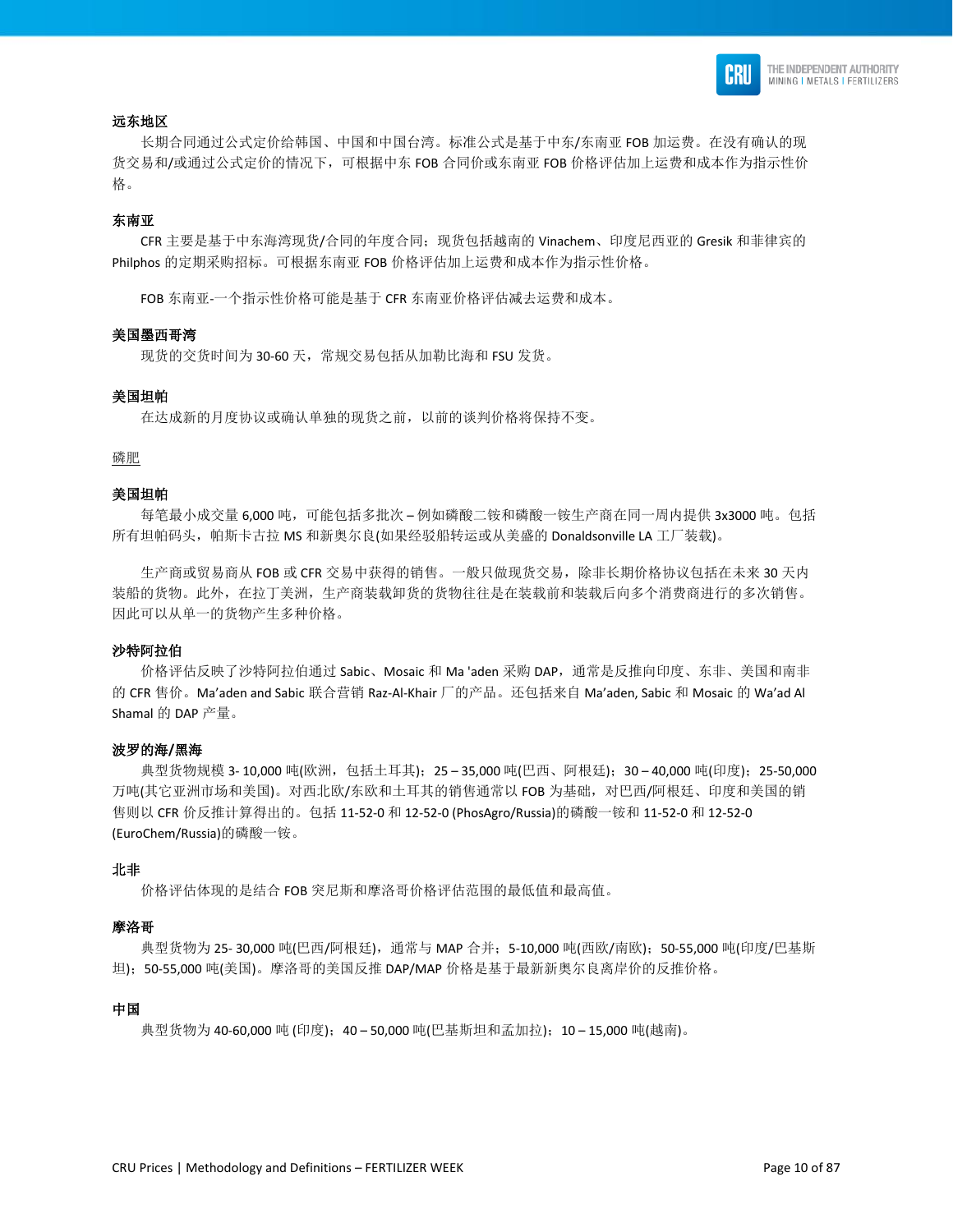**远东地区**

长期合同通过公式定价给韩国、中国和中国台湾。标准公式是基于中东/东南亚 FOB 加运费。在没有确认的现货交易和/或通过公式定价的情况下，可根据中东 FOB 合同价或东南亚 FOB 价格评估加上运费和成本作为指示性价格。

**东南亚**

CFR 主要是基于中东海湾现货/合同的年度合同；现货包括越南的 Vinachem、印度尼西亚的 Gresik 和菲律宾的 Philphos 的定期采购招标。可根据东南亚 FOB 价格评估加上运费和成本作为指示性价格。

FOB 东南亚-一个指示性价格可能是基于 CFR 东南亚价格评估减去运费和成本。

**美国墨西哥湾**

现货的交货时间为 30-60 天，常规交易包括从加勒比海和 FSU 发货。

**美国坦帕**

在达成新的月度协议或确认单独的现货之前，以前的谈判价格将保持不变。

<u>磷肥</u>

**美国坦帕**

每笔最小成交量 6,000 吨，可能包括多批次 – 例如磷酸二铵和磷酸一铵生产商在同一周内提供 3x3000 吨。包括所有坦帕码头，帕斯卡古拉 MS 和新奥尔良(如果经驳船转运或从美盛的 Donaldsonville LA 工厂装载)。

生产商或贸易商从 FOB 或 CFR 交易中获得的销售。一般只做现货交易，除非长期价格协议包括在未来 30 天内装船的货物。此外，在拉丁美洲，生产商装载卸货的货物往往是在装载前和装载后向多个消费商进行的多次销售。因此可以从单一的货物产生多种价格。

**沙特阿拉伯**

价格评估反映了沙特阿拉伯通过 Sabic、Mosaic 和 Ma 'aden 采购 DAP，通常是反推向印度、东非、美国和南非的 CFR 售价。Ma'aden and Sabic 联合营销 Raz-Al-Khair 厂的产品。还包括来自 Ma'aden, Sabic 和 Mosaic 的 Wa'ad Al Shamal 的 DAP 产量。

**波罗的海/黑海**

典型货物规模 3- 10,000 吨(欧洲，包括土耳其)；25 – 35,000 吨(巴西、阿根廷)；30 – 40,000 吨(印度)；25-50,000 万吨(其它亚洲市场和美国)。对西北欧/东欧和土耳其的销售通常以 FOB 为基础，对巴西/阿根廷、印度和美国的销售则以 CFR 价反推计算得出的。包括 11-52-0 和 12-52-0 (PhosAgro/Russia)的磷酸一铵和 11-52-0 和 12-52-0 (EuroChem/Russia)的磷酸一铵。

**北非**

价格评估体现的是结合 FOB 突尼斯和摩洛哥价格评估范围的最低值和最高值。

**摩洛哥**

典型货物为 25- 30,000 吨(巴西/阿根廷)，通常与 MAP 合并；5-10,000 吨(西欧/南欧)；50-55,000 吨(印度/巴基斯坦)；50-55,000 吨(美国)。摩洛哥的美国反推 DAP/MAP 价格是基于最新新奥尔良离岸价的反推价格。

**中国**

典型货物为 40-60,000 吨 (印度)；40 – 50,000 吨(巴基斯坦和孟加拉)；10 – 15,000 吨(越南)。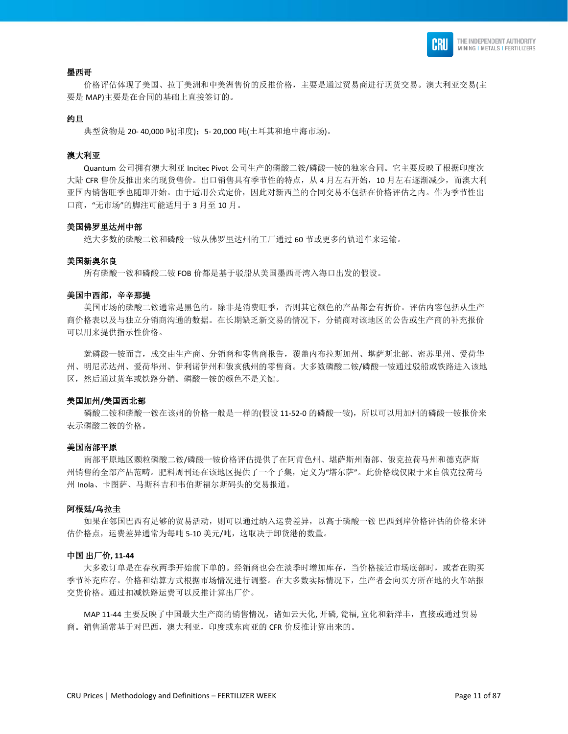**墨西哥**

价格评估体现了美国、拉丁美洲和中美洲售价的反推价格，主要是通过贸易商进行现货交易。澳大利亚交易(主要是 MAP)主要是在合同的基础上直接签订的。

**约旦**

典型货物是 20- 40,000 吨(印度)；5- 20,000 吨(土耳其和地中海市场)。

**澳大利亚**

Quantum 公司拥有澳大利亚 Incitec Pivot 公司生产的磷酸二铵/磷酸一铵的独家合同。它主要反映了根据印度次大陆 CFR 售价反推出来的现货售价。出口销售具有季节性的特点，从 4 月左右开始，10 月左右逐渐减少，而澳大利亚国内销售旺季也随即开始。由于适用公式定价，因此对新西兰的合同交易不包括在价格评估之内。作为季节性出口商，“无市场”的脚注可能适用于 3 月至 10 月。

**美国佛罗里达州中部**

绝大多数的磷酸二铵和磷酸一铵从佛罗里达州的工厂通过 60 节或更多的轨道车来运输。

**美国新奥尔良**

所有磷酸一铵和磷酸二铵 FOB 价都是基于驳船从美国墨西哥湾入海口出发的假设。

**美国中西部，辛辛那提**

美国市场的磷酸二铵通常是黑色的。除非是消费旺季，否则其它颜色的产品都会有折价。评估内容包括从生产商价格表以及与独立分销商沟通的数据。在长期缺乏新交易的情况下，分销商对该地区的公告或生产商的补充报价可以用来提供指示性价格。

就磷酸一铵而言，成交由生产商、分销商和零售商报告，覆盖内布拉斯加州、堪萨斯北部、密苏里州、爱荷华州、明尼苏达州、爱荷华州、伊利诺伊州和俄亥俄州的零售商。大多数磷酸二铵/磷酸一铵通过驳船或铁路进入该地区，然后通过货车或铁路分销。磷酸一铵的颜色不是关键。

**美国加州/美国西北部**

磷酸二铵和磷酸一铵在该州的价格一般是一样的(假设 11-52-0 的磷酸一铵)，所以可以用加州的磷酸一铵报价来表示磷酸二铵的价格。

**美国南部平原**

南部平原地区颗粒磷酸二铵/磷酸一铵价格评估提供了在阿肯色州、堪萨斯州南部、俄克拉荷马州和德克萨斯州销售的全部产品范畴。肥料周刊还在该地区提供了一个子集，定义为“塔尔萨”。此价格线仅限于来自俄克拉荷马州 Inola、卡图萨、马斯科吉和韦伯斯福尔斯码头的交易报道。

**阿根廷/乌拉圭**

如果在邻国巴西有足够的贸易活动，则可以通过纳入运费差异，以高于磷酸一铵 巴西到岸价格评估的价格来评估价格点，运费差异通常为每吨 5-10 美元/吨，这取决于卸货港的数量。

**中国 出厂价, 11-44**

大多数订单是在春秋两季开始前下单的。经销商也会在淡季时增加库存，当价格接近市场底部时，或者在购买季节补充库存。价格和结算方式根据市场情况进行调整。在大多数实际情况下，生产者会向买方所在地的火车站报交货价格。通过扣减铁路运费可以反推计算出厂价。

MAP 11-44 主要反映了中国最大生产商的销售情况，诸如云天化, 开磷, 瓮福, 宜化和新洋丰，直接或通过贸易商。销售通常基于对巴西，澳大利亚，印度或东南亚的 CFR 价反推计算出来的。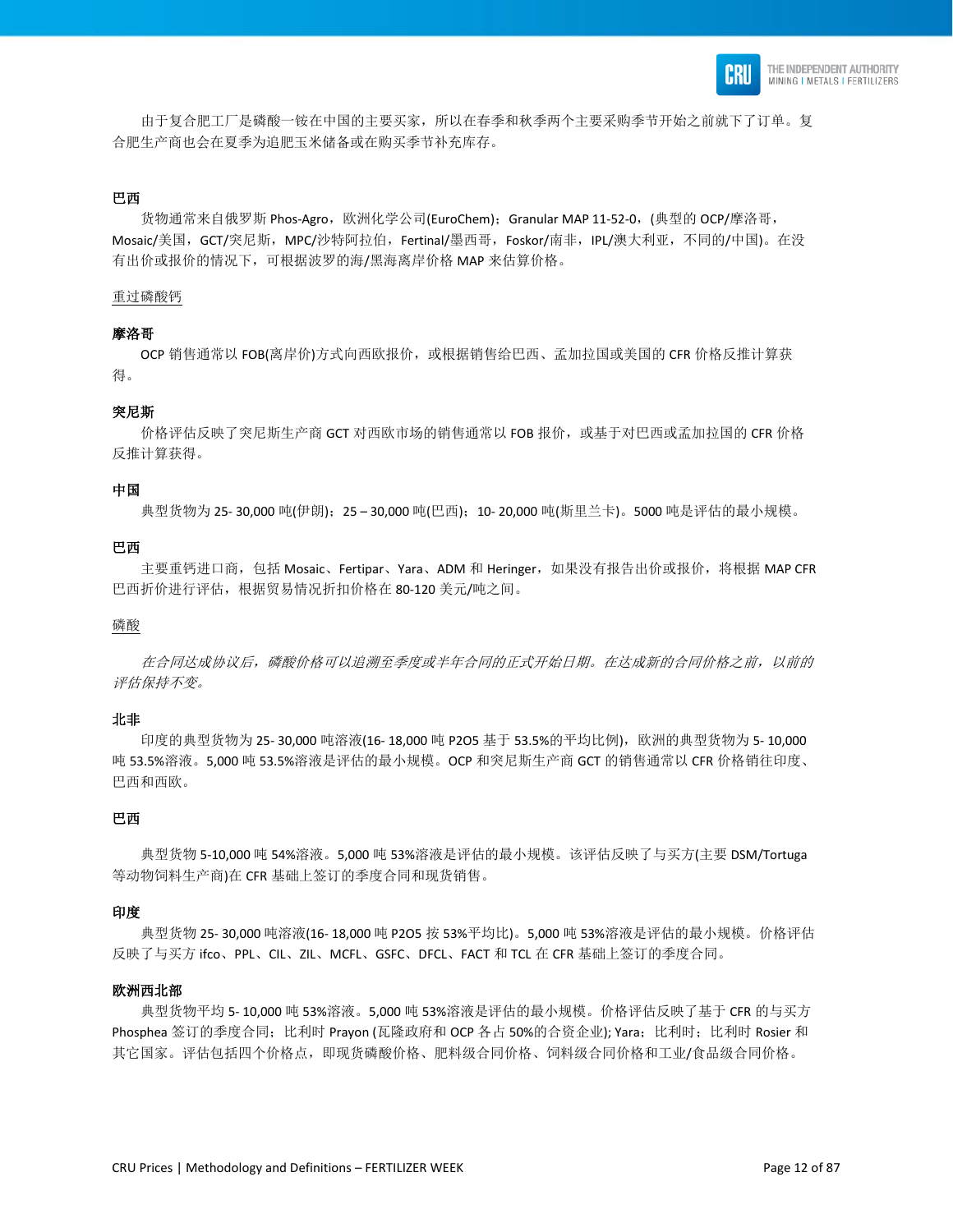由于复合肥工厂是磷酸一铵在中国的主要买家，所以在春季和秋季两个主要采购季节开始之前就下了订单。复合肥生产商也会在夏季为追肥玉米储备或在购买季节补充库存。

**巴西**

货物通常来自俄罗斯 Phos-Agro，欧洲化学公司(EuroChem)；Granular MAP 11-52-0，(典型的 OCP/摩洛哥，Mosaic/美国，GCT/突尼斯，MPC/沙特阿拉伯，Fertinal/墨西哥，Foskor/南非，IPL/澳大利亚，不同的/中国)。在没有出价或报价的情况下，可根据波罗的海/黑海离岸价格 MAP 来估算价格。

<u>重过磷酸钙</u>

**摩洛哥**

OCP 销售通常以 FOB(离岸价)方式向西欧报价，或根据销售给巴西、孟加拉国或美国的 CFR 价格反推计算获得。

**突尼斯**

价格评估反映了突尼斯生产商 GCT 对西欧市场的销售通常以 FOB 报价，或基于对巴西或孟加拉国的 CFR 价格反推计算获得。

**中国**

典型货物为 25- 30,000 吨(伊朗)；25 – 30,000 吨(巴西)；10- 20,000 吨(斯里兰卡)。5000 吨是评估的最小规模。

**巴西**

主要重钙进口商，包括 Mosaic、Fertipar、Yara、ADM 和 Heringer，如果没有报告出价或报价，将根据 MAP CFR 巴西折价进行评估，根据贸易情况折扣价格在 80-120 美元/吨之间。

<u>磷酸</u>

*在合同达成协议后，磷酸价格可以追溯至季度或半年合同的正式开始日期。在达成新的合同价格之前，以前的评估保持不变。*

**北非**

印度的典型货物为 25- 30,000 吨溶液(16- 18,000 吨 $P_2O_5$ 基于 53.5%的平均比例)，欧洲的典型货物为 5- 10,000 吨 53.5%溶液。5,000 吨 53.5%溶液是评估的最小规模。OCP 和突尼斯生产商 GCT 的销售通常以 CFR 价格销往印度、巴西和西欧。

**巴西**

典型货物 5-10,000 吨 54%溶液。5,000 吨 53%溶液是评估的最小规模。该评估反映了与买方(主要 DSM/Tortuga 等动物饲料生产商)在 CFR 基础上签订的季度合同和现货销售。

**印度**

典型货物 25- 30,000 吨溶液(16- 18,000 吨 $P_2O_5$ 按 53%平均比)。5,000 吨 53%溶液是评估的最小规模。价格评估反映了与买方 ifco、PPL、CIL、ZIL、MCFL、GSFC、DFCL、FACT 和 TCL 在 CFR 基础上签订的季度合同。

**欧洲西北部**

典型货物平均 5- 10,000 吨 53%溶液。5,000 吨 53%溶液是评估的最小规模。价格评估反映了基于 CFR 的与买方 Phosphea 签订的季度合同；比利时 Prayon (瓦隆政府和 OCP 各占 50%的合资企业); Yara；比利时；比利时 Rosier 和其它国家。评估包括四个价格点，即现货磷酸价格、肥料级合同价格、饲料级合同价格和工业/食品级合同价格。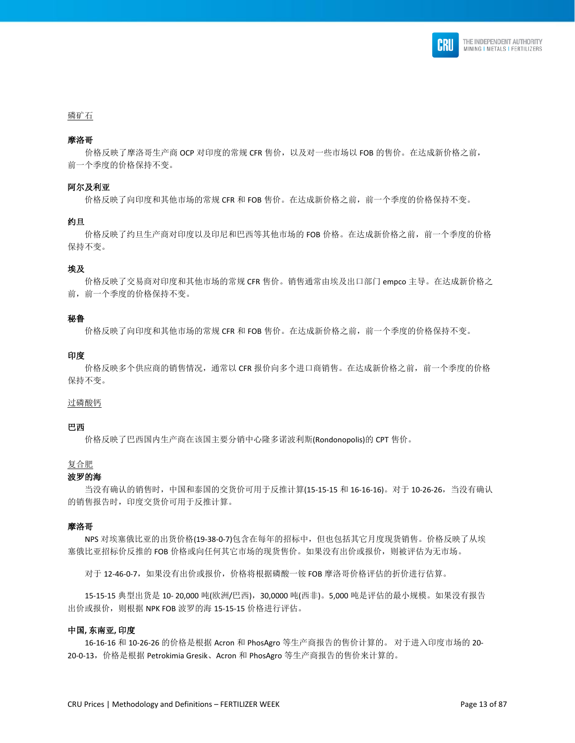磷矿石

**摩洛哥**

价格反映了摩洛哥生产商 OCP 对印度的常规 CFR 售价，以及对一些市场以 FOB 的售价。在达成新价格之前，前一个季度的价格保持不变。

**阿尔及利亚**

价格反映了向印度和其他市场的常规 CFR 和 FOB 售价。在达成新价格之前，前一个季度的价格保持不变。

**约旦**

价格反映了约旦生产商对印度以及印尼和巴西等其他市场的 FOB 价格。在达成新价格之前，前一个季度的价格保持不变。

**埃及**

价格反映了交易商对印度和其他市场的常规 CFR 售价。销售通常由埃及出口部门 empco 主导。在达成新价格之前，前一个季度的价格保持不变。

**秘鲁**

价格反映了向印度和其他市场的常规 CFR 和 FOB 售价。在达成新价格之前，前一个季度的价格保持不变。

**印度**

价格反映多个供应商的销售情况，通常以 CFR 报价向多个进口商销售。在达成新价格之前，前一个季度的价格保持不变。

过磷酸钙

**巴西**

价格反映了巴西国内生产商在该国主要分销中心隆多诺波利斯(Rondonopolis)的 CPT 售价。

复合肥

**波罗的海**

当没有确认的销售时，中国和泰国的交货价可用于反推计算(15-15-15 和 16-16-16)。对于 10-26-26，当没有确认的销售报告时，印度交货价可用于反推计算。

**摩洛哥**

NPS 对埃塞俄比亚的出货价格(19-38-0-7)包含在每年的招标中，但也包括其它月度现货销售。价格反映了从埃塞俄比亚招标价反推的 FOB 价格或向任何其它市场的现货售价。如果没有出价或报价，则被评估为无市场。

对于 12-46-0-7，如果没有出价或报价，价格将根据磷酸一铵 FOB 摩洛哥价格评估的折价进行估算。

15-15-15 典型出货是 10- 20,000 吨(欧洲/巴西)，30,0000 吨(西非)。5,000 吨是评估的最小规模。如果没有报告出价或报价，则根据 NPK FOB 波罗的海 15-15-15 价格进行评估。

**中国, 东南亚, 印度**

16-16-16 和 10-26-26 的价格是根据 Acron 和 PhosAgro 等生产商报告的售价计算的。 对于进入印度市场的 20-20-0-13，价格是根据 Petrokimia Gresik、Acron 和 PhosAgro 等生产商报告的售价来计算的。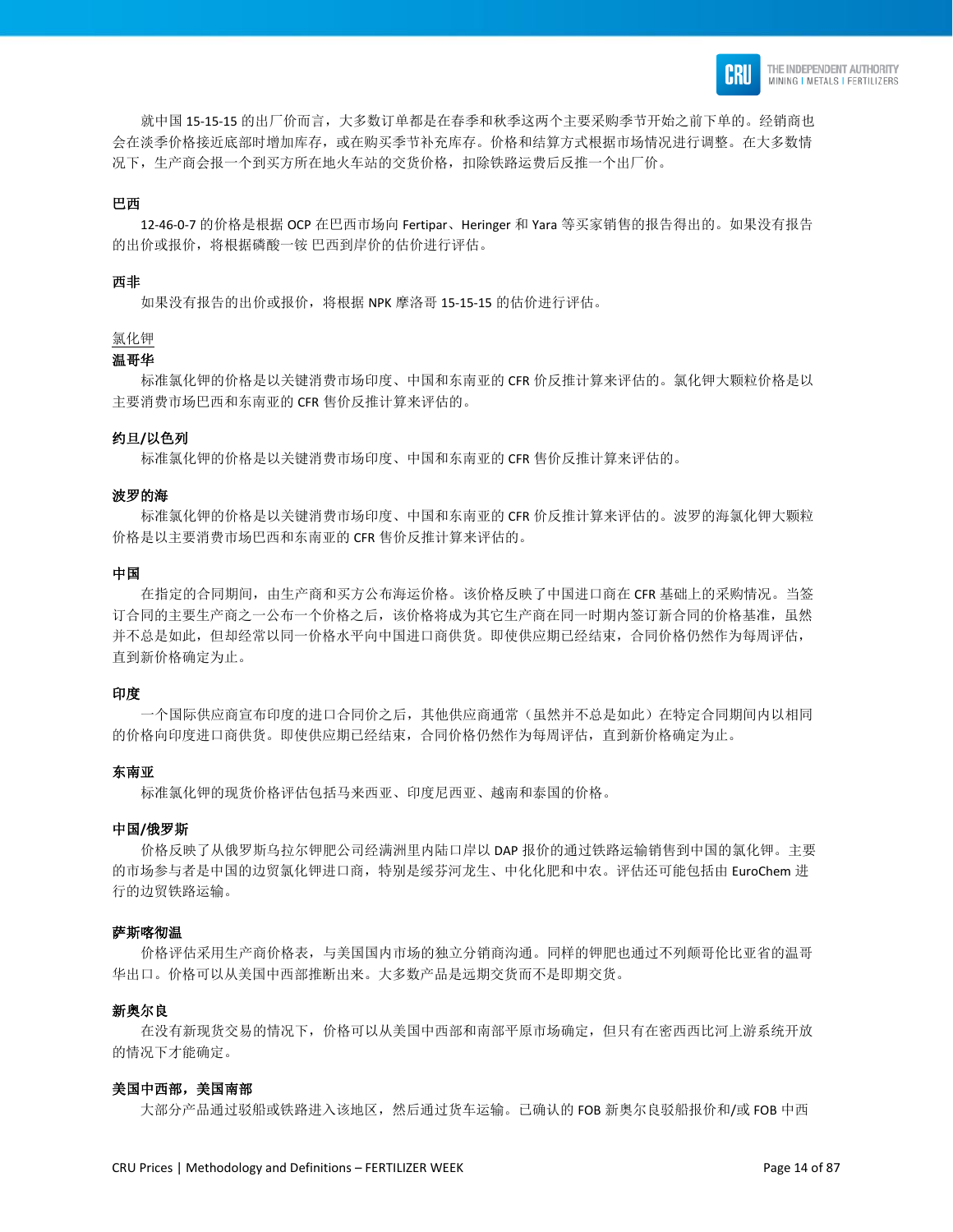就中国 15-15-15 的出厂价而言，大多数订单都是在春季和秋季这两个主要采购季节开始之前下单的。经销商也会在淡季价格接近底部时增加库存，或在购买季节补充库存。价格和结算方式根据市场情况进行调整。在大多数情况下，生产商会报一个到买方所在地火车站的交货价格，扣除铁路运费后反推一个出厂价。

**巴西**

12-46-0-7 的价格是根据 OCP 在巴西市场向 Fertipar、Heringer 和 Yara 等买家销售的报告得出的。如果没有报告的出价或报价，将根据磷酸一铵 巴西到岸价的估价进行评估。

**西非**

如果没有报告的出价或报价，将根据 NPK 摩洛哥 15-15-15 的估价进行评估。

## 氯化钾

**温哥华**

标准氯化钾的价格是以关键消费市场印度、中国和东南亚的 CFR 价反推计算来评估的。氯化钾大颗粒价格是以主要消费市场巴西和东南亚的 CFR 售价反推计算来评估的。

**约旦/以色列**

标准氯化钾的价格是以关键消费市场印度、中国和东南亚的 CFR 售价反推计算来评估的。

**波罗的海**

标准氯化钾的价格是以关键消费市场印度、中国和东南亚的 CFR 价反推计算来评估的。波罗的海氯化钾大颗粒价格是以主要消费市场巴西和东南亚的 CFR 售价反推计算来评估的。

**中国**

在指定的合同期间，由生产商和买方公布海运价格。该价格反映了中国进口商在 CFR 基础上的采购情况。当签订合同的主要生产商之一公布一个价格之后，该价格将成为其它生产商在同一时期内签订新合同的价格基准，虽然并不总是如此，但却经常以同一价格水平向中国进口商供货。即使供应期已经结束，合同价格仍然作为每周评估，直到新价格确定为止。

**印度**

一个国际供应商宣布印度的进口合同价之后，其他供应商通常（虽然并不总是如此）在特定合同期间内以相同的价格向印度进口商供货。即使供应期已经结束，合同价格仍然作为每周评估，直到新价格确定为止。

**东南亚**

标准氯化钾的现货价格评估包括马来西亚、印度尼西亚、越南和泰国的价格。

**中国/俄罗斯**

价格反映了从俄罗斯乌拉尔钾肥公司经满洲里内陆口岸以 DAP 报价的通过铁路运输销售到中国的氯化钾。主要的市场参与者是中国的边贸氯化钾进口商，特别是绥芬河龙生、中化化肥和中农。评估还可能包括由 EuroChem 进行的边贸铁路运输。

**萨斯喀彻温**

价格评估采用生产商价格表，与美国国内市场的独立分销商沟通。同样的钾肥也通过不列颠哥伦比亚省的温哥华出口。价格可以从美国中西部推断出来。大多数产品是远期交货而不是即期交货。

**新奥尔良**

在没有新现货交易的情况下，价格可以从美国中西部和南部平原市场确定，但只有在密西西比河上游系统开放的情况下才能确定。

**美国中西部，美国南部**

大部分产品通过驳船或铁路进入该地区，然后通过货车运输。已确认的 FOB 新奥尔良驳船报价和/或 FOB 中西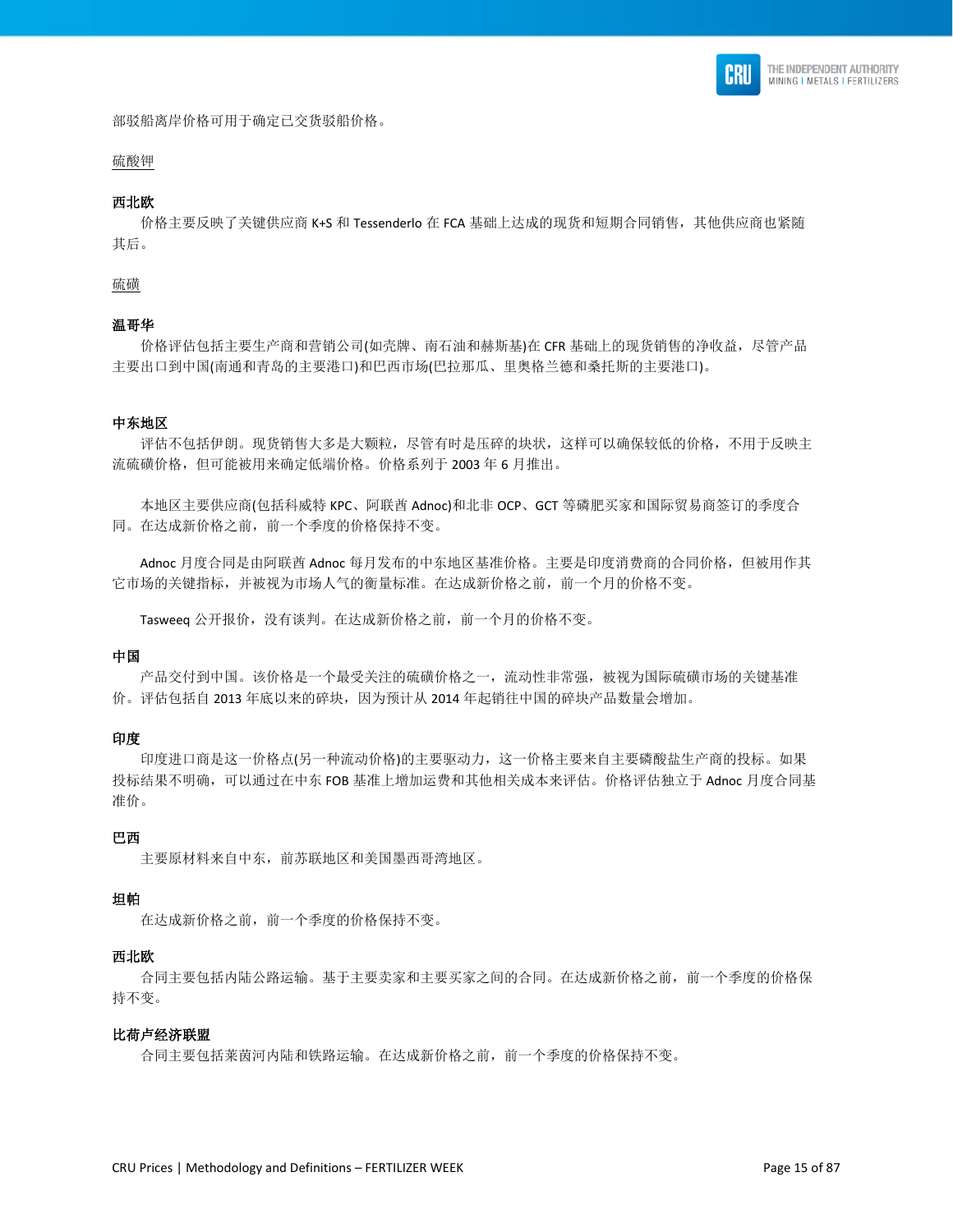部驳船离岸价格可用于确定已交货驳船价格。

硫酸钾

**西北欧**

价格主要反映了关键供应商 K+S 和 Tessenderlo 在 FCA 基础上达成的现货和短期合同销售，其他供应商也紧随其后。

硫磺

**温哥华**

价格评估包括主要生产商和营销公司(如壳牌、南石油和赫斯基)在 CFR 基础上的现货销售的净收益，尽管产品主要出口到中国(南通和青岛的主要港口)和巴西市场(巴拉那瓜、里奥格兰德和桑托斯的主要港口)。

**中东地区**

评估不包括伊朗。现货销售大多是大颗粒，尽管有时是压碎的块状，这样可以确保较低的价格，不用于反映主流硫磺价格，但可能被用来确定低端价格。价格系列于 2003 年 6 月推出。

本地区主要供应商(包括科威特 KPC、阿联酋 Adnoc)和北非 OCP、GCT 等磷肥买家和国际贸易商签订的季度合同。在达成新价格之前，前一个季度的价格保持不变。

Adnoc 月度合同是由阿联酋 Adnoc 每月发布的中东地区基准价格。主要是印度消费商的合同价格，但被用作其它市场的关键指标，并被视为市场人气的衡量标准。在达成新价格之前，前一个月的价格不变。

Tasweeq 公开报价，没有谈判。在达成新价格之前，前一个月的价格不变。

**中国**

产品交付到中国。该价格是一个最受关注的硫磺价格之一，流动性非常强，被视为国际硫磺市场的关键基准价。评估包括自 2013 年底以来的碎块，因为预计从 2014 年起销往中国的碎块产品数量会增加。

**印度**

印度进口商是这一价格点(另一种流动价格)的主要驱动力，这一价格主要来自主要磷酸盐生产商的投标。如果投标结果不明确，可以通过在中东 FOB 基准上增加运费和其他相关成本来评估。价格评估独立于 Adnoc 月度合同基准价。

**巴西**

主要原材料来自中东，前苏联地区和美国墨西哥湾地区。

**坦帕**

在达成新价格之前，前一个季度的价格保持不变。

**西北欧**

合同主要包括内陆公路运输。基于主要卖家和主要买家之间的合同。在达成新价格之前，前一个季度的价格保持不变。

**比荷卢经济联盟**

合同主要包括莱茵河内陆和铁路运输。在达成新价格之前，前一个季度的价格保持不变。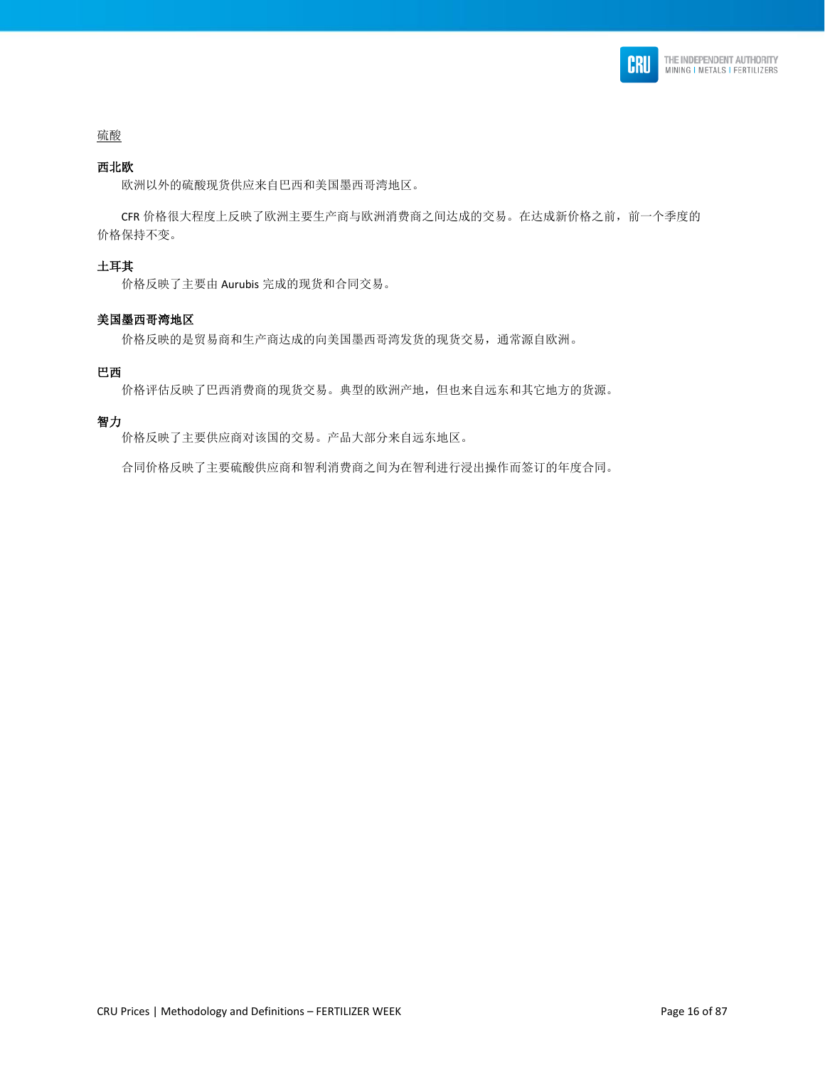<u>硫酸</u>

**西北欧**

欧洲以外的硫酸现货供应来自巴西和美国墨西哥湾地区。

CFR 价格很大程度上反映了欧洲主要生产商与欧洲消费商之间达成的交易。在达成新价格之前，前一个季度的价格保持不变。

**土耳其**

价格反映了主要由 Aurubis 完成的现货和合同交易。

**美国墨西哥湾地区**

价格反映的是贸易商和生产商达成的向美国墨西哥湾发货的现货交易，通常源自欧洲。

**巴西**

价格评估反映了巴西消费商的现货交易。典型的欧洲产地，但也来自远东和其它地方的货源。

**智力**

价格反映了主要供应商对该国的交易。产品大部分来自远东地区。

合同价格反映了主要硫酸供应商和智利消费商之间为在智利进行浸出操作而签订的年度合同。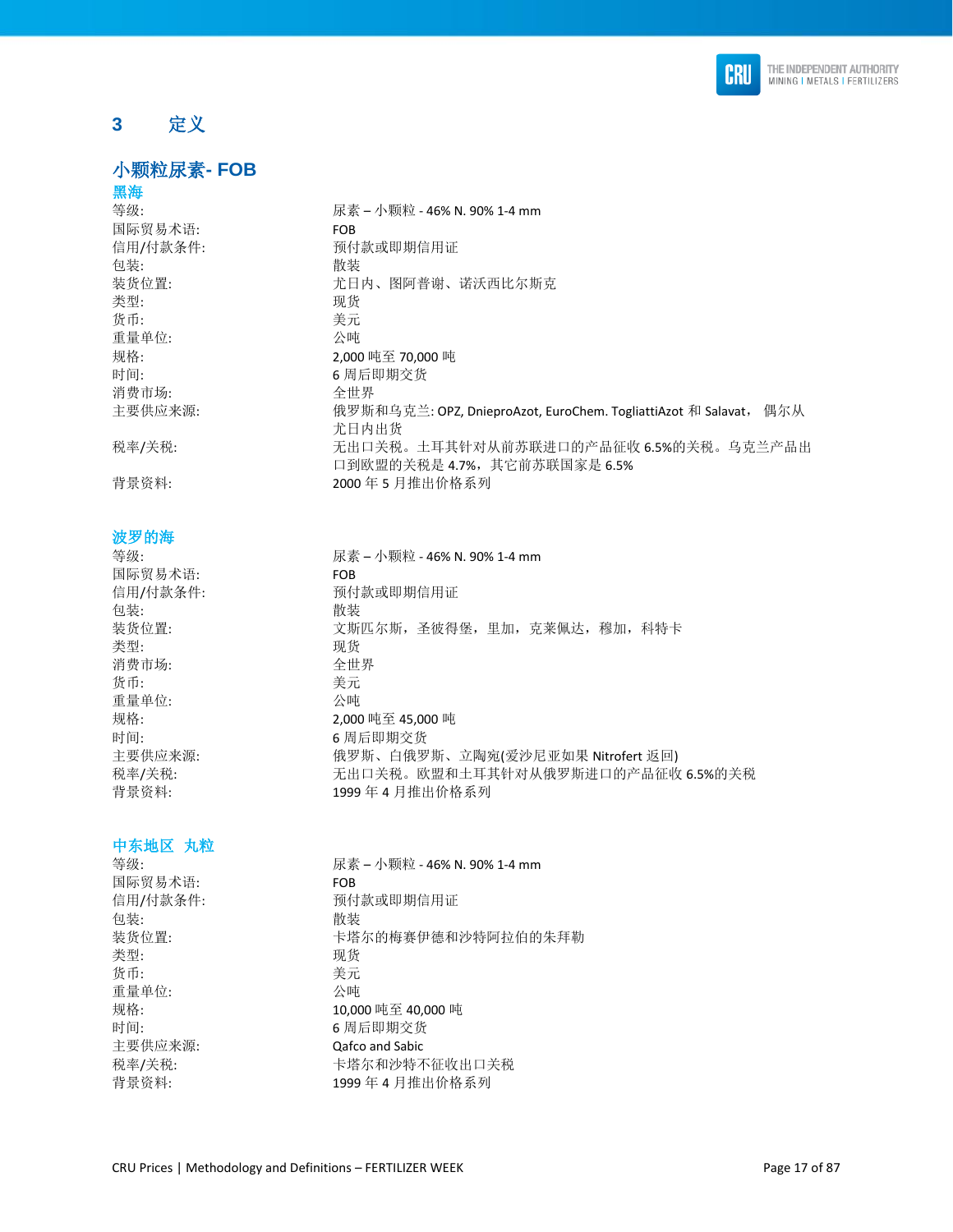# 3 定义

## 小颗粒尿素- FOB

### 黑海

| | |
|---|---|
| 等级: | 尿素 – 小颗粒 - 46% N. 90% 1-4 mm |
| 国际贸易术语: | FOB |
| 信用/付款条件: | 预付款或即期信用证 |
| 包装: | 散装 |
| 装货位置: | 尤日内、图阿普谢、诺沃西比尔斯克 |
| 类型: | 现货 |
| 货币: | 美元 |
| 重量单位: | 公吨 |
| 规格: | 2,000 吨至 70,000 吨 |
| 时间: | 6 周后即期交货 |
| 消费市场: | 全世界 |
| 主要供应来源: | 俄罗斯和乌克兰: OPZ, DnieproAzot, EuroChem. TogliattiAzot 和 Salavat， 偶尔从尤日内出货 |
| 税率/关税: | 无出口关税。土耳其针对从前苏联进口的产品征收 6.5%的关税。乌克兰产品出口到欧盟的关税是 4.7%，其它前苏联国家是 6.5% |
| 背景资料: | 2000 年 5 月推出价格系列 |

### 波罗的海

| | |
|---|---|
| 等级: | 尿素 – 小颗粒 - 46% N. 90% 1-4 mm |
| 国际贸易术语: | FOB |
| 信用/付款条件: | 预付款或即期信用证 |
| 包装: | 散装 |
| 装货位置: | 文斯匹尔斯，圣彼得堡，里加，克莱佩达，穆加，科特卡 |
| 类型: | 现货 |
| 消费市场: | 全世界 |
| 货币: | 美元 |
| 重量单位: | 公吨 |
| 规格: | 2,000 吨至 45,000 吨 |
| 时间: | 6 周后即期交货 |
| 主要供应来源: | 俄罗斯、白俄罗斯、立陶宛(爱沙尼亚如果 Nitrofert 返回) |
| 税率/关税: | 无出口关税。欧盟和土耳其针对从俄罗斯进口的产品征收 6.5%的关税 |
| 背景资料: | 1999 年 4 月推出价格系列 |

### 中东地区 丸粒

| | |
|---|---|
| 等级: | 尿素 – 小颗粒 - 46% N. 90% 1-4 mm |
| 国际贸易术语: | FOB |
| 信用/付款条件: | 预付款或即期信用证 |
| 包装: | 散装 |
| 装货位置: | 卡塔尔的梅赛伊德和沙特阿拉伯的朱拜勒 |
| 类型: | 现货 |
| 货币: | 美元 |
| 重量单位: | 公吨 |
| 规格: | 10,000 吨至 40,000 吨 |
| 时间: | 6 周后即期交货 |
| 主要供应来源: | Qafco and Sabic |
| 税率/关税: | 卡塔尔和沙特不征收出口关税 |
| 背景资料: | 1999 年 4 月推出价格系列 |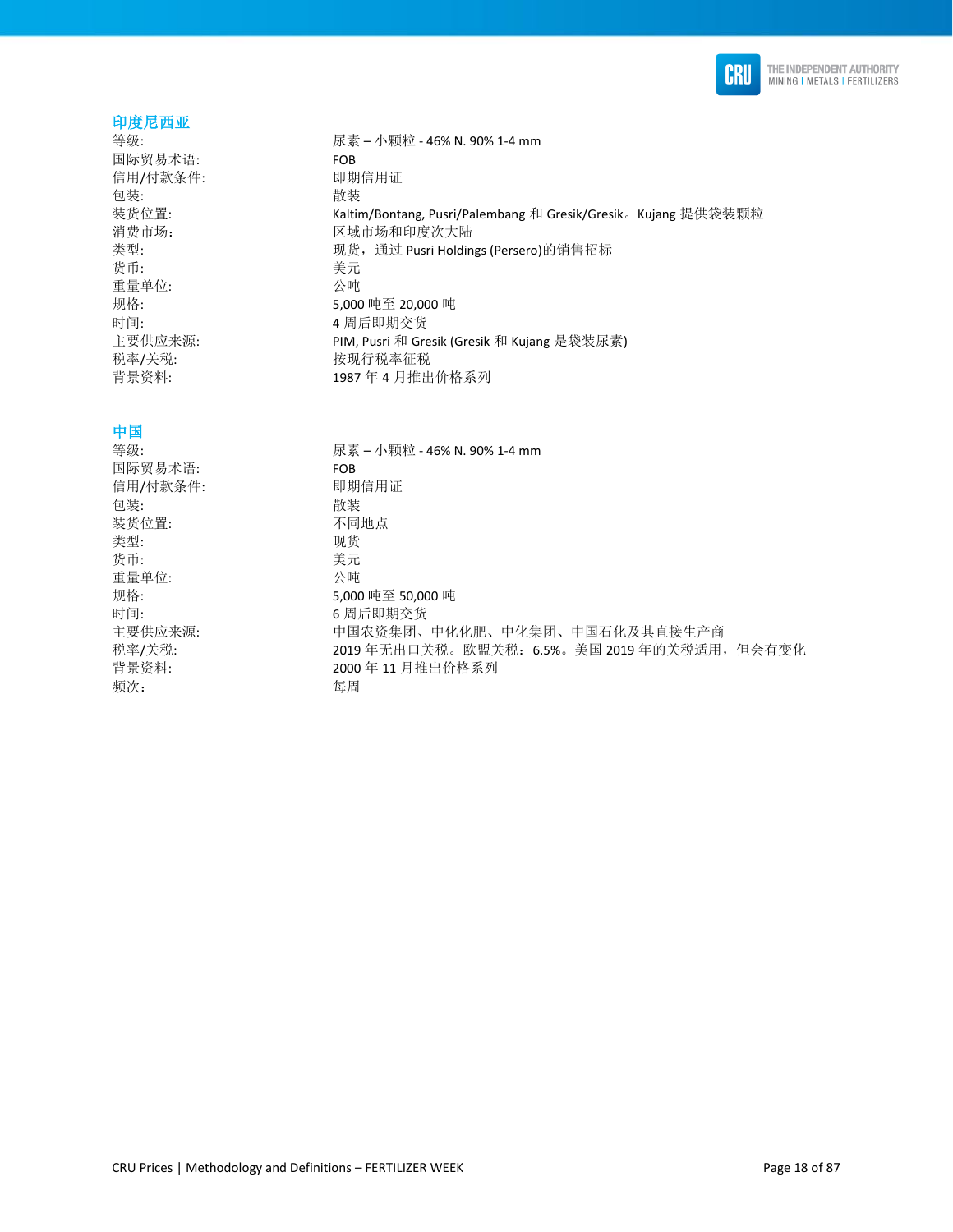## 印度尼西亚

| | |
|---|---|
| 等级: | 尿素 – 小颗粒 - 46% N. 90% 1-4 mm |
| 国际贸易术语: | FOB |
| 信用/付款条件: | 即期信用证 |
| 包装: | 散装 |
| 装货位置: | Kaltim/Bontang, Pusri/Palembang 和 Gresik/Gresik。Kujang 提供袋装颗粒 |
| 消费市场: | 区域市场和印度次大陆 |
| 类型: | 现货，通过 Pusri Holdings (Persero)的销售招标 |
| 货币: | 美元 |
| 重量单位: | 公吨 |
| 规格: | 5,000 吨至 20,000 吨 |
| 时间: | 4 周后即期交货 |
| 主要供应来源: | PIM, Pusri 和 Gresik (Gresik 和 Kujang 是袋装尿素) |
| 税率/关税: | 按现行税率征税 |
| 背景资料: | 1987 年 4 月推出价格系列 |

## 中国

| | |
|---|---|
| 等级: | 尿素 – 小颗粒 - 46% N. 90% 1-4 mm |
| 国际贸易术语: | FOB |
| 信用/付款条件: | 即期信用证 |
| 包装: | 散装 |
| 装货位置: | 不同地点 |
| 类型: | 现货 |
| 货币: | 美元 |
| 重量单位: | 公吨 |
| 规格: | 5,000 吨至 50,000 吨 |
| 时间: | 6 周后即期交货 |
| 主要供应来源: | 中国农资集团、中化化肥、中化集团、中国石化及其直接生产商 |
| 税率/关税: | 2019 年无出口关税。欧盟关税：6.5%。美国 2019 年的关税适用，但会有变化 |
| 背景资料: | 2000 年 11 月推出价格系列 |
| 频次： | 每周 |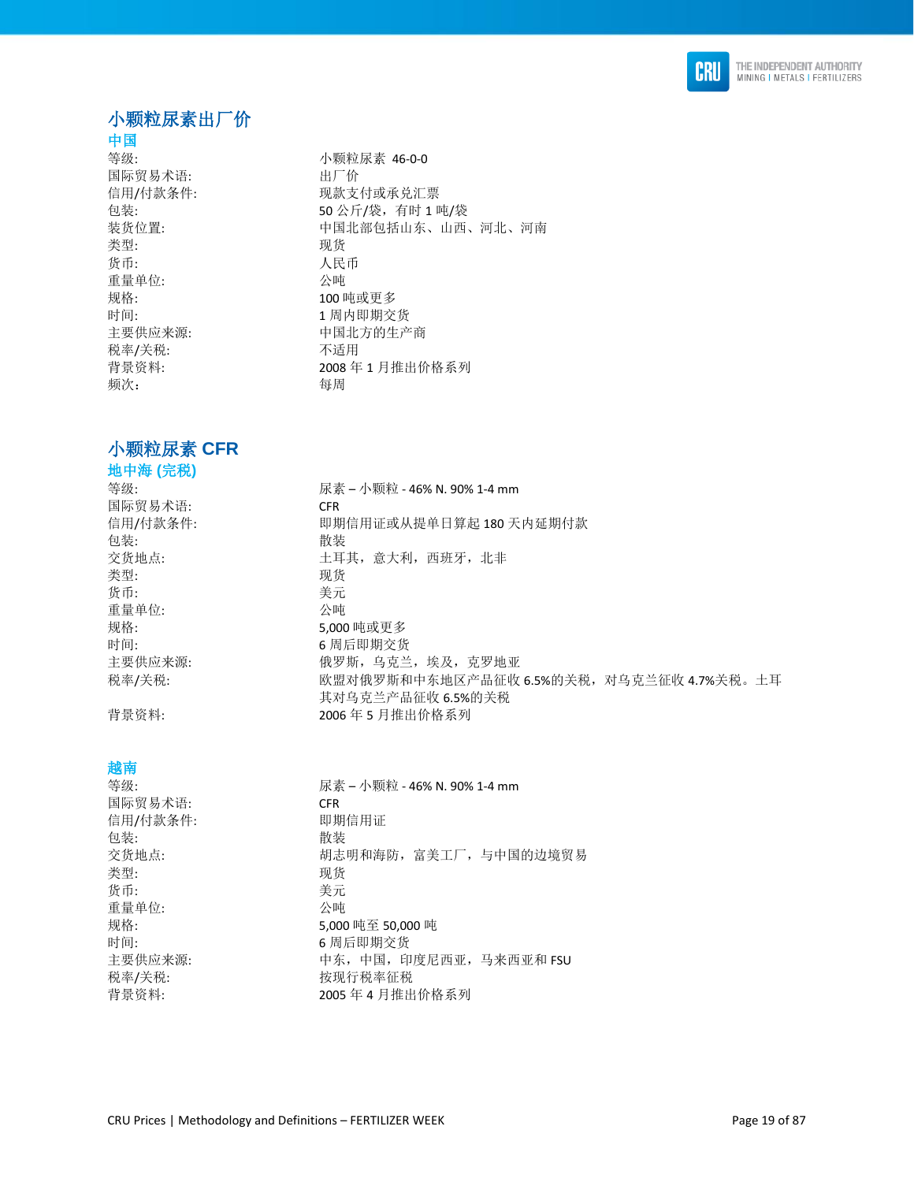## 小颗粒尿素出厂价

### 中国

| | |
|---|---|
| 等级: | 小颗粒尿素 46-0-0 |
| 国际贸易术语: | 出厂价 |
| 信用/付款条件: | 现款支付或承兑汇票 |
| 包装: | 50 公斤/袋，有时 1 吨/袋 |
| 装货位置: | 中国北部包括山东、山西、河北、河南 |
| 类型: | 现货 |
| 货币: | 人民币 |
| 重量单位: | 公吨 |
| 规格: | 100 吨或更多 |
| 时间: | 1 周内即期交货 |
| 主要供应来源: | 中国北方的生产商 |
| 税率/关税: | 不适用 |
| 背景资料: | 2008 年 1 月推出价格系列 |
| 频次： | 每周 |

## 小颗粒尿素 CFR

### 地中海 (完税)

| | |
|---|---|
| 等级: | 尿素 – 小颗粒 - 46% N. 90% 1-4 mm |
| 国际贸易术语: | CFR |
| 信用/付款条件: | 即期信用证或从提单日算起 180 天内延期付款 |
| 包装: | 散装 |
| 交货地点: | 土耳其，意大利，西班牙，北非 |
| 类型: | 现货 |
| 货币: | 美元 |
| 重量单位: | 公吨 |
| 规格: | 5,000 吨或更多 |
| 时间: | 6 周后即期交货 |
| 主要供应来源: | 俄罗斯，乌克兰，埃及，克罗地亚 |
| 税率/关税: | 欧盟对俄罗斯和中东地区产品征收 6.5%的关税，对乌克兰征收 4.7%关税。土耳其对乌克兰产品征收 6.5%的关税 |
| 背景资料: | 2006 年 5 月推出价格系列 |

### 越南

| | |
|---|---|
| 等级: | 尿素 – 小颗粒 - 46% N. 90% 1-4 mm |
| 国际贸易术语: | CFR |
| 信用/付款条件: | 即期信用证 |
| 包装: | 散装 |
| 交货地点: | 胡志明和海防，富美工厂，与中国的边境贸易 |
| 类型: | 现货 |
| 货币: | 美元 |
| 重量单位: | 公吨 |
| 规格: | 5,000 吨至 50,000 吨 |
| 时间: | 6 周后即期交货 |
| 主要供应来源: | 中东，中国，印度尼西亚，马来西亚和 FSU |
| 税率/关税: | 按现行税率征税 |
| 背景资料: | 2005 年 4 月推出价格系列 |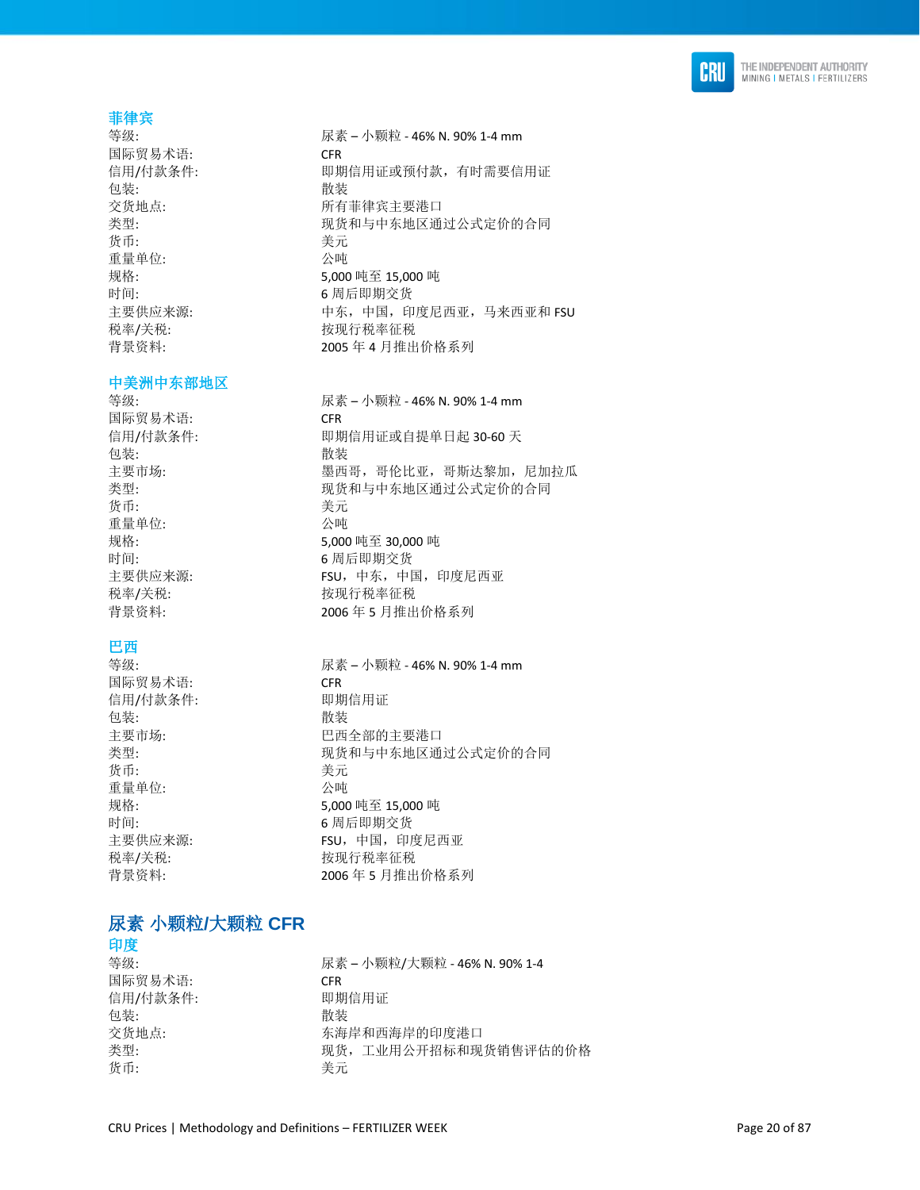### 菲律宾

| | |
|---|---|
| 等级: | 尿素 – 小颗粒 - 46% N. 90% 1-4 mm |
| 国际贸易术语: | CFR |
| 信用/付款条件: | 即期信用证或预付款，有时需要信用证 |
| 包装: | 散装 |
| 交货地点: | 所有菲律宾主要港口 |
| 类型: | 现货和与中东地区通过公式定价的合同 |
| 货币: | 美元 |
| 重量单位: | 公吨 |
| 规格: | 5,000 吨至 15,000 吨 |
| 时间: | 6 周后即期交货 |
| 主要供应来源: | 中东，中国，印度尼西亚，马来西亚和 FSU |
| 税率/关税: | 按现行税率征税 |
| 背景资料: | 2005 年 4 月推出价格系列 |

### 中美洲中东部地区

| | |
|---|---|
| 等级: | 尿素 – 小颗粒 - 46% N. 90% 1-4 mm |
| 国际贸易术语: | CFR |
| 信用/付款条件: | 即期信用证或自提单日起 30-60 天 |
| 包装: | 散装 |
| 主要市场: | 墨西哥，哥伦比亚，哥斯达黎加，尼加拉瓜 |
| 类型: | 现货和与中东地区通过公式定价的合同 |
| 货币: | 美元 |
| 重量单位: | 公吨 |
| 规格: | 5,000 吨至 30,000 吨 |
| 时间: | 6 周后即期交货 |
| 主要供应来源: | FSU，中东，中国，印度尼西亚 |
| 税率/关税: | 按现行税率征税 |
| 背景资料: | 2006 年 5 月推出价格系列 |

### 巴西

| | |
|---|---|
| 等级: | 尿素 – 小颗粒 - 46% N. 90% 1-4 mm |
| 国际贸易术语: | CFR |
| 信用/付款条件: | 即期信用证 |
| 包装: | 散装 |
| 主要市场: | 巴西全部的主要港口 |
| 类型: | 现货和与中东地区通过公式定价的合同 |
| 货币: | 美元 |
| 重量单位: | 公吨 |
| 规格: | 5,000 吨至 15,000 吨 |
| 时间: | 6 周后即期交货 |
| 主要供应来源: | FSU，中国，印度尼西亚 |
| 税率/关税: | 按现行税率征税 |
| 背景资料: | 2006 年 5 月推出价格系列 |

## 尿素 小颗粒/大颗粒 CFR

### 印度

| | |
|---|---|
| 等级: | 尿素 – 小颗粒/大颗粒 - 46% N. 90% 1-4 |
| 国际贸易术语: | CFR |
| 信用/付款条件: | 即期信用证 |
| 包装: | 散装 |
| 交货地点: | 东海岸和西海岸的印度港口 |
| 类型: | 现货，工业用公开招标和现货销售评估的价格 |
| 货币: | 美元 |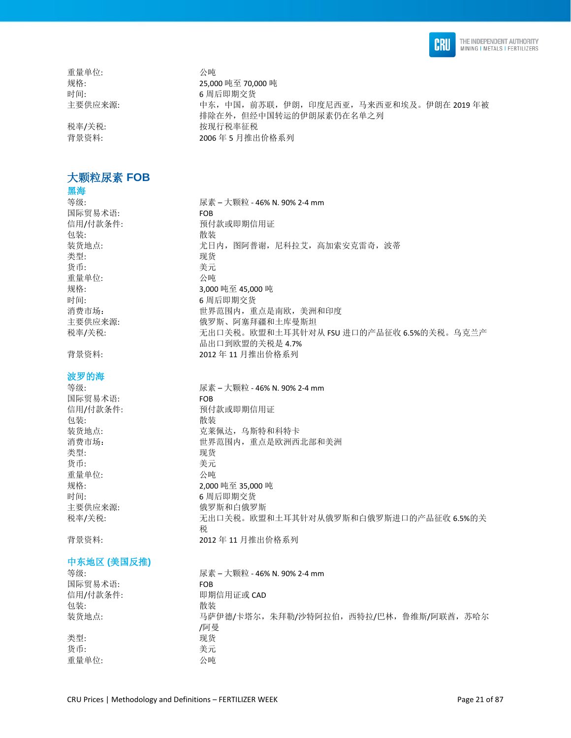| | |
|---|---|
| 重量单位: | 公吨 |
| 规格: | 25,000 吨至 70,000 吨 |
| 时间: | 6 周后即期交货 |
| 主要供应来源: | 中东，中国，前苏联，伊朗，印度尼西亚，马来西亚和埃及。伊朗在 2019 年被排除在外，但经中国转运的伊朗尿素仍在名单之列 |
| 税率/关税: | 按现行税率征税 |
| 背景资料: | 2006 年 5 月推出价格系列 |

## 大颗粒尿素 FOB

### 黑海

| | |
|---|---|
| 等级: | 尿素 – 大颗粒 - 46% N. 90% 2-4 mm |
| 国际贸易术语: | FOB |
| 信用/付款条件: | 预付款或即期信用证 |
| 包装: | 散装 |
| 装货地点: | 尤日内，图阿普谢，尼科拉艾，高加索安克雷奇，波蒂 |
| 类型: | 现货 |
| 货币: | 美元 |
| 重量单位: | 公吨 |
| 规格: | 3,000 吨至 45,000 吨 |
| 时间: | 6 周后即期交货 |
| 消费市场: | 世界范围内，重点是南欧，美洲和印度 |
| 主要供应来源: | 俄罗斯、阿塞拜疆和土库曼斯坦 |
| 税率/关税: | 无出口关税。欧盟和土耳其针对从 FSU 进口的产品征收 6.5%的关税。乌克兰产品出口到欧盟的关税是 4.7% |
| 背景资料: | 2012 年 11 月推出价格系列 |

### 波罗的海

| | |
|---|---|
| 等级: | 尿素 – 大颗粒 - 46% N. 90% 2-4 mm |
| 国际贸易术语: | FOB |
| 信用/付款条件: | 预付款或即期信用证 |
| 包装: | 散装 |
| 装货地点: | 克莱佩达，乌斯特和科特卡 |
| 消费市场: | 世界范围内，重点是欧洲西北部和美洲 |
| 类型: | 现货 |
| 货币: | 美元 |
| 重量单位: | 公吨 |
| 规格: | 2,000 吨至 35,000 吨 |
| 时间: | 6 周后即期交货 |
| 主要供应来源: | 俄罗斯和白俄罗斯 |
| 税率/关税: | 无出口关税。欧盟和土耳其针对从俄罗斯和白俄罗斯进口的产品征收 6.5%的关税 |
| 背景资料: | 2012 年 11 月推出价格系列 |

### 中东地区 (美国反推)

| | |
|---|---|
| 等级: | 尿素 – 大颗粒 - 46% N. 90% 2-4 mm |
| 国际贸易术语: | FOB |
| 信用/付款条件: | 即期信用证或 CAD |
| 包装: | 散装 |
| 装货地点: | 马萨伊德/卡塔尔，朱拜勒/沙特阿拉伯，西特拉/巴林，鲁维斯/阿联酋，苏哈尔/阿曼 |
| 类型: | 现货 |
| 货币: | 美元 |
| 重量单位: | 公吨 |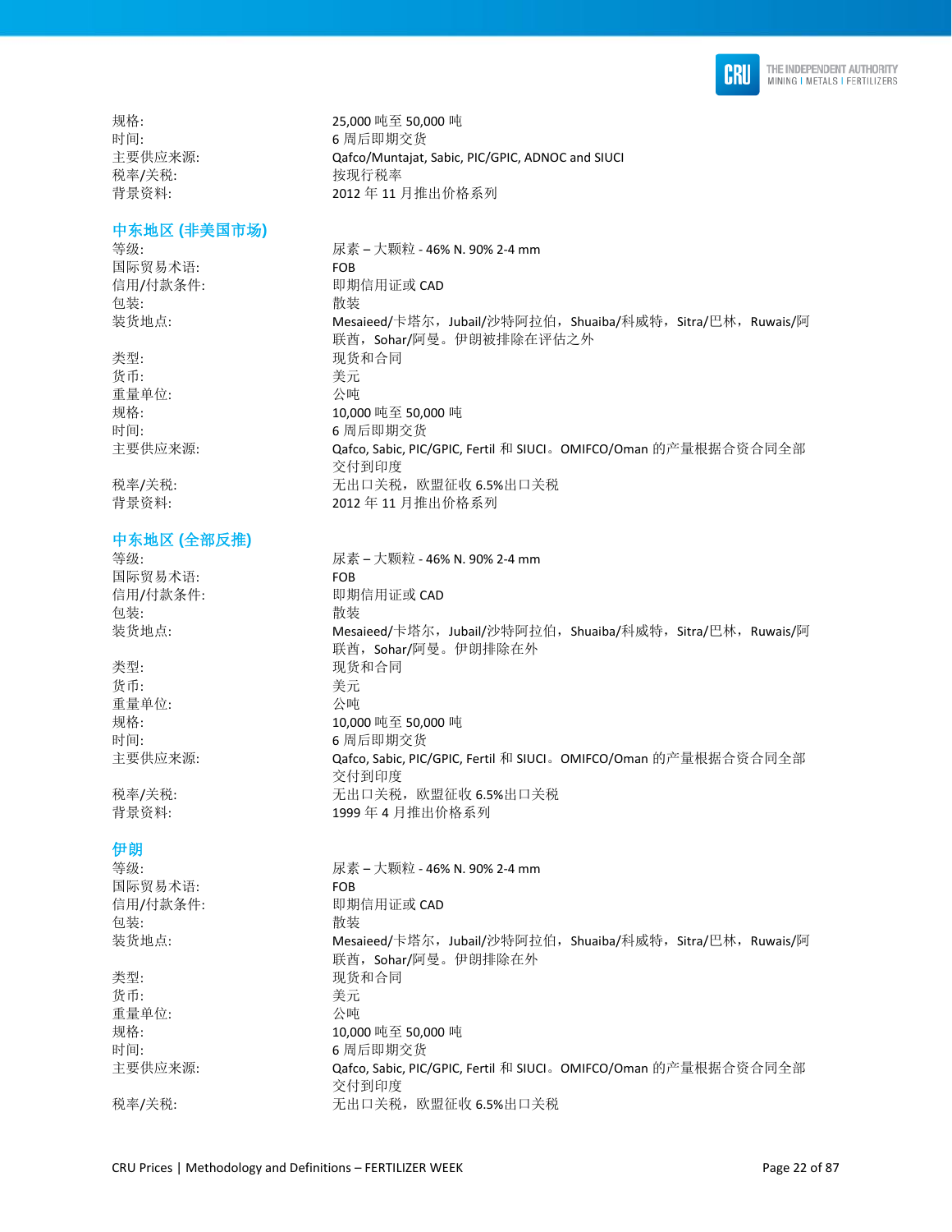| | |
|---|---|
| 规格: | 25,000 吨至 50,000 吨 |
| 时间: | 6 周后即期交货 |
| 主要供应来源: | Qafco/Muntajat, Sabic, PIC/GPIC, ADNOC and SIUCI |
| 税率/关税: | 按现行税率 |
| 背景资料: | 2012 年 11 月推出价格系列 |

## 中东地区 (非美国市场)

| | |
|---|---|
| 等级: | 尿素 – 大颗粒 - 46% N. 90% 2-4 mm |
| 国际贸易术语: | FOB |
| 信用/付款条件: | 即期信用证或 CAD |
| 包装: | 散装 |
| 装货地点: | Mesaieed/卡塔尔，Jubail/沙特阿拉伯，Shuaiba/科威特，Sitra/巴林，Ruwais/阿联酋，Sohar/阿曼。伊朗被排除在评估之外 |
| 类型: | 现货和合同 |
| 货币: | 美元 |
| 重量单位: | 公吨 |
| 规格: | 10,000 吨至 50,000 吨 |
| 时间: | 6 周后即期交货 |
| 主要供应来源: | Qafco, Sabic, PIC/GPIC, Fertil 和 SIUCI。OMIFCO/Oman 的产量根据合资合同全部交付到印度 |
| 税率/关税: | 无出口关税，欧盟征收 6.5%出口关税 |
| 背景资料: | 2012 年 11 月推出价格系列 |

## 中东地区 (全部反推)

| | |
|---|---|
| 等级: | 尿素 – 大颗粒 - 46% N. 90% 2-4 mm |
| 国际贸易术语: | FOB |
| 信用/付款条件: | 即期信用证或 CAD |
| 包装: | 散装 |
| 装货地点: | Mesaieed/卡塔尔，Jubail/沙特阿拉伯，Shuaiba/科威特，Sitra/巴林，Ruwais/阿联酋，Sohar/阿曼。伊朗排除在外 |
| 类型: | 现货和合同 |
| 货币: | 美元 |
| 重量单位: | 公吨 |
| 规格: | 10,000 吨至 50,000 吨 |
| 时间: | 6 周后即期交货 |
| 主要供应来源: | Qafco, Sabic, PIC/GPIC, Fertil 和 SIUCI。OMIFCO/Oman 的产量根据合资合同全部交付到印度 |
| 税率/关税: | 无出口关税，欧盟征收 6.5%出口关税 |
| 背景资料: | 1999 年 4 月推出价格系列 |

## 伊朗

| | |
|---|---|
| 等级: | 尿素 – 大颗粒 - 46% N. 90% 2-4 mm |
| 国际贸易术语: | FOB |
| 信用/付款条件: | 即期信用证或 CAD |
| 包装: | 散装 |
| 装货地点: | Mesaieed/卡塔尔，Jubail/沙特阿拉伯，Shuaiba/科威特，Sitra/巴林，Ruwais/阿联酋，Sohar/阿曼。伊朗排除在外 |
| 类型: | 现货和合同 |
| 货币: | 美元 |
| 重量单位: | 公吨 |
| 规格: | 10,000 吨至 50,000 吨 |
| 时间: | 6 周后即期交货 |
| 主要供应来源: | Qafco, Sabic, PIC/GPIC, Fertil 和 SIUCI。OMIFCO/Oman 的产量根据合资合同全部交付到印度 |
| 税率/关税: | 无出口关税，欧盟征收 6.5%出口关税 |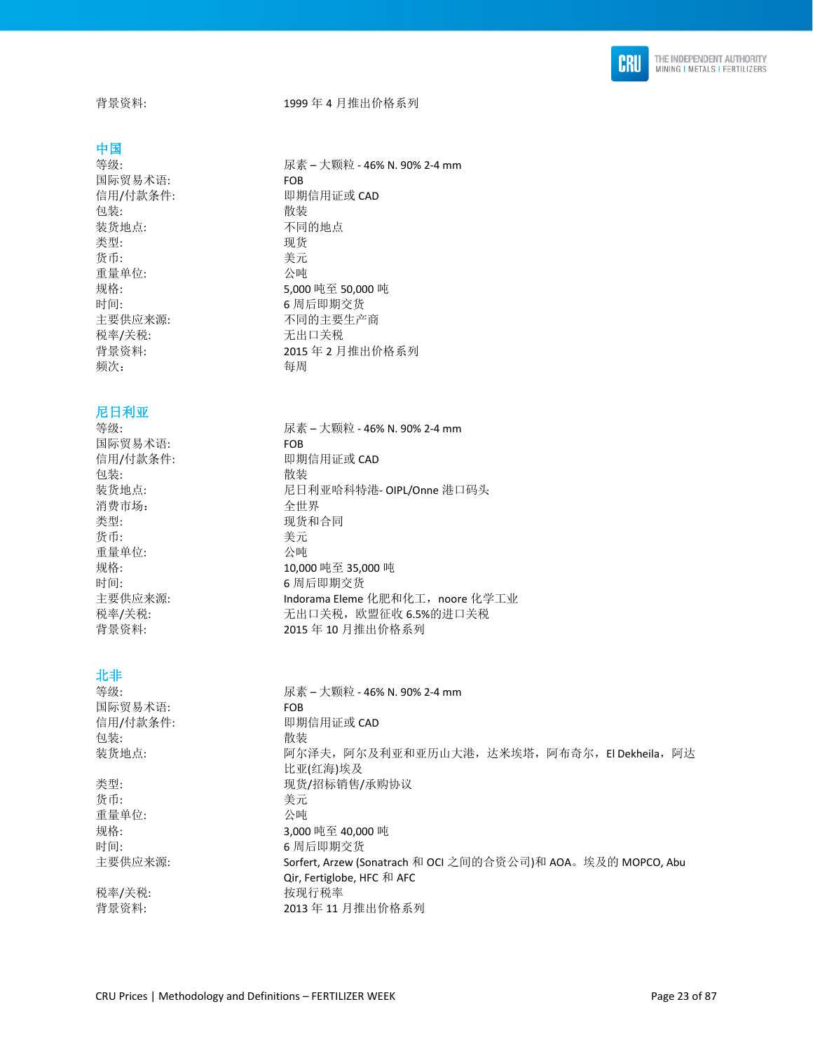背景资料: 1999 年 4 月推出价格系列

## 中国

| | |
|---|---|
| 等级: | 尿素 – 大颗粒 - 46% N. 90% 2-4 mm |
| 国际贸易术语: | FOB |
| 信用/付款条件: | 即期信用证或 CAD |
| 包装: | 散装 |
| 装货地点: | 不同的地点 |
| 类型: | 现货 |
| 货币: | 美元 |
| 重量单位: | 公吨 |
| 规格: | 5,000 吨至 50,000 吨 |
| 时间: | 6 周后即期交货 |
| 主要供应来源: | 不同的主要生产商 |
| 税率/关税: | 无出口关税 |
| 背景资料: | 2015 年 2 月推出价格系列 |
| 频次： | 每周 |

## 尼日利亚

| | |
|---|---|
| 等级: | 尿素 – 大颗粒 - 46% N. 90% 2-4 mm |
| 国际贸易术语: | FOB |
| 信用/付款条件: | 即期信用证或 CAD |
| 包装: | 散装 |
| 装货地点: | 尼日利亚哈科特港- OIPL/Onne 港口码头 |
| 消费市场: | 全世界 |
| 类型: | 现货和合同 |
| 货币: | 美元 |
| 重量单位: | 公吨 |
| 规格: | 10,000 吨至 35,000 吨 |
| 时间: | 6 周后即期交货 |
| 主要供应来源: | Indorama Eleme 化肥和化工，noore 化学工业 |
| 税率/关税: | 无出口关税，欧盟征收 6.5%的进口关税 |
| 背景资料: | 2015 年 10 月推出价格系列 |

## 北非

| | |
|---|---|
| 等级: | 尿素 – 大颗粒 - 46% N. 90% 2-4 mm |
| 国际贸易术语: | FOB |
| 信用/付款条件: | 即期信用证或 CAD |
| 包装: | 散装 |
| 装货地点: | 阿尔泽夫，阿尔及利亚和亚历山大港，达米埃塔，阿布奇尔，El Dekheila，阿达比亚(红海)埃及 |
| 类型: | 现货/招标销售/承购协议 |
| 货币: | 美元 |
| 重量单位: | 公吨 |
| 规格: | 3,000 吨至 40,000 吨 |
| 时间: | 6 周后即期交货 |
| 主要供应来源: | Sorfert, Arzew (Sonatrach 和 OCI 之间的合资公司)和 AOA。埃及的 MOPCO, Abu Qir, Fertiglobe, HFC 和 AFC |
| 税率/关税: | 按现行税率 |
| 背景资料: | 2013 年 11 月推出价格系列 |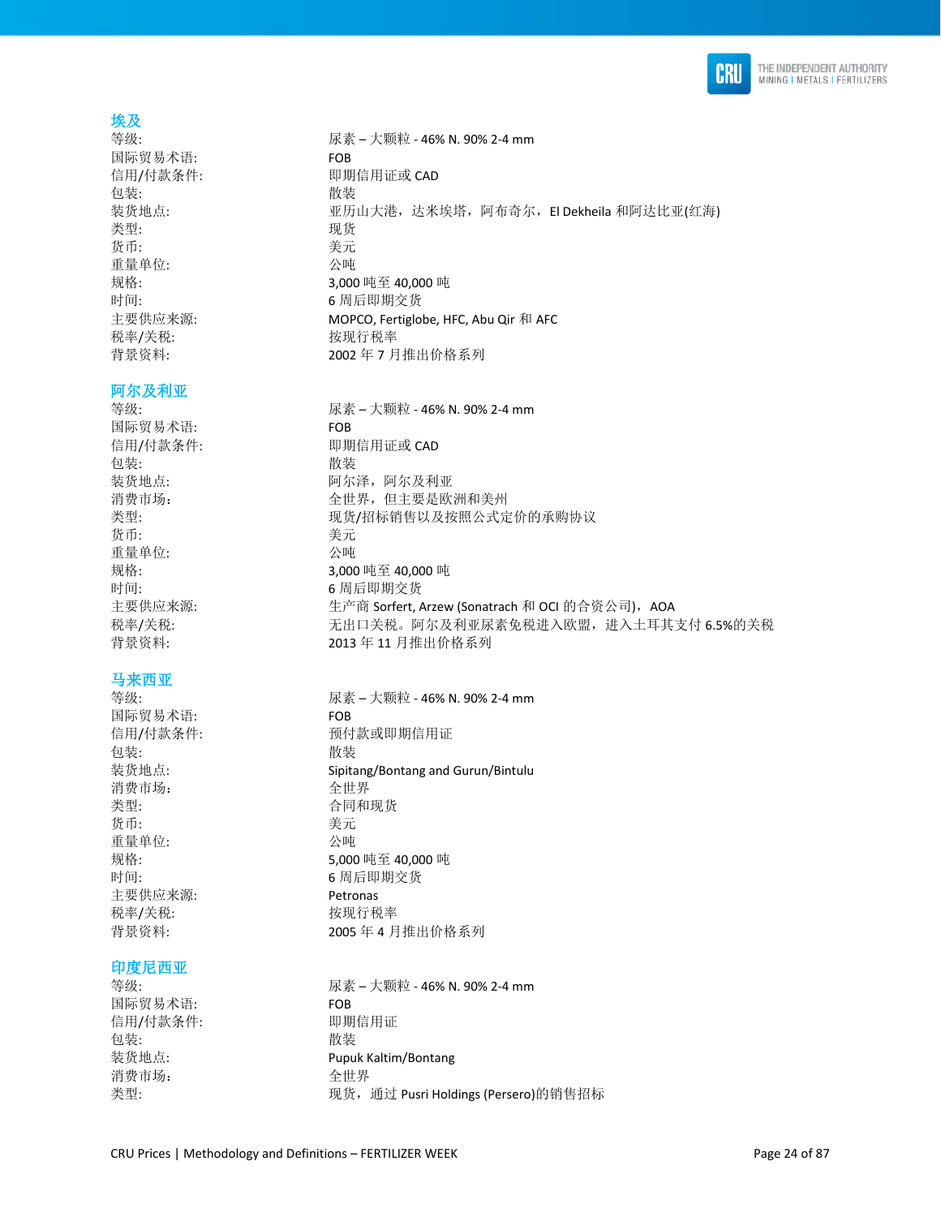## 埃及

| | |
|---|---|
| 等级: | 尿素 – 大颗粒 - 46% N. 90% 2-4 mm |
| 国际贸易术语: | FOB |
| 信用/付款条件: | 即期信用证或 CAD |
| 包装: | 散装 |
| 装货地点: | 亚历山大港，达米埃塔，阿布奇尔，El Dekheila 和阿达比亚(红海) |
| 类型: | 现货 |
| 货币: | 美元 |
| 重量单位: | 公吨 |
| 规格: | 3,000 吨至 40,000 吨 |
| 时间: | 6 周后即期交货 |
| 主要供应来源: | MOPCO, Fertiglobe, HFC, Abu Qir 和 AFC |
| 税率/关税: | 按现行税率 |
| 背景资料: | 2002 年 7 月推出价格系列 |

## 阿尔及利亚

| | |
|---|---|
| 等级: | 尿素 – 大颗粒 - 46% N. 90% 2-4 mm |
| 国际贸易术语: | FOB |
| 信用/付款条件: | 即期信用证或 CAD |
| 包装: | 散装 |
| 装货地点: | 阿尔泽，阿尔及利亚 |
| 消费市场: | 全世界，但主要是欧洲和美州 |
| 类型: | 现货/招标销售以及按照公式定价的承购协议 |
| 货币: | 美元 |
| 重量单位: | 公吨 |
| 规格: | 3,000 吨至 40,000 吨 |
| 时间: | 6 周后即期交货 |
| 主要供应来源: | 生产商 Sorfert, Arzew (Sonatrach 和 OCI 的合资公司)，AOA |
| 税率/关税: | 无出口关税。阿尔及利亚尿素免税进入欧盟，进入土耳其支付 6.5%的关税 |
| 背景资料: | 2013 年 11 月推出价格系列 |

## 马来西亚

| | |
|---|---|
| 等级: | 尿素 – 大颗粒 - 46% N. 90% 2-4 mm |
| 国际贸易术语: | FOB |
| 信用/付款条件: | 预付款或即期信用证 |
| 包装: | 散装 |
| 装货地点: | Sipitang/Bontang and Gurun/Bintulu |
| 消费市场: | 全世界 |
| 类型: | 合同和现货 |
| 货币: | 美元 |
| 重量单位: | 公吨 |
| 规格: | 5,000 吨至 40,000 吨 |
| 时间: | 6 周后即期交货 |
| 主要供应来源: | Petronas |
| 税率/关税: | 按现行税率 |
| 背景资料: | 2005 年 4 月推出价格系列 |

## 印度尼西亚

| | |
|---|---|
| 等级: | 尿素 – 大颗粒 - 46% N. 90% 2-4 mm |
| 国际贸易术语: | FOB |
| 信用/付款条件: | 即期信用证 |
| 包装: | 散装 |
| 装货地点: | Pupuk Kaltim/Bontang |
| 消费市场: | 全世界 |
| 类型: | 现货，通过 Pusri Holdings (Persero)的销售招标 |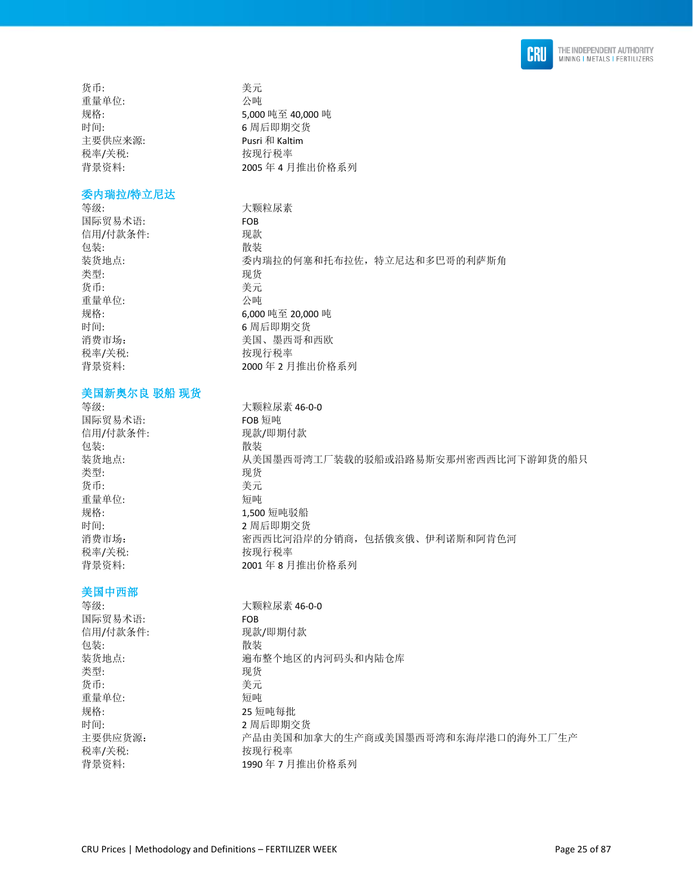货币: 美元
重量单位: 公吨
规格: 5,000 吨至 40,000 吨
时间: 6 周后即期交货
主要供应来源: Pusri 和 Kaltim
税率/关税: 按现行税率
背景资料: 2005 年 4 月推出价格系列

## 委内瑞拉/特立尼达

| | |
|---|---|
| 等级: | 大颗粒尿素 |
| 国际贸易术语: | FOB |
| 信用/付款条件: | 现款 |
| 包装: | 散装 |
| 装货地点: | 委内瑞拉的何塞和托布拉佐，特立尼达和多巴哥的利萨斯角 |
| 类型: | 现货 |
| 货币: | 美元 |
| 重量单位: | 公吨 |
| 规格: | 6,000 吨至 20,000 吨 |
| 时间: | 6 周后即期交货 |
| 消费市场: | 美国、墨西哥和西欧 |
| 税率/关税: | 按现行税率 |
| 背景资料: | 2000 年 2 月推出价格系列 |

## 美国新奥尔良 驳船 现货

| | |
|---|---|
| 等级: | 大颗粒尿素 46-0-0 |
| 国际贸易术语: | FOB 短吨 |
| 信用/付款条件: | 现款/即期付款 |
| 包装: | 散装 |
| 装货地点: | 从美国墨西哥湾工厂装载的驳船或沿路易斯安那州密西西比河下游卸货的船只 |
| 类型: | 现货 |
| 货币: | 美元 |
| 重量单位: | 短吨 |
| 规格: | 1,500 短吨驳船 |
| 时间: | 2 周后即期交货 |
| 消费市场: | 密西西比河沿岸的分销商，包括俄亥俄、伊利诺斯和阿肯色河 |
| 税率/关税: | 按现行税率 |
| 背景资料: | 2001 年 8 月推出价格系列 |

## 美国中西部

| | |
|---|---|
| 等级: | 大颗粒尿素 46-0-0 |
| 国际贸易术语: | FOB |
| 信用/付款条件: | 现款/即期付款 |
| 包装: | 散装 |
| 装货地点: | 遍布整个地区的内河码头和内陆仓库 |
| 类型: | 现货 |
| 货币: | 美元 |
| 重量单位: | 短吨 |
| 规格: | 25 短吨每批 |
| 时间: | 2 周后即期交货 |
| 主要供应货源: | 产品由美国和加拿大的生产商或美国墨西哥湾和东海岸港口的海外工厂生产 |
| 税率/关税: | 按现行税率 |
| 背景资料: | 1990 年 7 月推出价格系列 |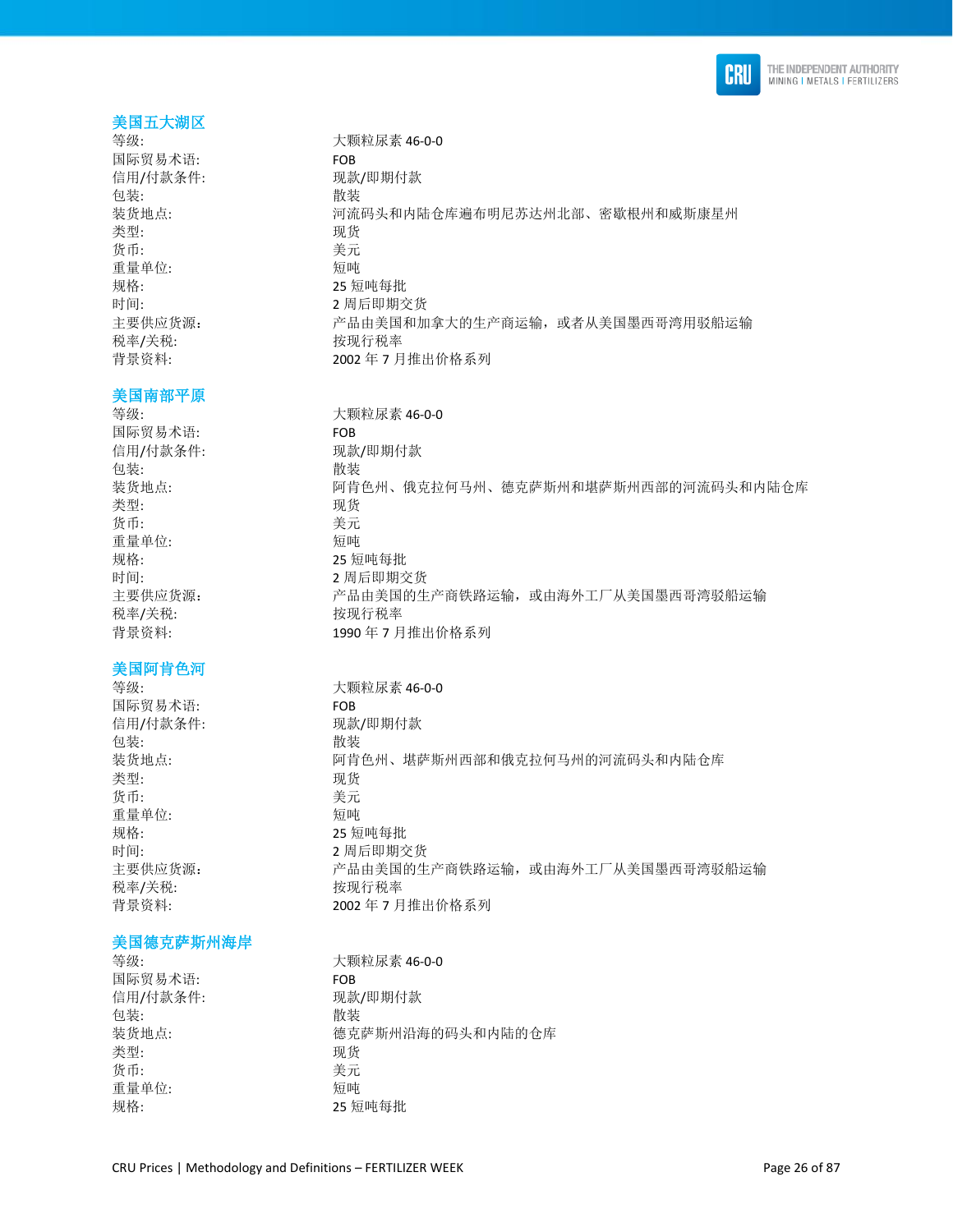### 美国五大湖区

| | |
|---|---|
| 等级: | 大颗粒尿素 46-0-0 |
| 国际贸易术语: | FOB |
| 信用/付款条件: | 现款/即期付款 |
| 包装: | 散装 |
| 装货地点: | 河流码头和内陆仓库遍布明尼苏达州北部、密歇根州和威斯康星州 |
| 类型: | 现货 |
| 货币: | 美元 |
| 重量单位: | 短吨 |
| 规格: | 25 短吨每批 |
| 时间: | 2 周后即期交货 |
| 主要供应货源: | 产品由美国和加拿大的生产商运输，或者从美国墨西哥湾用驳船运输 |
| 税率/关税: | 按现行税率 |
| 背景资料: | 2002 年 7 月推出价格系列 |

### 美国南部平原

| | |
|---|---|
| 等级: | 大颗粒尿素 46-0-0 |
| 国际贸易术语: | FOB |
| 信用/付款条件: | 现款/即期付款 |
| 包装: | 散装 |
| 装货地点: | 阿肯色州、俄克拉何马州、德克萨斯州和堪萨斯州西部的河流码头和内陆仓库 |
| 类型: | 现货 |
| 货币: | 美元 |
| 重量单位: | 短吨 |
| 规格: | 25 短吨每批 |
| 时间: | 2 周后即期交货 |
| 主要供应货源: | 产品由美国的生产商铁路运输，或由海外工厂从美国墨西哥湾驳船运输 |
| 税率/关税: | 按现行税率 |
| 背景资料: | 1990 年 7 月推出价格系列 |

### 美国阿肯色河

| | |
|---|---|
| 等级: | 大颗粒尿素 46-0-0 |
| 国际贸易术语: | FOB |
| 信用/付款条件: | 现款/即期付款 |
| 包装: | 散装 |
| 装货地点: | 阿肯色州、堪萨斯州西部和俄克拉何马州的河流码头和内陆仓库 |
| 类型: | 现货 |
| 货币: | 美元 |
| 重量单位: | 短吨 |
| 规格: | 25 短吨每批 |
| 时间: | 2 周后即期交货 |
| 主要供应货源: | 产品由美国的生产商铁路运输，或由海外工厂从美国墨西哥湾驳船运输 |
| 税率/关税: | 按现行税率 |
| 背景资料: | 2002 年 7 月推出价格系列 |

### 美国德克萨斯州海岸

| | |
|---|---|
| 等级: | 大颗粒尿素 46-0-0 |
| 国际贸易术语: | FOB |
| 信用/付款条件: | 现款/即期付款 |
| 包装: | 散装 |
| 装货地点: | 德克萨斯州沿海的码头和内陆的仓库 |
| 类型: | 现货 |
| 货币: | 美元 |
| 重量单位: | 短吨 |
| 规格: | 25 短吨每批 |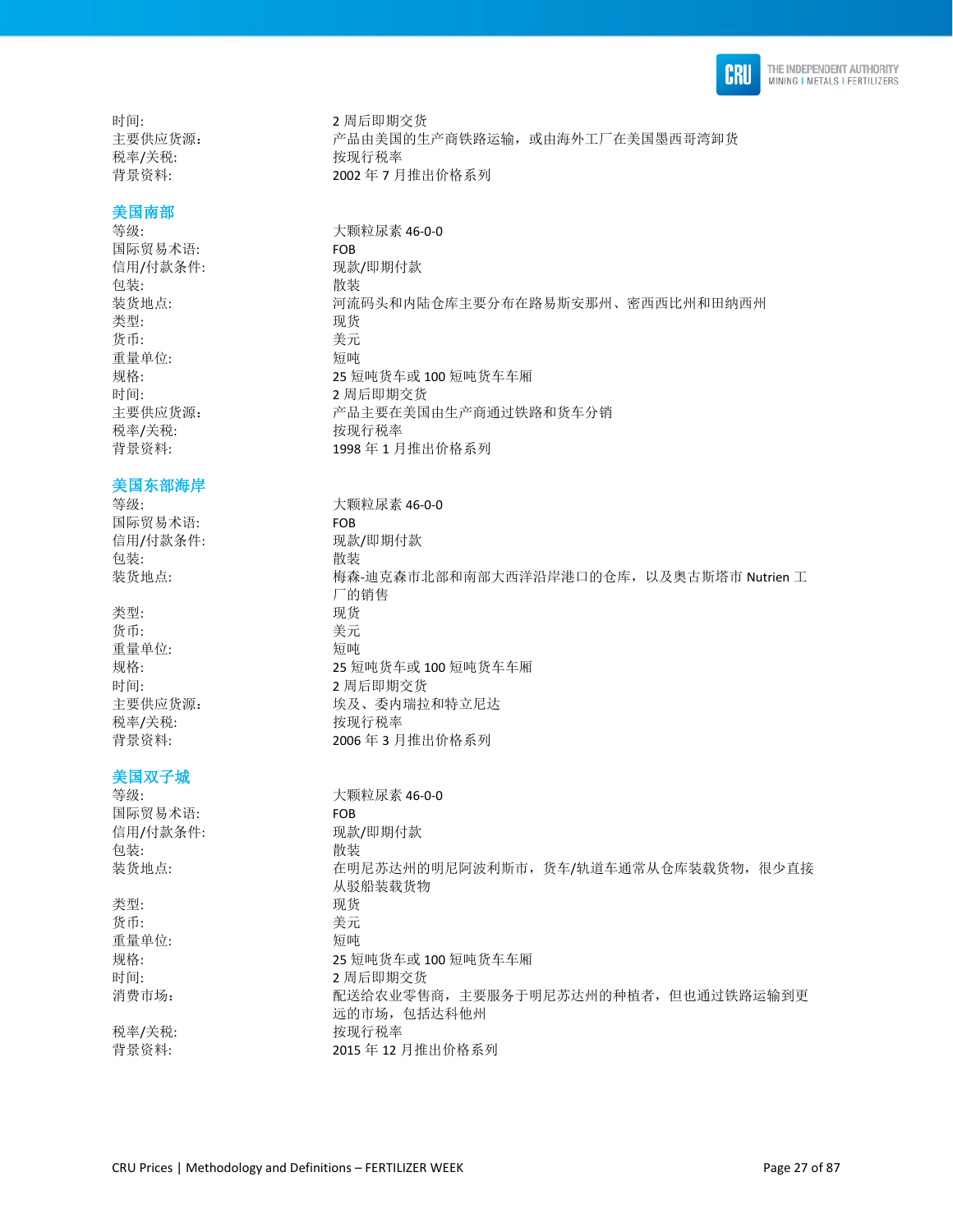时间: 2 周后即期交货
主要供应货源: 产品由美国的生产商铁路运输，或由海外工厂在美国墨西哥湾卸货
税率/关税: 按现行税率
背景资料: 2002 年 7 月推出价格系列

## 美国南部

| | |
|---|---|
| 等级: | 大颗粒尿素 46-0-0 |
| 国际贸易术语: | FOB |
| 信用/付款条件: | 现款/即期付款 |
| 包装: | 散装 |
| 装货地点: | 河流码头和内陆仓库主要分布在路易斯安那州、密西西比州和田纳西州 |
| 类型: | 现货 |
| 货币: | 美元 |
| 重量单位: | 短吨 |
| 规格: | 25 短吨货车或 100 短吨货车车厢 |
| 时间: | 2 周后即期交货 |
| 主要供应货源: | 产品主要在美国由生产商通过铁路和货车分销 |
| 税率/关税: | 按现行税率 |
| 背景资料: | 1998 年 1 月推出价格系列 |

## 美国东部海岸

| | |
|---|---|
| 等级: | 大颗粒尿素 46-0-0 |
| 国际贸易术语: | FOB |
| 信用/付款条件: | 现款/即期付款 |
| 包装: | 散装 |
| 装货地点: | 梅森-迪克森市北部和南部大西洋沿岸港口的仓库，以及奥古斯塔市 Nutrien 工厂的销售 |
| 类型: | 现货 |
| 货币: | 美元 |
| 重量单位: | 短吨 |
| 规格: | 25 短吨货车或 100 短吨货车车厢 |
| 时间: | 2 周后即期交货 |
| 主要供应货源: | 埃及、委内瑞拉和特立尼达 |
| 税率/关税: | 按现行税率 |
| 背景资料: | 2006 年 3 月推出价格系列 |

## 美国双子城

| | |
|---|---|
| 等级: | 大颗粒尿素 46-0-0 |
| 国际贸易术语: | FOB |
| 信用/付款条件: | 现款/即期付款 |
| 包装: | 散装 |
| 装货地点: | 在明尼苏达州的明尼阿波利斯市，货车/轨道车通常从仓库装载货物，很少直接从驳船装载货物 |
| 类型: | 现货 |
| 货币: | 美元 |
| 重量单位: | 短吨 |
| 规格: | 25 短吨货车或 100 短吨货车车厢 |
| 时间: | 2 周后即期交货 |
| 消费市场: | 配送给农业零售商，主要服务于明尼苏达州的种植者，但也通过铁路运输到更远的市场，包括达科他州 |
| 税率/关税: | 按现行税率 |
| 背景资料: | 2015 年 12 月推出价格系列 |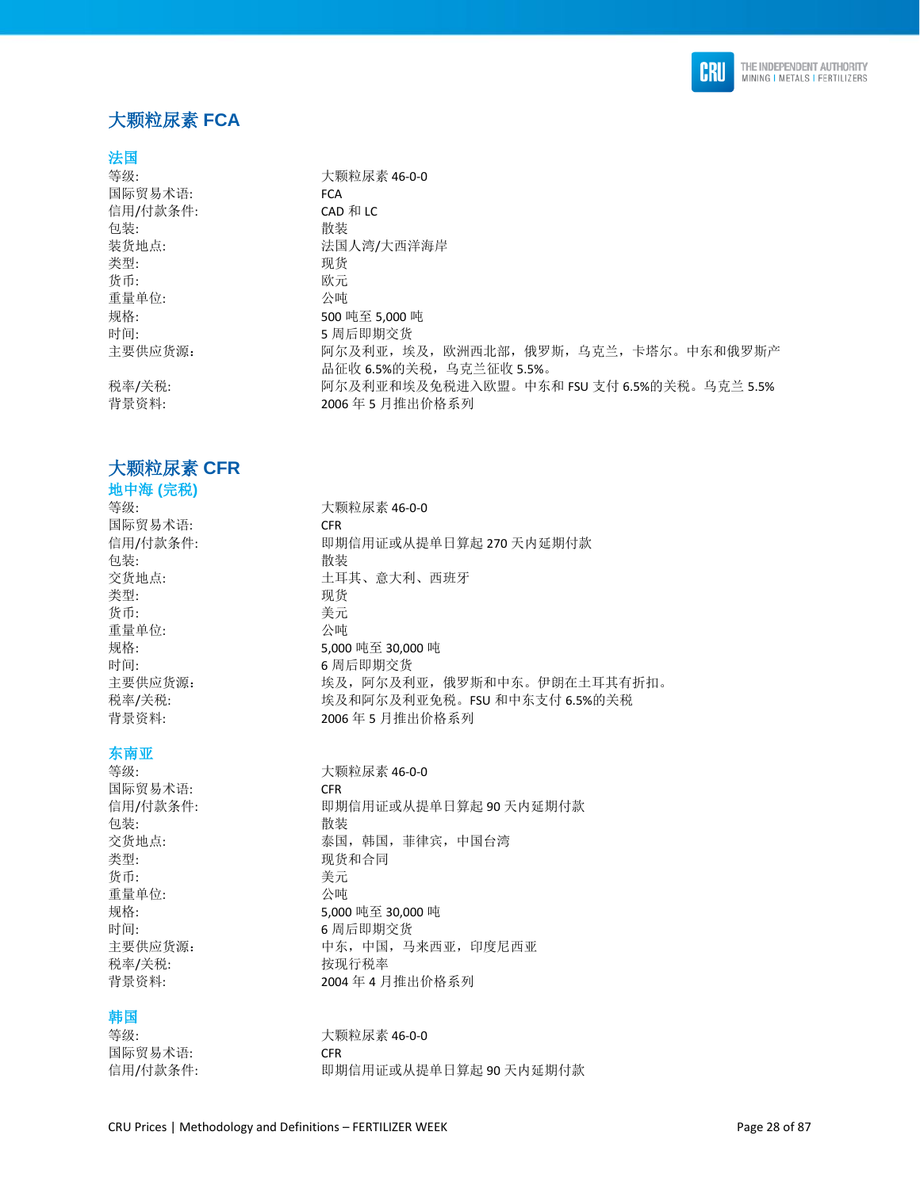## 大颗粒尿素 FCA

### 法国

等级: 大颗粒尿素 46-0-0
国际贸易术语: FCA
信用/付款条件: CAD 和 LC
包装: 散装
装货地点: 法国人湾/大西洋海岸
类型: 现货
货币: 欧元
重量单位: 公吨
规格: 500 吨至 5,000 吨
时间: 5 周后即期交货
主要供应货源: 阿尔及利亚，埃及，欧洲西北部，俄罗斯，乌克兰，卡塔尔。中东和俄罗斯产品征收 6.5%的关税，乌克兰征收 5.5%。
税率/关税: 阿尔及利亚和埃及免税进入欧盟。中东和 FSU 支付 6.5%的关税。乌克兰 5.5%
背景资料: 2006 年 5 月推出价格系列

## 大颗粒尿素 CFR

### 地中海 (完税)

等级: 大颗粒尿素 46-0-0
国际贸易术语: CFR
信用/付款条件: 即期信用证或从提单日算起 270 天内延期付款
包装: 散装
交货地点: 土耳其、意大利、西班牙
类型: 现货
货币: 美元
重量单位: 公吨
规格: 5,000 吨至 30,000 吨
时间: 6 周后即期交货
主要供应货源: 埃及，阿尔及利亚，俄罗斯和中东。伊朗在土耳其有折扣。
税率/关税: 埃及和阿尔及利亚免税。FSU 和中东支付 6.5%的关税
背景资料: 2006 年 5 月推出价格系列

### 东南亚

等级: 大颗粒尿素 46-0-0
国际贸易术语: CFR
信用/付款条件: 即期信用证或从提单日算起 90 天内延期付款
包装: 散装
交货地点: 泰国，韩国，菲律宾，中国台湾
类型: 现货和合同
货币: 美元
重量单位: 公吨
规格: 5,000 吨至 30,000 吨
时间: 6 周后即期交货
主要供应货源: 中东，中国，马来西亚，印度尼西亚
税率/关税: 按现行税率
背景资料: 2004 年 4 月推出价格系列

### 韩国

等级: 大颗粒尿素 46-0-0
国际贸易术语: CFR
信用/付款条件: 即期信用证或从提单日算起 90 天内延期付款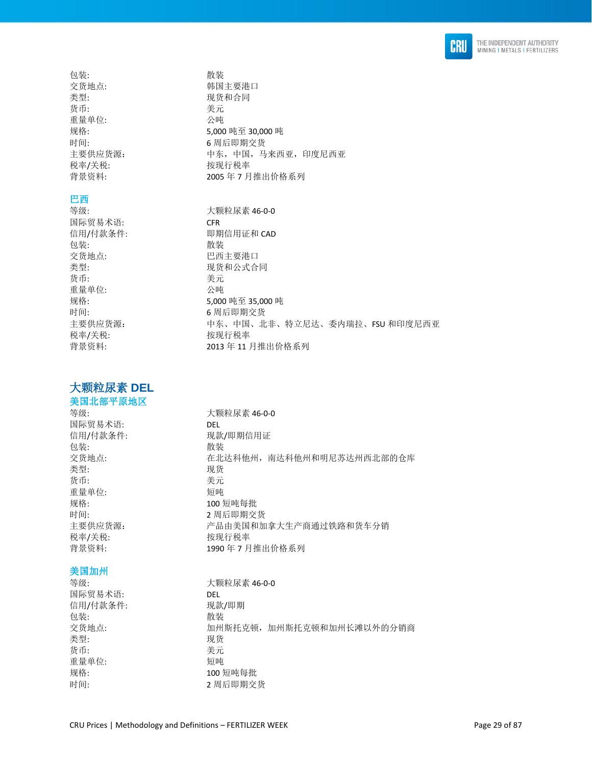| | |
|---|---|
| 包装: | 散装 |
| 交货地点: | 韩国主要港口 |
| 类型: | 现货和合同 |
| 货币: | 美元 |
| 重量单位: | 公吨 |
| 规格: | 5,000 吨至 30,000 吨 |
| 时间: | 6 周后即期交货 |
| 主要供应货源: | 中东，中国，马来西亚，印度尼西亚 |
| 税率/关税: | 按现行税率 |
| 背景资料: | 2005 年 7 月推出价格系列 |

### 巴西

| | |
|---|---|
| 等级: | 大颗粒尿素 46-0-0 |
| 国际贸易术语: | CFR |
| 信用/付款条件: | 即期信用证和 CAD |
| 包装: | 散装 |
| 交货地点: | 巴西主要港口 |
| 类型: | 现货和公式合同 |
| 货币: | 美元 |
| 重量单位: | 公吨 |
| 规格: | 5,000 吨至 35,000 吨 |
| 时间: | 6 周后即期交货 |
| 主要供应货源: | 中东、中国、北非、特立尼达、委内瑞拉、FSU 和印度尼西亚 |
| 税率/关税: | 按现行税率 |
| 背景资料: | 2013 年 11 月推出价格系列 |

## 大颗粒尿素 DEL

### 美国北部平原地区

| | |
|---|---|
| 等级: | 大颗粒尿素 46-0-0 |
| 国际贸易术语: | DEL |
| 信用/付款条件: | 现款/即期信用证 |
| 包装: | 散装 |
| 交货地点: | 在北达科他州，南达科他州和明尼苏达州西北部的仓库 |
| 类型: | 现货 |
| 货币: | 美元 |
| 重量单位: | 短吨 |
| 规格: | 100 短吨每批 |
| 时间: | 2 周后即期交货 |
| 主要供应货源: | 产品由美国和加拿大生产商通过铁路和货车分销 |
| 税率/关税: | 按现行税率 |
| 背景资料: | 1990 年 7 月推出价格系列 |

### 美国加州

| | |
|---|---|
| 等级: | 大颗粒尿素 46-0-0 |
| 国际贸易术语: | DEL |
| 信用/付款条件: | 现款/即期 |
| 包装: | 散装 |
| 交货地点: | 加州斯托克顿，加州斯托克顿和加州长滩以外的分销商 |
| 类型: | 现货 |
| 货币: | 美元 |
| 重量单位: | 短吨 |
| 规格: | 100 短吨每批 |
| 时间: | 2 周后即期交货 |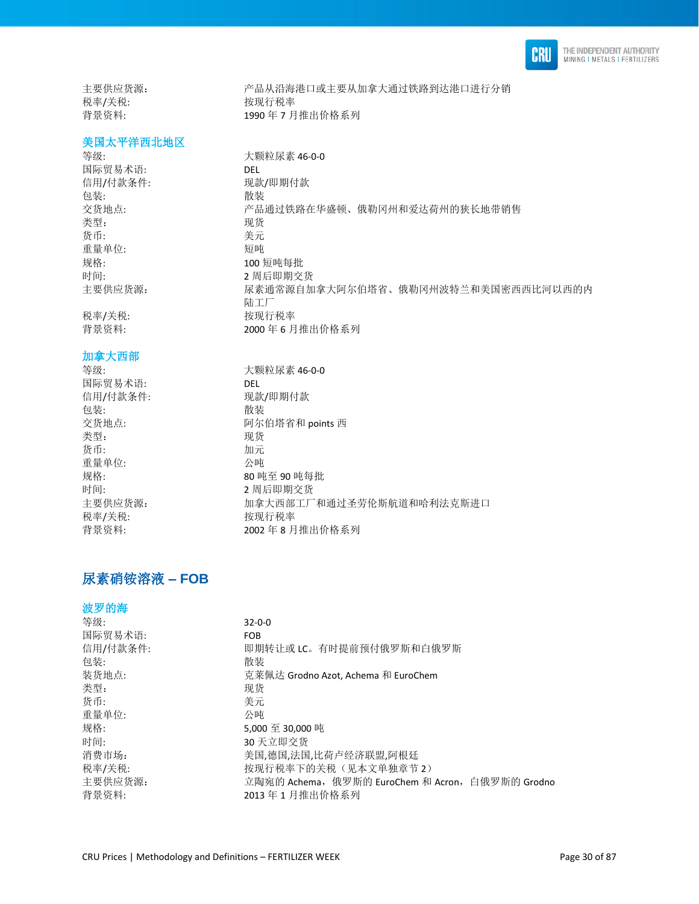主要供应货源: 产品从沿海港口或主要从加拿大通过铁路到达港口进行分销
税率/关税: 按现行税率
背景资料: 1990 年 7 月推出价格系列

### 美国太平洋西北地区

| | |
|---|---|
| 等级: | 大颗粒尿素 46-0-0 |
| 国际贸易术语: | DEL |
| 信用/付款条件: | 现款/即期付款 |
| 包装: | 散装 |
| 交货地点: | 产品通过铁路在华盛顿、俄勒冈州和爱达荷州的狭长地带销售 |
| 类型: | 现货 |
| 货币: | 美元 |
| 重量单位: | 短吨 |
| 规格: | 100 短吨每批 |
| 时间: | 2 周后即期交货 |
| 主要供应货源: | 尿素通常源自加拿大阿尔伯塔省、俄勒冈州波特兰和美国密西西比河以西的内陆工厂 |
| 税率/关税: | 按现行税率 |
| 背景资料: | 2000 年 6 月推出价格系列 |

### 加拿大西部

| | |
|---|---|
| 等级: | 大颗粒尿素 46-0-0 |
| 国际贸易术语: | DEL |
| 信用/付款条件: | 现款/即期付款 |
| 包装: | 散装 |
| 交货地点: | 阿尔伯塔省和 points 西 |
| 类型: | 现货 |
| 货币: | 加元 |
| 重量单位: | 公吨 |
| 规格: | 80 吨至 90 吨每批 |
| 时间: | 2 周后即期交货 |
| 主要供应货源: | 加拿大西部工厂和通过圣劳伦斯航道和哈利法克斯进口 |
| 税率/关税: | 按现行税率 |
| 背景资料: | 2002 年 8 月推出价格系列 |

## 尿素硝铵溶液 – FOB

### 波罗的海

| | |
|---|---|
| 等级: | 32-0-0 |
| 国际贸易术语: | FOB |
| 信用/付款条件: | 即期转让或 LC。有时提前预付俄罗斯和白俄罗斯 |
| 包装: | 散装 |
| 装货地点: | 克莱佩达 Grodno Azot, Achema 和 EuroChem |
| 类型: | 现货 |
| 货币: | 美元 |
| 重量单位: | 公吨 |
| 规格: | 5,000 至 30,000 吨 |
| 时间: | 30 天立即交货 |
| 消费市场: | 美国,德国,法国,比荷卢经济联盟,阿根廷 |
| 税率/关税: | 按现行税率下的关税（见本文单独章节 2） |
| 主要供应货源: | 立陶宛的 Achema，俄罗斯的 EuroChem 和 Acron，白俄罗斯的 Grodno |
| 背景资料: | 2013 年 1 月推出价格系列 |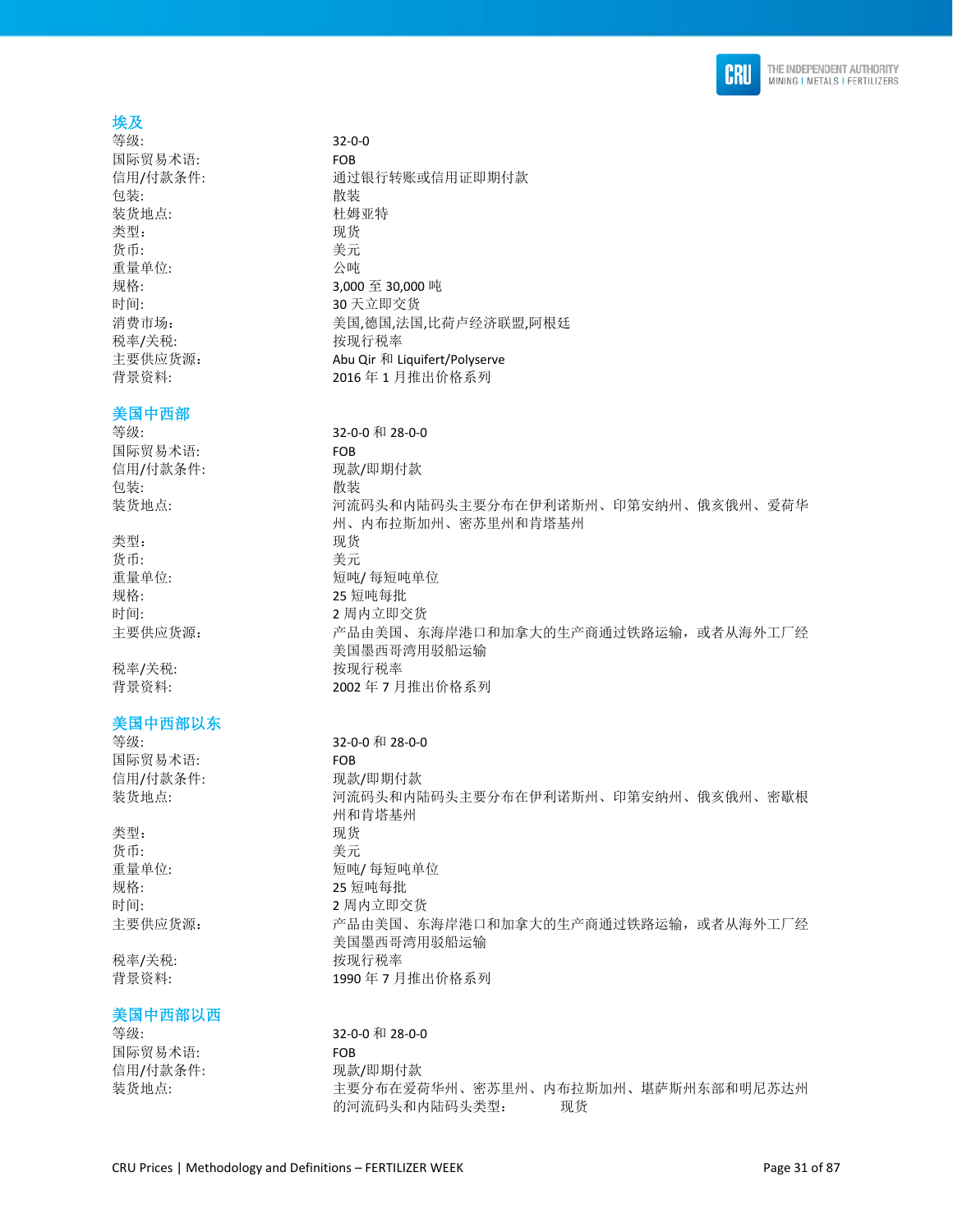### 埃及

| | |
|---|---|
| 等级: | 32-0-0 |
| 国际贸易术语: | FOB |
| 信用/付款条件: | 通过银行转账或信用证即期付款 |
| 包装: | 散装 |
| 装货地点: | 杜姆亚特 |
| 类型: | 现货 |
| 货币: | 美元 |
| 重量单位: | 公吨 |
| 规格: | 3,000 至 30,000 吨 |
| 时间: | 30 天立即交货 |
| 消费市场: | 美国,德国,法国,比荷卢经济联盟,阿根廷 |
| 税率/关税: | 按现行税率 |
| 主要供应货源: | Abu Qir 和 Liquifert/Polyserve |
| 背景资料: | 2016 年 1 月推出价格系列 |

### 美国中西部

| | |
|---|---|
| 等级: | 32-0-0 和 28-0-0 |
| 国际贸易术语: | FOB |
| 信用/付款条件: | 现款/即期付款 |
| 包装: | 散装 |
| 装货地点: | 河流码头和内陆码头主要分布在伊利诺斯州、印第安纳州、俄亥俄州、爱荷华州、内布拉斯加州、密苏里州和肯塔基州 |
| 类型: | 现货 |
| 货币: | 美元 |
| 重量单位: | 短吨/ 每短吨单位 |
| 规格: | 25 短吨每批 |
| 时间: | 2 周内立即交货 |
| 主要供应货源: | 产品由美国、东海岸港口和加拿大的生产商通过铁路运输，或者从海外工厂经美国墨西哥湾用驳船运输 |
| 税率/关税: | 按现行税率 |
| 背景资料: | 2002 年 7 月推出价格系列 |

### 美国中西部以东

| | |
|---|---|
| 等级: | 32-0-0 和 28-0-0 |
| 国际贸易术语: | FOB |
| 信用/付款条件: | 现款/即期付款 |
| 装货地点: | 河流码头和内陆码头主要分布在伊利诺斯州、印第安纳州、俄亥俄州、密歇根州和肯塔基州 |
| 类型: | 现货 |
| 货币: | 美元 |
| 重量单位: | 短吨/ 每短吨单位 |
| 规格: | 25 短吨每批 |
| 时间: | 2 周内立即交货 |
| 主要供应货源: | 产品由美国、东海岸港口和加拿大的生产商通过铁路运输，或者从海外工厂经美国墨西哥湾用驳船运输 |
| 税率/关税: | 按现行税率 |
| 背景资料: | 1990 年 7 月推出价格系列 |

### 美国中西部以西

| | |
|---|---|
| 等级: | 32-0-0 和 28-0-0 |
| 国际贸易术语: | FOB |
| 信用/付款条件: | 现款/即期付款 |
| 装货地点: | 主要分布在爱荷华州、密苏里州、内布拉斯加州、堪萨斯州东部和明尼苏达州的河流码头和内陆码头类型: 现货 |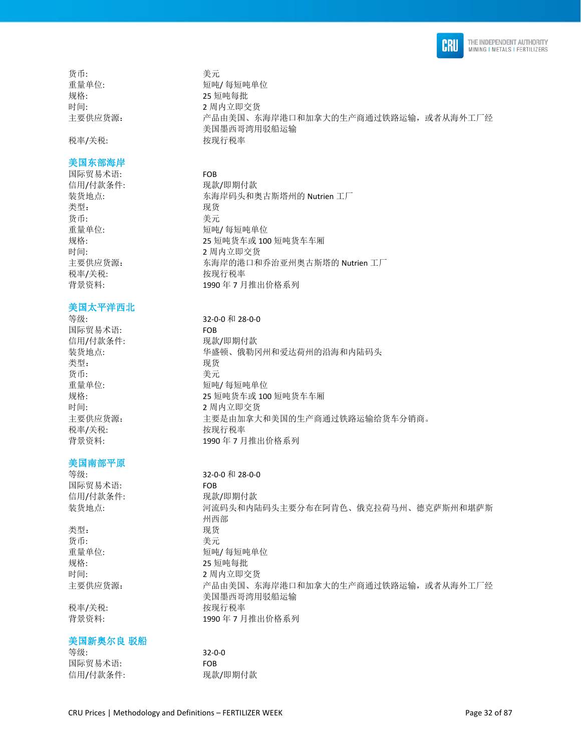货币: 美元
重量单位: 短吨/ 每短吨单位
规格: 25 短吨每批
时间: 2 周内立即交货
主要供应货源: 产品由美国、东海岸港口和加拿大的生产商通过铁路运输，或者从海外工厂经美国墨西哥湾用驳船运输
税率/关税: 按现行税率

### 美国东部海岸

国际贸易术语: FOB
信用/付款条件: 现款/即期付款
装货地点: 东海岸码头和奥古斯塔州的 Nutrien 工厂
类型: 现货
货币: 美元
重量单位: 短吨/ 每短吨单位
规格: 25 短吨货车或 100 短吨货车车厢
时间: 2 周内立即交货
主要供应货源: 东海岸的港口和乔治亚州奥古斯塔的 Nutrien 工厂
税率/关税: 按现行税率
背景资料: 1990 年 7 月推出价格系列

### 美国太平洋西北

等级: 32-0-0 和 28-0-0
国际贸易术语: FOB
信用/付款条件: 现款/即期付款
装货地点: 华盛顿、俄勒冈州和爱达荷州的沿海和内陆码头
类型: 现货
货币: 美元
重量单位: 短吨/ 每短吨单位
规格: 25 短吨货车或 100 短吨货车车厢
时间: 2 周内立即交货
主要供应货源: 主要是由加拿大和美国的生产商通过铁路运输给货车分销商。
税率/关税: 按现行税率
背景资料: 1990 年 7 月推出价格系列

### 美国南部平原

等级: 32-0-0 和 28-0-0
国际贸易术语: FOB
信用/付款条件: 现款/即期付款
装货地点: 河流码头和内陆码头主要分布在阿肯色、俄克拉荷马州、德克萨斯州和堪萨斯州西部
类型: 现货
货币: 美元
重量单位: 短吨/ 每短吨单位
规格: 25 短吨每批
时间: 2 周内立即交货
主要供应货源: 产品由美国、东海岸港口和加拿大的生产商通过铁路运输，或者从海外工厂经美国墨西哥湾用驳船运输
税率/关税: 按现行税率
背景资料: 1990 年 7 月推出价格系列

### 美国新奥尔良 驳船

等级: 32-0-0
国际贸易术语: FOB
信用/付款条件: 现款/即期付款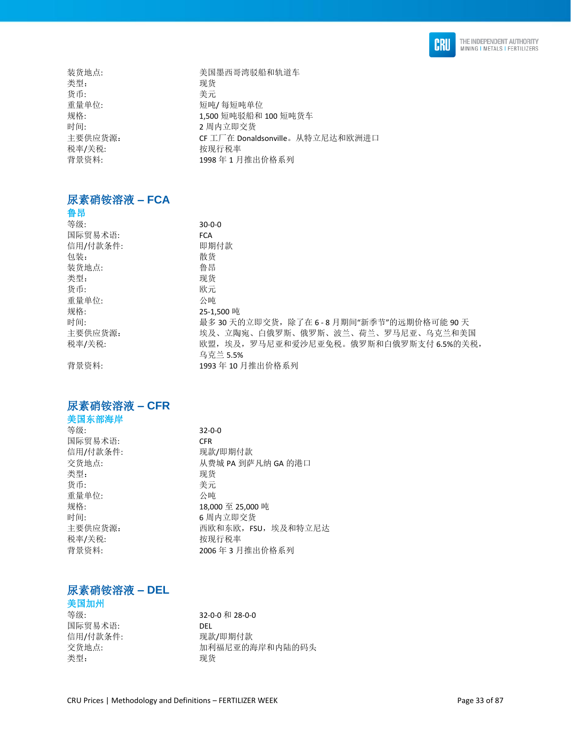| | |
|---|---|
| 装货地点: | 美国墨西哥湾驳船和轨道车 |
| 类型： | 现货 |
| 货币: | 美元 |
| 重量单位: | 短吨/ 每短吨单位 |
| 规格: | 1,500 短吨驳船和 100 短吨货车 |
| 时间: | 2 周内立即交货 |
| 主要供应货源： | CF 工厂在 Donaldsonville。从特立尼达和欧洲进口 |
| 税率/关税: | 按现行税率 |
| 背景资料: | 1998 年 1 月推出价格系列 |

## 尿素硝铵溶液 – FCA

### 鲁昂

| | |
|---|---|
| 等级: | 30-0-0 |
| 国际贸易术语: | FCA |
| 信用/付款条件: | 即期付款 |
| 包装: | 散货 |
| 装货地点: | 鲁昂 |
| 类型: | 现货 |
| 货币: | 欧元 |
| 重量单位: | 公吨 |
| 规格: | 25-1,500 吨 |
| 时间: | 最多 30 天的立即交货，除了在 6 - 8 月期间"新季节"的远期价格可能 90 天 |
| 主要供应货源: | 埃及、立陶宛、白俄罗斯、俄罗斯、波兰、荷兰、罗马尼亚、乌克兰和美国 |
| 税率/关税: | 欧盟，埃及，罗马尼亚和爱沙尼亚免税。俄罗斯和白俄罗斯支付 6.5%的关税，乌克兰 5.5% |
| 背景资料: | 1993 年 10 月推出价格系列 |

## 尿素硝铵溶液 – CFR

### 美国东部海岸

| | |
|---|---|
| 等级: | 32-0-0 |
| 国际贸易术语: | CFR |
| 信用/付款条件: | 现款/即期付款 |
| 交货地点: | 从费城 PA 到萨凡纳 GA 的港口 |
| 类型: | 现货 |
| 货币: | 美元 |
| 重量单位: | 公吨 |
| 规格: | 18,000 至 25,000 吨 |
| 时间: | 6 周内立即交货 |
| 主要供应货源: | 西欧和东欧，FSU，埃及和特立尼达 |
| 税率/关税: | 按现行税率 |
| 背景资料: | 2006 年 3 月推出价格系列 |

## 尿素硝铵溶液 – DEL

### 美国加州

| | |
|---|---|
| 等级: | 32-0-0 和 28-0-0 |
| 国际贸易术语: | DEL |
| 信用/付款条件: | 现款/即期付款 |
| 交货地点: | 加利福尼亚的海岸和内陆的码头 |
| 类型： | 现货 |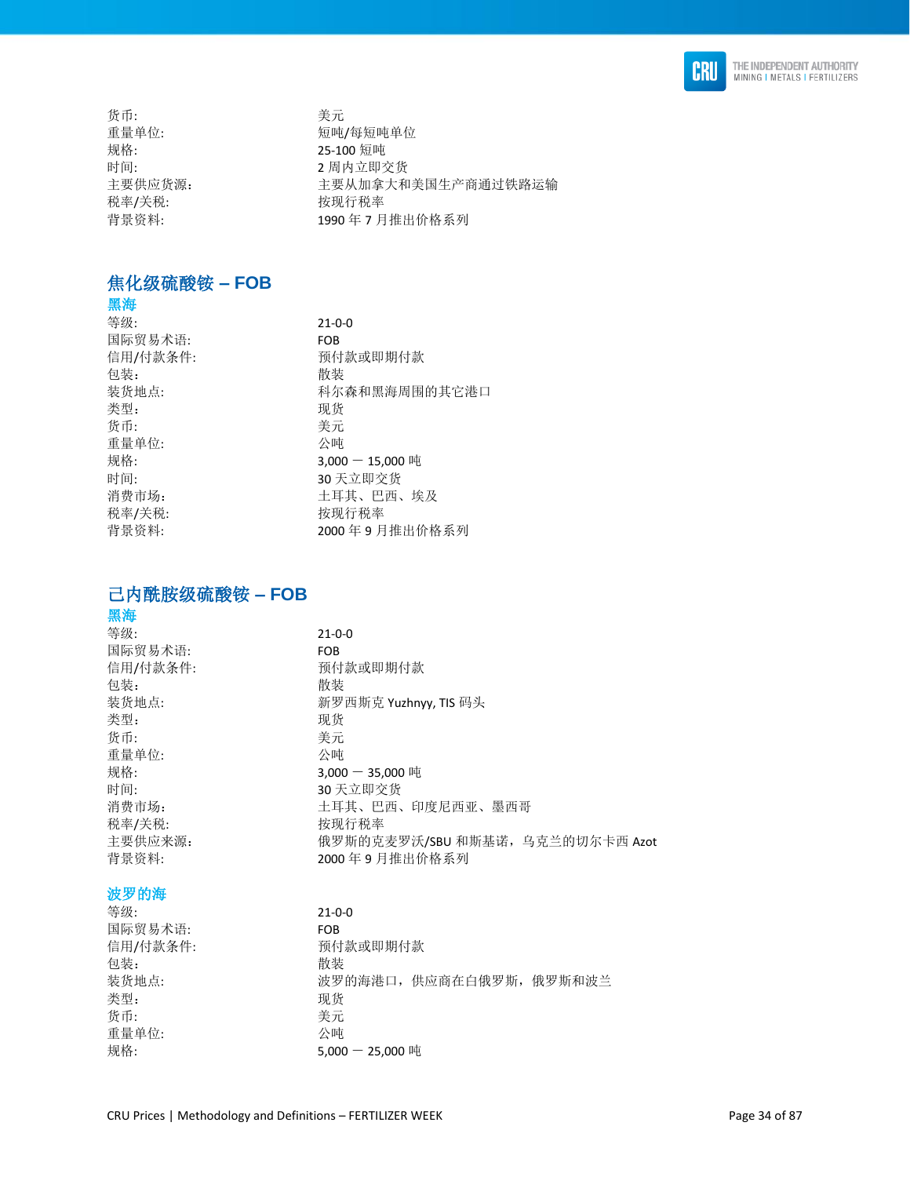货币: 美元
重量单位: 短吨/每短吨单位
规格: 25-100 短吨
时间: 2 周内立即交货
主要供应货源: 主要从加拿大和美国生产商通过铁路运输
税率/关税: 按现行税率
背景资料: 1990 年 7 月推出价格系列

## 焦化级硫酸铵 – FOB

### 黑海

等级: 21-0-0
国际贸易术语: FOB
信用/付款条件: 预付款或即期付款
包装: 散装
装货地点: 科尔森和黑海周围的其它港口
类型: 现货
货币: 美元
重量单位: 公吨
规格: 3,000 — 15,000 吨
时间: 30 天立即交货
消费市场: 土耳其、巴西、埃及
税率/关税: 按现行税率
背景资料: 2000 年 9 月推出价格系列

## 己内酰胺级硫酸铵 – FOB

### 黑海

等级: 21-0-0
国际贸易术语: FOB
信用/付款条件: 预付款或即期付款
包装: 散装
装货地点: 新罗西斯克 Yuzhnyy, TIS 码头
类型: 现货
货币: 美元
重量单位: 公吨
规格: 3,000 — 35,000 吨
时间: 30 天立即交货
消费市场: 土耳其、巴西、印度尼西亚、墨西哥
税率/关税: 按现行税率
主要供应来源: 俄罗斯的克麦罗沃/SBU 和斯基诺，乌克兰的切尔卡西 Azot
背景资料: 2000 年 9 月推出价格系列

### 波罗的海

等级: 21-0-0
国际贸易术语: FOB
信用/付款条件: 预付款或即期付款
包装: 散装
装货地点: 波罗的海港口，供应商在白俄罗斯，俄罗斯和波兰
类型: 现货
货币: 美元
重量单位: 公吨
规格: 5,000 — 25,000 吨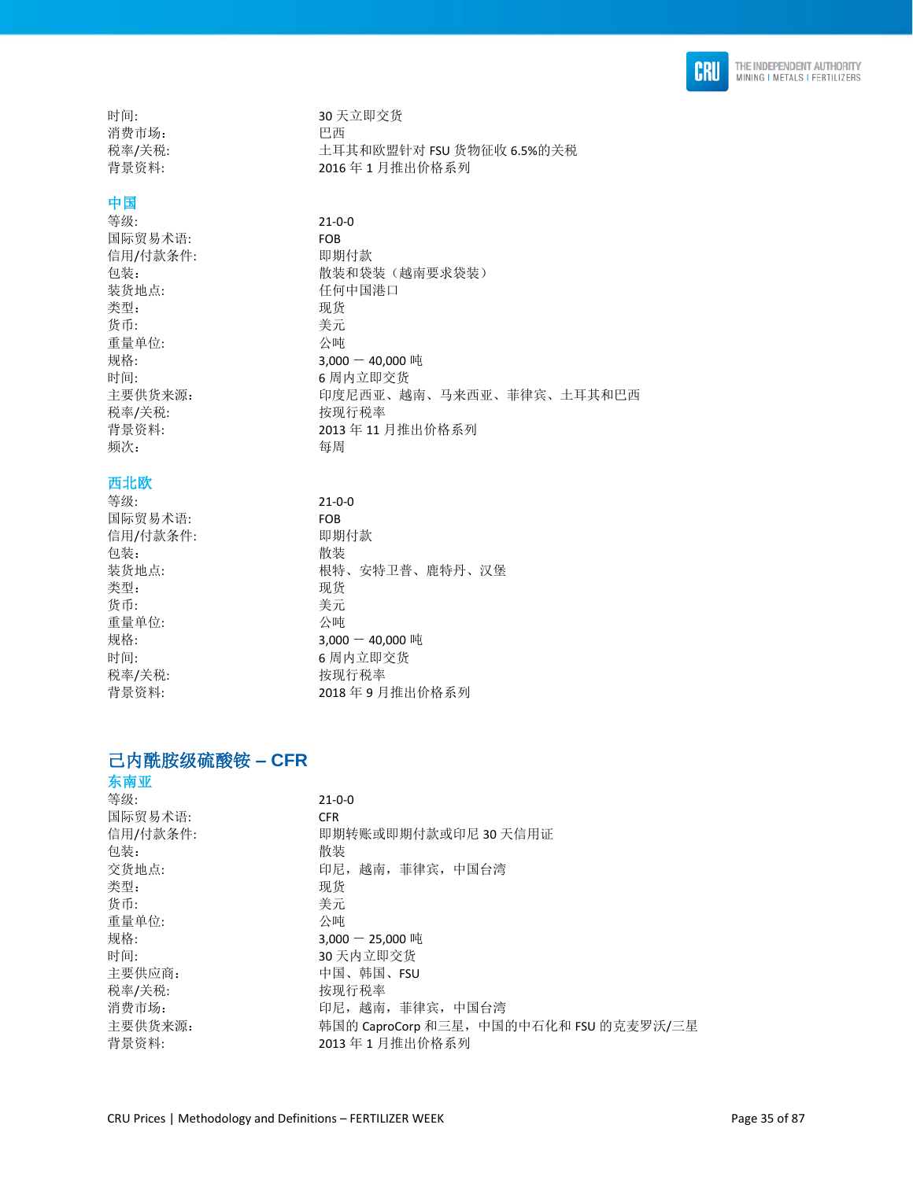时间: 30 天立即交货
消费市场: 巴西
税率/关税: 土耳其和欧盟针对 FSU 货物征收 6.5%的关税
背景资料: 2016 年 1 月推出价格系列

### 中国

等级: 21-0-0
国际贸易术语: FOB
信用/付款条件: 即期付款
包装: 散装和袋装（越南要求袋装）
装货地点: 任何中国港口
类型: 现货
货币: 美元
重量单位: 公吨
规格: 3,000 — 40,000 吨
时间: 6 周内立即交货
主要供货来源: 印度尼西亚、越南、马来西亚、菲律宾、土耳其和巴西
税率/关税: 按现行税率
背景资料: 2013 年 11 月推出价格系列
频次: 每周

### 西北欧

等级: 21-0-0
国际贸易术语: FOB
信用/付款条件: 即期付款
包装: 散装
装货地点: 根特、安特卫普、鹿特丹、汉堡
类型: 现货
货币: 美元
重量单位: 公吨
规格: 3,000 — 40,000 吨
时间: 6 周内立即交货
税率/关税: 按现行税率
背景资料: 2018 年 9 月推出价格系列

## 己内酰胺级硫酸铵 – CFR

### 东南亚

等级: 21-0-0
国际贸易术语: CFR
信用/付款条件: 即期转账或即期付款或印尼 30 天信用证
包装: 散装
交货地点: 印尼，越南，菲律宾，中国台湾
类型: 现货
货币: 美元
重量单位: 公吨
规格: 3,000 — 25,000 吨
时间: 30 天内立即交货
主要供应商: 中国、韩国、FSU
税率/关税: 按现行税率
消费市场: 印尼，越南，菲律宾，中国台湾
主要供货来源: 韩国的 CaproCorp 和三星，中国的中石化和 FSU 的克麦罗沃/三星
背景资料: 2013 年 1 月推出价格系列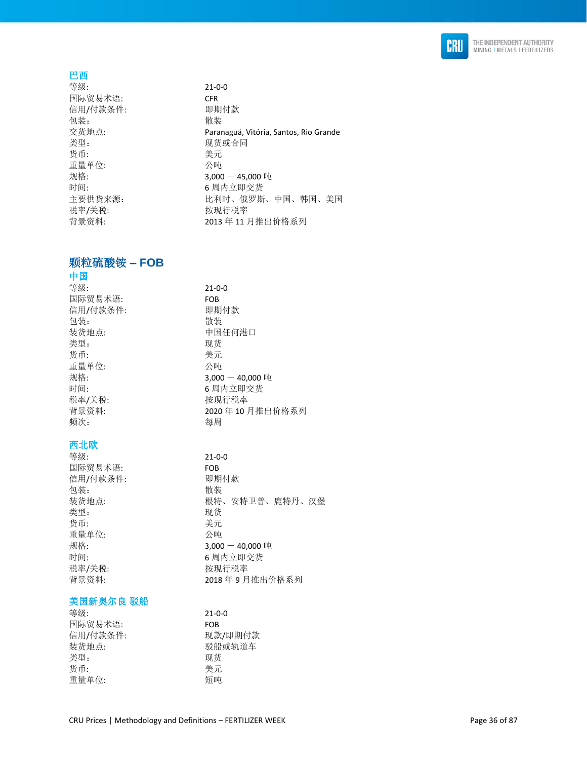### 巴西

| | |
|---|---|
| 等级: | 21-0-0 |
| 国际贸易术语: | CFR |
| 信用/付款条件: | 即期付款 |
| 包装： | 散装 |
| 交货地点: | Paranaguá, Vitória, Santos, Rio Grande |
| 类型： | 现货或合同 |
| 货币: | 美元 |
| 重量单位: | 公吨 |
| 规格: | 3,000 — 45,000 吨 |
| 时间: | 6 周内立即交货 |
| 主要供货来源: | 比利时、俄罗斯、中国、韩国、美国 |
| 税率/关税: | 按现行税率 |
| 背景资料: | 2013 年 11 月推出价格系列 |

## 颗粒硫酸铵 – FOB

### 中国

| | |
|---|---|
| 等级: | 21-0-0 |
| 国际贸易术语: | FOB |
| 信用/付款条件: | 即期付款 |
| 包装： | 散装 |
| 装货地点: | 中国任何港口 |
| 类型： | 现货 |
| 货币: | 美元 |
| 重量单位: | 公吨 |
| 规格: | 3,000 — 40,000 吨 |
| 时间: | 6 周内立即交货 |
| 税率/关税: | 按现行税率 |
| 背景资料: | 2020 年 10 月推出价格系列 |
| 频次： | 每周 |

### 西北欧

| | |
|---|---|
| 等级: | 21-0-0 |
| 国际贸易术语: | FOB |
| 信用/付款条件: | 即期付款 |
| 包装： | 散装 |
| 装货地点: | 根特、安特卫普、鹿特丹、汉堡 |
| 类型： | 现货 |
| 货币: | 美元 |
| 重量单位: | 公吨 |
| 规格: | 3,000 — 40,000 吨 |
| 时间: | 6 周内立即交货 |
| 税率/关税: | 按现行税率 |
| 背景资料: | 2018 年 9 月推出价格系列 |

### 美国新奥尔良 驳船

| | |
|---|---|
| 等级: | 21-0-0 |
| 国际贸易术语: | FOB |
| 信用/付款条件: | 现款/即期付款 |
| 装货地点: | 驳船或轨道车 |
| 类型： | 现货 |
| 货币: | 美元 |
| 重量单位: | 短吨 |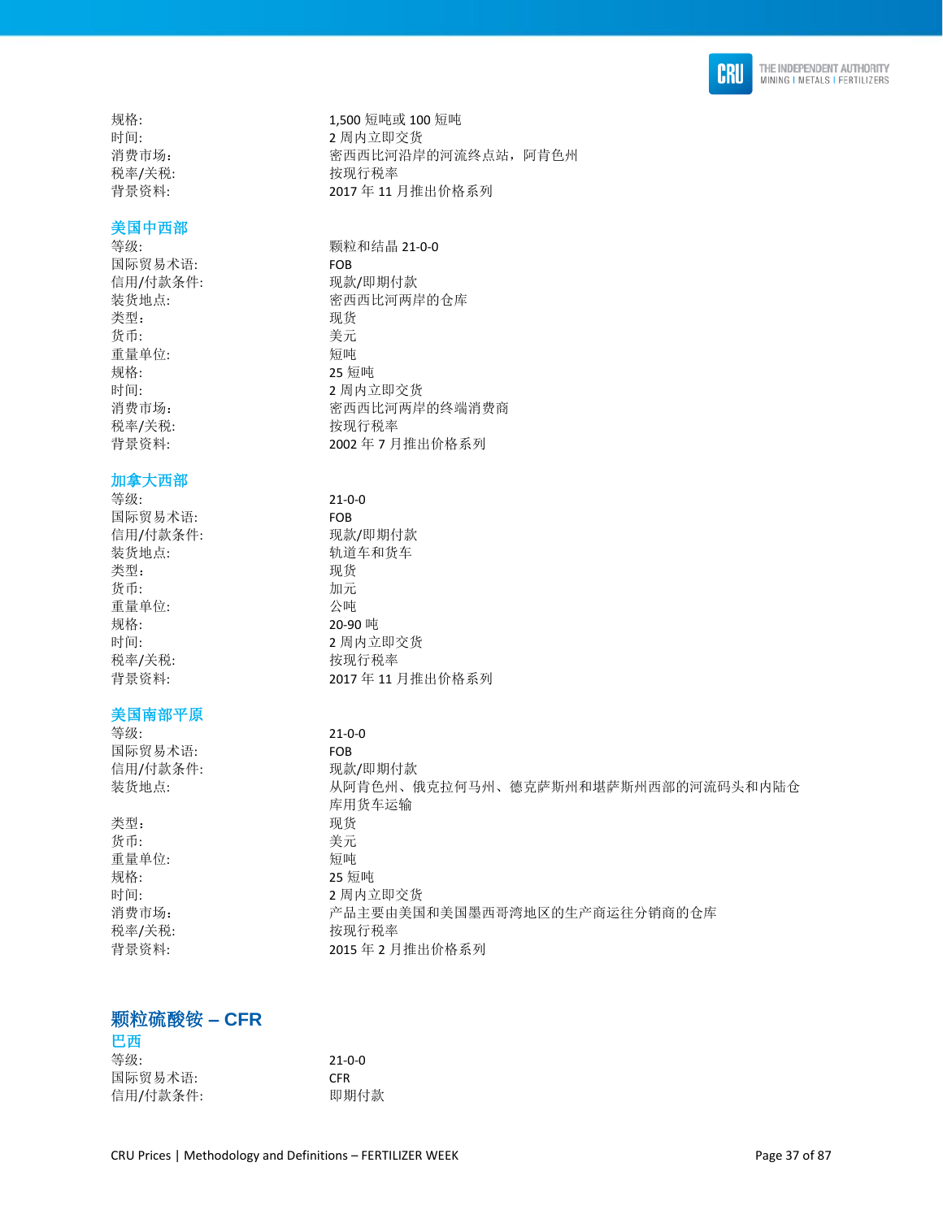| | |
|---|---|
| 规格: | 1,500 短吨或 100 短吨 |
| 时间: | 2 周内立即交货 |
| 消费市场: | 密西西比河沿岸的河流终点站，阿肯色州 |
| 税率/关税: | 按现行税率 |
| 背景资料: | 2017 年 11 月推出价格系列 |

### 美国中西部

| | |
|---|---|
| 等级: | 颗粒和结晶 21-0-0 |
| 国际贸易术语: | FOB |
| 信用/付款条件: | 现款/即期付款 |
| 装货地点: | 密西西比河两岸的仓库 |
| 类型: | 现货 |
| 货币: | 美元 |
| 重量单位: | 短吨 |
| 规格: | 25 短吨 |
| 时间: | 2 周内立即交货 |
| 消费市场: | 密西西比河两岸的终端消费商 |
| 税率/关税: | 按现行税率 |
| 背景资料: | 2002 年 7 月推出价格系列 |

### 加拿大西部

| | |
|---|---|
| 等级: | 21-0-0 |
| 国际贸易术语: | FOB |
| 信用/付款条件: | 现款/即期付款 |
| 装货地点: | 轨道车和货车 |
| 类型: | 现货 |
| 货币: | 加元 |
| 重量单位: | 公吨 |
| 规格: | 20-90 吨 |
| 时间: | 2 周内立即交货 |
| 税率/关税: | 按现行税率 |
| 背景资料: | 2017 年 11 月推出价格系列 |

### 美国南部平原

| | |
|---|---|
| 等级: | 21-0-0 |
| 国际贸易术语: | FOB |
| 信用/付款条件: | 现款/即期付款 |
| 装货地点: | 从阿肯色州、俄克拉何马州、德克萨斯州和堪萨斯州西部的河流码头和内陆仓库用货车运输 |
| 类型: | 现货 |
| 货币: | 美元 |
| 重量单位: | 短吨 |
| 规格: | 25 短吨 |
| 时间: | 2 周内立即交货 |
| 消费市场: | 产品主要由美国和美国墨西哥湾地区的生产商运往分销商的仓库 |
| 税率/关税: | 按现行税率 |
| 背景资料: | 2015 年 2 月推出价格系列 |

## 颗粒硫酸铵 – CFR

### 巴西

| | |
|---|---|
| 等级: | 21-0-0 |
| 国际贸易术语: | CFR |
| 信用/付款条件: | 即期付款 |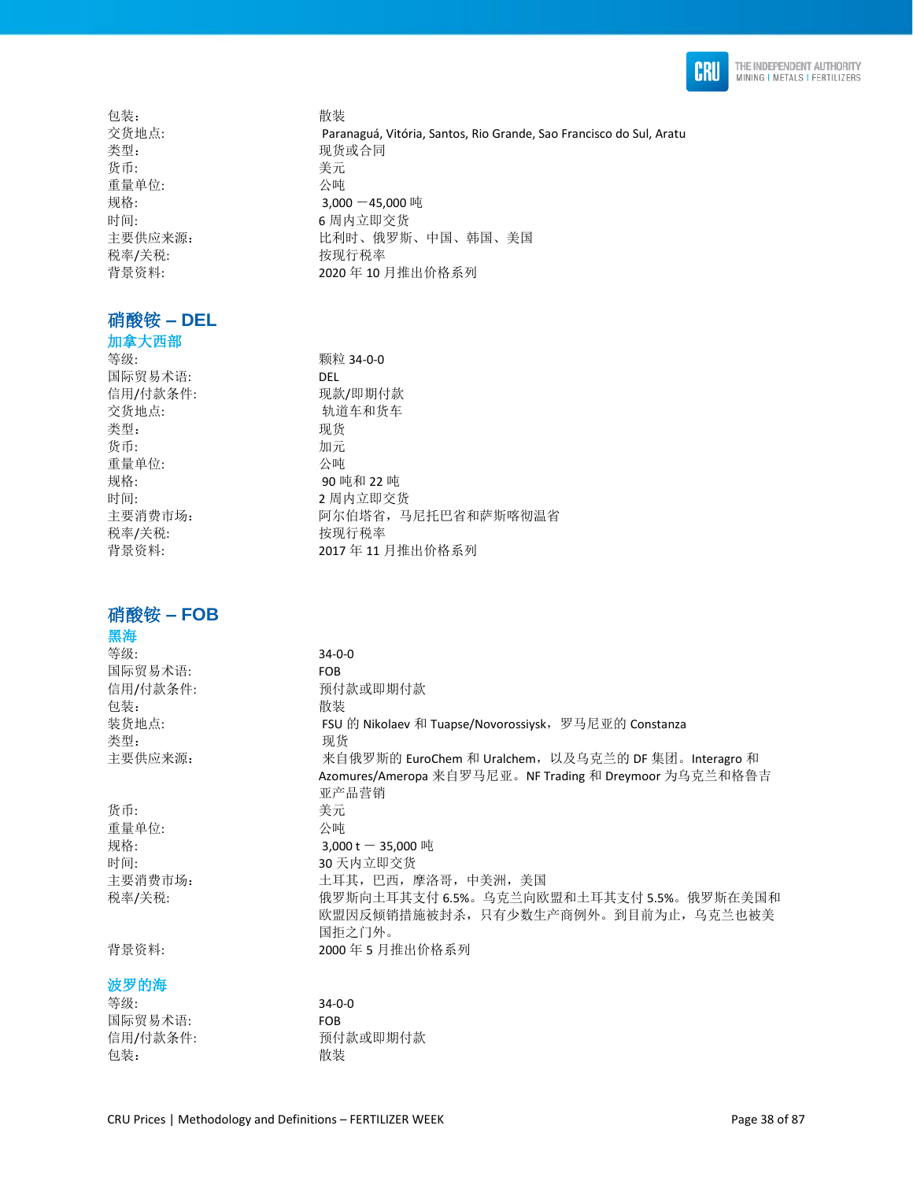包装: 散装
交货地点: Paranaguá, Vitória, Santos, Rio Grande, Sao Francisco do Sul, Aratu
类型: 现货或合同
货币: 美元
重量单位: 公吨
规格: 3,000 —45,000 吨
时间: 6 周内立即交货
主要供应来源: 比利时、俄罗斯、中国、韩国、美国
税率/关税: 按现行税率
背景资料: 2020 年 10 月推出价格系列

## 硝酸铵 – DEL

### 加拿大西部

等级: 颗粒 34-0-0
国际贸易术语: DEL
信用/付款条件: 现款/即期付款
交货地点: 轨道车和货车
类型: 现货
货币: 加元
重量单位: 公吨
规格: 90 吨和 22 吨
时间: 2 周内立即交货
主要消费市场: 阿尔伯塔省，马尼托巴省和萨斯喀彻温省
税率/关税: 按现行税率
背景资料: 2017 年 11 月推出价格系列

## 硝酸铵 – FOB

### 黑海

等级: 34-0-0
国际贸易术语: FOB
信用/付款条件: 预付款或即期付款
包装: 散装
装货地点: FSU 的 Nikolaev 和 Tuapse/Novorossiysk，罗马尼亚的 Constanza
类型: 现货
主要供应来源: 来自俄罗斯的 EuroChem 和 Uralchem，以及乌克兰的 DF 集团。Interagro 和 Azomures/Ameropa 来自罗马尼亚。NF Trading 和 Dreymoor 为乌克兰和格鲁吉亚产品营销
货币: 美元
重量单位: 公吨
规格: 3,000 t — 35,000 吨
时间: 30 天内立即交货
主要消费市场: 土耳其，巴西，摩洛哥，中美洲，美国
税率/关税: 俄罗斯向土耳其支付 6.5%。乌克兰向欧盟和土耳其支付 5.5%。俄罗斯在美国和欧盟因反倾销措施被封杀，只有少数生产商例外。到目前为止，乌克兰也被美国拒之门外。
背景资料: 2000 年 5 月推出价格系列

### 波罗的海

等级: 34-0-0
国际贸易术语: FOB
信用/付款条件: 预付款或即期付款
包装: 散装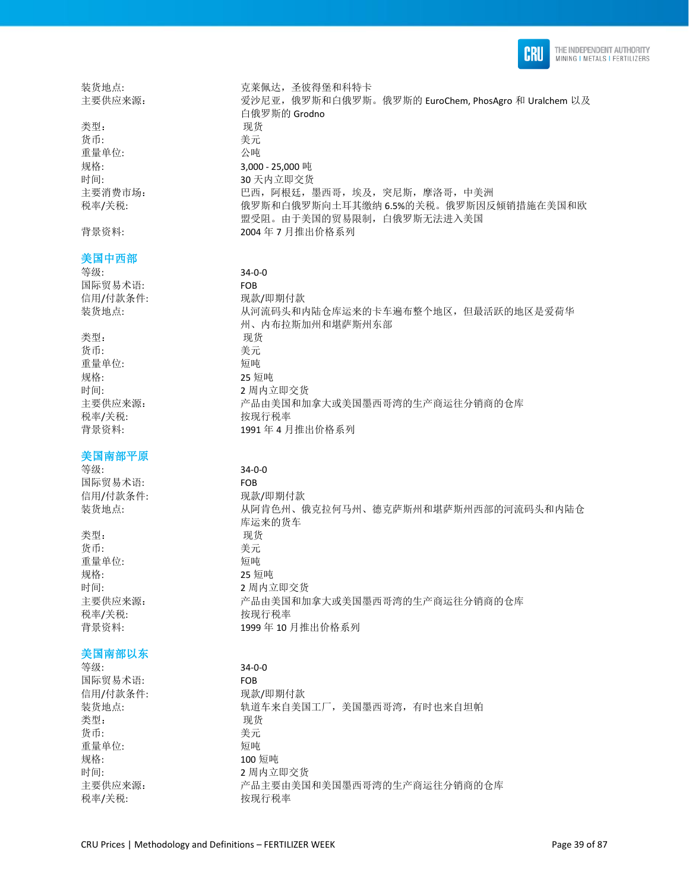| | |
|---|---|
| 装货地点: | 克莱佩达，圣彼得堡和科特卡 |
| 主要供应来源: | 爱沙尼亚，俄罗斯和白俄罗斯。俄罗斯的 EuroChem, PhosAgro 和 Uralchem 以及白俄罗斯的 Grodno |
| 类型： | 现货 |
| 货币: | 美元 |
| 重量单位: | 公吨 |
| 规格: | 3,000 - 25,000 吨 |
| 时间: | 30 天内立即交货 |
| 主要消费市场： | 巴西，阿根廷，墨西哥，埃及，突尼斯，摩洛哥，中美洲 |
| 税率/关税: | 俄罗斯和白俄罗斯向土耳其缴纳 6.5%的关税。俄罗斯因反倾销措施在美国和欧盟受阻。由于美国的贸易限制，白俄罗斯无法进入美国 |
| 背景资料: | 2004 年 7 月推出价格系列 |

## 美国中西部

| | |
|---|---|
| 等级: | 34-0-0 |
| 国际贸易术语: | FOB |
| 信用/付款条件: | 现款/即期付款 |
| 装货地点: | 从河流码头和内陆仓库运来的卡车遍布整个地区，但最活跃的地区是爱荷华州、内布拉斯加州和堪萨斯州东部 |
| 类型： | 现货 |
| 货币: | 美元 |
| 重量单位: | 短吨 |
| 规格: | 25 短吨 |
| 时间: | 2 周内立即交货 |
| 主要供应来源: | 产品由美国和加拿大或美国墨西哥湾的生产商运往分销商的仓库 |
| 税率/关税: | 按现行税率 |
| 背景资料: | 1991 年 4 月推出价格系列 |

## 美国南部平原

| | |
|---|---|
| 等级: | 34-0-0 |
| 国际贸易术语: | FOB |
| 信用/付款条件: | 现款/即期付款 |
| 装货地点: | 从阿肯色州、俄克拉何马州、德克萨斯州和堪萨斯州西部的河流码头和内陆仓库运来的货车 |
| 类型： | 现货 |
| 货币: | 美元 |
| 重量单位: | 短吨 |
| 规格: | 25 短吨 |
| 时间: | 2 周内立即交货 |
| 主要供应来源: | 产品由美国和加拿大或美国墨西哥湾的生产商运往分销商的仓库 |
| 税率/关税: | 按现行税率 |
| 背景资料: | 1999 年 10 月推出价格系列 |

## 美国南部以东

| | |
|---|---|
| 等级: | 34-0-0 |
| 国际贸易术语: | FOB |
| 信用/付款条件: | 现款/即期付款 |
| 装货地点: | 轨道车来自美国工厂，美国墨西哥湾，有时也来自坦帕 |
| 类型： | 现货 |
| 货币: | 美元 |
| 重量单位: | 短吨 |
| 规格: | 100 短吨 |
| 时间: | 2 周内立即交货 |
| 主要供应来源: | 产品主要由美国和美国墨西哥湾的生产商运往分销商的仓库 |
| 税率/关税: | 按现行税率 |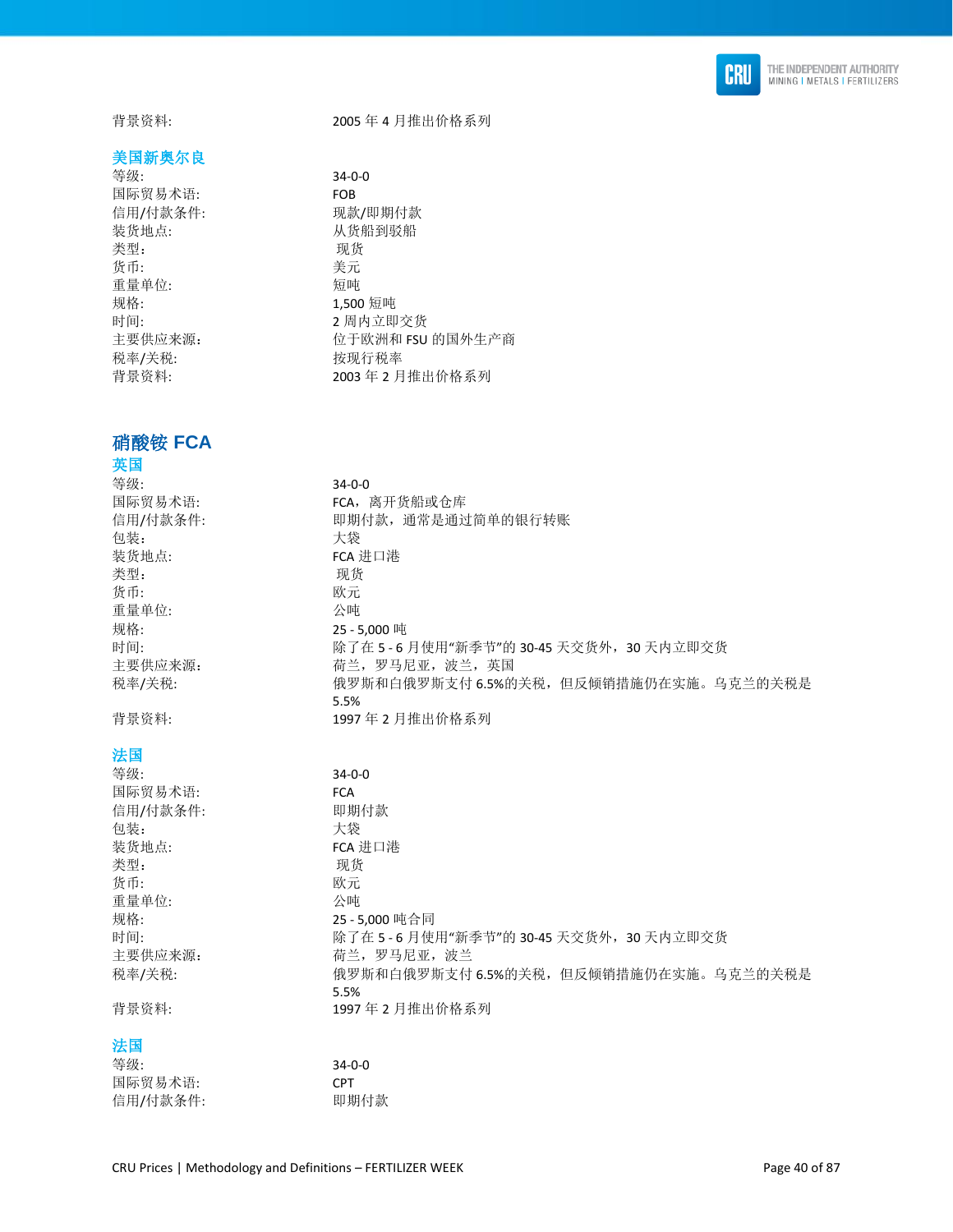| | |
|---|---|
| 背景资料: | 2005 年 4 月推出价格系列 |

### 美国新奥尔良

| | |
|---|---|
| 等级: | 34-0-0 |
| 国际贸易术语: | FOB |
| 信用/付款条件: | 现款/即期付款 |
| 装货地点: | 从货船到驳船 |
| 类型: | 现货 |
| 货币: | 美元 |
| 重量单位: | 短吨 |
| 规格: | 1,500 短吨 |
| 时间: | 2 周内立即交货 |
| 主要供应来源: | 位于欧洲和 FSU 的国外生产商 |
| 税率/关税: | 按现行税率 |
| 背景资料: | 2003 年 2 月推出价格系列 |

## 硝酸铵 FCA

### 英国

| | |
|---|---|
| 等级: | 34-0-0 |
| 国际贸易术语: | FCA，离开货船或仓库 |
| 信用/付款条件: | 即期付款，通常是通过简单的银行转账 |
| 包装: | 大袋 |
| 装货地点: | FCA 进口港 |
| 类型: | 现货 |
| 货币: | 欧元 |
| 重量单位: | 公吨 |
| 规格: | 25 - 5,000 吨 |
| 时间: | 除了在 5 - 6 月使用“新季节”的 30-45 天交货外，30 天内立即交货 |
| 主要供应来源: | 荷兰，罗马尼亚，波兰，英国 |
| 税率/关税: | 俄罗斯和白俄罗斯支付 6.5%的关税，但反倾销措施仍在实施。乌克兰的关税是 5.5% |
| 背景资料: | 1997 年 2 月推出价格系列 |

### 法国

| | |
|---|---|
| 等级: | 34-0-0 |
| 国际贸易术语: | FCA |
| 信用/付款条件: | 即期付款 |
| 包装: | 大袋 |
| 装货地点: | FCA 进口港 |
| 类型: | 现货 |
| 货币: | 欧元 |
| 重量单位: | 公吨 |
| 规格: | 25 - 5,000 吨合同 |
| 时间: | 除了在 5 - 6 月使用“新季节”的 30-45 天交货外，30 天内立即交货 |
| 主要供应来源: | 荷兰，罗马尼亚，波兰 |
| 税率/关税: | 俄罗斯和白俄罗斯支付 6.5%的关税，但反倾销措施仍在实施。乌克兰的关税是 5.5% |
| 背景资料: | 1997 年 2 月推出价格系列 |

### 法国

| | |
|---|---|
| 等级: | 34-0-0 |
| 国际贸易术语: | CPT |
| 信用/付款条件: | 即期付款 |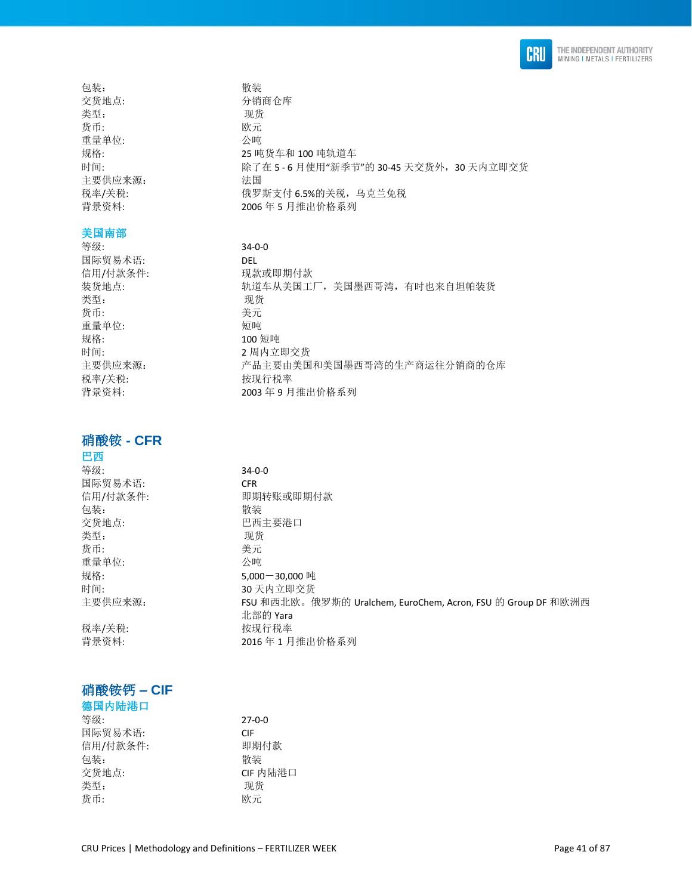| | |
|---|---|
| 包装: | 散装 |
| 交货地点: | 分销商仓库 |
| 类型: | 现货 |
| 货币: | 欧元 |
| 重量单位: | 公吨 |
| 规格: | 25 吨货车和 100 吨轨道车 |
| 时间: | 除了在 5 - 6 月使用“新季节”的 30-45 天交货外，30 天内立即交货 |
| 主要供应来源: | 法国 |
| 税率/关税: | 俄罗斯支付 6.5%的关税，乌克兰免税 |
| 背景资料: | 2006 年 5 月推出价格系列 |

### 美国南部

| | |
|---|---|
| 等级: | 34-0-0 |
| 国际贸易术语: | DEL |
| 信用/付款条件: | 现款或即期付款 |
| 装货地点: | 轨道车从美国工厂，美国墨西哥湾，有时也来自坦帕装货 |
| 类型: | 现货 |
| 货币: | 美元 |
| 重量单位: | 短吨 |
| 规格: | 100 短吨 |
| 时间: | 2 周内立即交货 |
| 主要供应来源: | 产品主要由美国和美国墨西哥湾的生产商运往分销商的仓库 |
| 税率/关税: | 按现行税率 |
| 背景资料: | 2003 年 9 月推出价格系列 |

## 硝酸铵 - CFR

### 巴西

| | |
|---|---|
| 等级: | 34-0-0 |
| 国际贸易术语: | CFR |
| 信用/付款条件: | 即期转账或即期付款 |
| 包装: | 散装 |
| 交货地点: | 巴西主要港口 |
| 类型: | 现货 |
| 货币: | 美元 |
| 重量单位: | 公吨 |
| 规格: | 5,000－30,000 吨 |
| 时间: | 30 天内立即交货 |
| 主要供应来源: | FSU 和西北欧。俄罗斯的 Uralchem, EuroChem, Acron, FSU 的 Group DF 和欧洲西北部的 Yara |
| 税率/关税: | 按现行税率 |
| 背景资料: | 2016 年 1 月推出价格系列 |

## 硝酸铵钙 – CIF

### 德国内陆港口

| | |
|---|---|
| 等级: | 27-0-0 |
| 国际贸易术语: | CIF |
| 信用/付款条件: | 即期付款 |
| 包装: | 散装 |
| 交货地点: | CIF 内陆港口 |
| 类型: | 现货 |
| 货币: | 欧元 |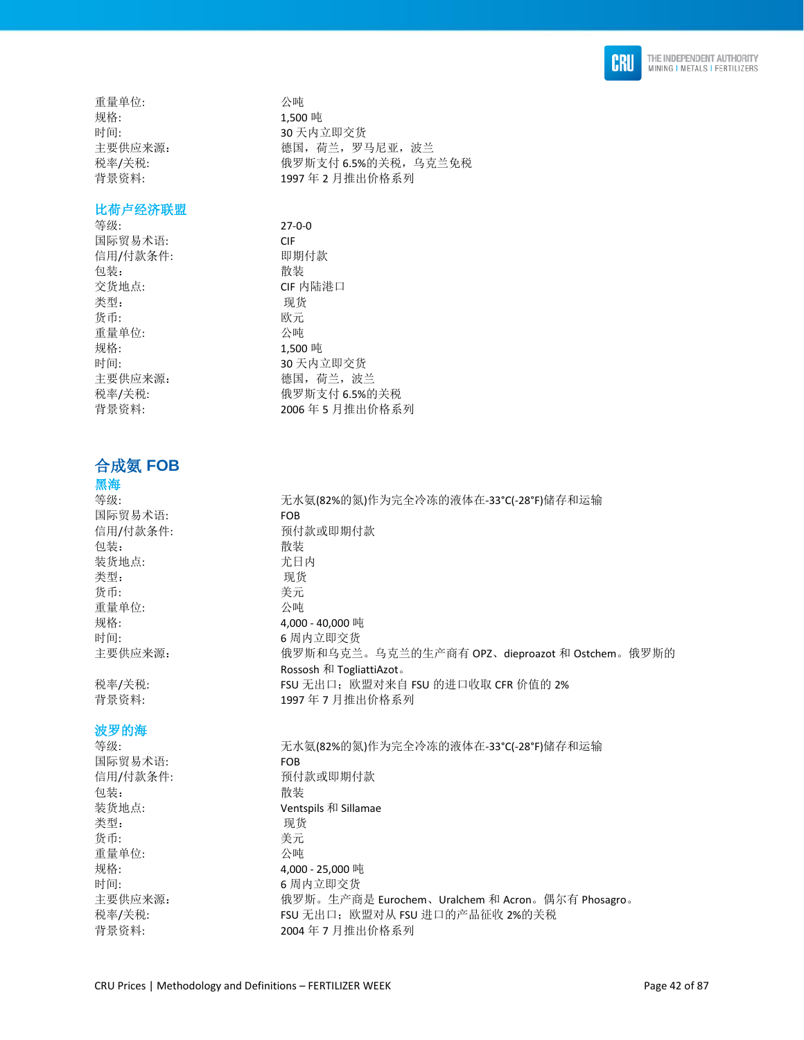| | |
|---|---|
| 重量单位: | 公吨 |
| 规格: | 1,500 吨 |
| 时间: | 30 天内立即交货 |
| 主要供应来源: | 德国，荷兰，罗马尼亚，波兰 |
| 税率/关税: | 俄罗斯支付 6.5%的关税，乌克兰免税 |
| 背景资料: | 1997 年 2 月推出价格系列 |

### 比荷卢经济联盟

| | |
|---|---|
| 等级: | 27-0-0 |
| 国际贸易术语: | CIF |
| 信用/付款条件: | 即期付款 |
| 包装: | 散装 |
| 交货地点: | CIF 内陆港口 |
| 类型: | 现货 |
| 货币: | 欧元 |
| 重量单位: | 公吨 |
| 规格: | 1,500 吨 |
| 时间: | 30 天内立即交货 |
| 主要供应来源: | 德国，荷兰，波兰 |
| 税率/关税: | 俄罗斯支付 6.5%的关税 |
| 背景资料: | 2006 年 5 月推出价格系列 |

## 合成氨 FOB

### 黑海

| | |
|---|---|
| 等级: | 无水氨(82%的氮)作为完全冷冻的液体在-33°C(-28°F)储存和运输 |
| 国际贸易术语: | FOB |
| 信用/付款条件: | 预付款或即期付款 |
| 包装: | 散装 |
| 装货地点: | 尤日内 |
| 类型: | 现货 |
| 货币: | 美元 |
| 重量单位: | 公吨 |
| 规格: | 4,000 - 40,000 吨 |
| 时间: | 6 周内立即交货 |
| 主要供应来源: | 俄罗斯和乌克兰。乌克兰的生产商有 OPZ、dieproazot 和 Ostchem。俄罗斯的 Rossosh 和 TogliattiAzot。 |
| 税率/关税: | FSU 无出口；欧盟对来自 FSU 的进口收取 CFR 价值的 2% |
| 背景资料: | 1997 年 7 月推出价格系列 |

### 波罗的海

| | |
|---|---|
| 等级: | 无水氨(82%的氮)作为完全冷冻的液体在-33°C(-28°F)储存和运输 |
| 国际贸易术语: | FOB |
| 信用/付款条件: | 预付款或即期付款 |
| 包装: | 散装 |
| 装货地点: | Ventspils 和 Sillamae |
| 类型: | 现货 |
| 货币: | 美元 |
| 重量单位: | 公吨 |
| 规格: | 4,000 - 25,000 吨 |
| 时间: | 6 周内立即交货 |
| 主要供应来源: | 俄罗斯。生产商是 Eurochem、Uralchem 和 Acron。偶尔有 Phosagro。 |
| 税率/关税: | FSU 无出口；欧盟对从 FSU 进口的产品征收 2%的关税 |
| 背景资料: | 2004 年 7 月推出价格系列 |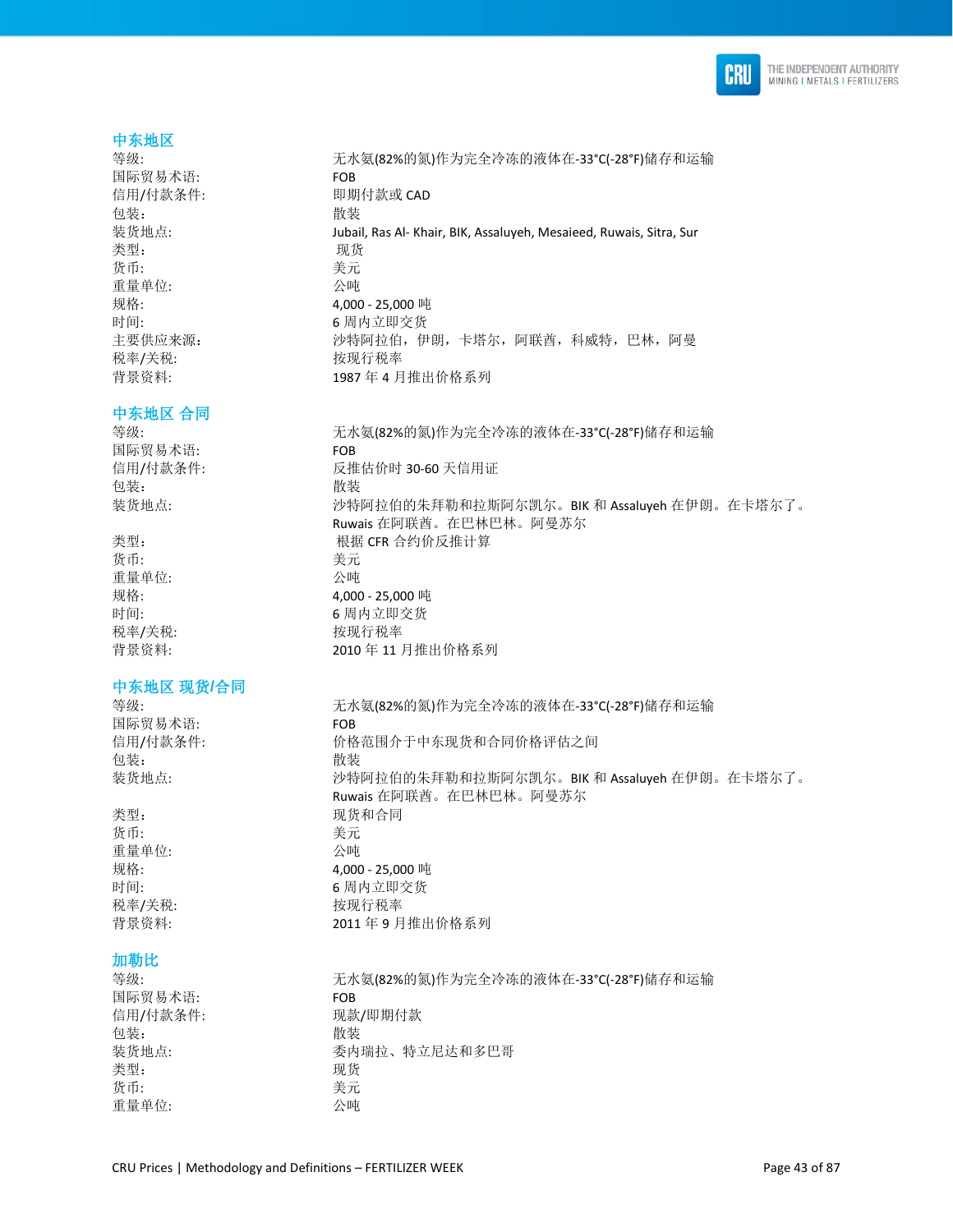## 中东地区

| | |
|---|---|
| 等级: | 无水氨(82%的氮)作为完全冷冻的液体在-33°C(-28°F)储存和运输 |
| 国际贸易术语: | FOB |
| 信用/付款条件: | 即期付款或 CAD |
| 包装: | 散装 |
| 装货地点: | Jubail, Ras Al- Khair, BIK, Assaluyeh, Mesaieed, Ruwais, Sitra, Sur |
| 类型: | 现货 |
| 货币: | 美元 |
| 重量单位: | 公吨 |
| 规格: | 4,000 - 25,000 吨 |
| 时间: | 6 周内立即交货 |
| 主要供应来源: | 沙特阿拉伯，伊朗，卡塔尔，阿联酋，科威特，巴林，阿曼 |
| 税率/关税: | 按现行税率 |
| 背景资料: | 1987 年 4 月推出价格系列 |

## 中东地区 合同

| | |
|---|---|
| 等级: | 无水氨(82%的氮)作为完全冷冻的液体在-33°C(-28°F)储存和运输 |
| 国际贸易术语: | FOB |
| 信用/付款条件: | 反推估价时 30-60 天信用证 |
| 包装: | 散装 |
| 装货地点: | 沙特阿拉伯的朱拜勒和拉斯阿尔凯尔。BIK 和 Assaluyeh 在伊朗。在卡塔尔了。Ruwais 在阿联酋。在巴林巴林。阿曼苏尔 |
| 类型: | 根据 CFR 合约价反推计算 |
| 货币: | 美元 |
| 重量单位: | 公吨 |
| 规格: | 4,000 - 25,000 吨 |
| 时间: | 6 周内立即交货 |
| 税率/关税: | 按现行税率 |
| 背景资料: | 2010 年 11 月推出价格系列 |

## 中东地区 现货/合同

| | |
|---|---|
| 等级: | 无水氨(82%的氮)作为完全冷冻的液体在-33°C(-28°F)储存和运输 |
| 国际贸易术语: | FOB |
| 信用/付款条件: | 价格范围介于中东现货和合同价格评估之间 |
| 包装: | 散装 |
| 装货地点: | 沙特阿拉伯的朱拜勒和拉斯阿尔凯尔。BIK 和 Assaluyeh 在伊朗。在卡塔尔了。Ruwais 在阿联酋。在巴林巴林。阿曼苏尔 |
| 类型: | 现货和合同 |
| 货币: | 美元 |
| 重量单位: | 公吨 |
| 规格: | 4,000 - 25,000 吨 |
| 时间: | 6 周内立即交货 |
| 税率/关税: | 按现行税率 |
| 背景资料: | 2011 年 9 月推出价格系列 |

## 加勒比

| | |
|---|---|
| 等级: | 无水氨(82%的氮)作为完全冷冻的液体在-33°C(-28°F)储存和运输 |
| 国际贸易术语: | FOB |
| 信用/付款条件: | 现款/即期付款 |
| 包装: | 散装 |
| 装货地点: | 委内瑞拉、特立尼达和多巴哥 |
| 类型: | 现货 |
| 货币: | 美元 |
| 重量单位: | 公吨 |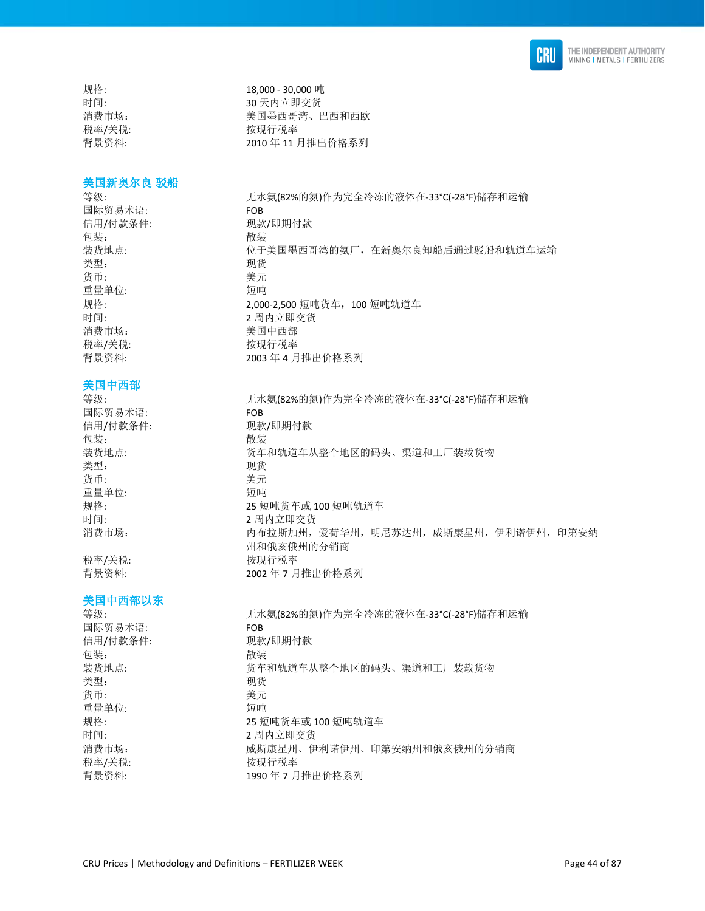| | |
|---|---|
| 规格: | 18,000 - 30,000 吨 |
| 时间: | 30 天内立即交货 |
| 消费市场: | 美国墨西哥湾、巴西和西欧 |
| 税率/关税: | 按现行税率 |
| 背景资料: | 2010 年 11 月推出价格系列 |

### 美国新奥尔良 驳船

| | |
|---|---|
| 等级: | 无水氨(82%的氮)作为完全冷冻的液体在-33°C(-28°F)储存和运输 |
| 国际贸易术语: | FOB |
| 信用/付款条件: | 现款/即期付款 |
| 包装: | 散装 |
| 装货地点: | 位于美国墨西哥湾的氨厂，在新奥尔良卸船后通过驳船和轨道车运输 |
| 类型: | 现货 |
| 货币: | 美元 |
| 重量单位: | 短吨 |
| 规格: | 2,000-2,500 短吨货车，100 短吨轨道车 |
| 时间: | 2 周内立即交货 |
| 消费市场: | 美国中西部 |
| 税率/关税: | 按现行税率 |
| 背景资料: | 2003 年 4 月推出价格系列 |

### 美国中西部

| | |
|---|---|
| 等级: | 无水氨(82%的氮)作为完全冷冻的液体在-33°C(-28°F)储存和运输 |
| 国际贸易术语: | FOB |
| 信用/付款条件: | 现款/即期付款 |
| 包装: | 散装 |
| 装货地点: | 货车和轨道车从整个地区的码头、渠道和工厂装载货物 |
| 类型: | 现货 |
| 货币: | 美元 |
| 重量单位: | 短吨 |
| 规格: | 25 短吨货车或 100 短吨轨道车 |
| 时间: | 2 周内立即交货 |
| 消费市场: | 内布拉斯加州，爱荷华州，明尼苏达州，威斯康星州，伊利诺伊州，印第安纳州和俄亥俄州的分销商 |
| 税率/关税: | 按现行税率 |
| 背景资料: | 2002 年 7 月推出价格系列 |

### 美国中西部以东

| | |
|---|---|
| 等级: | 无水氨(82%的氮)作为完全冷冻的液体在-33°C(-28°F)储存和运输 |
| 国际贸易术语: | FOB |
| 信用/付款条件: | 现款/即期付款 |
| 包装: | 散装 |
| 装货地点: | 货车和轨道车从整个地区的码头、渠道和工厂装载货物 |
| 类型: | 现货 |
| 货币: | 美元 |
| 重量单位: | 短吨 |
| 规格: | 25 短吨货车或 100 短吨轨道车 |
| 时间: | 2 周内立即交货 |
| 消费市场: | 威斯康星州、伊利诺伊州、印第安纳州和俄亥俄州的分销商 |
| 税率/关税: | 按现行税率 |
| 背景资料: | 1990 年 7 月推出价格系列 |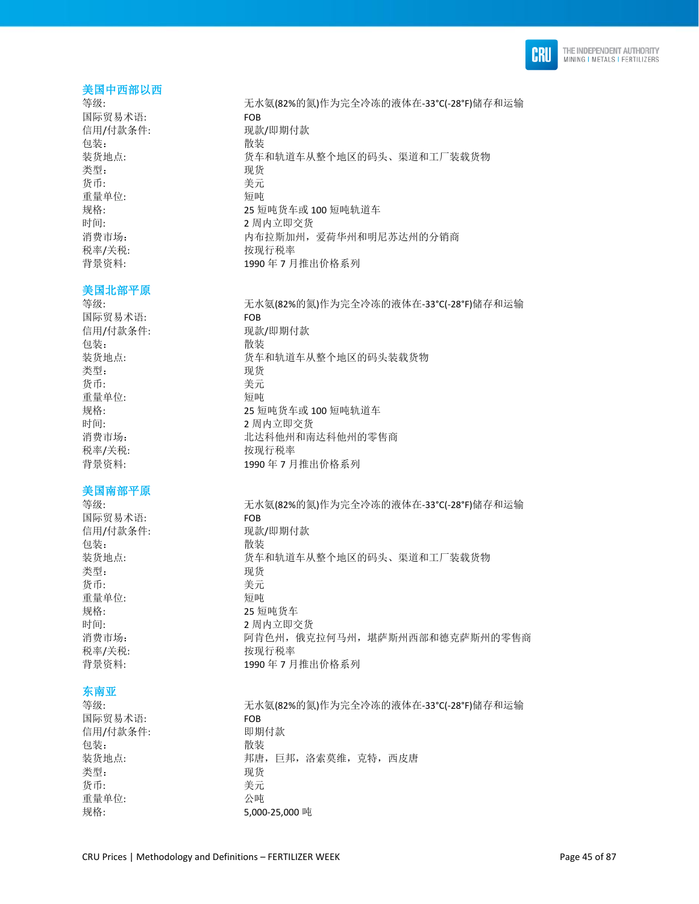## 美国中西部以西

| | |
|---|---|
| 等级: | 无水氨(82%的氮)作为完全冷冻的液体在-33°C(-28°F)储存和运输 |
| 国际贸易术语: | FOB |
| 信用/付款条件: | 现款/即期付款 |
| 包装: | 散装 |
| 装货地点: | 货车和轨道车从整个地区的码头、渠道和工厂装载货物 |
| 类型: | 现货 |
| 货币: | 美元 |
| 重量单位: | 短吨 |
| 规格: | 25 短吨货车或 100 短吨轨道车 |
| 时间: | 2 周内立即交货 |
| 消费市场: | 内布拉斯加州，爱荷华州和明尼苏达州的分销商 |
| 税率/关税: | 按现行税率 |
| 背景资料: | 1990 年 7 月推出价格系列 |

## 美国北部平原

| | |
|---|---|
| 等级: | 无水氨(82%的氮)作为完全冷冻的液体在-33°C(-28°F)储存和运输 |
| 国际贸易术语: | FOB |
| 信用/付款条件: | 现款/即期付款 |
| 包装: | 散装 |
| 装货地点: | 货车和轨道车从整个地区的码头装载货物 |
| 类型: | 现货 |
| 货币: | 美元 |
| 重量单位: | 短吨 |
| 规格: | 25 短吨货车或 100 短吨轨道车 |
| 时间: | 2 周内立即交货 |
| 消费市场: | 北达科他州和南达科他州的零售商 |
| 税率/关税: | 按现行税率 |
| 背景资料: | 1990 年 7 月推出价格系列 |

## 美国南部平原

| | |
|---|---|
| 等级: | 无水氨(82%的氮)作为完全冷冻的液体在-33°C(-28°F)储存和运输 |
| 国际贸易术语: | FOB |
| 信用/付款条件: | 现款/即期付款 |
| 包装: | 散装 |
| 装货地点: | 货车和轨道车从整个地区的码头、渠道和工厂装载货物 |
| 类型: | 现货 |
| 货币: | 美元 |
| 重量单位: | 短吨 |
| 规格: | 25 短吨货车 |
| 时间: | 2 周内立即交货 |
| 消费市场: | 阿肯色州，俄克拉何马州，堪萨斯州西部和德克萨斯州的零售商 |
| 税率/关税: | 按现行税率 |
| 背景资料: | 1990 年 7 月推出价格系列 |

## 东南亚

| | |
|---|---|
| 等级: | 无水氨(82%的氮)作为完全冷冻的液体在-33°C(-28°F)储存和运输 |
| 国际贸易术语: | FOB |
| 信用/付款条件: | 即期付款 |
| 包装: | 散装 |
| 装货地点: | 邦唐，巨邦，洛索莫维，克特，西皮唐 |
| 类型: | 现货 |
| 货币: | 美元 |
| 重量单位: | 公吨 |
| 规格: | 5,000-25,000 吨 |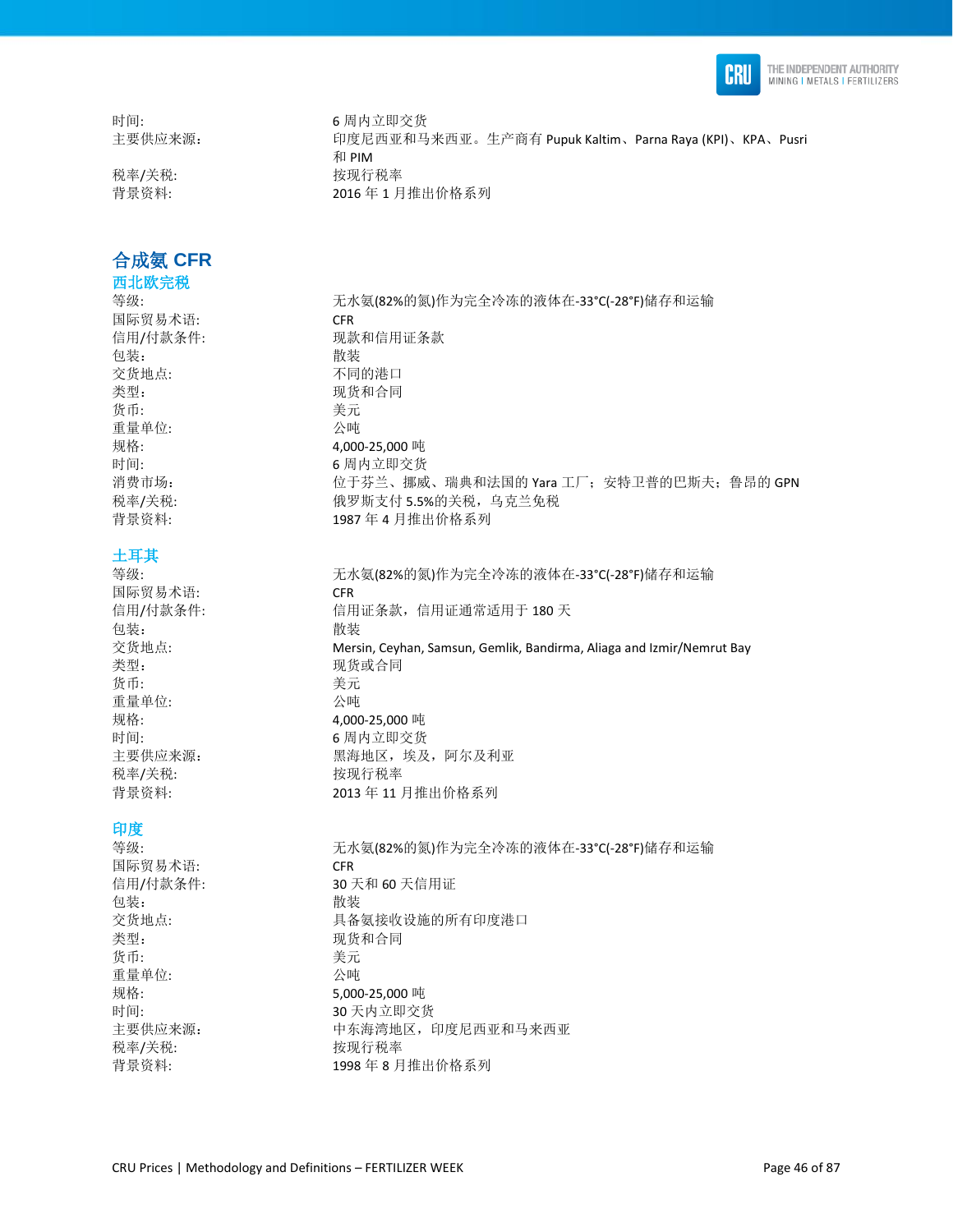| | |
|---|---|
| 时间: | 6 周内立即交货 |
| 主要供应来源: | 印度尼西亚和马来西亚。生产商有 Pupuk Kaltim、Parna Raya (KPI)、KPA、Pusri 和 PIM |
| 税率/关税: | 按现行税率 |
| 背景资料: | 2016 年 1 月推出价格系列 |

## 合成氨 CFR

### 西北欧完税

| | |
|---|---|
| 等级: | 无水氨(82%的氮)作为完全冷冻的液体在-33°C(-28°F)储存和运输 |
| 国际贸易术语: | CFR |
| 信用/付款条件: | 现款和信用证条款 |
| 包装: | 散装 |
| 交货地点: | 不同的港口 |
| 类型: | 现货和合同 |
| 货币: | 美元 |
| 重量单位: | 公吨 |
| 规格: | 4,000-25,000 吨 |
| 时间: | 6 周内立即交货 |
| 消费市场: | 位于芬兰、挪威、瑞典和法国的 Yara 工厂；安特卫普的巴斯夫；鲁昂的 GPN |
| 税率/关税: | 俄罗斯支付 5.5%的关税，乌克兰免税 |
| 背景资料: | 1987 年 4 月推出价格系列 |

### 土耳其

| | |
|---|---|
| 等级: | 无水氨(82%的氮)作为完全冷冻的液体在-33°C(-28°F)储存和运输 |
| 国际贸易术语: | CFR |
| 信用/付款条件: | 信用证条款，信用证通常适用于 180 天 |
| 包装: | 散装 |
| 交货地点: | Mersin, Ceyhan, Samsun, Gemlik, Bandirma, Aliaga and Izmir/Nemrut Bay |
| 类型: | 现货或合同 |
| 货币: | 美元 |
| 重量单位: | 公吨 |
| 规格: | 4,000-25,000 吨 |
| 时间: | 6 周内立即交货 |
| 主要供应来源: | 黑海地区，埃及，阿尔及利亚 |
| 税率/关税: | 按现行税率 |
| 背景资料: | 2013 年 11 月推出价格系列 |

### 印度

| | |
|---|---|
| 等级: | 无水氨(82%的氮)作为完全冷冻的液体在-33°C(-28°F)储存和运输 |
| 国际贸易术语: | CFR |
| 信用/付款条件: | 30 天和 60 天信用证 |
| 包装: | 散装 |
| 交货地点: | 具备氨接收设施的所有印度港口 |
| 类型: | 现货和合同 |
| 货币: | 美元 |
| 重量单位: | 公吨 |
| 规格: | 5,000-25,000 吨 |
| 时间: | 30 天内立即交货 |
| 主要供应来源: | 中东海湾地区，印度尼西亚和马来西亚 |
| 税率/关税: | 按现行税率 |
| 背景资料: | 1998 年 8 月推出价格系列 |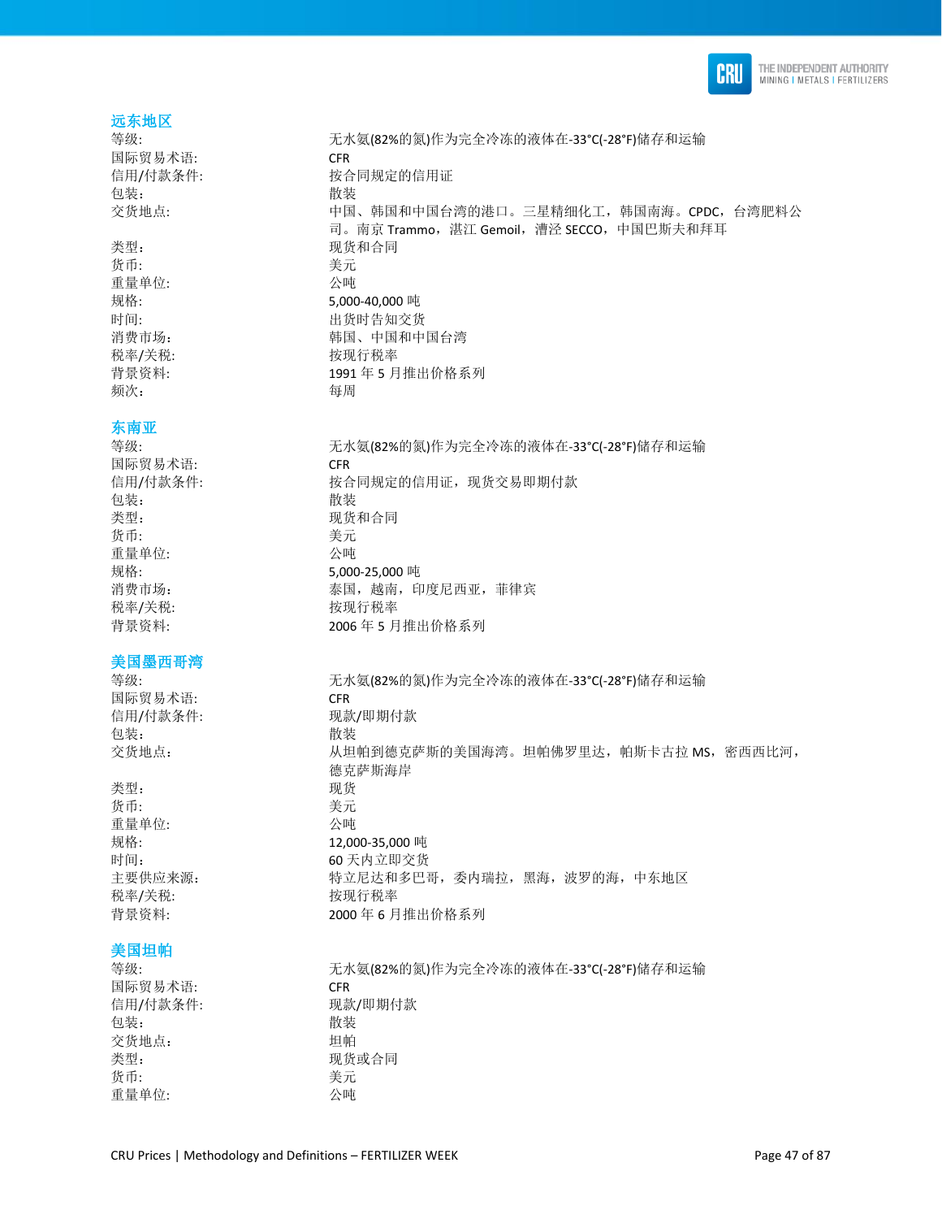### 远东地区

| | |
|---|---|
| 等级: | 无水氨(82%的氮)作为完全冷冻的液体在-33°C(-28°F)储存和运输 |
| 国际贸易术语: | CFR |
| 信用/付款条件: | 按合同规定的信用证 |
| 包装: | 散装 |
| 交货地点: | 中国、韩国和中国台湾的港口。三星精细化工，韩国南海。CPDC，台湾肥料公司。南京 Trammo，湛江 Gemoil，漕泾 SECCO，中国巴斯夫和拜耳 |
| 类型: | 现货和合同 |
| 货币: | 美元 |
| 重量单位: | 公吨 |
| 规格: | 5,000-40,000 吨 |
| 时间: | 出货时告知交货 |
| 消费市场: | 韩国、中国和中国台湾 |
| 税率/关税: | 按现行税率 |
| 背景资料: | 1991 年 5 月推出价格系列 |
| 频次: | 每周 |

### 东南亚

| | |
|---|---|
| 等级: | 无水氨(82%的氮)作为完全冷冻的液体在-33°C(-28°F)储存和运输 |
| 国际贸易术语: | CFR |
| 信用/付款条件: | 按合同规定的信用证，现货交易即期付款 |
| 包装: | 散装 |
| 类型: | 现货和合同 |
| 货币: | 美元 |
| 重量单位: | 公吨 |
| 规格: | 5,000-25,000 吨 |
| 消费市场: | 泰国，越南，印度尼西亚，菲律宾 |
| 税率/关税: | 按现行税率 |
| 背景资料: | 2006 年 5 月推出价格系列 |

### 美国墨西哥湾

| | |
|---|---|
| 等级: | 无水氨(82%的氮)作为完全冷冻的液体在-33°C(-28°F)储存和运输 |
| 国际贸易术语: | CFR |
| 信用/付款条件: | 现款/即期付款 |
| 包装: | 散装 |
| 交货地点: | 从坦帕到德克萨斯的美国海湾。坦帕佛罗里达，帕斯卡古拉 MS，密西西比河，德克萨斯海岸 |
| 类型: | 现货 |
| 货币: | 美元 |
| 重量单位: | 公吨 |
| 规格: | 12,000-35,000 吨 |
| 时间: | 60 天内立即交货 |
| 主要供应来源: | 特立尼达和多巴哥，委内瑞拉，黑海，波罗的海，中东地区 |
| 税率/关税: | 按现行税率 |
| 背景资料: | 2000 年 6 月推出价格系列 |

### 美国坦帕

| | |
|---|---|
| 等级: | 无水氨(82%的氮)作为完全冷冻的液体在-33°C(-28°F)储存和运输 |
| 国际贸易术语: | CFR |
| 信用/付款条件: | 现款/即期付款 |
| 包装: | 散装 |
| 交货地点: | 坦帕 |
| 类型: | 现货或合同 |
| 货币: | 美元 |
| 重量单位: | 公吨 |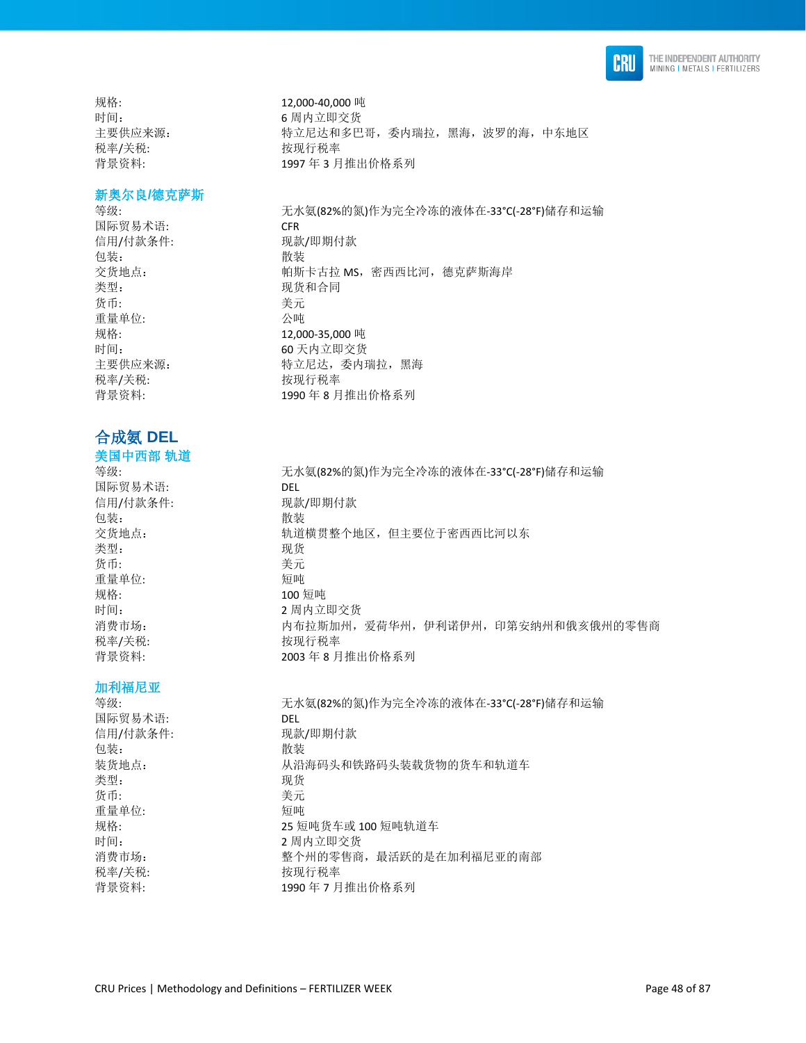规格: 12,000-40,000 吨
时间: 6 周内立即交货
主要供应来源: 特立尼达和多巴哥，委内瑞拉，黑海，波罗的海，中东地区
税率/关税: 按现行税率
背景资料: 1997 年 3 月推出价格系列

### 新奥尔良/德克萨斯

| | |
|---|---|
| 等级: | 无水氨(82%的氮)作为完全冷冻的液体在-33°C(-28°F)储存和运输 |
| 国际贸易术语: | CFR |
| 信用/付款条件: | 现款/即期付款 |
| 包装: | 散装 |
| 交货地点: | 帕斯卡古拉 MS，密西西比河，德克萨斯海岸 |
| 类型: | 现货和合同 |
| 货币: | 美元 |
| 重量单位: | 公吨 |
| 规格: | 12,000-35,000 吨 |
| 时间: | 60 天内立即交货 |
| 主要供应来源: | 特立尼达，委内瑞拉，黑海 |
| 税率/关税: | 按现行税率 |
| 背景资料: | 1990 年 8 月推出价格系列 |

## 合成氨 DEL

### 美国中西部 轨道

| | |
|---|---|
| 等级: | 无水氨(82%的氮)作为完全冷冻的液体在-33°C(-28°F)储存和运输 |
| 国际贸易术语: | DEL |
| 信用/付款条件: | 现款/即期付款 |
| 包装: | 散装 |
| 交货地点: | 轨道横贯整个地区，但主要位于密西西比河以东 |
| 类型: | 现货 |
| 货币: | 美元 |
| 重量单位: | 短吨 |
| 规格: | 100 短吨 |
| 时间: | 2 周内立即交货 |
| 消费市场: | 内布拉斯加州，爱荷华州，伊利诺伊州，印第安纳州和俄亥俄州的零售商 |
| 税率/关税: | 按现行税率 |
| 背景资料: | 2003 年 8 月推出价格系列 |

### 加利福尼亚

| | |
|---|---|
| 等级: | 无水氨(82%的氮)作为完全冷冻的液体在-33°C(-28°F)储存和运输 |
| 国际贸易术语: | DEL |
| 信用/付款条件: | 现款/即期付款 |
| 包装: | 散装 |
| 装货地点: | 从沿海码头和铁路码头装载货物的货车和轨道车 |
| 类型: | 现货 |
| 货币: | 美元 |
| 重量单位: | 短吨 |
| 规格: | 25 短吨货车或 100 短吨轨道车 |
| 时间: | 2 周内立即交货 |
| 消费市场: | 整个州的零售商，最活跃的是在加利福尼亚的南部 |
| 税率/关税: | 按现行税率 |
| 背景资料: | 1990 年 7 月推出价格系列 |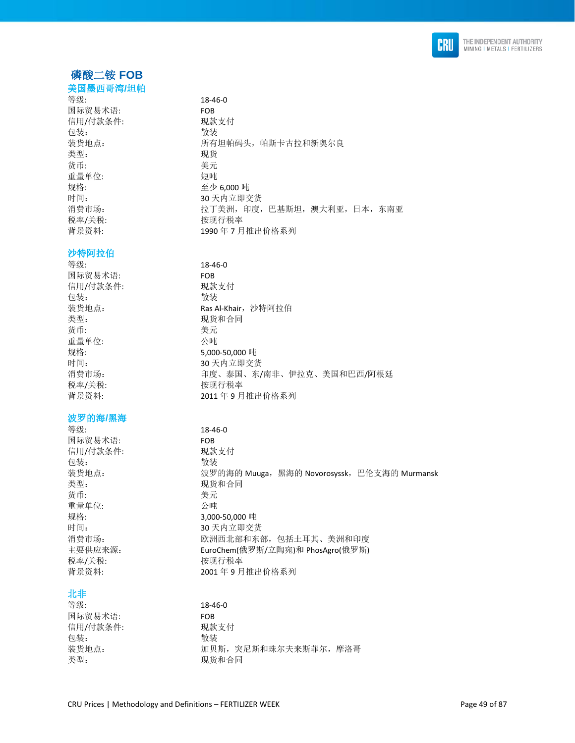# 磷酸二铵 FOB

## 美国墨西哥湾/坦帕

| | |
|---|---|
| 等级: | 18-46-0 |
| 国际贸易术语: | FOB |
| 信用/付款条件: | 现款支付 |
| 包装: | 散装 |
| 装货地点: | 所有坦帕码头，帕斯卡古拉和新奥尔良 |
| 类型: | 现货 |
| 货币: | 美元 |
| 重量单位: | 短吨 |
| 规格: | 至少 6,000 吨 |
| 时间: | 30 天内立即交货 |
| 消费市场: | 拉丁美洲，印度，巴基斯坦，澳大利亚，日本，东南亚 |
| 税率/关税: | 按现行税率 |
| 背景资料: | 1990 年 7 月推出价格系列 |

## 沙特阿拉伯

| | |
|---|---|
| 等级: | 18-46-0 |
| 国际贸易术语: | FOB |
| 信用/付款条件: | 现款支付 |
| 包装: | 散装 |
| 装货地点: | Ras Al-Khair，沙特阿拉伯 |
| 类型: | 现货和合同 |
| 货币: | 美元 |
| 重量单位: | 公吨 |
| 规格: | 5,000-50,000 吨 |
| 时间: | 30 天内立即交货 |
| 消费市场: | 印度、泰国、东/南非、伊拉克、美国和巴西/阿根廷 |
| 税率/关税: | 按现行税率 |
| 背景资料: | 2011 年 9 月推出价格系列 |

## 波罗的海/黑海

| | |
|---|---|
| 等级: | 18-46-0 |
| 国际贸易术语: | FOB |
| 信用/付款条件: | 现款支付 |
| 包装: | 散装 |
| 装货地点: | 波罗的海的 Muuga，黑海的 Novorosyssk，巴伦支海的 Murmansk |
| 类型: | 现货和合同 |
| 货币: | 美元 |
| 重量单位: | 公吨 |
| 规格: | 3,000-50,000 吨 |
| 时间: | 30 天内立即交货 |
| 消费市场: | 欧洲西北部和东部，包括土耳其、美洲和印度 |
| 主要供应来源: | EuroChem(俄罗斯/立陶宛)和 PhosAgro(俄罗斯) |
| 税率/关税: | 按现行税率 |
| 背景资料: | 2001 年 9 月推出价格系列 |

## 北非

| | |
|---|---|
| 等级: | 18-46-0 |
| 国际贸易术语: | FOB |
| 信用/付款条件: | 现款支付 |
| 包装: | 散装 |
| 装货地点: | 加贝斯，突尼斯和珠尔夫来斯菲尔，摩洛哥 |
| 类型: | 现货和合同 |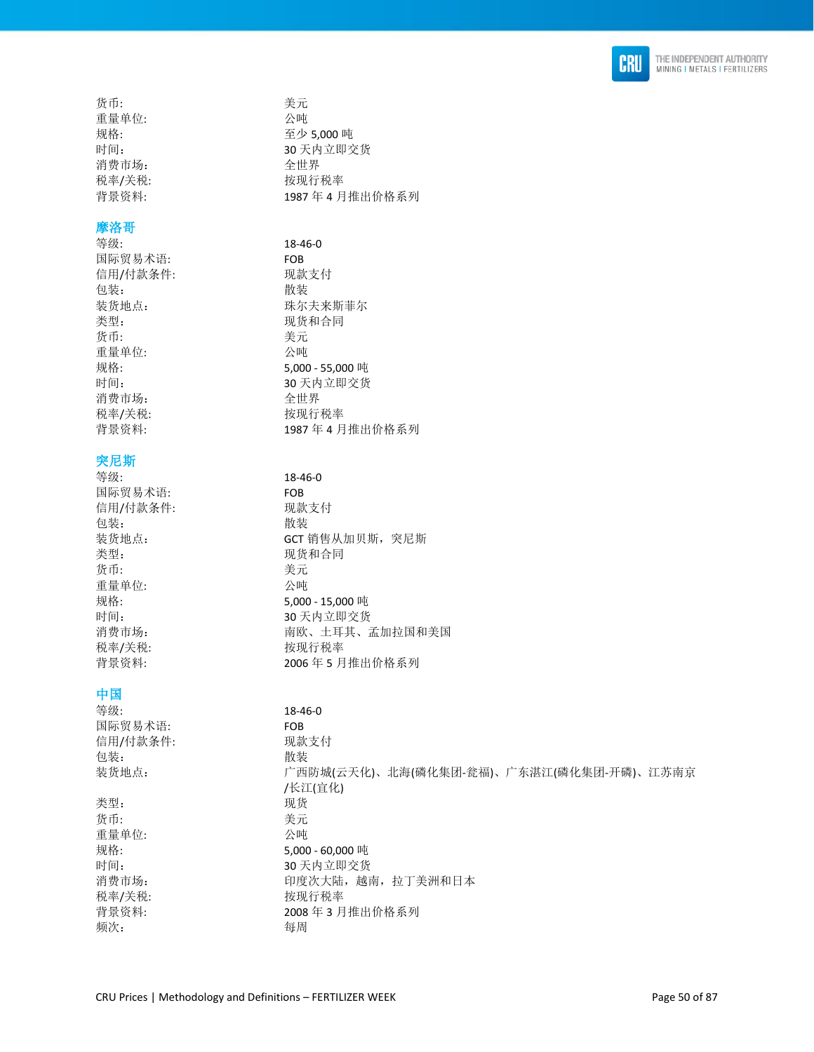货币: 美元
重量单位: 公吨
规格: 至少 5,000 吨
时间: 30 天内立即交货
消费市场: 全世界
税率/关税: 按现行税率
背景资料: 1987 年 4 月推出价格系列

### 摩洛哥

等级: 18-46-0
国际贸易术语: FOB
信用/付款条件: 现款支付
包装: 散装
装货地点: 珠尔夫来斯菲尔
类型: 现货和合同
货币: 美元
重量单位: 公吨
规格: 5,000 - 55,000 吨
时间: 30 天内立即交货
消费市场: 全世界
税率/关税: 按现行税率
背景资料: 1987 年 4 月推出价格系列

### 突尼斯

等级: 18-46-0
国际贸易术语: FOB
信用/付款条件: 现款支付
包装: 散装
装货地点: GCT 销售从加贝斯，突尼斯
类型: 现货和合同
货币: 美元
重量单位: 公吨
规格: 5,000 - 15,000 吨
时间: 30 天内立即交货
消费市场: 南欧、土耳其、孟加拉国和美国
税率/关税: 按现行税率
背景资料: 2006 年 5 月推出价格系列

### 中国

等级: 18-46-0
国际贸易术语: FOB
信用/付款条件: 现款支付
包装: 散装
装货地点: 广西防城(云天化)、北海(磷化集团-瓮福)、广东湛江(磷化集团-开磷)、江苏南京/长江(宜化)
类型: 现货
货币: 美元
重量单位: 公吨
规格: 5,000 - 60,000 吨
时间: 30 天内立即交货
消费市场: 印度次大陆，越南，拉丁美洲和日本
税率/关税: 按现行税率
背景资料: 2008 年 3 月推出价格系列
频次: 每周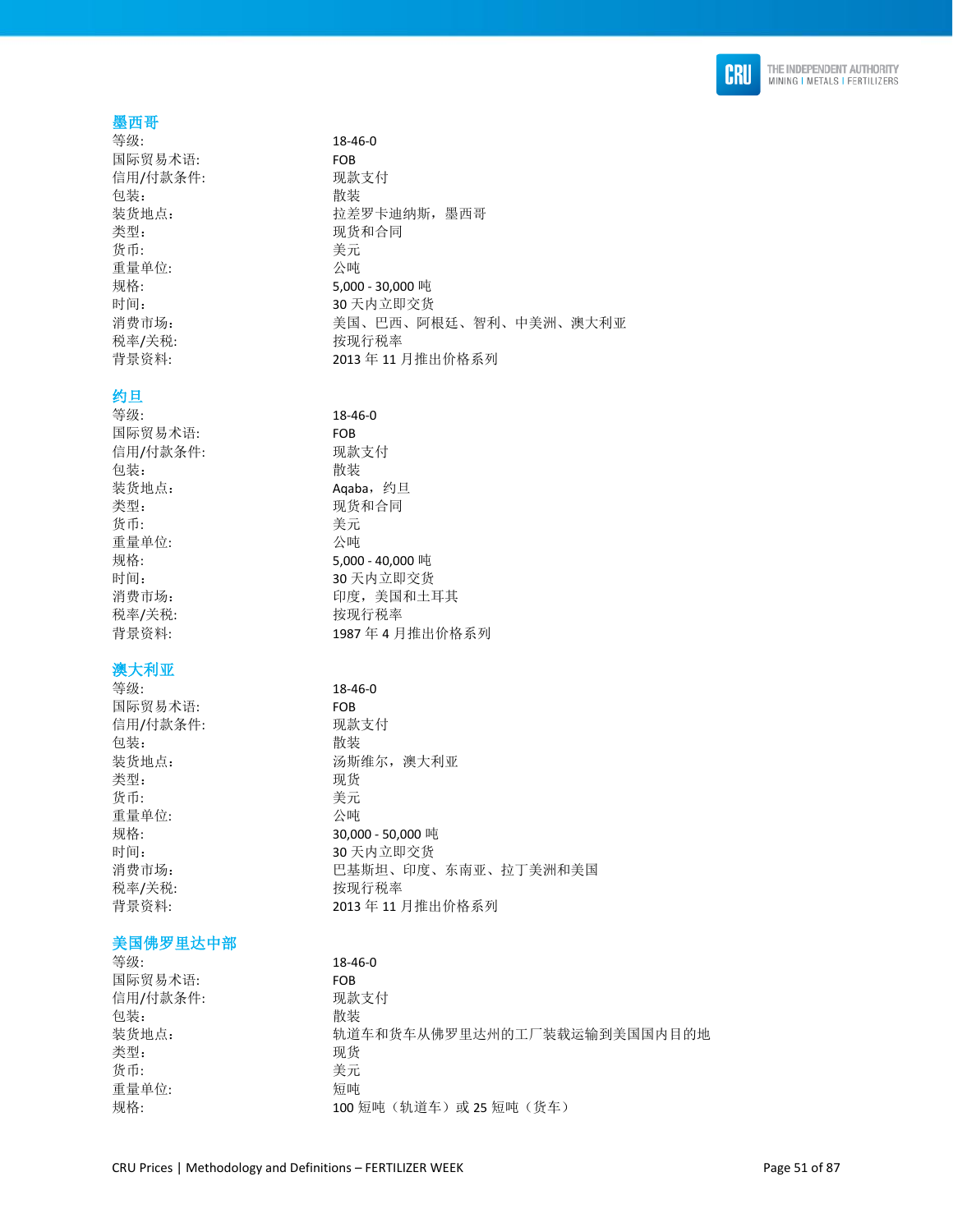## 墨西哥

| | |
|---|---|
| 等级: | 18-46-0 |
| 国际贸易术语: | FOB |
| 信用/付款条件: | 现款支付 |
| 包装: | 散装 |
| 装货地点: | 拉差罗卡迪纳斯，墨西哥 |
| 类型: | 现货和合同 |
| 货币: | 美元 |
| 重量单位: | 公吨 |
| 规格: | 5,000 - 30,000 吨 |
| 时间: | 30 天内立即交货 |
| 消费市场: | 美国、巴西、阿根廷、智利、中美洲、澳大利亚 |
| 税率/关税: | 按现行税率 |
| 背景资料: | 2013 年 11 月推出价格系列 |

## 约旦

| | |
|---|---|
| 等级: | 18-46-0 |
| 国际贸易术语: | FOB |
| 信用/付款条件: | 现款支付 |
| 包装: | 散装 |
| 装货地点: | Aqaba，约旦 |
| 类型: | 现货和合同 |
| 货币: | 美元 |
| 重量单位: | 公吨 |
| 规格: | 5,000 - 40,000 吨 |
| 时间: | 30 天内立即交货 |
| 消费市场: | 印度，美国和土耳其 |
| 税率/关税: | 按现行税率 |
| 背景资料: | 1987 年 4 月推出价格系列 |

## 澳大利亚

| | |
|---|---|
| 等级: | 18-46-0 |
| 国际贸易术语: | FOB |
| 信用/付款条件: | 现款支付 |
| 包装: | 散装 |
| 装货地点: | 汤斯维尔，澳大利亚 |
| 类型: | 现货 |
| 货币: | 美元 |
| 重量单位: | 公吨 |
| 规格: | 30,000 - 50,000 吨 |
| 时间: | 30 天内立即交货 |
| 消费市场: | 巴基斯坦、印度、东南亚、拉丁美洲和美国 |
| 税率/关税: | 按现行税率 |
| 背景资料: | 2013 年 11 月推出价格系列 |

## 美国佛罗里达中部

| | |
|---|---|
| 等级: | 18-46-0 |
| 国际贸易术语: | FOB |
| 信用/付款条件: | 现款支付 |
| 包装: | 散装 |
| 装货地点: | 轨道车和货车从佛罗里达州的工厂装载运输到美国国内目的地 |
| 类型: | 现货 |
| 货币: | 美元 |
| 重量单位: | 短吨 |
| 规格: | 100 短吨（轨道车）或 25 短吨（货车） |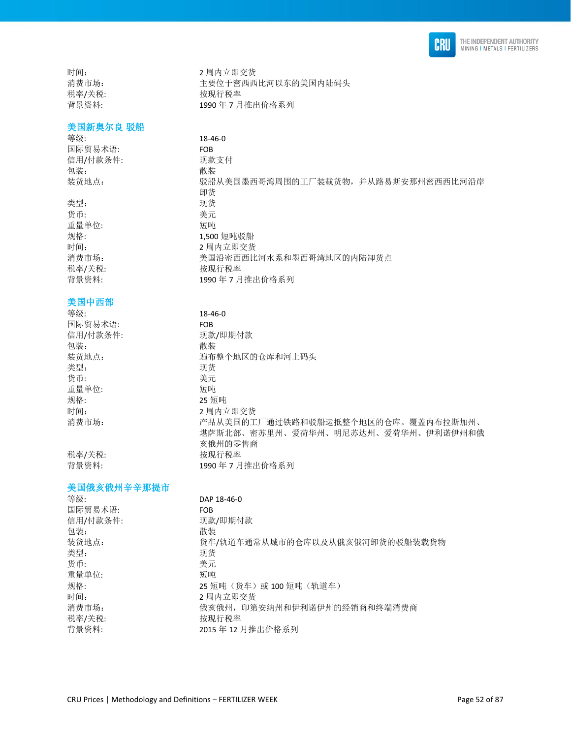时间: 2 周内立即交货
消费市场: 主要位于密西西比河以东的美国内陆码头
税率/关税: 按现行税率
背景资料: 1990 年 7 月推出价格系列

### 美国新奥尔良 驳船

| | |
|---|---|
| 等级: | 18-46-0 |
| 国际贸易术语: | FOB |
| 信用/付款条件: | 现款支付 |
| 包装: | 散装 |
| 装货地点: | 驳船从美国墨西哥湾周围的工厂装载货物，并从路易斯安那州密西西比河沿岸卸货 |
| 类型: | 现货 |
| 货币: | 美元 |
| 重量单位: | 短吨 |
| 规格: | 1,500 短吨驳船 |
| 时间: | 2 周内立即交货 |
| 消费市场: | 美国沿密西西比河水系和墨西哥湾地区的内陆卸货点 |
| 税率/关税: | 按现行税率 |
| 背景资料: | 1990 年 7 月推出价格系列 |

### 美国中西部

| | |
|---|---|
| 等级: | 18-46-0 |
| 国际贸易术语: | FOB |
| 信用/付款条件: | 现款/即期付款 |
| 包装: | 散装 |
| 装货地点: | 遍布整个地区的仓库和河上码头 |
| 类型: | 现货 |
| 货币: | 美元 |
| 重量单位: | 短吨 |
| 规格: | 25 短吨 |
| 时间: | 2 周内立即交货 |
| 消费市场: | 产品从美国的工厂通过铁路和驳船运抵整个地区的仓库。覆盖内布拉斯加州、堪萨斯北部、密苏里州、爱荷华州、明尼苏达州、爱荷华州、伊利诺伊州和俄亥俄州的零售商 |
| 税率/关税: | 按现行税率 |
| 背景资料: | 1990 年 7 月推出价格系列 |

### 美国俄亥俄州辛辛那提市

| | |
|---|---|
| 等级: | DAP 18-46-0 |
| 国际贸易术语: | FOB |
| 信用/付款条件: | 现款/即期付款 |
| 包装: | 散装 |
| 装货地点: | 货车/轨道车通常从城市的仓库以及从俄亥俄河卸货的驳船装载货物 |
| 类型: | 现货 |
| 货币: | 美元 |
| 重量单位: | 短吨 |
| 规格: | 25 短吨（货车）或 100 短吨（轨道车） |
| 时间: | 2 周内立即交货 |
| 消费市场: | 俄亥俄州，印第安纳州和伊利诺伊州的经销商和终端消费商 |
| 税率/关税: | 按现行税率 |
| 背景资料: | 2015 年 12 月推出价格系列 |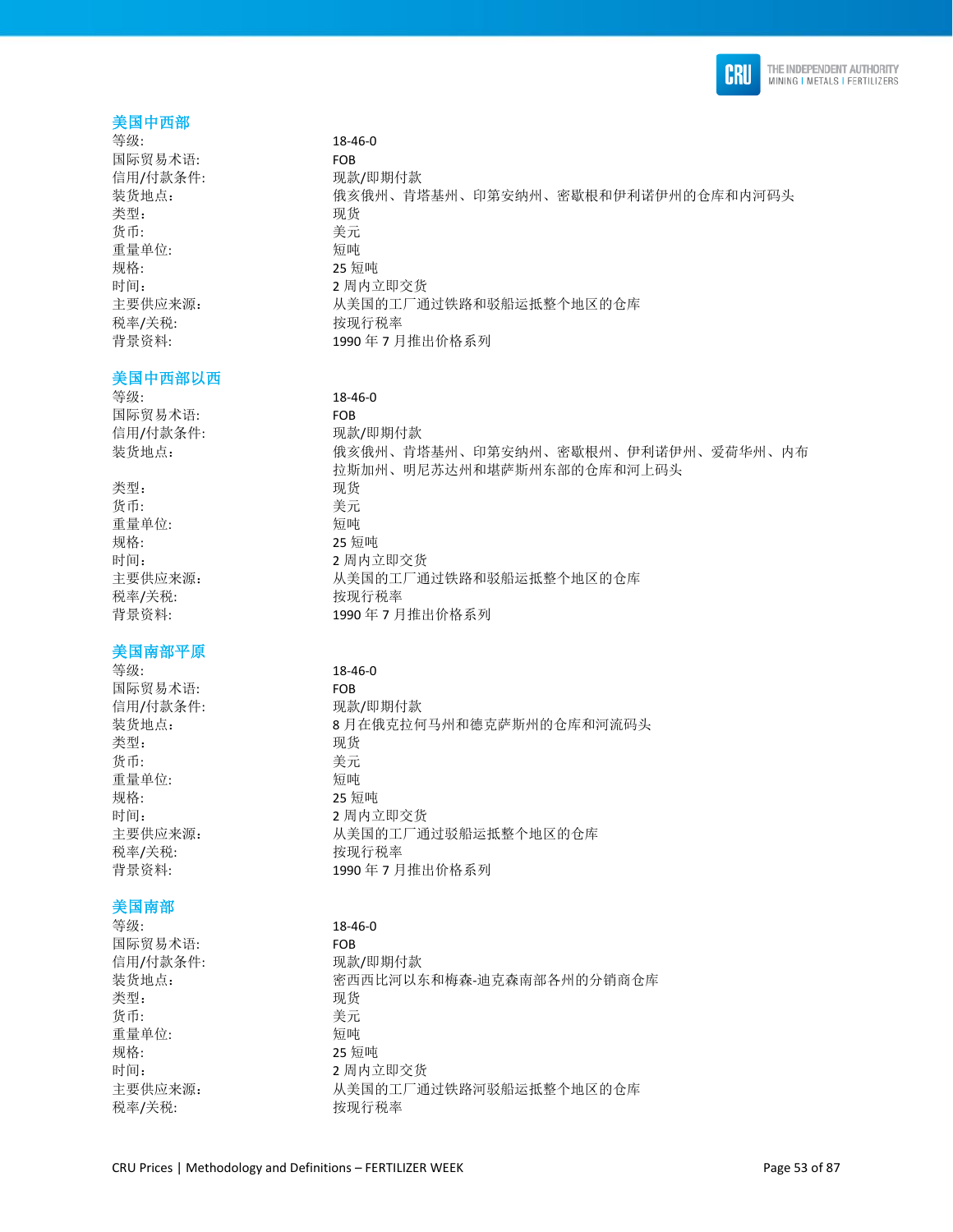### 美国中西部

| | |
|---|---|
| 等级: | 18-46-0 |
| 国际贸易术语: | FOB |
| 信用/付款条件: | 现款/即期付款 |
| 装货地点: | 俄亥俄州、肯塔基州、印第安纳州、密歇根和伊利诺伊州的仓库和内河码头 |
| 类型: | 现货 |
| 货币: | 美元 |
| 重量单位: | 短吨 |
| 规格: | 25 短吨 |
| 时间: | 2 周内立即交货 |
| 主要供应来源: | 从美国的工厂通过铁路和驳船运抵整个地区的仓库 |
| 税率/关税: | 按现行税率 |
| 背景资料: | 1990 年 7 月推出价格系列 |

### 美国中西部以西

| | |
|---|---|
| 等级: | 18-46-0 |
| 国际贸易术语: | FOB |
| 信用/付款条件: | 现款/即期付款 |
| 装货地点: | 俄亥俄州、肯塔基州、印第安纳州、密歇根州、伊利诺伊州、爱荷华州、内布拉斯加州、明尼苏达州和堪萨斯州东部的仓库和河上码头 |
| 类型: | 现货 |
| 货币: | 美元 |
| 重量单位: | 短吨 |
| 规格: | 25 短吨 |
| 时间: | 2 周内立即交货 |
| 主要供应来源: | 从美国的工厂通过铁路和驳船运抵整个地区的仓库 |
| 税率/关税: | 按现行税率 |
| 背景资料: | 1990 年 7 月推出价格系列 |

### 美国南部平原

| | |
|---|---|
| 等级: | 18-46-0 |
| 国际贸易术语: | FOB |
| 信用/付款条件: | 现款/即期付款 |
| 装货地点: | 8 月在俄克拉何马州和德克萨斯州的仓库和河流码头 |
| 类型: | 现货 |
| 货币: | 美元 |
| 重量单位: | 短吨 |
| 规格: | 25 短吨 |
| 时间: | 2 周内立即交货 |
| 主要供应来源: | 从美国的工厂通过驳船运抵整个地区的仓库 |
| 税率/关税: | 按现行税率 |
| 背景资料: | 1990 年 7 月推出价格系列 |

### 美国南部

| | |
|---|---|
| 等级: | 18-46-0 |
| 国际贸易术语: | FOB |
| 信用/付款条件: | 现款/即期付款 |
| 装货地点: | 密西西比河以东和梅森-迪克森南部各州的分销商仓库 |
| 类型: | 现货 |
| 货币: | 美元 |
| 重量单位: | 短吨 |
| 规格: | 25 短吨 |
| 时间: | 2 周内立即交货 |
| 主要供应来源: | 从美国的工厂通过铁路河驳船运抵整个地区的仓库 |
| 税率/关税: | 按现行税率 |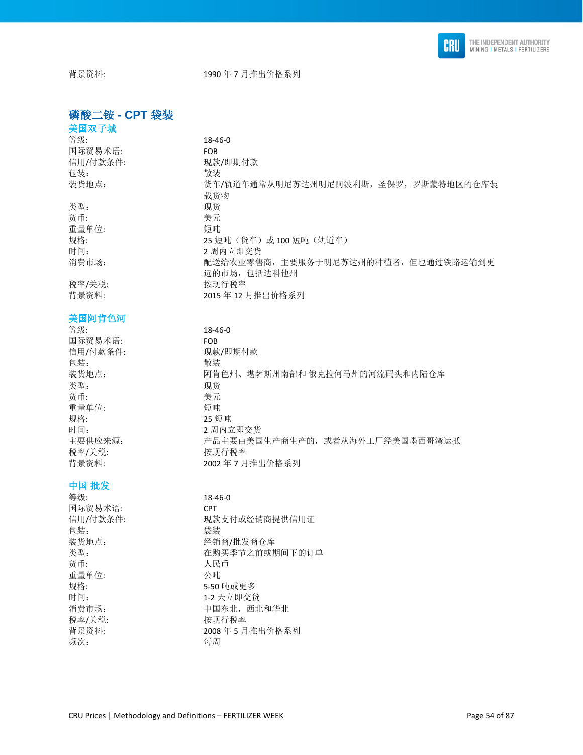背景资料: 1990 年 7 月推出价格系列

## 磷酸二铵 - CPT 袋装

### 美国双子城

| | |
|---|---|
| 等级: | 18-46-0 |
| 国际贸易术语: | FOB |
| 信用/付款条件: | 现款/即期付款 |
| 包装: | 散装 |
| 装货地点: | 货车/轨道车通常从明尼苏达州明尼阿波利斯，圣保罗，罗斯蒙特地区的仓库装载货物 |
| 类型: | 现货 |
| 货币: | 美元 |
| 重量单位: | 短吨 |
| 规格: | 25 短吨（货车）或 100 短吨（轨道车） |
| 时间: | 2 周内立即交货 |
| 消费市场: | 配送给农业零售商，主要服务于明尼苏达州的种植者，但也通过铁路运输到更远的市场，包括达科他州 |
| 税率/关税: | 按现行税率 |
| 背景资料: | 2015 年 12 月推出价格系列 |

### 美国阿肯色河

| | |
|---|---|
| 等级: | 18-46-0 |
| 国际贸易术语: | FOB |
| 信用/付款条件: | 现款/即期付款 |
| 包装: | 散装 |
| 装货地点: | 阿肯色州、堪萨斯州南部和 俄克拉何马州的河流码头和内陆仓库 |
| 类型: | 现货 |
| 货币: | 美元 |
| 重量单位: | 短吨 |
| 规格: | 25 短吨 |
| 时间: | 2 周内立即交货 |
| 主要供应来源: | 产品主要由美国生产商生产的，或者从海外工厂经美国墨西哥湾运抵 |
| 税率/关税: | 按现行税率 |
| 背景资料: | 2002 年 7 月推出价格系列 |

### 中国 批发

| | |
|---|---|
| 等级: | 18-46-0 |
| 国际贸易术语: | CPT |
| 信用/付款条件: | 现款支付或经销商提供信用证 |
| 包装: | 袋装 |
| 装货地点: | 经销商/批发商仓库 |
| 类型: | 在购买季节之前或期间下的订单 |
| 货币: | 人民币 |
| 重量单位: | 公吨 |
| 规格: | 5-50 吨或更多 |
| 时间: | 1-2 天立即交货 |
| 消费市场: | 中国东北，西北和华北 |
| 税率/关税: | 按现行税率 |
| 背景资料: | 2008 年 5 月推出价格系列 |
| 频次: | 每周 |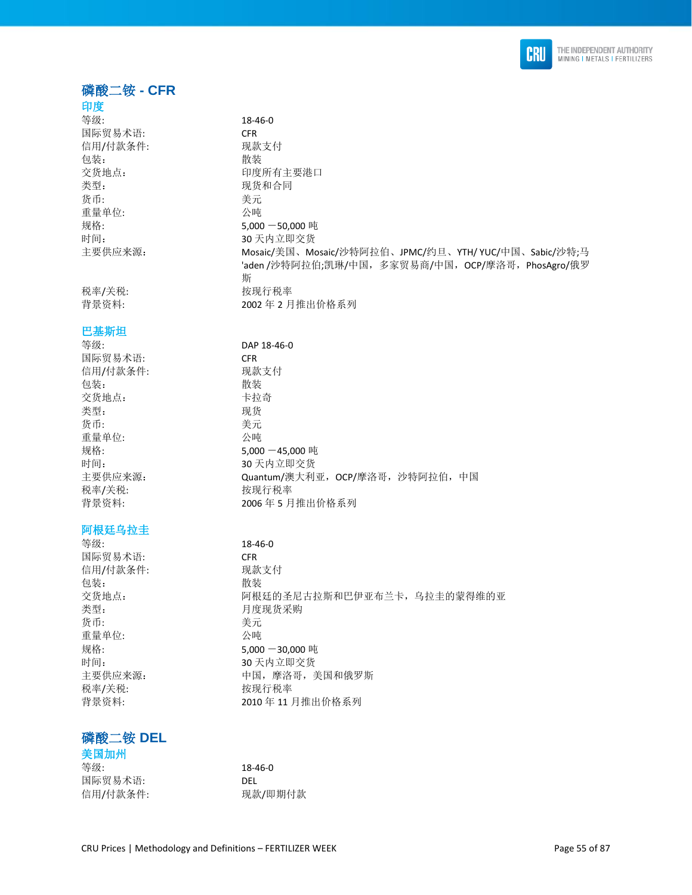## 磷酸二铵 - CFR

### 印度

| | |
|---|---|
| 等级: | 18-46-0 |
| 国际贸易术语: | CFR |
| 信用/付款条件: | 现款支付 |
| 包装: | 散装 |
| 交货地点: | 印度所有主要港口 |
| 类型: | 现货和合同 |
| 货币: | 美元 |
| 重量单位: | 公吨 |
| 规格: | 5,000 —50,000 吨 |
| 时间: | 30 天内立即交货 |
| 主要供应来源: | Mosaic/美国、Mosaic/沙特阿拉伯、JPMC/约旦、YTH/ YUC/中国、Sabic/沙特;马'aden /沙特阿拉伯;凯琳/中国，多家贸易商/中国，OCP/摩洛哥，PhosAgro/俄罗斯 |
| 税率/关税: | 按现行税率 |
| 背景资料: | 2002 年 2 月推出价格系列 |

### 巴基斯坦

| | |
|---|---|
| 等级: | DAP 18-46-0 |
| 国际贸易术语: | CFR |
| 信用/付款条件: | 现款支付 |
| 包装: | 散装 |
| 交货地点: | 卡拉奇 |
| 类型: | 现货 |
| 货币: | 美元 |
| 重量单位: | 公吨 |
| 规格: | 5,000 —45,000 吨 |
| 时间: | 30 天内立即交货 |
| 主要供应来源: | Quantum/澳大利亚，OCP/摩洛哥，沙特阿拉伯，中国 |
| 税率/关税: | 按现行税率 |
| 背景资料: | 2006 年 5 月推出价格系列 |

### 阿根廷乌拉圭

| | |
|---|---|
| 等级: | 18-46-0 |
| 国际贸易术语: | CFR |
| 信用/付款条件: | 现款支付 |
| 包装: | 散装 |
| 交货地点: | 阿根廷的圣尼古拉斯和巴伊亚布兰卡，乌拉圭的蒙得维的亚 |
| 类型: | 月度现货采购 |
| 货币: | 美元 |
| 重量单位: | 公吨 |
| 规格: | 5,000 —30,000 吨 |
| 时间: | 30 天内立即交货 |
| 主要供应来源: | 中国，摩洛哥，美国和俄罗斯 |
| 税率/关税: | 按现行税率 |
| 背景资料: | 2010 年 11 月推出价格系列 |

## 磷酸二铵 DEL

### 美国加州

| | |
|---|---|
| 等级: | 18-46-0 |
| 国际贸易术语: | DEL |
| 信用/付款条件: | 现款/即期付款 |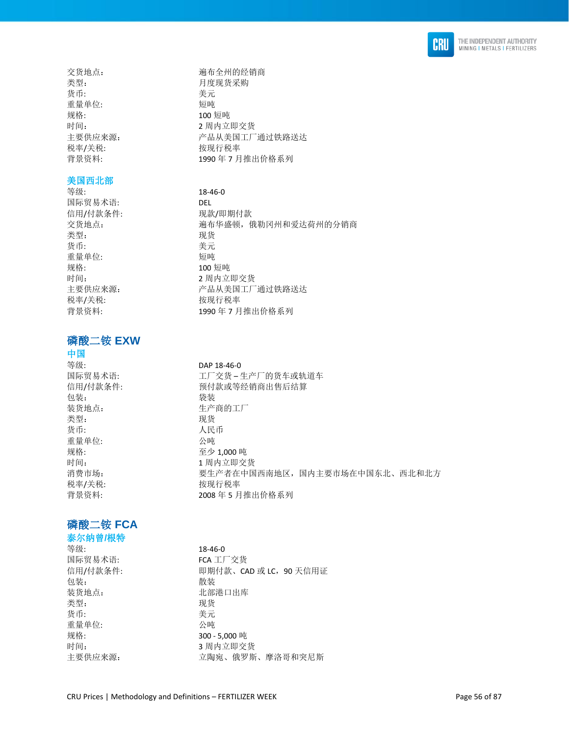| | |
|---|---|
| 交货地点: | 遍布全州的经销商 |
| 类型: | 月度现货采购 |
| 货币: | 美元 |
| 重量单位: | 短吨 |
| 规格: | 100 短吨 |
| 时间: | 2 周内立即交货 |
| 主要供应来源: | 产品从美国工厂通过铁路送达 |
| 税率/关税: | 按现行税率 |
| 背景资料: | 1990 年 7 月推出价格系列 |

### 美国西北部

| | |
|---|---|
| 等级: | 18-46-0 |
| 国际贸易术语: | DEL |
| 信用/付款条件: | 现款/即期付款 |
| 交货地点: | 遍布华盛顿，俄勒冈州和爱达荷州的分销商 |
| 类型: | 现货 |
| 货币: | 美元 |
| 重量单位: | 短吨 |
| 规格: | 100 短吨 |
| 时间: | 2 周内立即交货 |
| 主要供应来源: | 产品从美国工厂通过铁路送达 |
| 税率/关税: | 按现行税率 |
| 背景资料: | 1990 年 7 月推出价格系列 |

## 磷酸二铵 EXW

### 中国

| | |
|---|---|
| 等级: | DAP 18-46-0 |
| 国际贸易术语: | 工厂交货 – 生产厂的货车或轨道车 |
| 信用/付款条件: | 预付款或等经销商出售后结算 |
| 包装: | 袋装 |
| 装货地点: | 生产商的工厂 |
| 类型: | 现货 |
| 货币: | 人民币 |
| 重量单位: | 公吨 |
| 规格: | 至少 1,000 吨 |
| 时间: | 1 周内立即交货 |
| 消费市场: | 要生产者在中国西南地区，国内主要市场在中国东北、西北和北方 |
| 税率/关税: | 按现行税率 |
| 背景资料: | 2008 年 5 月推出价格系列 |

## 磷酸二铵 FCA

### 泰尔纳曾/根特

| | |
|---|---|
| 等级: | 18-46-0 |
| 国际贸易术语: | FCA 工厂交货 |
| 信用/付款条件: | 即期付款、CAD 或 LC，90 天信用证 |
| 包装: | 散装 |
| 装货地点: | 北部港口出库 |
| 类型: | 现货 |
| 货币: | 美元 |
| 重量单位: | 公吨 |
| 规格: | 300 - 5,000 吨 |
| 时间: | 3 周内立即交货 |
| 主要供应来源: | 立陶宛、俄罗斯、摩洛哥和突尼斯 |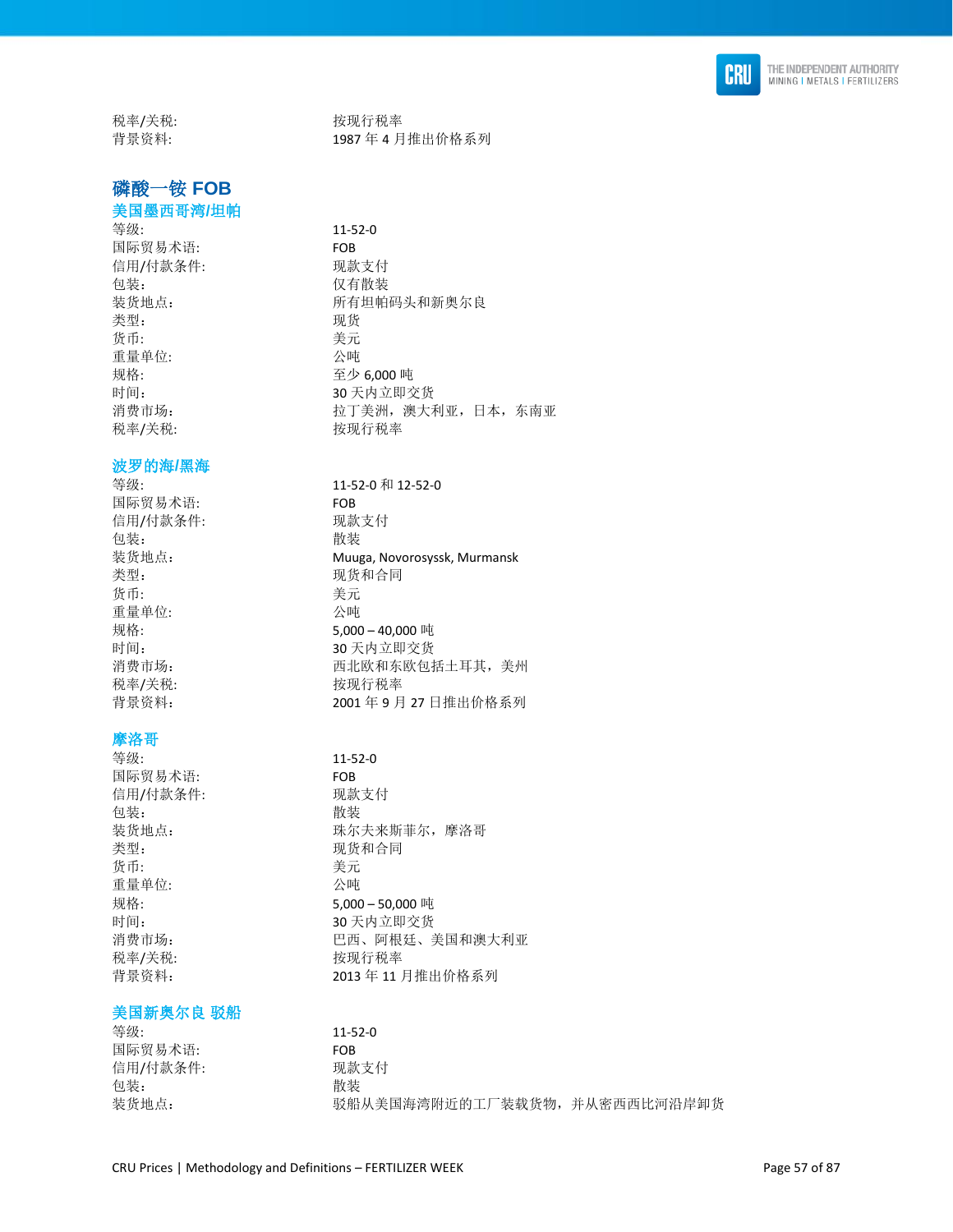| | |
|---|---|
| 税率/关税: | 按现行税率 |
| 背景资料: | 1987 年 4 月推出价格系列 |

## 磷酸一铵 FOB

### 美国墨西哥湾/坦帕

| | |
|---|---|
| 等级: | 11-52-0 |
| 国际贸易术语: | FOB |
| 信用/付款条件: | 现款支付 |
| 包装: | 仅有散装 |
| 装货地点: | 所有坦帕码头和新奥尔良 |
| 类型: | 现货 |
| 货币: | 美元 |
| 重量单位: | 公吨 |
| 规格: | 至少 6,000 吨 |
| 时间: | 30 天内立即交货 |
| 消费市场: | 拉丁美洲，澳大利亚，日本，东南亚 |
| 税率/关税: | 按现行税率 |

### 波罗的海/黑海

| | |
|---|---|
| 等级: | 11-52-0 和 12-52-0 |
| 国际贸易术语: | FOB |
| 信用/付款条件: | 现款支付 |
| 包装: | 散装 |
| 装货地点: | Muuga, Novorosyssk, Murmansk |
| 类型: | 现货和合同 |
| 货币: | 美元 |
| 重量单位: | 公吨 |
| 规格: | 5,000 – 40,000 吨 |
| 时间: | 30 天内立即交货 |
| 消费市场: | 西北欧和东欧包括土耳其，美州 |
| 税率/关税: | 按现行税率 |
| 背景资料: | 2001 年 9 月 27 日推出价格系列 |

### 摩洛哥

| | |
|---|---|
| 等级: | 11-52-0 |
| 国际贸易术语: | FOB |
| 信用/付款条件: | 现款支付 |
| 包装: | 散装 |
| 装货地点: | 珠尔夫来斯菲尔，摩洛哥 |
| 类型: | 现货和合同 |
| 货币: | 美元 |
| 重量单位: | 公吨 |
| 规格: | 5,000 – 50,000 吨 |
| 时间: | 30 天内立即交货 |
| 消费市场: | 巴西、阿根廷、美国和澳大利亚 |
| 税率/关税: | 按现行税率 |
| 背景资料: | 2013 年 11 月推出价格系列 |

### 美国新奥尔良 驳船

| | |
|---|---|
| 等级: | 11-52-0 |
| 国际贸易术语: | FOB |
| 信用/付款条件: | 现款支付 |
| 包装: | 散装 |
| 装货地点: | 驳船从美国海湾附近的工厂装载货物，并从密西西比河沿岸卸货 |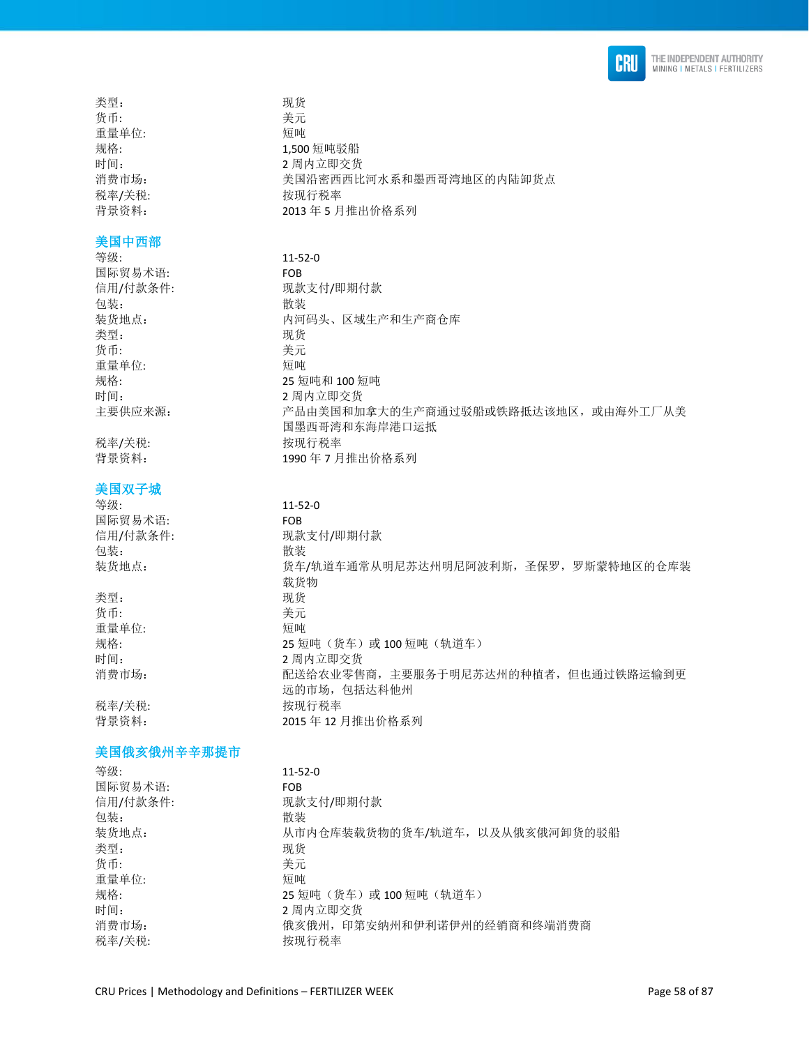类型: 现货
货币: 美元
重量单位: 短吨
规格: 1,500 短吨驳船
时间: 2 周内立即交货
消费市场: 美国沿密西西比河水系和墨西哥湾地区的内陆卸货点
税率/关税: 按现行税率
背景资料: 2013 年 5 月推出价格系列

### 美国中西部

等级: 11-52-0
国际贸易术语: FOB
信用/付款条件: 现款支付/即期付款
包装: 散装
装货地点: 内河码头、区域生产和生产商仓库
类型: 现货
货币: 美元
重量单位: 短吨
规格: 25 短吨和 100 短吨
时间: 2 周内立即交货
主要供应来源: 产品由美国和加拿大的生产商通过驳船或铁路抵达该地区，或由海外工厂从美国墨西哥湾和东海岸港口运抵
税率/关税: 按现行税率
背景资料: 1990 年 7 月推出价格系列

### 美国双子城

等级: 11-52-0
国际贸易术语: FOB
信用/付款条件: 现款支付/即期付款
包装: 散装
装货地点: 货车/轨道车通常从明尼苏达州明尼阿波利斯，圣保罗，罗斯蒙特地区的仓库装载货物
类型: 现货
货币: 美元
重量单位: 短吨
规格: 25 短吨（货车）或 100 短吨（轨道车）
时间: 2 周内立即交货
消费市场: 配送给农业零售商，主要服务于明尼苏达州的种植者，但也通过铁路运输到更远的市场，包括达科他州
税率/关税: 按现行税率
背景资料: 2015 年 12 月推出价格系列

### 美国俄亥俄州辛辛那提市

等级: 11-52-0
国际贸易术语: FOB
信用/付款条件: 现款支付/即期付款
包装: 散装
装货地点: 从市内仓库装载货物的货车/轨道车，以及从俄亥俄河卸货的驳船
类型: 现货
货币: 美元
重量单位: 短吨
规格: 25 短吨（货车）或 100 短吨（轨道车）
时间: 2 周内立即交货
消费市场: 俄亥俄州，印第安纳州和伊利诺伊州的经销商和终端消费商
税率/关税: 按现行税率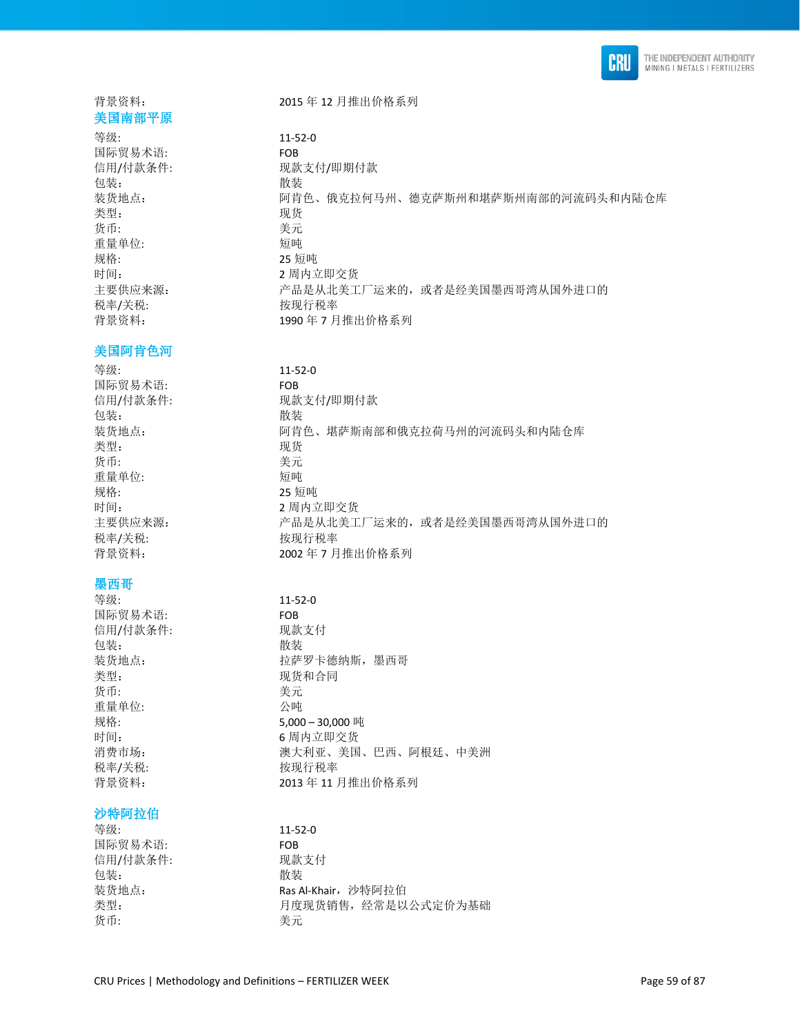背景资料: 2015 年 12 月推出价格系列

## 美国南部平原

| | |
|---|---|
| 等级: | 11-52-0 |
| 国际贸易术语: | FOB |
| 信用/付款条件: | 现款支付/即期付款 |
| 包装: | 散装 |
| 装货地点: | 阿肯色、俄克拉何马州、德克萨斯州和堪萨斯州南部的河流码头和内陆仓库 |
| 类型: | 现货 |
| 货币: | 美元 |
| 重量单位: | 短吨 |
| 规格: | 25 短吨 |
| 时间: | 2 周内立即交货 |
| 主要供应来源: | 产品是从北美工厂运来的，或者是经美国墨西哥湾从国外进口的 |
| 税率/关税: | 按现行税率 |
| 背景资料: | 1990 年 7 月推出价格系列 |

## 美国阿肯色河

| | |
|---|---|
| 等级: | 11-52-0 |
| 国际贸易术语: | FOB |
| 信用/付款条件: | 现款支付/即期付款 |
| 包装: | 散装 |
| 装货地点: | 阿肯色、堪萨斯南部和俄克拉荷马州的河流码头和内陆仓库 |
| 类型: | 现货 |
| 货币: | 美元 |
| 重量单位: | 短吨 |
| 规格: | 25 短吨 |
| 时间: | 2 周内立即交货 |
| 主要供应来源: | 产品是从北美工厂运来的，或者是经美国墨西哥湾从国外进口的 |
| 税率/关税: | 按现行税率 |
| 背景资料: | 2002 年 7 月推出价格系列 |

## 墨西哥

| | |
|---|---|
| 等级: | 11-52-0 |
| 国际贸易术语: | FOB |
| 信用/付款条件: | 现款支付 |
| 包装: | 散装 |
| 装货地点: | 拉萨罗卡德纳斯，墨西哥 |
| 类型: | 现货和合同 |
| 货币: | 美元 |
| 重量单位: | 公吨 |
| 规格: | 5,000 – 30,000 吨 |
| 时间: | 6 周内立即交货 |
| 消费市场: | 澳大利亚、美国、巴西、阿根廷、中美洲 |
| 税率/关税: | 按现行税率 |
| 背景资料: | 2013 年 11 月推出价格系列 |

## 沙特阿拉伯

| | |
|---|---|
| 等级: | 11-52-0 |
| 国际贸易术语: | FOB |
| 信用/付款条件: | 现款支付 |
| 包装: | 散装 |
| 装货地点: | Ras Al-Khair，沙特阿拉伯 |
| 类型: | 月度现货销售，经常是以公式定价为基础 |
| 货币: | 美元 |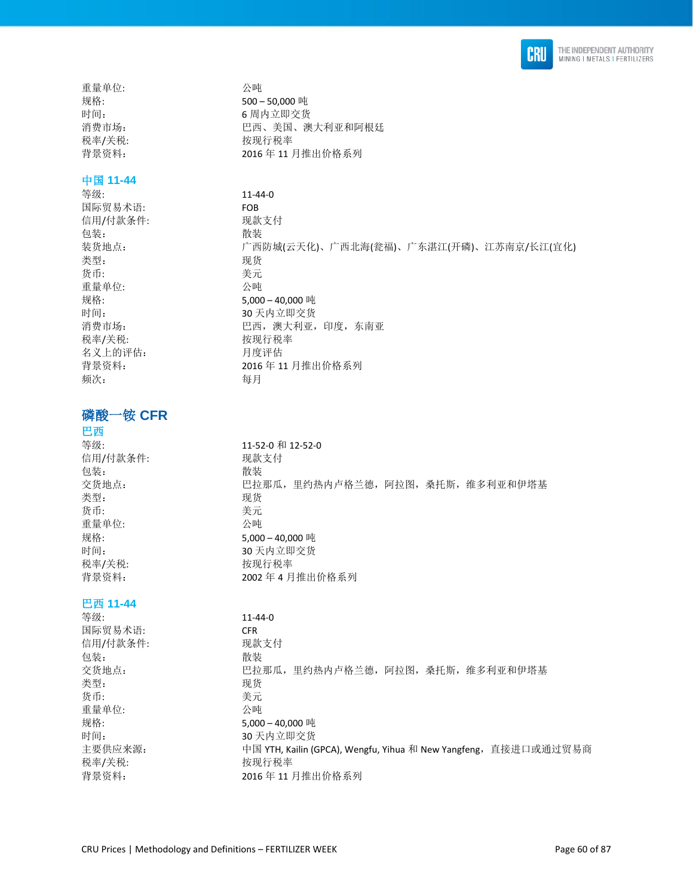重量单位:　　公吨
规格:　　500 – 50,000 吨
时间:　　6 周内立即交货
消费市场:　　巴西、美国、澳大利亚和阿根廷
税率/关税:　　按现行税率
背景资料:　　2016 年 11 月推出价格系列

### 中国 11-44

| | |
|---|---|
| 等级: | 11-44-0 |
| 国际贸易术语: | FOB |
| 信用/付款条件: | 现款支付 |
| 包装: | 散装 |
| 装货地点: | 广西防城(云天化)、广西北海(瓮福)、广东湛江(开磷)、江苏南京/长江(宜化) |
| 类型: | 现货 |
| 货币: | 美元 |
| 重量单位: | 公吨 |
| 规格: | 5,000 – 40,000 吨 |
| 时间: | 30 天内立即交货 |
| 消费市场: | 巴西，澳大利亚，印度，东南亚 |
| 税率/关税: | 按现行税率 |
| 名义上的评估: | 月度评估 |
| 背景资料: | 2016 年 11 月推出价格系列 |
| 频次: | 每月 |

## 磷酸一铵 CFR

### 巴西

| | |
|---|---|
| 等级: | 11-52-0 和 12-52-0 |
| 信用/付款条件: | 现款支付 |
| 包装: | 散装 |
| 交货地点: | 巴拉那瓜，里约热内卢格兰德，阿拉图，桑托斯，维多利亚和伊塔基 |
| 类型: | 现货 |
| 货币: | 美元 |
| 重量单位: | 公吨 |
| 规格: | 5,000 – 40,000 吨 |
| 时间: | 30 天内立即交货 |
| 税率/关税: | 按现行税率 |
| 背景资料: | 2002 年 4 月推出价格系列 |

### 巴西 11-44

| | |
|---|---|
| 等级: | 11-44-0 |
| 国际贸易术语: | CFR |
| 信用/付款条件: | 现款支付 |
| 包装: | 散装 |
| 交货地点: | 巴拉那瓜，里约热内卢格兰德，阿拉图，桑托斯，维多利亚和伊塔基 |
| 类型: | 现货 |
| 货币: | 美元 |
| 重量单位: | 公吨 |
| 规格: | 5,000 – 40,000 吨 |
| 时间: | 30 天内立即交货 |
| 主要供应来源: | 中国 YTH, Kailin (GPCA), Wengfu, Yihua 和 New Yangfeng，直接进口或通过贸易商 |
| 税率/关税: | 按现行税率 |
| 背景资料: | 2016 年 11 月推出价格系列 |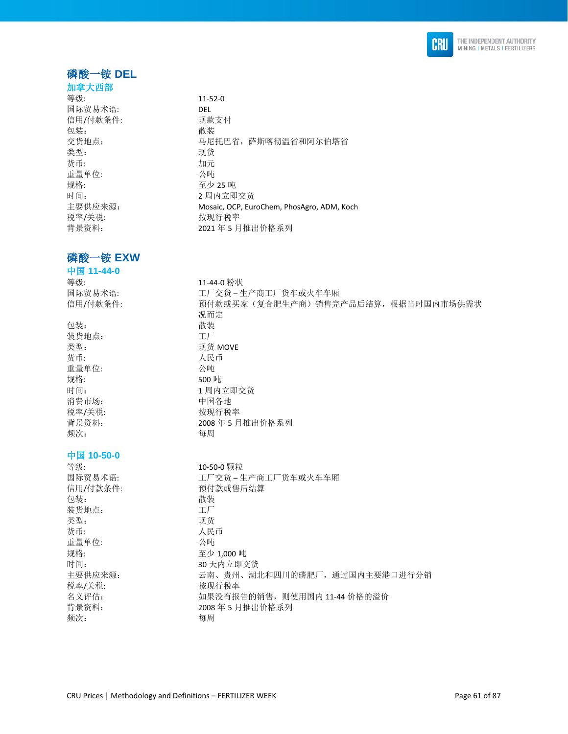## 磷酸一铵 DEL

### 加拿大西部

| | |
|---|---|
| 等级: | 11-52-0 |
| 国际贸易术语: | DEL |
| 信用/付款条件: | 现款支付 |
| 包装: | 散装 |
| 交货地点: | 马尼托巴省，萨斯喀彻温省和阿尔伯塔省 |
| 类型: | 现货 |
| 货币: | 加元 |
| 重量单位: | 公吨 |
| 规格: | 至少 25 吨 |
| 时间: | 2 周内立即交货 |
| 主要供应来源: | Mosaic, OCP, EuroChem, PhosAgro, ADM, Koch |
| 税率/关税: | 按现行税率 |
| 背景资料: | 2021 年 5 月推出价格系列 |

## 磷酸一铵 EXW

### 中国 11-44-0

| | |
|---|---|
| 等级: | 11-44-0 粉状 |
| 国际贸易术语: | 工厂交货 – 生产商工厂货车或火车车厢 |
| 信用/付款条件: | 预付款或买家（复合肥生产商）销售完产品后结算，根据当时国内市场供需状况而定 |
| 包装: | 散装 |
| 装货地点: | 工厂 |
| 类型: | 现货 MOVE |
| 货币: | 人民币 |
| 重量单位: | 公吨 |
| 规格: | 500 吨 |
| 时间: | 1 周内立即交货 |
| 消费市场: | 中国各地 |
| 税率/关税: | 按现行税率 |
| 背景资料: | 2008 年 5 月推出价格系列 |
| 频次: | 每周 |

### 中国 10-50-0

| | |
|---|---|
| 等级: | 10-50-0 颗粒 |
| 国际贸易术语: | 工厂交货 – 生产商工厂货车或火车车厢 |
| 信用/付款条件: | 预付款或售后结算 |
| 包装: | 散装 |
| 装货地点: | 工厂 |
| 类型: | 现货 |
| 货币: | 人民币 |
| 重量单位: | 公吨 |
| 规格: | 至少 1,000 吨 |
| 时间: | 30 天内立即交货 |
| 主要供应来源: | 云南、贵州、湖北和四川的磷肥厂，通过国内主要港口进行分销 |
| 税率/关税: | 按现行税率 |
| 名义评估: | 如果没有报告的销售，则使用国内 11-44 价格的溢价 |
| 背景资料: | 2008 年 5 月推出价格系列 |
| 频次: | 每周 |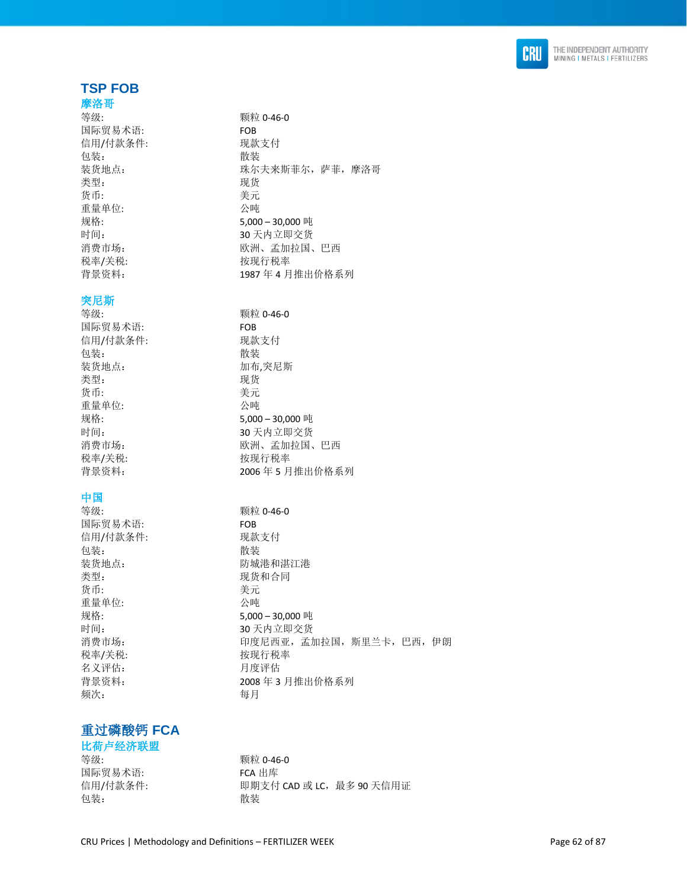## TSP FOB

### 摩洛哥

| | |
|---|---|
| 等级: | 颗粒 0-46-0 |
| 国际贸易术语: | FOB |
| 信用/付款条件: | 现款支付 |
| 包装: | 散装 |
| 装货地点: | 珠尔夫来斯菲尔，萨菲，摩洛哥 |
| 类型: | 现货 |
| 货币: | 美元 |
| 重量单位: | 公吨 |
| 规格: | 5,000 – 30,000 吨 |
| 时间: | 30 天内立即交货 |
| 消费市场: | 欧洲、孟加拉国、巴西 |
| 税率/关税: | 按现行税率 |
| 背景资料: | 1987 年 4 月推出价格系列 |

### 突尼斯

| | |
|---|---|
| 等级: | 颗粒 0-46-0 |
| 国际贸易术语: | FOB |
| 信用/付款条件: | 现款支付 |
| 包装: | 散装 |
| 装货地点: | 加布,突尼斯 |
| 类型: | 现货 |
| 货币: | 美元 |
| 重量单位: | 公吨 |
| 规格: | 5,000 – 30,000 吨 |
| 时间: | 30 天内立即交货 |
| 消费市场: | 欧洲、孟加拉国、巴西 |
| 税率/关税: | 按现行税率 |
| 背景资料: | 2006 年 5 月推出价格系列 |

### 中国

| | |
|---|---|
| 等级: | 颗粒 0-46-0 |
| 国际贸易术语: | FOB |
| 信用/付款条件: | 现款支付 |
| 包装: | 散装 |
| 装货地点: | 防城港和湛江港 |
| 类型: | 现货和合同 |
| 货币: | 美元 |
| 重量单位: | 公吨 |
| 规格: | 5,000 – 30,000 吨 |
| 时间: | 30 天内立即交货 |
| 消费市场: | 印度尼西亚，孟加拉国，斯里兰卡，巴西，伊朗 |
| 税率/关税: | 按现行税率 |
| 名义评估: | 月度评估 |
| 背景资料: | 2008 年 3 月推出价格系列 |
| 频次: | 每月 |

## 重过磷酸钙 FCA

### 比荷卢经济联盟

| | |
|---|---|
| 等级: | 颗粒 0-46-0 |
| 国际贸易术语: | FCA 出库 |
| 信用/付款条件: | 即期支付 CAD 或 LC，最多 90 天信用证 |
| 包装: | 散装 |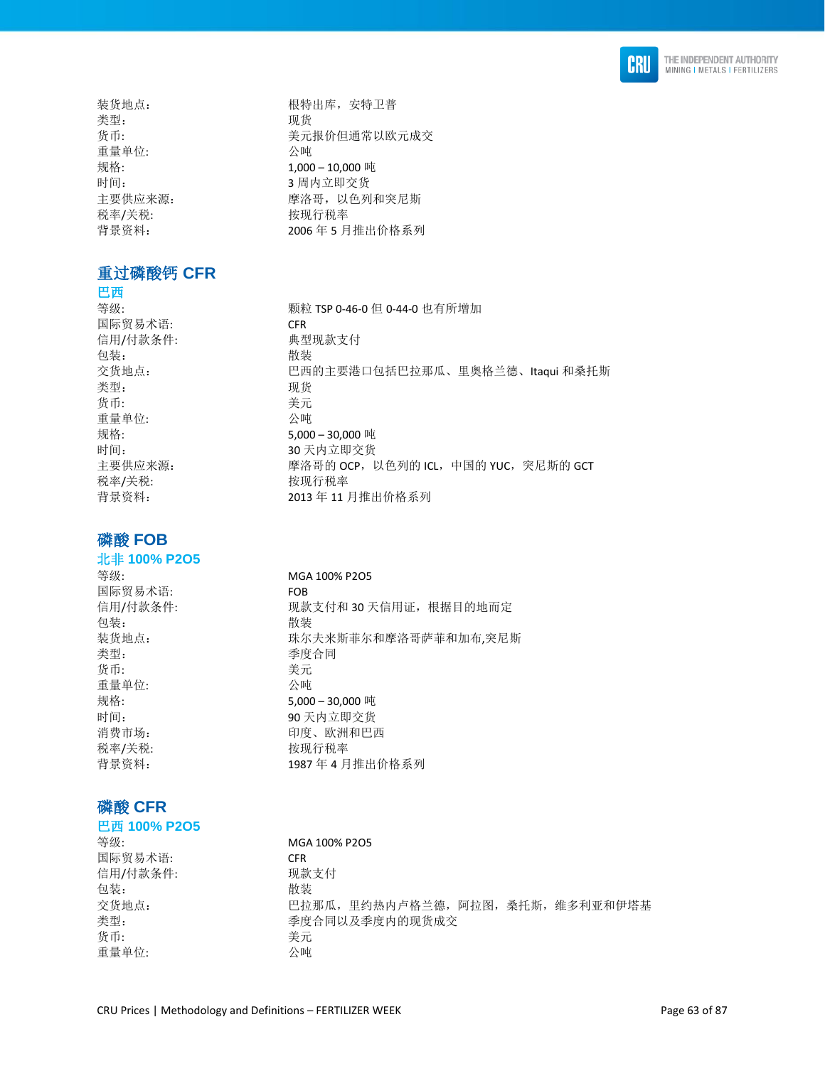装货地点: 根特出库，安特卫普
类型: 现货
货币: 美元报价但通常以欧元成交
重量单位: 公吨
规格: 1,000 – 10,000 吨
时间: 3 周内立即交货
主要供应来源: 摩洛哥，以色列和突尼斯
税率/关税: 按现行税率
背景资料: 2006 年 5 月推出价格系列

## 重过磷酸钙 CFR

### 巴西

| | |
|---|---|
| 等级: | 颗粒 TSP 0-46-0 但 0-44-0 也有所增加 |
| 国际贸易术语: | CFR |
| 信用/付款条件: | 典型现款支付 |
| 包装: | 散装 |
| 交货地点: | 巴西的主要港口包括巴拉那瓜、里奥格兰德、Itaqui 和桑托斯 |
| 类型: | 现货 |
| 货币: | 美元 |
| 重量单位: | 公吨 |
| 规格: | 5,000 – 30,000 吨 |
| 时间: | 30 天内立即交货 |
| 主要供应来源: | 摩洛哥的 OCP，以色列的 ICL，中国的 YUC，突尼斯的 GCT |
| 税率/关税: | 按现行税率 |
| 背景资料: | 2013 年 11 月推出价格系列 |

## 磷酸 FOB

### 北非 100% P2O5

| | |
|---|---|
| 等级: | MGA 100% P2O5 |
| 国际贸易术语: | FOB |
| 信用/付款条件: | 现款支付和 30 天信用证，根据目的地而定 |
| 包装: | 散装 |
| 装货地点: | 珠尔夫来斯菲尔和摩洛哥萨菲和加布,突尼斯 |
| 类型: | 季度合同 |
| 货币: | 美元 |
| 重量单位: | 公吨 |
| 规格: | 5,000 – 30,000 吨 |
| 时间: | 90 天内立即交货 |
| 消费市场: | 印度、欧洲和巴西 |
| 税率/关税: | 按现行税率 |
| 背景资料: | 1987 年 4 月推出价格系列 |

## 磷酸 CFR

### 巴西 100% P2O5

| | |
|---|---|
| 等级: | MGA 100% P2O5 |
| 国际贸易术语: | CFR |
| 信用/付款条件: | 现款支付 |
| 包装: | 散装 |
| 交货地点: | 巴拉那瓜，里约热内卢格兰德，阿拉图，桑托斯，维多利亚和伊塔基 |
| 类型: | 季度合同以及季度内的现货成交 |
| 货币: | 美元 |
| 重量单位: | 公吨 |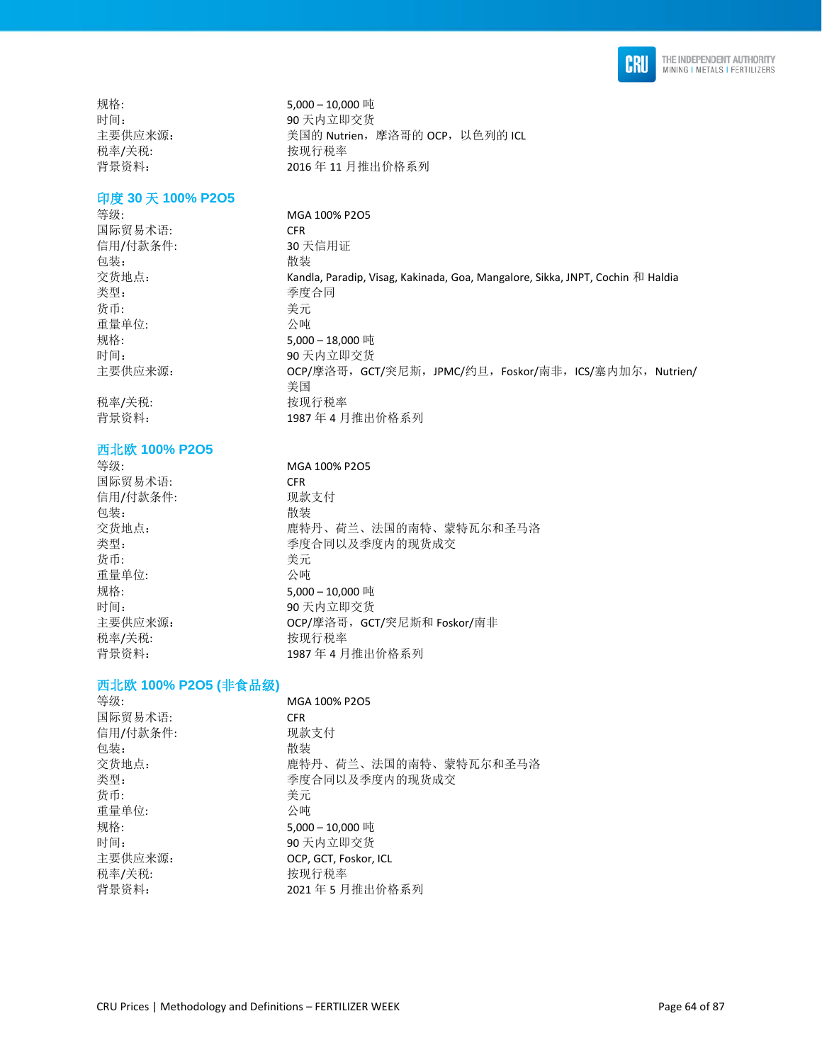规格: 5,000 – 10,000 吨
时间: 90 天内立即交货
主要供应来源: 美国的 Nutrien，摩洛哥的 OCP，以色列的 ICL
税率/关税: 按现行税率
背景资料: 2016 年 11 月推出价格系列

### 印度 30 天 100% P2O5

| | |
|---|---|
| 等级: | MGA 100% P2O5 |
| 国际贸易术语: | CFR |
| 信用/付款条件: | 30 天信用证 |
| 包装: | 散装 |
| 交货地点: | Kandla, Paradip, Visag, Kakinada, Goa, Mangalore, Sikka, JNPT, Cochin 和 Haldia |
| 类型: | 季度合同 |
| 货币: | 美元 |
| 重量单位: | 公吨 |
| 规格: | 5,000 – 18,000 吨 |
| 时间: | 90 天内立即交货 |
| 主要供应来源: | OCP/摩洛哥，GCT/突尼斯，JPMC/约旦，Foskor/南非，ICS/塞内加尔，Nutrien/美国 |
| 税率/关税: | 按现行税率 |
| 背景资料: | 1987 年 4 月推出价格系列 |

### 西北欧 100% P2O5

| | |
|---|---|
| 等级: | MGA 100% P2O5 |
| 国际贸易术语: | CFR |
| 信用/付款条件: | 现款支付 |
| 包装: | 散装 |
| 交货地点: | 鹿特丹、荷兰、法国的南特、蒙特瓦尔和圣马洛 |
| 类型: | 季度合同以及季度内的现货成交 |
| 货币: | 美元 |
| 重量单位: | 公吨 |
| 规格: | 5,000 – 10,000 吨 |
| 时间: | 90 天内立即交货 |
| 主要供应来源: | OCP/摩洛哥，GCT/突尼斯和 Foskor/南非 |
| 税率/关税: | 按现行税率 |
| 背景资料: | 1987 年 4 月推出价格系列 |

### 西北欧 100% P2O5 (非食品级)

| | |
|---|---|
| 等级: | MGA 100% P2O5 |
| 国际贸易术语: | CFR |
| 信用/付款条件: | 现款支付 |
| 包装: | 散装 |
| 交货地点: | 鹿特丹、荷兰、法国的南特、蒙特瓦尔和圣马洛 |
| 类型: | 季度合同以及季度内的现货成交 |
| 货币: | 美元 |
| 重量单位: | 公吨 |
| 规格: | 5,000 – 10,000 吨 |
| 时间: | 90 天内立即交货 |
| 主要供应来源: | OCP, GCT, Foskor, ICL |
| 税率/关税: | 按现行税率 |
| 背景资料: | 2021 年 5 月推出价格系列 |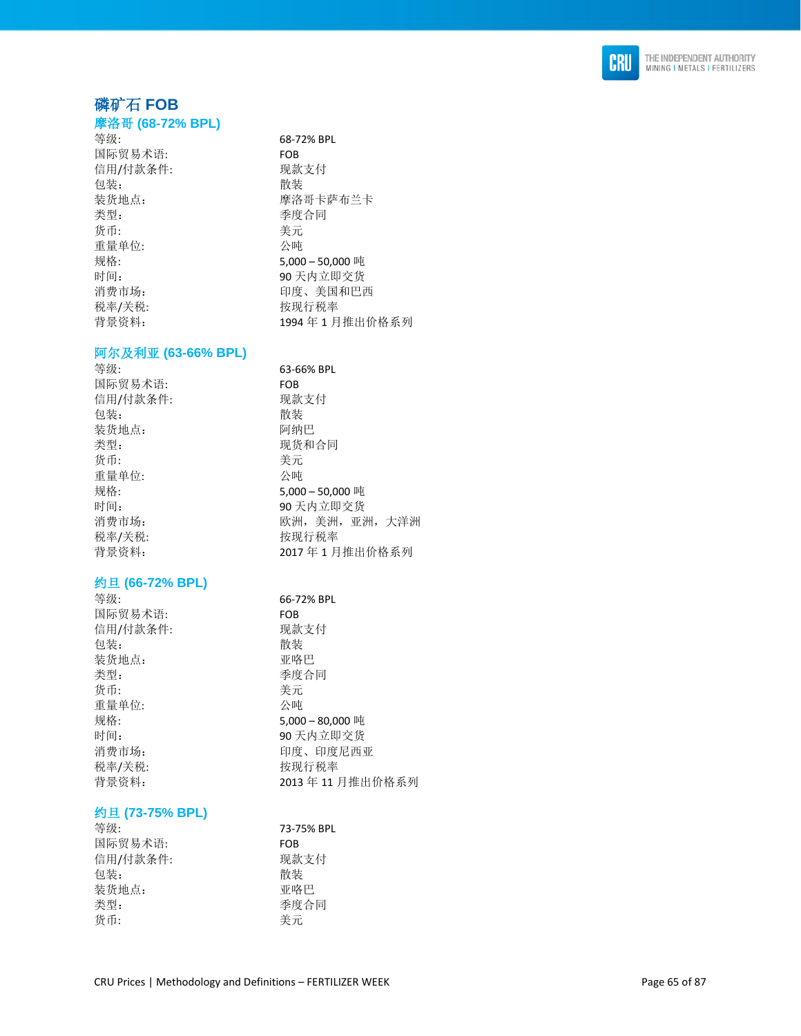# 磷矿石 FOB

## 摩洛哥 (68-72% BPL)

| | |
|---|---|
| 等级: | 68-72% BPL |
| 国际贸易术语: | FOB |
| 信用/付款条件: | 现款支付 |
| 包装: | 散装 |
| 装货地点: | 摩洛哥卡萨布兰卡 |
| 类型: | 季度合同 |
| 货币: | 美元 |
| 重量单位: | 公吨 |
| 规格: | 5,000 – 50,000 吨 |
| 时间: | 90 天内立即交货 |
| 消费市场: | 印度、美国和巴西 |
| 税率/关税: | 按现行税率 |
| 背景资料: | 1994 年 1 月推出价格系列 |

## 阿尔及利亚 (63-66% BPL)

| | |
|---|---|
| 等级: | 63-66% BPL |
| 国际贸易术语: | FOB |
| 信用/付款条件: | 现款支付 |
| 包装: | 散装 |
| 装货地点: | 阿纳巴 |
| 类型: | 现货和合同 |
| 货币: | 美元 |
| 重量单位: | 公吨 |
| 规格: | 5,000 – 50,000 吨 |
| 时间: | 90 天内立即交货 |
| 消费市场: | 欧洲，美洲，亚洲，大洋洲 |
| 税率/关税: | 按现行税率 |
| 背景资料: | 2017 年 1 月推出价格系列 |

## 约旦 (66-72% BPL)

| | |
|---|---|
| 等级: | 66-72% BPL |
| 国际贸易术语: | FOB |
| 信用/付款条件: | 现款支付 |
| 包装: | 散装 |
| 装货地点: | 亚喀巴 |
| 类型: | 季度合同 |
| 货币: | 美元 |
| 重量单位: | 公吨 |
| 规格: | 5,000 – 80,000 吨 |
| 时间: | 90 天内立即交货 |
| 消费市场: | 印度、印度尼西亚 |
| 税率/关税: | 按现行税率 |
| 背景资料: | 2013 年 11 月推出价格系列 |

## 约旦 (73-75% BPL)

| | |
|---|---|
| 等级: | 73-75% BPL |
| 国际贸易术语: | FOB |
| 信用/付款条件: | 现款支付 |
| 包装: | 散装 |
| 装货地点: | 亚喀巴 |
| 类型: | 季度合同 |
| 货币: | 美元 |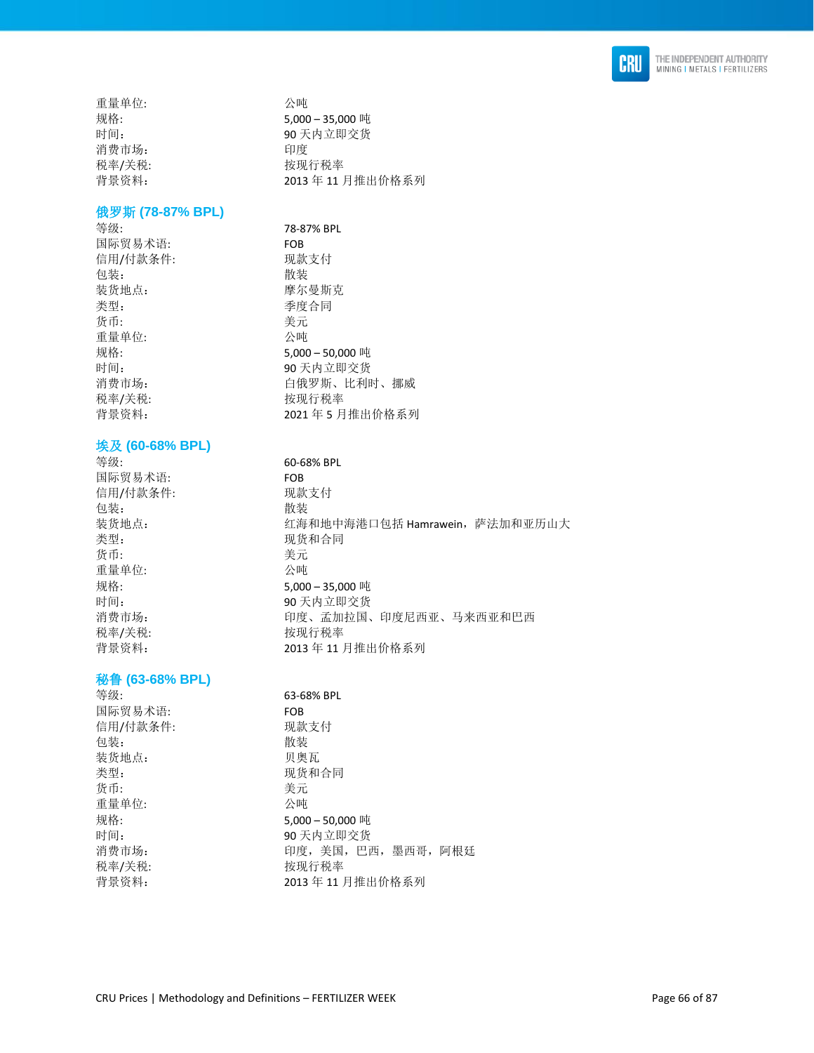| | |
|---|---|
| 重量单位: | 公吨 |
| 规格: | 5,000 – 35,000 吨 |
| 时间: | 90 天内立即交货 |
| 消费市场: | 印度 |
| 税率/关税: | 按现行税率 |
| 背景资料: | 2013 年 11 月推出价格系列 |

### 俄罗斯 (78-87% BPL)

| | |
|---|---|
| 等级: | 78-87% BPL |
| 国际贸易术语: | FOB |
| 信用/付款条件: | 现款支付 |
| 包装: | 散装 |
| 装货地点: | 摩尔曼斯克 |
| 类型: | 季度合同 |
| 货币: | 美元 |
| 重量单位: | 公吨 |
| 规格: | 5,000 – 50,000 吨 |
| 时间: | 90 天内立即交货 |
| 消费市场: | 白俄罗斯、比利时、挪威 |
| 税率/关税: | 按现行税率 |
| 背景资料: | 2021 年 5 月推出价格系列 |

### 埃及 (60-68% BPL)

| | |
|---|---|
| 等级: | 60-68% BPL |
| 国际贸易术语: | FOB |
| 信用/付款条件: | 现款支付 |
| 包装: | 散装 |
| 装货地点: | 红海和地中海港口包括 Hamrawein，萨法加和亚历山大 |
| 类型: | 现货和合同 |
| 货币: | 美元 |
| 重量单位: | 公吨 |
| 规格: | 5,000 – 35,000 吨 |
| 时间: | 90 天内立即交货 |
| 消费市场: | 印度、孟加拉国、印度尼西亚、马来西亚和巴西 |
| 税率/关税: | 按现行税率 |
| 背景资料: | 2013 年 11 月推出价格系列 |

### 秘鲁 (63-68% BPL)

| | |
|---|---|
| 等级: | 63-68% BPL |
| 国际贸易术语: | FOB |
| 信用/付款条件: | 现款支付 |
| 包装: | 散装 |
| 装货地点: | 贝奥瓦 |
| 类型: | 现货和合同 |
| 货币: | 美元 |
| 重量单位: | 公吨 |
| 规格: | 5,000 – 50,000 吨 |
| 时间: | 90 天内立即交货 |
| 消费市场: | 印度，美国，巴西，墨西哥，阿根廷 |
| 税率/关税: | 按现行税率 |
| 背景资料: | 2013 年 11 月推出价格系列 |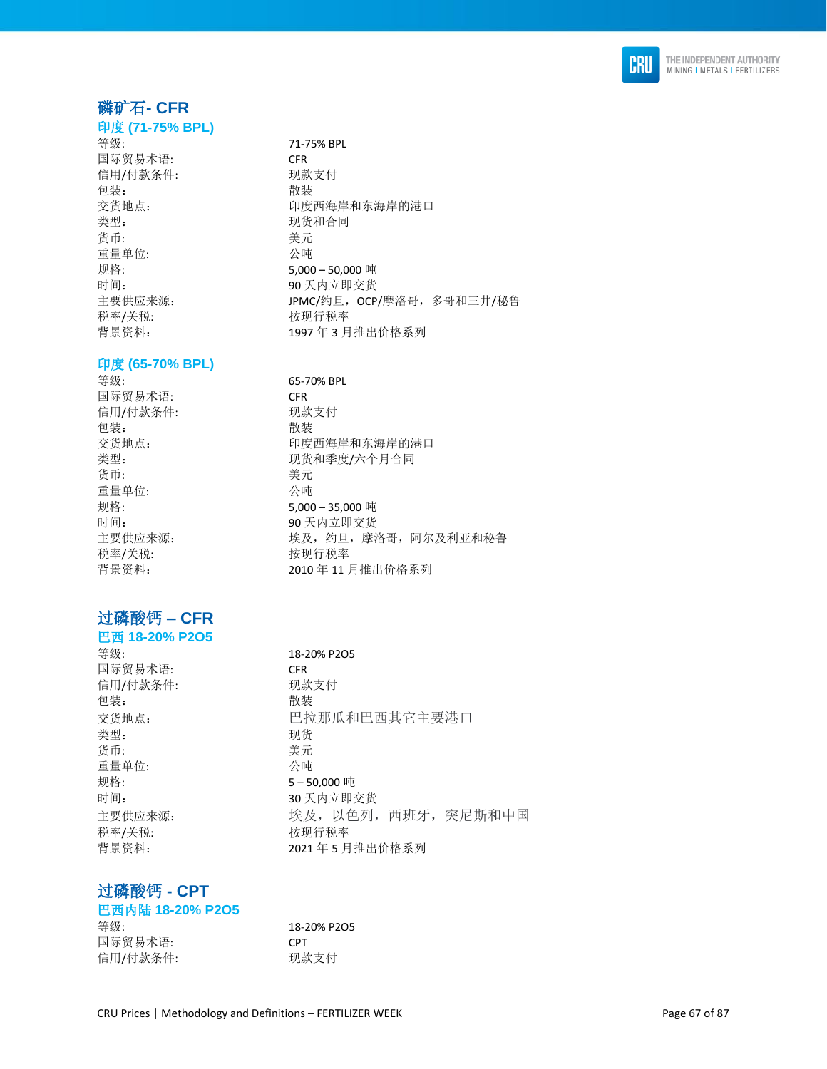## 磷矿石- CFR

### 印度 (71-75% BPL)

| | |
|---|---|
| 等级: | 71-75% BPL |
| 国际贸易术语: | CFR |
| 信用/付款条件: | 现款支付 |
| 包装: | 散装 |
| 交货地点: | 印度西海岸和东海岸的港口 |
| 类型: | 现货和合同 |
| 货币: | 美元 |
| 重量单位: | 公吨 |
| 规格: | 5,000 – 50,000 吨 |
| 时间: | 90 天内立即交货 |
| 主要供应来源: | JPMC/约旦，OCP/摩洛哥，多哥和三井/秘鲁 |
| 税率/关税: | 按现行税率 |
| 背景资料: | 1997 年 3 月推出价格系列 |

### 印度 (65-70% BPL)

| | |
|---|---|
| 等级: | 65-70% BPL |
| 国际贸易术语: | CFR |
| 信用/付款条件: | 现款支付 |
| 包装: | 散装 |
| 交货地点: | 印度西海岸和东海岸的港口 |
| 类型: | 现货和季度/六个月合同 |
| 货币: | 美元 |
| 重量单位: | 公吨 |
| 规格: | 5,000 – 35,000 吨 |
| 时间: | 90 天内立即交货 |
| 主要供应来源: | 埃及，约旦，摩洛哥，阿尔及利亚和秘鲁 |
| 税率/关税: | 按现行税率 |
| 背景资料: | 2010 年 11 月推出价格系列 |

## 过磷酸钙 – CFR

### 巴西 18-20% P2O5

| | |
|---|---|
| 等级: | 18-20% P2O5 |
| 国际贸易术语: | CFR |
| 信用/付款条件: | 现款支付 |
| 包装: | 散装 |
| 交货地点: | 巴拉那瓜和巴西其它主要港口 |
| 类型: | 现货 |
| 货币: | 美元 |
| 重量单位: | 公吨 |
| 规格: | 5 – 50,000 吨 |
| 时间: | 30 天内立即交货 |
| 主要供应来源: | 埃及，以色列，西班牙，突尼斯和中国 |
| 税率/关税: | 按现行税率 |
| 背景资料: | 2021 年 5 月推出价格系列 |

## 过磷酸钙 - CPT

### 巴西内陆 18-20% P2O5

| | |
|---|---|
| 等级: | 18-20% P2O5 |
| 国际贸易术语: | CPT |
| 信用/付款条件: | 现款支付 |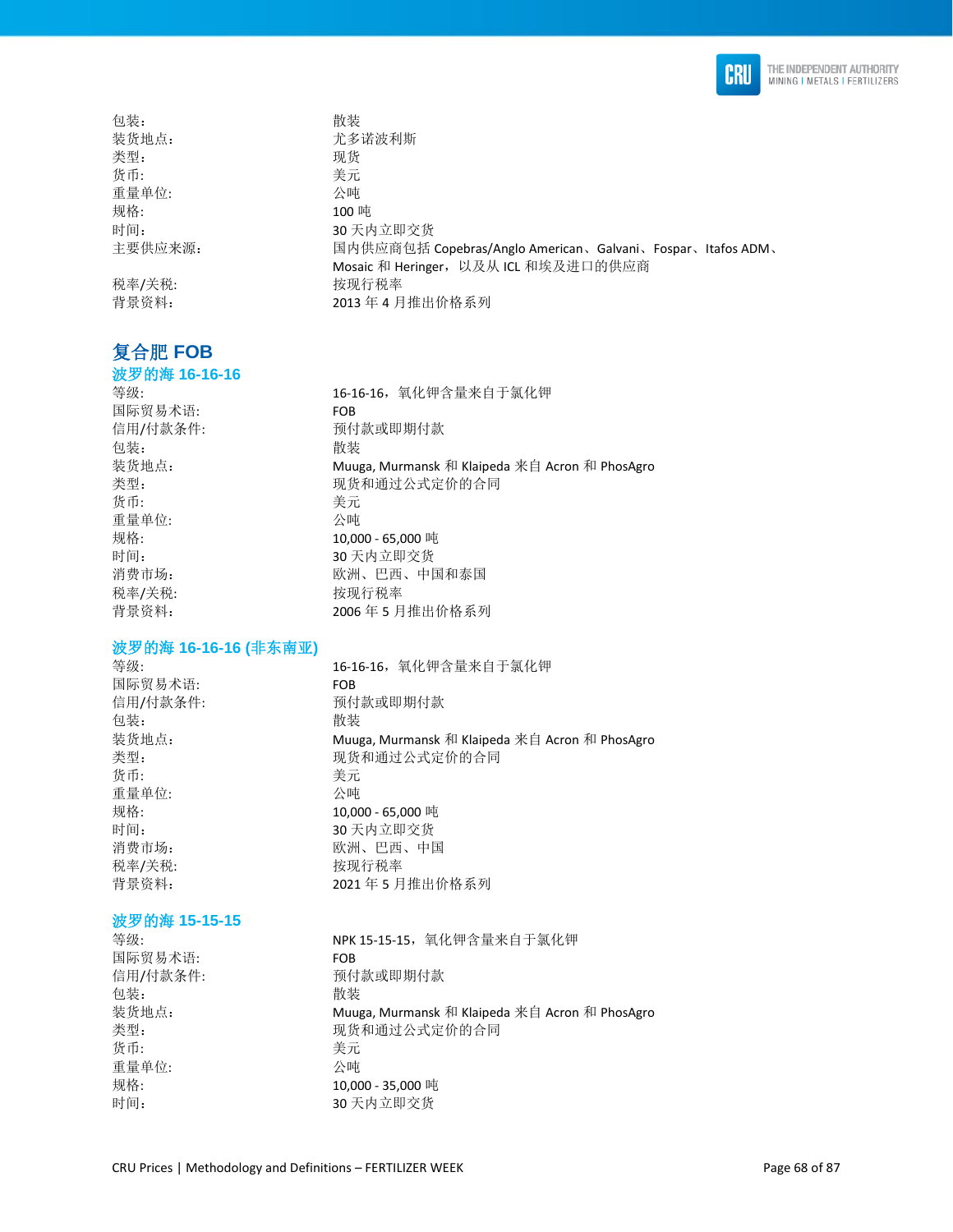包装: 散装
装货地点: 尤多诺波利斯
类型: 现货
货币: 美元
重量单位: 公吨
规格: 100 吨
时间: 30 天内立即交货
主要供应来源: 国内供应商包括 Copebras/Anglo American、Galvani、Fospar、Itafos ADM、Mosaic 和 Heringer，以及从 ICL 和埃及进口的供应商
税率/关税: 按现行税率
背景资料: 2013 年 4 月推出价格系列

## 复合肥 FOB

### 波罗的海 16-16-16

等级: 16-16-16，氧化钾含量来自于氯化钾
国际贸易术语: FOB
信用/付款条件: 预付款或即期付款
包装: 散装
装货地点: Muuga, Murmansk 和 Klaipeda 来自 Acron 和 PhosAgro
类型: 现货和通过公式定价的合同
货币: 美元
重量单位: 公吨
规格: 10,000 - 65,000 吨
时间: 30 天内立即交货
消费市场: 欧洲、巴西、中国和泰国
税率/关税: 按现行税率
背景资料: 2006 年 5 月推出价格系列

### 波罗的海 16-16-16 (非东南亚)

等级: 16-16-16，氧化钾含量来自于氯化钾
国际贸易术语: FOB
信用/付款条件: 预付款或即期付款
包装: 散装
装货地点: Muuga, Murmansk 和 Klaipeda 来自 Acron 和 PhosAgro
类型: 现货和通过公式定价的合同
货币: 美元
重量单位: 公吨
规格: 10,000 - 65,000 吨
时间: 30 天内立即交货
消费市场: 欧洲、巴西、中国
税率/关税: 按现行税率
背景资料: 2021 年 5 月推出价格系列

### 波罗的海 15-15-15

等级: NPK 15-15-15，氧化钾含量来自于氯化钾
国际贸易术语: FOB
信用/付款条件: 预付款或即期付款
包装: 散装
装货地点: Muuga, Murmansk 和 Klaipeda 来自 Acron 和 PhosAgro
类型: 现货和通过公式定价的合同
货币: 美元
重量单位: 公吨
规格: 10,000 - 35,000 吨
时间: 30 天内立即交货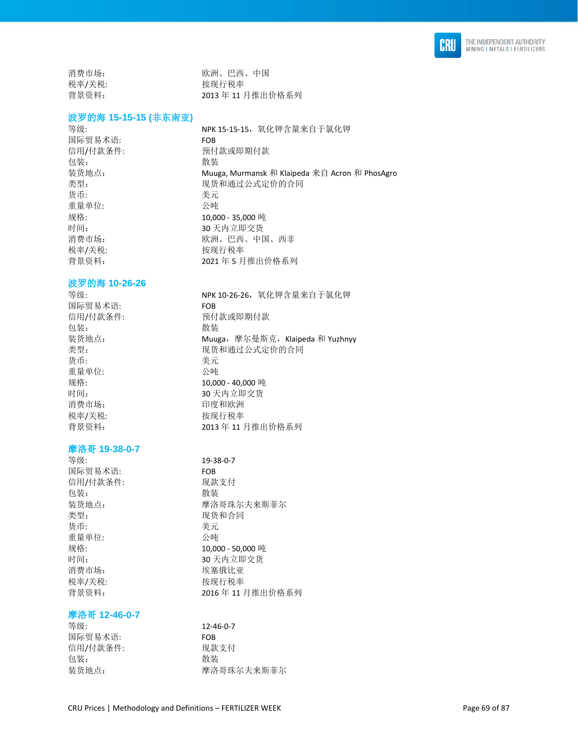消费市场: 欧洲、巴西、中国
税率/关税: 按现行税率
背景资料: 2013 年 11 月推出价格系列

### 波罗的海 15-15-15 (非东南亚)

等级: NPK 15-15-15，氧化钾含量来自于氯化钾
国际贸易术语: FOB
信用/付款条件: 预付款或即期付款
包装: 散装
装货地点: Muuga, Murmansk 和 Klaipeda 来自 Acron 和 PhosAgro
类型: 现货和通过公式定价的合同
货币: 美元
重量单位: 公吨
规格: 10,000 - 35,000 吨
时间: 30 天内立即交货
消费市场: 欧洲、巴西、中国、西非
税率/关税: 按现行税率
背景资料: 2021 年 5 月推出价格系列

### 波罗的海 10-26-26

等级: NPK 10-26-26，氧化钾含量来自于氯化钾
国际贸易术语: FOB
信用/付款条件: 预付款或即期付款
包装: 散装
装货地点: Muuga，摩尔曼斯克，Klaipeda 和 Yuzhnyy
类型: 现货和通过公式定价的合同
货币: 美元
重量单位: 公吨
规格: 10,000 - 40,000 吨
时间: 30 天内立即交货
消费市场: 印度和欧洲
税率/关税: 按现行税率
背景资料: 2013 年 11 月推出价格系列

### 摩洛哥 19-38-0-7

等级: 19-38-0-7
国际贸易术语: FOB
信用/付款条件: 现款支付
包装: 散装
装货地点: 摩洛哥珠尔夫来斯菲尔
类型: 现货和合同
货币: 美元
重量单位: 公吨
规格: 10,000 - 50,000 吨
时间: 30 天内立即交货
消费市场: 埃塞俄比亚
税率/关税: 按现行税率
背景资料: 2016 年 11 月推出价格系列

### 摩洛哥 12-46-0-7

等级: 12-46-0-7
国际贸易术语: FOB
信用/付款条件: 现款支付
包装: 散装
装货地点: 摩洛哥珠尔夫来斯菲尔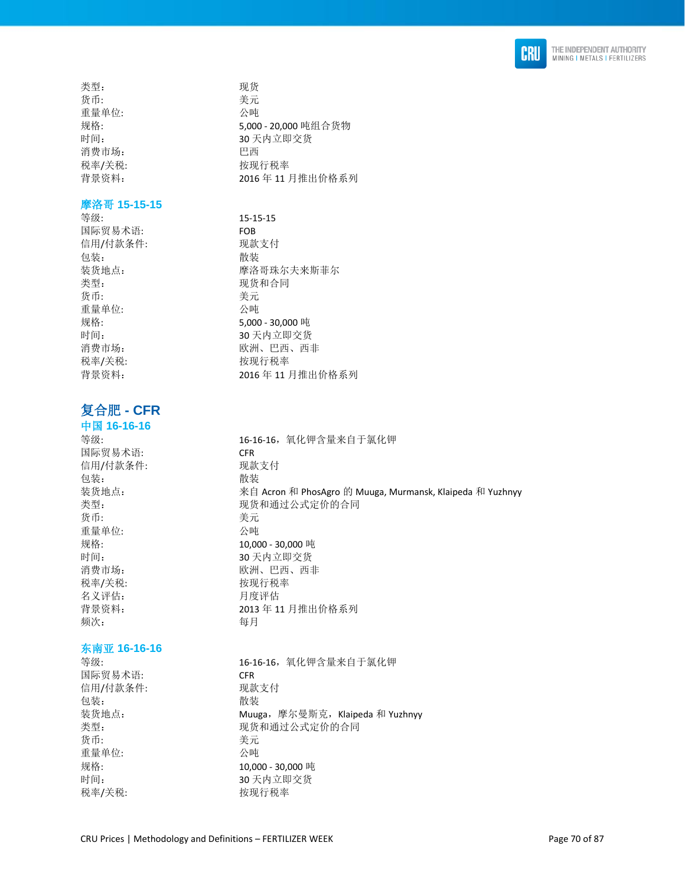| | |
|---|---|
| 类型: | 现货 |
| 货币: | 美元 |
| 重量单位: | 公吨 |
| 规格: | 5,000 - 20,000 吨组合货物 |
| 时间: | 30 天内立即交货 |
| 消费市场: | 巴西 |
| 税率/关税: | 按现行税率 |
| 背景资料: | 2016 年 11 月推出价格系列 |

### 摩洛哥 15-15-15

| | |
|---|---|
| 等级: | 15-15-15 |
| 国际贸易术语: | FOB |
| 信用/付款条件: | 现款支付 |
| 包装: | 散装 |
| 装货地点: | 摩洛哥珠尔夫来斯菲尔 |
| 类型: | 现货和合同 |
| 货币: | 美元 |
| 重量单位: | 公吨 |
| 规格: | 5,000 - 30,000 吨 |
| 时间: | 30 天内立即交货 |
| 消费市场: | 欧洲、巴西、西非 |
| 税率/关税: | 按现行税率 |
| 背景资料: | 2016 年 11 月推出价格系列 |

## 复合肥 - CFR

### 中国 16-16-16

| | |
|---|---|
| 等级: | 16-16-16，氧化钾含量来自于氯化钾 |
| 国际贸易术语: | CFR |
| 信用/付款条件: | 现款支付 |
| 包装: | 散装 |
| 装货地点: | 来自 Acron 和 PhosAgro 的 Muuga, Murmansk, Klaipeda 和 Yuzhnyy |
| 类型: | 现货和通过公式定价的合同 |
| 货币: | 美元 |
| 重量单位: | 公吨 |
| 规格: | 10,000 - 30,000 吨 |
| 时间: | 30 天内立即交货 |
| 消费市场: | 欧洲、巴西、西非 |
| 税率/关税: | 按现行税率 |
| 名义评估: | 月度评估 |
| 背景资料: | 2013 年 11 月推出价格系列 |
| 频次: | 每月 |

### 东南亚 16-16-16

| | |
|---|---|
| 等级: | 16-16-16，氧化钾含量来自于氯化钾 |
| 国际贸易术语: | CFR |
| 信用/付款条件: | 现款支付 |
| 包装: | 散装 |
| 装货地点: | Muuga，摩尔曼斯克，Klaipeda 和 Yuzhnyy |
| 类型: | 现货和通过公式定价的合同 |
| 货币: | 美元 |
| 重量单位: | 公吨 |
| 规格: | 10,000 - 30,000 吨 |
| 时间: | 30 天内立即交货 |
| 税率/关税: | 按现行税率 |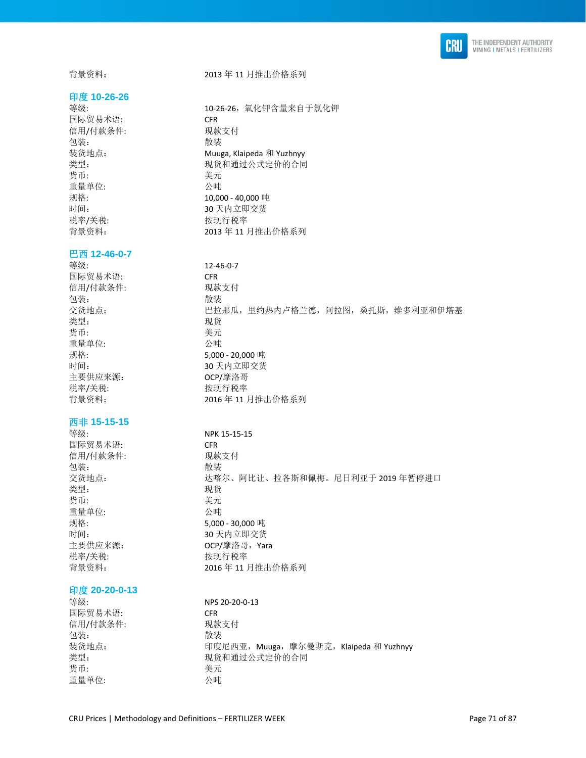背景资料: 2013 年 11 月推出价格系列

## 印度 10-26-26

| | |
|---|---|
| 等级: | 10-26-26，氧化钾含量来自于氯化钾 |
| 国际贸易术语: | CFR |
| 信用/付款条件: | 现款支付 |
| 包装: | 散装 |
| 装货地点: | Muuga, Klaipeda 和 Yuzhnyy |
| 类型: | 现货和通过公式定价的合同 |
| 货币: | 美元 |
| 重量单位: | 公吨 |
| 规格: | 10,000 - 40,000 吨 |
| 时间: | 30 天内立即交货 |
| 税率/关税: | 按现行税率 |
| 背景资料: | 2013 年 11 月推出价格系列 |

## 巴西 12-46-0-7

| | |
|---|---|
| 等级: | 12-46-0-7 |
| 国际贸易术语: | CFR |
| 信用/付款条件: | 现款支付 |
| 包装: | 散装 |
| 交货地点: | 巴拉那瓜，里约热内卢格兰德，阿拉图，桑托斯，维多利亚和伊塔基 |
| 类型: | 现货 |
| 货币: | 美元 |
| 重量单位: | 公吨 |
| 规格: | 5,000 - 20,000 吨 |
| 时间: | 30 天内立即交货 |
| 主要供应来源: | OCP/摩洛哥 |
| 税率/关税: | 按现行税率 |
| 背景资料: | 2016 年 11 月推出价格系列 |

## 西非 15-15-15

| | |
|---|---|
| 等级: | NPK 15-15-15 |
| 国际贸易术语: | CFR |
| 信用/付款条件: | 现款支付 |
| 包装: | 散装 |
| 交货地点: | 达喀尔、阿比让、拉各斯和佩梅。尼日利亚于 2019 年暂停进口 |
| 类型: | 现货 |
| 货币: | 美元 |
| 重量单位: | 公吨 |
| 规格: | 5,000 - 30,000 吨 |
| 时间: | 30 天内立即交货 |
| 主要供应来源: | OCP/摩洛哥，Yara |
| 税率/关税: | 按现行税率 |
| 背景资料: | 2016 年 11 月推出价格系列 |

## 印度 20-20-0-13

| | |
|---|---|
| 等级: | NPS 20-20-0-13 |
| 国际贸易术语: | CFR |
| 信用/付款条件: | 现款支付 |
| 包装: | 散装 |
| 装货地点: | 印度尼西亚，Muuga，摩尔曼斯克，Klaipeda 和 Yuzhnyy |
| 类型: | 现货和通过公式定价的合同 |
| 货币: | 美元 |
| 重量单位: | 公吨 |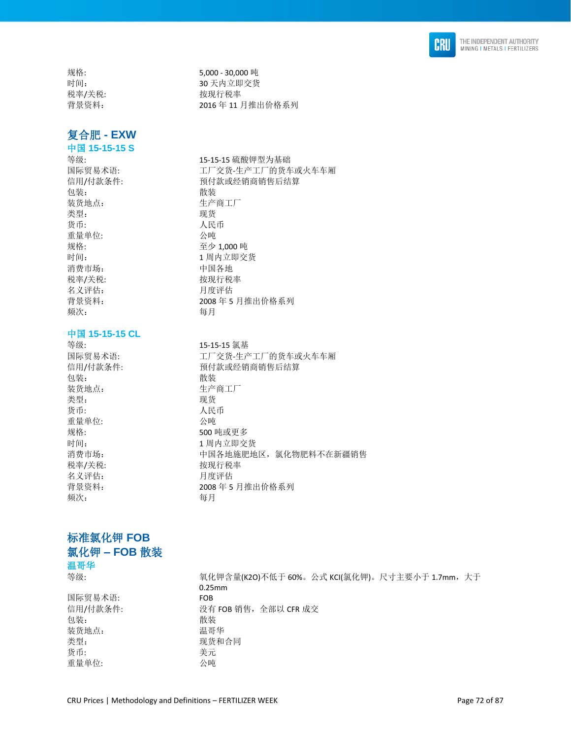| | |
|---|---|
| 规格: | 5,000 - 30,000 吨 |
| 时间: | 30 天内立即交货 |
| 税率/关税: | 按现行税率 |
| 背景资料: | 2016 年 11 月推出价格系列 |

## 复合肥 - EXW

### 中国 15-15-15 S

| | |
|---|---|
| 等级: | 15-15-15 硫酸钾型为基础 |
| 国际贸易术语: | 工厂交货-生产工厂的货车或火车车厢 |
| 信用/付款条件: | 预付款或经销商销售后结算 |
| 包装: | 散装 |
| 装货地点: | 生产商工厂 |
| 类型: | 现货 |
| 货币: | 人民币 |
| 重量单位: | 公吨 |
| 规格: | 至少 1,000 吨 |
| 时间: | 1 周内立即交货 |
| 消费市场: | 中国各地 |
| 税率/关税: | 按现行税率 |
| 名义评估: | 月度评估 |
| 背景资料: | 2008 年 5 月推出价格系列 |
| 频次: | 每月 |

### 中国 15-15-15 CL

| | |
|---|---|
| 等级: | 15-15-15 氯基 |
| 国际贸易术语: | 工厂交货-生产工厂的货车或火车车厢 |
| 信用/付款条件: | 预付款或经销商销售后结算 |
| 包装: | 散装 |
| 装货地点: | 生产商工厂 |
| 类型: | 现货 |
| 货币: | 人民币 |
| 重量单位: | 公吨 |
| 规格: | 500 吨或更多 |
| 时间: | 1 周内立即交货 |
| 消费市场: | 中国各地施肥地区，氯化物肥料不在新疆销售 |
| 税率/关税: | 按现行税率 |
| 名义评估: | 月度评估 |
| 背景资料: | 2008 年 5 月推出价格系列 |
| 频次: | 每月 |

## 标准氯化钾 FOB

## 氯化钾 – FOB 散装

### 温哥华

| | |
|---|---|
| 等级: | 氧化钾含量(K2O)不低于 60%。公式 KCl(氯化钾)。尺寸主要小于 1.7mm，大于 0.25mm |
| 国际贸易术语: | FOB |
| 信用/付款条件: | 没有 FOB 销售，全部以 CFR 成交 |
| 包装: | 散装 |
| 装货地点: | 温哥华 |
| 类型: | 现货和合同 |
| 货币: | 美元 |
| 重量单位: | 公吨 |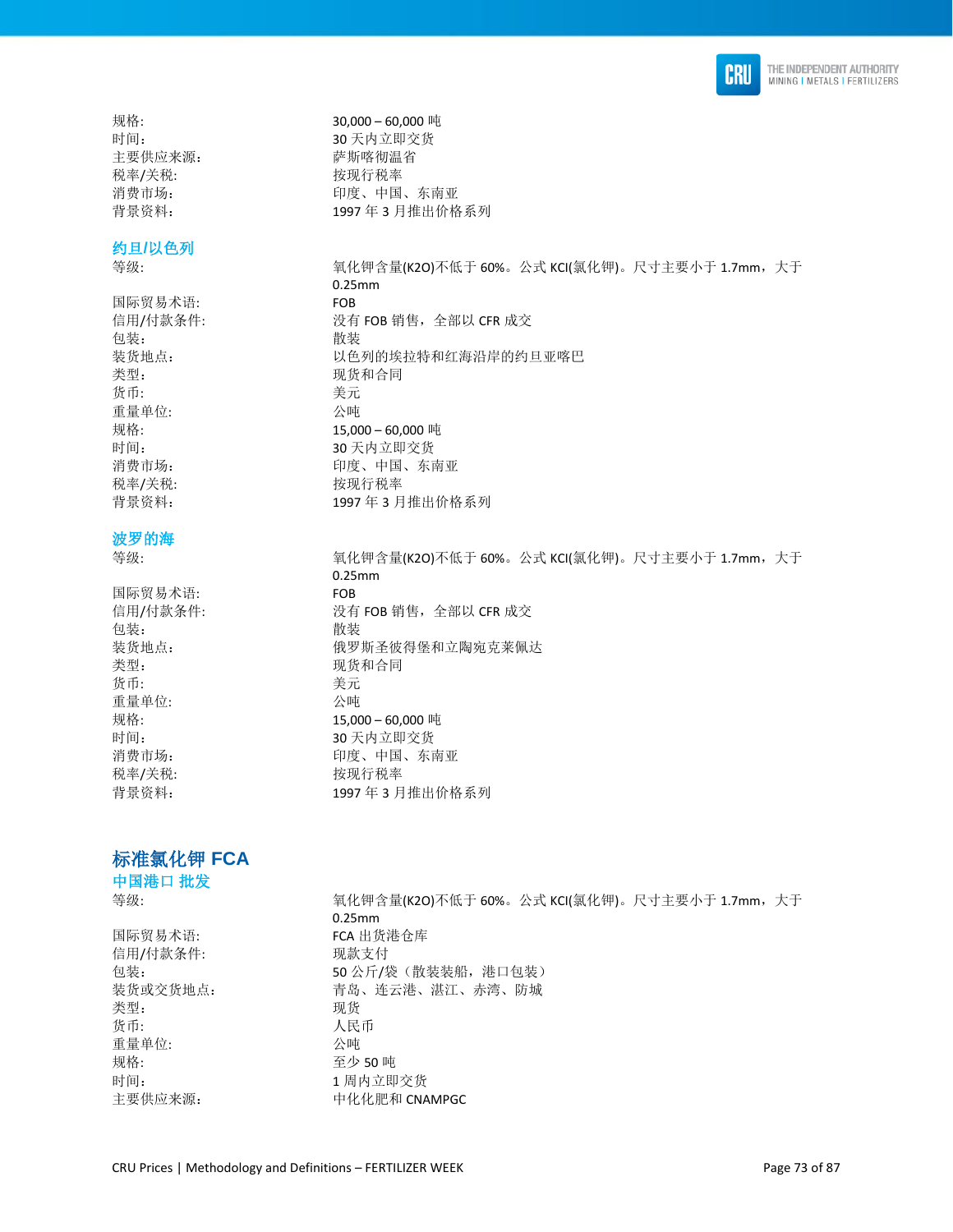规格: 30,000 – 60,000 吨
时间: 30 天内立即交货
主要供应来源: 萨斯喀彻温省
税率/关税: 按现行税率
消费市场: 印度、中国、东南亚
背景资料: 1997 年 3 月推出价格系列

### 约旦/以色列

| | |
|---|---|
| 等级: | 氧化钾含量(K2O)不低于 60%。公式 KCl(氯化钾)。尺寸主要小于 1.7mm，大于 0.25mm |
| 国际贸易术语: | FOB |
| 信用/付款条件: | 没有 FOB 销售，全部以 CFR 成交 |
| 包装: | 散装 |
| 装货地点: | 以色列的埃拉特和红海沿岸的约旦亚喀巴 |
| 类型: | 现货和合同 |
| 货币: | 美元 |
| 重量单位: | 公吨 |
| 规格: | 15,000 – 60,000 吨 |
| 时间: | 30 天内立即交货 |
| 消费市场: | 印度、中国、东南亚 |
| 税率/关税: | 按现行税率 |
| 背景资料: | 1997 年 3 月推出价格系列 |

### 波罗的海

| | |
|---|---|
| 等级: | 氧化钾含量(K2O)不低于 60%。公式 KCl(氯化钾)。尺寸主要小于 1.7mm，大于 0.25mm |
| 国际贸易术语: | FOB |
| 信用/付款条件: | 没有 FOB 销售，全部以 CFR 成交 |
| 包装: | 散装 |
| 装货地点: | 俄罗斯圣彼得堡和立陶宛克莱佩达 |
| 类型: | 现货和合同 |
| 货币: | 美元 |
| 重量单位: | 公吨 |
| 规格: | 15,000 – 60,000 吨 |
| 时间: | 30 天内立即交货 |
| 消费市场: | 印度、中国、东南亚 |
| 税率/关税: | 按现行税率 |
| 背景资料: | 1997 年 3 月推出价格系列 |

## 标准氯化钾 FCA

### 中国港口 批发

| | |
|---|---|
| 等级: | 氧化钾含量(K2O)不低于 60%。公式 KCl(氯化钾)。尺寸主要小于 1.7mm，大于 0.25mm |
| 国际贸易术语: | FCA 出货港仓库 |
| 信用/付款条件: | 现款支付 |
| 包装: | 50 公斤/袋（散装装船，港口包装） |
| 装货或交货地点: | 青岛、连云港、湛江、赤湾、防城 |
| 类型: | 现货 |
| 货币: | 人民币 |
| 重量单位: | 公吨 |
| 规格: | 至少 50 吨 |
| 时间: | 1 周内立即交货 |
| 主要供应来源: | 中化化肥和 CNAMPGC |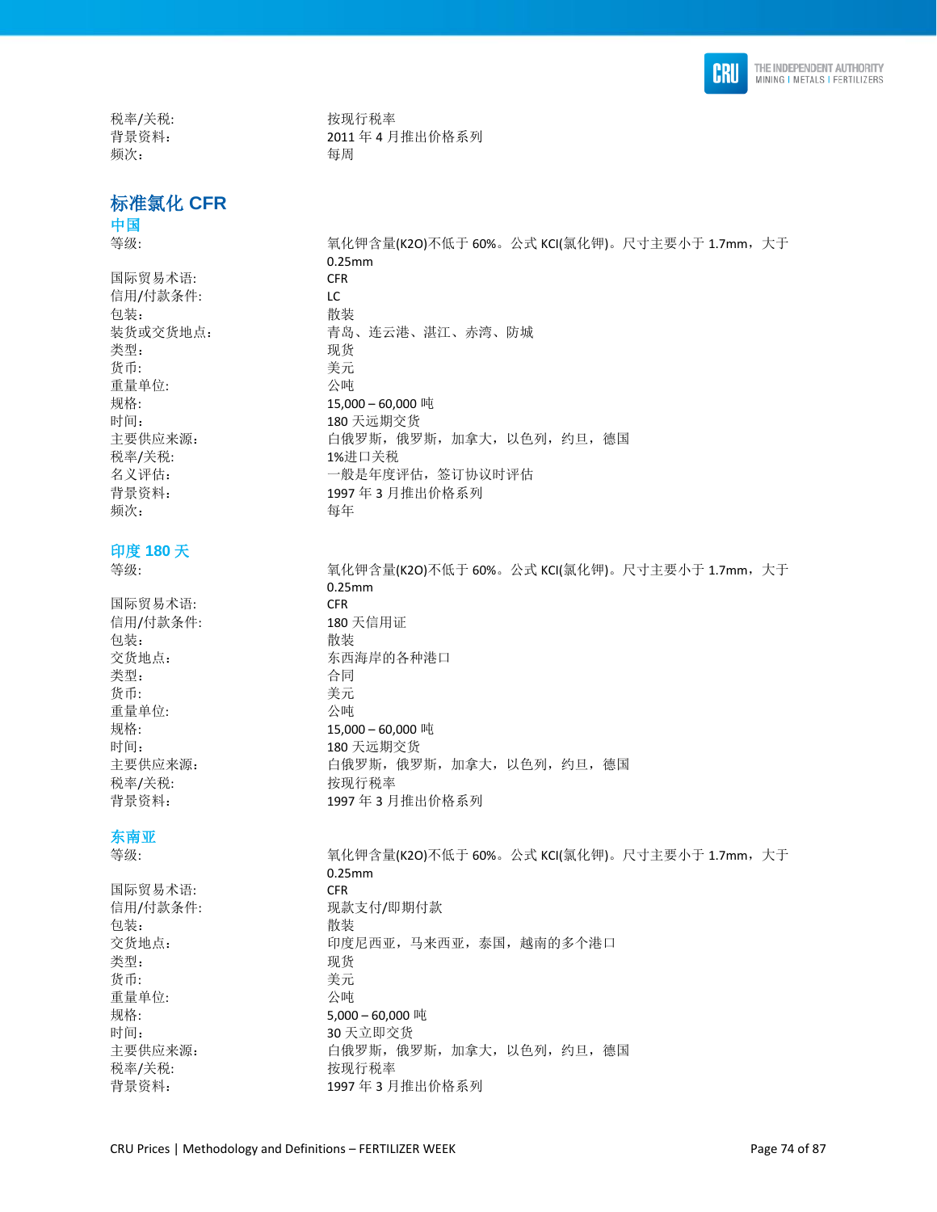| | |
|---|---|
| 税率/关税: | 按现行税率 |
| 背景资料: | 2011 年 4 月推出价格系列 |
| 频次: | 每周 |

## 标准氯化 CFR

### 中国

| | |
|---|---|
| 等级: | 氧化钾含量(K2O)不低于 60%。公式 KCl(氯化钾)。尺寸主要小于 1.7mm，大于 0.25mm |
| 国际贸易术语: | CFR |
| 信用/付款条件: | LC |
| 包装: | 散装 |
| 装货或交货地点: | 青岛、连云港、湛江、赤湾、防城 |
| 类型: | 现货 |
| 货币: | 美元 |
| 重量单位: | 公吨 |
| 规格: | 15,000 – 60,000 吨 |
| 时间: | 180 天远期交货 |
| 主要供应来源: | 白俄罗斯，俄罗斯，加拿大，以色列，约旦，德国 |
| 税率/关税: | 1%进口关税 |
| 名义评估: | 一般是年度评估，签订协议时评估 |
| 背景资料: | 1997 年 3 月推出价格系列 |
| 频次: | 每年 |

### 印度 180 天

| | |
|---|---|
| 等级: | 氧化钾含量(K2O)不低于 60%。公式 KCl(氯化钾)。尺寸主要小于 1.7mm，大于 0.25mm |
| 国际贸易术语: | CFR |
| 信用/付款条件: | 180 天信用证 |
| 包装: | 散装 |
| 交货地点: | 东西海岸的各种港口 |
| 类型: | 合同 |
| 货币: | 美元 |
| 重量单位: | 公吨 |
| 规格: | 15,000 – 60,000 吨 |
| 时间: | 180 天远期交货 |
| 主要供应来源: | 白俄罗斯，俄罗斯，加拿大，以色列，约旦，德国 |
| 税率/关税: | 按现行税率 |
| 背景资料: | 1997 年 3 月推出价格系列 |

### 东南亚

| | |
|---|---|
| 等级: | 氧化钾含量(K2O)不低于 60%。公式 KCl(氯化钾)。尺寸主要小于 1.7mm，大于 0.25mm |
| 国际贸易术语: | CFR |
| 信用/付款条件: | 现款支付/即期付款 |
| 包装: | 散装 |
| 交货地点: | 印度尼西亚，马来西亚，泰国，越南的多个港口 |
| 类型: | 现货 |
| 货币: | 美元 |
| 重量单位: | 公吨 |
| 规格: | 5,000 – 60,000 吨 |
| 时间: | 30 天立即交货 |
| 主要供应来源: | 白俄罗斯，俄罗斯，加拿大，以色列，约旦，德国 |
| 税率/关税: | 按现行税率 |
| 背景资料: | 1997 年 3 月推出价格系列 |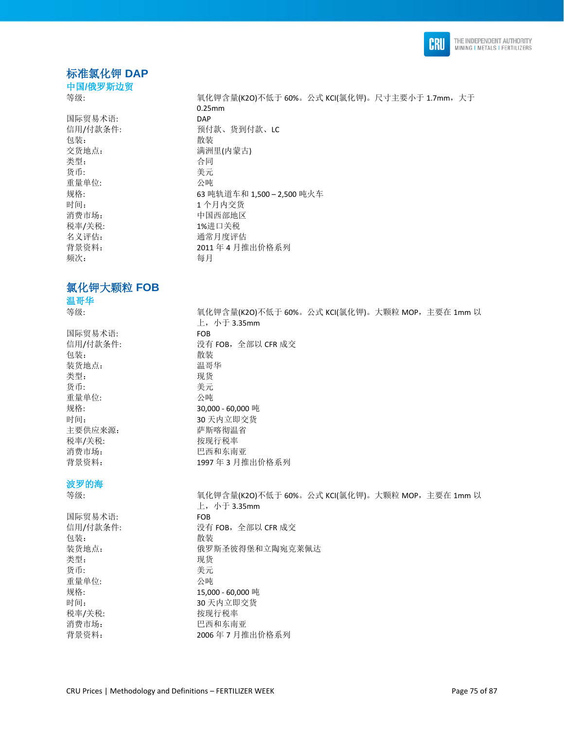## 标准氯化钾 DAP

### 中国/俄罗斯边贸

| | |
|---|---|
| 等级: | 氧化钾含量(K2O)不低于 60%。公式 KCl(氯化钾)。尺寸主要小于 1.7mm，大于 0.25mm |
| 国际贸易术语: | DAP |
| 信用/付款条件: | 预付款、货到付款、LC |
| 包装: | 散装 |
| 交货地点: | 满洲里(内蒙古) |
| 类型: | 合同 |
| 货币: | 美元 |
| 重量单位: | 公吨 |
| 规格: | 63 吨轨道车和 1,500 – 2,500 吨火车 |
| 时间: | 1 个月内交货 |
| 消费市场: | 中国西部地区 |
| 税率/关税: | 1%进口关税 |
| 名义评估: | 通常月度评估 |
| 背景资料: | 2011 年 4 月推出价格系列 |
| 频次: | 每月 |

## 氯化钾大颗粒 FOB

### 温哥华

| | |
|---|---|
| 等级: | 氧化钾含量(K2O)不低于 60%。公式 KCl(氯化钾)。大颗粒 MOP，主要在 1mm 以上，小于 3.35mm |
| 国际贸易术语: | FOB |
| 信用/付款条件: | 没有 FOB，全部以 CFR 成交 |
| 包装: | 散装 |
| 装货地点: | 温哥华 |
| 类型: | 现货 |
| 货币: | 美元 |
| 重量单位: | 公吨 |
| 规格: | 30,000 - 60,000 吨 |
| 时间: | 30 天内立即交货 |
| 主要供应来源: | 萨斯喀彻温省 |
| 税率/关税: | 按现行税率 |
| 消费市场: | 巴西和东南亚 |
| 背景资料: | 1997 年 3 月推出价格系列 |

### 波罗的海

| | |
|---|---|
| 等级: | 氧化钾含量(K2O)不低于 60%。公式 KCl(氯化钾)。大颗粒 MOP，主要在 1mm 以上，小于 3.35mm |
| 国际贸易术语: | FOB |
| 信用/付款条件: | 没有 FOB，全部以 CFR 成交 |
| 包装: | 散装 |
| 装货地点: | 俄罗斯圣彼得堡和立陶宛克莱佩达 |
| 类型: | 现货 |
| 货币: | 美元 |
| 重量单位: | 公吨 |
| 规格: | 15,000 - 60,000 吨 |
| 时间: | 30 天内立即交货 |
| 税率/关税: | 按现行税率 |
| 消费市场: | 巴西和东南亚 |
| 背景资料: | 2006 年 7 月推出价格系列 |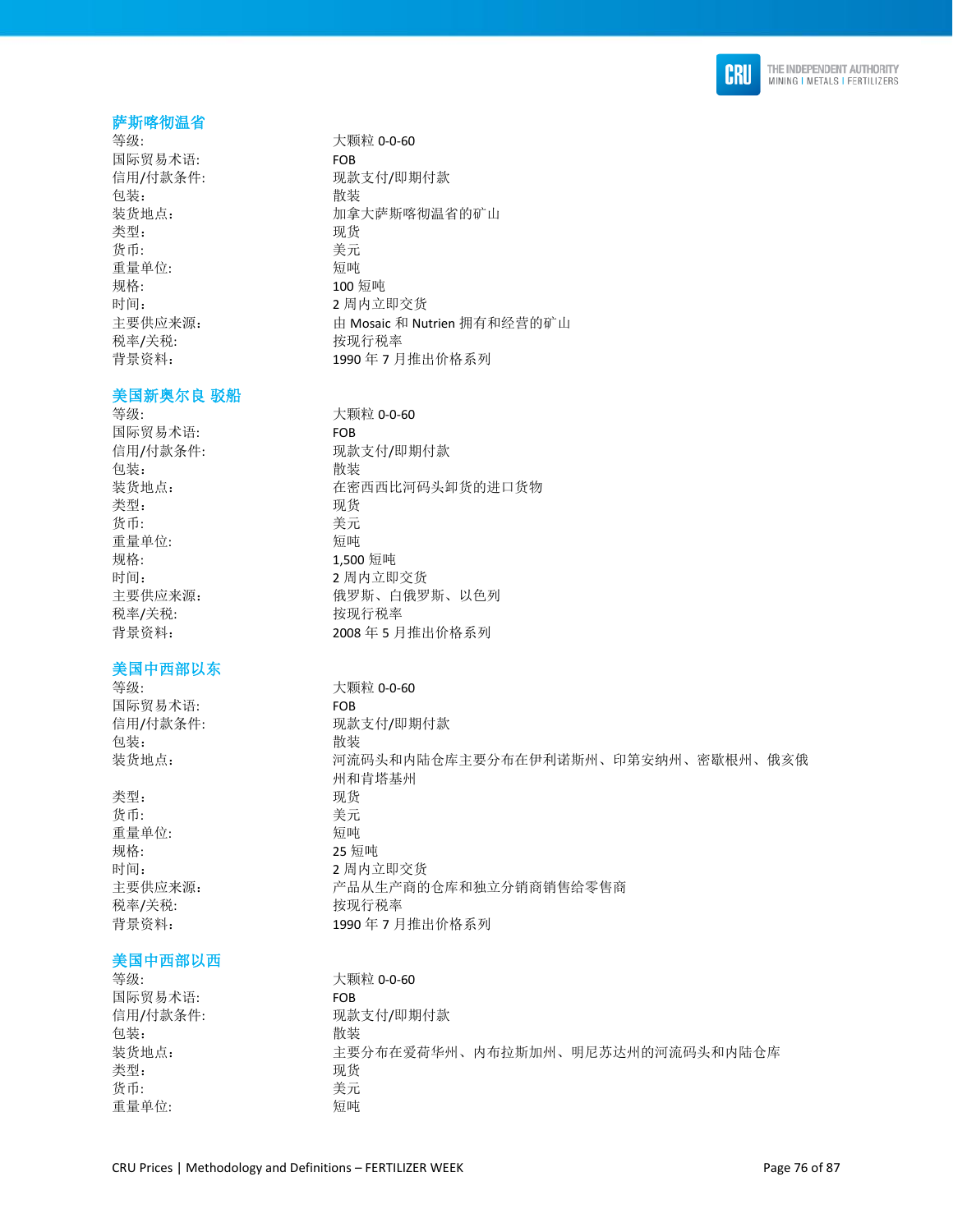### 萨斯喀彻温省

| | |
|---|---|
| 等级: | 大颗粒 0-0-60 |
| 国际贸易术语: | FOB |
| 信用/付款条件: | 现款支付/即期付款 |
| 包装: | 散装 |
| 装货地点: | 加拿大萨斯喀彻温省的矿山 |
| 类型: | 现货 |
| 货币: | 美元 |
| 重量单位: | 短吨 |
| 规格: | 100 短吨 |
| 时间: | 2 周内立即交货 |
| 主要供应来源: | 由 Mosaic 和 Nutrien 拥有和经营的矿山 |
| 税率/关税: | 按现行税率 |
| 背景资料: | 1990 年 7 月推出价格系列 |

### 美国新奥尔良 驳船

| | |
|---|---|
| 等级: | 大颗粒 0-0-60 |
| 国际贸易术语: | FOB |
| 信用/付款条件: | 现款支付/即期付款 |
| 包装: | 散装 |
| 装货地点: | 在密西西比河码头卸货的进口货物 |
| 类型: | 现货 |
| 货币: | 美元 |
| 重量单位: | 短吨 |
| 规格: | 1,500 短吨 |
| 时间: | 2 周内立即交货 |
| 主要供应来源: | 俄罗斯、白俄罗斯、以色列 |
| 税率/关税: | 按现行税率 |
| 背景资料: | 2008 年 5 月推出价格系列 |

### 美国中西部以东

| | |
|---|---|
| 等级: | 大颗粒 0-0-60 |
| 国际贸易术语: | FOB |
| 信用/付款条件: | 现款支付/即期付款 |
| 包装: | 散装 |
| 装货地点: | 河流码头和内陆仓库主要分布在伊利诺斯州、印第安纳州、密歇根州、俄亥俄州和肯塔基州 |
| 类型: | 现货 |
| 货币: | 美元 |
| 重量单位: | 短吨 |
| 规格: | 25 短吨 |
| 时间: | 2 周内立即交货 |
| 主要供应来源: | 产品从生产商的仓库和独立分销商销售给零售商 |
| 税率/关税: | 按现行税率 |
| 背景资料: | 1990 年 7 月推出价格系列 |

### 美国中西部以西

| | |
|---|---|
| 等级: | 大颗粒 0-0-60 |
| 国际贸易术语: | FOB |
| 信用/付款条件: | 现款支付/即期付款 |
| 包装: | 散装 |
| 装货地点: | 主要分布在爱荷华州、内布拉斯加州、明尼苏达州的河流码头和内陆仓库 |
| 类型: | 现货 |
| 货币: | 美元 |
| 重量单位: | 短吨 |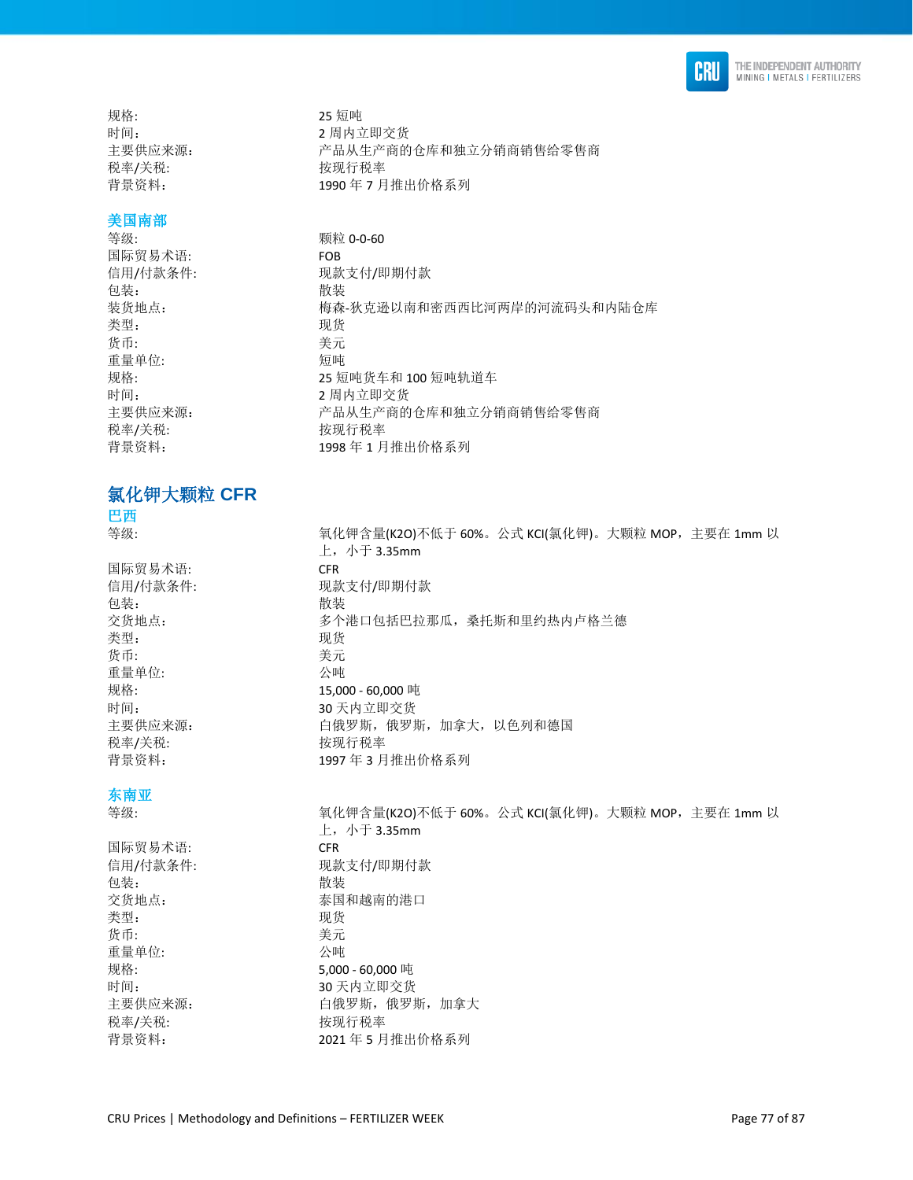规格: 25 短吨
时间: 2 周内立即交货
主要供应来源: 产品从生产商的仓库和独立分销商销售给零售商
税率/关税: 按现行税率
背景资料: 1990 年 7 月推出价格系列

### 美国南部

| | |
|---|---|
| 等级: | 颗粒 0-0-60 |
| 国际贸易术语: | FOB |
| 信用/付款条件: | 现款支付/即期付款 |
| 包装: | 散装 |
| 装货地点: | 梅森-狄克逊以南和密西西比河两岸的河流码头和内陆仓库 |
| 类型: | 现货 |
| 货币: | 美元 |
| 重量单位: | 短吨 |
| 规格: | 25 短吨货车和 100 短吨轨道车 |
| 时间: | 2 周内立即交货 |
| 主要供应来源: | 产品从生产商的仓库和独立分销商销售给零售商 |
| 税率/关税: | 按现行税率 |
| 背景资料: | 1998 年 1 月推出价格系列 |

## 氯化钾大颗粒 CFR

### 巴西

| | |
|---|---|
| 等级: | 氧化钾含量(K2O)不低于 60%。公式 KCl(氯化钾)。大颗粒 MOP，主要在 1mm 以上，小于 3.35mm |
| 国际贸易术语: | CFR |
| 信用/付款条件: | 现款支付/即期付款 |
| 包装: | 散装 |
| 交货地点: | 多个港口包括巴拉那瓜，桑托斯和里约热内卢格兰德 |
| 类型: | 现货 |
| 货币: | 美元 |
| 重量单位: | 公吨 |
| 规格: | 15,000 - 60,000 吨 |
| 时间: | 30 天内立即交货 |
| 主要供应来源: | 白俄罗斯，俄罗斯，加拿大，以色列和德国 |
| 税率/关税: | 按现行税率 |
| 背景资料: | 1997 年 3 月推出价格系列 |

### 东南亚

| | |
|---|---|
| 等级: | 氧化钾含量(K2O)不低于 60%。公式 KCl(氯化钾)。大颗粒 MOP，主要在 1mm 以上，小于 3.35mm |
| 国际贸易术语: | CFR |
| 信用/付款条件: | 现款支付/即期付款 |
| 包装: | 散装 |
| 交货地点: | 泰国和越南的港口 |
| 类型: | 现货 |
| 货币: | 美元 |
| 重量单位: | 公吨 |
| 规格: | 5,000 - 60,000 吨 |
| 时间: | 30 天内立即交货 |
| 主要供应来源: | 白俄罗斯，俄罗斯，加拿大 |
| 税率/关税: | 按现行税率 |
| 背景资料: | 2021 年 5 月推出价格系列 |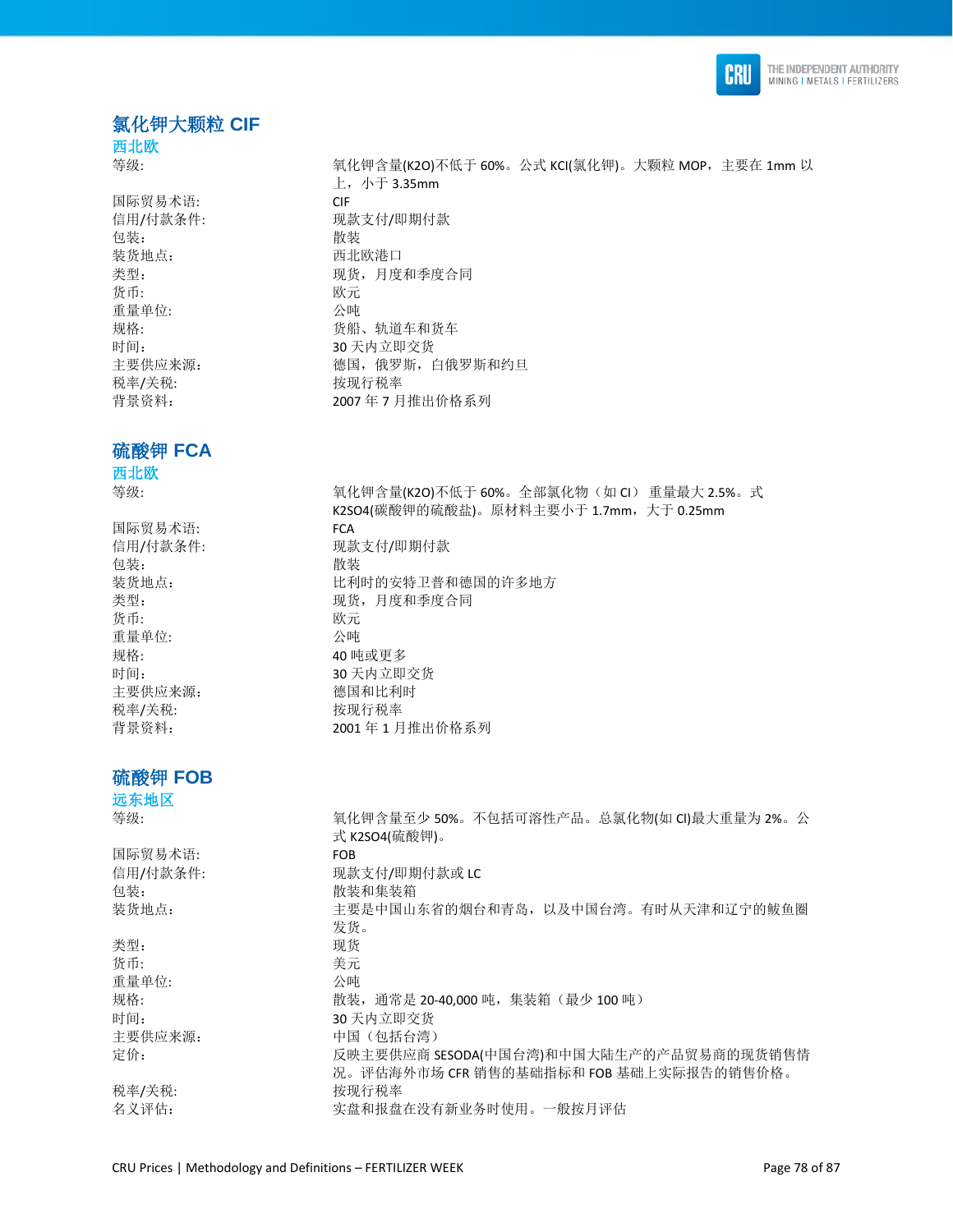## 氯化钾大颗粒 CIF

### 西北欧

| | |
|---|---|
| 等级: | 氧化钾含量(K2O)不低于 60%。公式 KCl(氯化钾)。大颗粒 MOP，主要在 1mm 以上，小于 3.35mm |
| 国际贸易术语: | CIF |
| 信用/付款条件: | 现款支付/即期付款 |
| 包装: | 散装 |
| 装货地点: | 西北欧港口 |
| 类型: | 现货，月度和季度合同 |
| 货币: | 欧元 |
| 重量单位: | 公吨 |
| 规格: | 货船、轨道车和货车 |
| 时间: | 30 天内立即交货 |
| 主要供应来源: | 德国，俄罗斯，白俄罗斯和约旦 |
| 税率/关税: | 按现行税率 |
| 背景资料: | 2007 年 7 月推出价格系列 |

## 硫酸钾 FCA

### 西北欧

| | |
|---|---|
| 等级: | 氧化钾含量(K2O)不低于 60%。全部氯化物（如 Cl） 重量最大 2.5%。式 K2SO4(碳酸钾的硫酸盐)。原材料主要小于 1.7mm，大于 0.25mm |
| 国际贸易术语: | FCA |
| 信用/付款条件: | 现款支付/即期付款 |
| 包装: | 散装 |
| 装货地点: | 比利时的安特卫普和德国的许多地方 |
| 类型: | 现货，月度和季度合同 |
| 货币: | 欧元 |
| 重量单位: | 公吨 |
| 规格: | 40 吨或更多 |
| 时间: | 30 天内立即交货 |
| 主要供应来源: | 德国和比利时 |
| 税率/关税: | 按现行税率 |
| 背景资料: | 2001 年 1 月推出价格系列 |

## 硫酸钾 FOB

### 远东地区

| | |
|---|---|
| 等级: | 氧化钾含量至少 50%。不包括可溶性产品。总氯化物(如 Cl)最大重量为 2%。公式 K2SO4(硫酸钾)。 |
| 国际贸易术语: | FOB |
| 信用/付款条件: | 现款支付/即期付款或 LC |
| 包装: | 散装和集装箱 |
| 装货地点: | 主要是中国山东省的烟台和青岛，以及中国台湾。有时从天津和辽宁的鲅鱼圈发货。 |
| 类型: | 现货 |
| 货币: | 美元 |
| 重量单位: | 公吨 |
| 规格: | 散装，通常是 20-40,000 吨，集装箱（最少 100 吨） |
| 时间: | 30 天内立即交货 |
| 主要供应来源: | 中国（包括台湾） |
| 定价: | 反映主要供应商 SESODA(中国台湾)和中国大陆生产的产品贸易商的现货销售情况。评估海外市场 CFR 销售的基础指标和 FOB 基础上实际报告的销售价格。 |
| 税率/关税: | 按现行税率 |
| 名义评估: | 实盘和报盘在没有新业务时使用。一般按月评估 |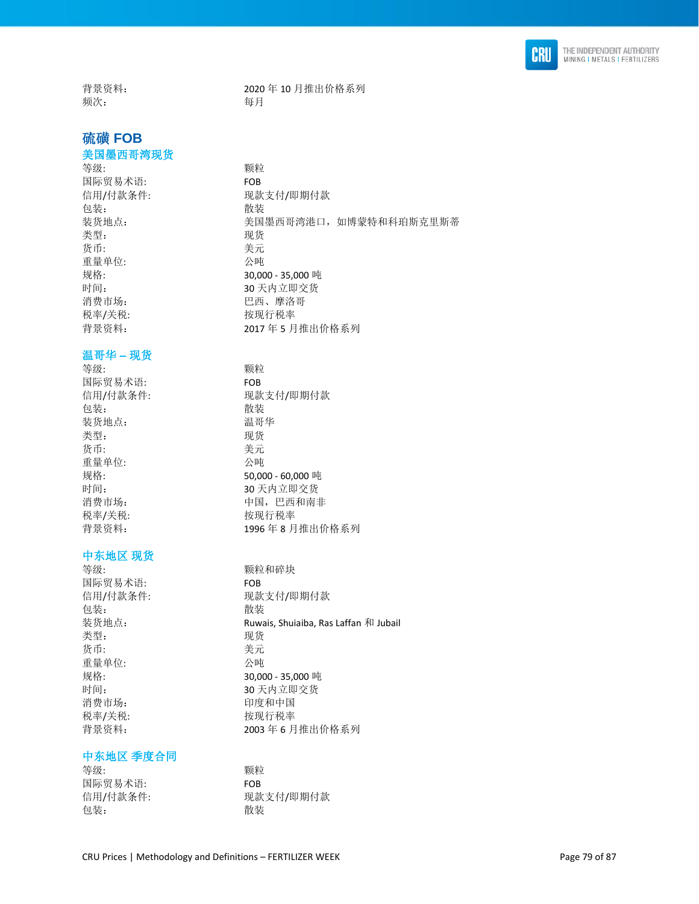背景资料: 2020 年 10 月推出价格系列
频次: 每月

## 硫磺 FOB

### 美国墨西哥湾现货

| | |
|---|---|
| 等级: | 颗粒 |
| 国际贸易术语: | FOB |
| 信用/付款条件: | 现款支付/即期付款 |
| 包装: | 散装 |
| 装货地点: | 美国墨西哥湾港口，如博蒙特和科珀斯克里斯蒂 |
| 类型: | 现货 |
| 货币: | 美元 |
| 重量单位: | 公吨 |
| 规格: | 30,000 - 35,000 吨 |
| 时间: | 30 天内立即交货 |
| 消费市场: | 巴西、摩洛哥 |
| 税率/关税: | 按现行税率 |
| 背景资料: | 2017 年 5 月推出价格系列 |

### 温哥华 – 现货

| | |
|---|---|
| 等级: | 颗粒 |
| 国际贸易术语: | FOB |
| 信用/付款条件: | 现款支付/即期付款 |
| 包装: | 散装 |
| 装货地点: | 温哥华 |
| 类型: | 现货 |
| 货币: | 美元 |
| 重量单位: | 公吨 |
| 规格: | 50,000 - 60,000 吨 |
| 时间: | 30 天内立即交货 |
| 消费市场: | 中国，巴西和南非 |
| 税率/关税: | 按现行税率 |
| 背景资料: | 1996 年 8 月推出价格系列 |

### 中东地区 现货

| | |
|---|---|
| 等级: | 颗粒和碎块 |
| 国际贸易术语: | FOB |
| 信用/付款条件: | 现款支付/即期付款 |
| 包装: | 散装 |
| 装货地点: | Ruwais, Shuiaiba, Ras Laffan 和 Jubail |
| 类型: | 现货 |
| 货币: | 美元 |
| 重量单位: | 公吨 |
| 规格: | 30,000 - 35,000 吨 |
| 时间: | 30 天内立即交货 |
| 消费市场: | 印度和中国 |
| 税率/关税: | 按现行税率 |
| 背景资料: | 2003 年 6 月推出价格系列 |

### 中东地区 季度合同

| | |
|---|---|
| 等级: | 颗粒 |
| 国际贸易术语: | FOB |
| 信用/付款条件: | 现款支付/即期付款 |
| 包装: | 散装 |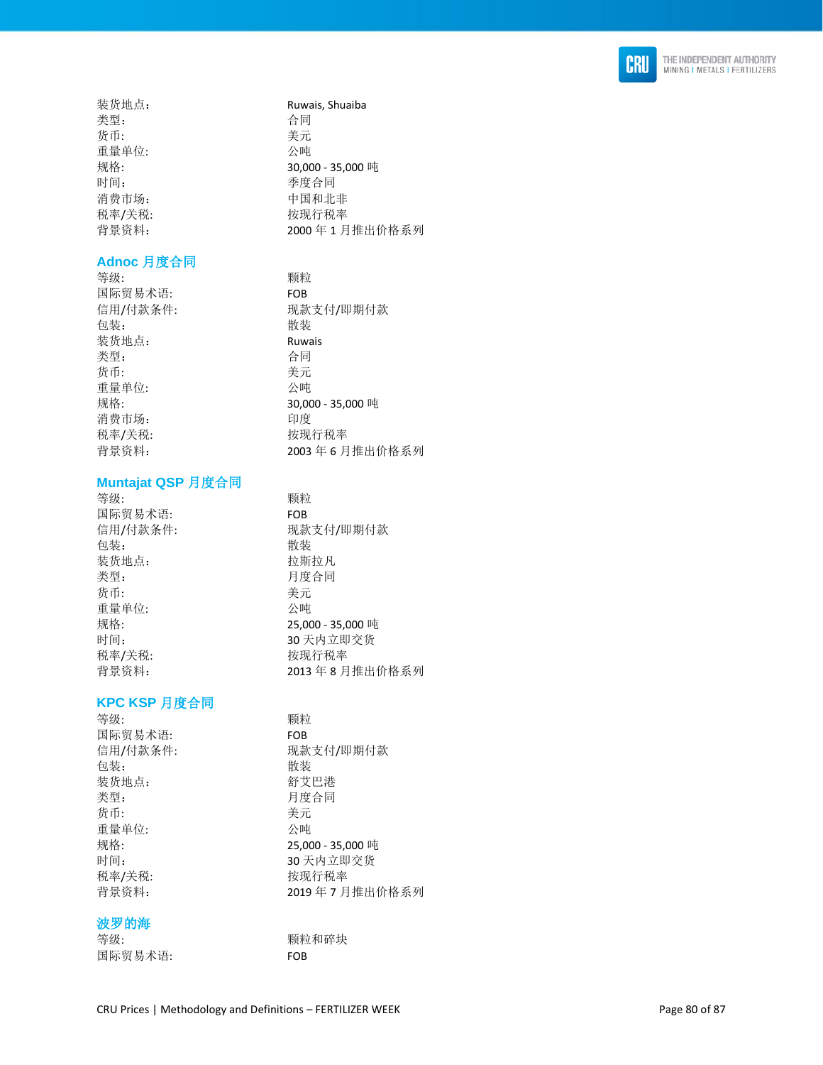| | |
|---|---|
| 装货地点： | Ruwais, Shuaiba |
| 类型： | 合同 |
| 货币： | 美元 |
| 重量单位: | 公吨 |
| 规格: | 30,000 - 35,000 吨 |
| 时间： | 季度合同 |
| 消费市场： | 中国和北非 |
| 税率/关税: | 按现行税率 |
| 背景资料： | 2000 年 1 月推出价格系列 |

## Adnoc 月度合同

| | |
|---|---|
| 等级: | 颗粒 |
| 国际贸易术语: | FOB |
| 信用/付款条件: | 现款支付/即期付款 |
| 包装： | 散装 |
| 装货地点： | Ruwais |
| 类型： | 合同 |
| 货币： | 美元 |
| 重量单位: | 公吨 |
| 规格: | 30,000 - 35,000 吨 |
| 消费市场： | 印度 |
| 税率/关税: | 按现行税率 |
| 背景资料： | 2003 年 6 月推出价格系列 |

## Muntajat QSP 月度合同

| | |
|---|---|
| 等级: | 颗粒 |
| 国际贸易术语: | FOB |
| 信用/付款条件: | 现款支付/即期付款 |
| 包装： | 散装 |
| 装货地点： | 拉斯拉凡 |
| 类型： | 月度合同 |
| 货币： | 美元 |
| 重量单位: | 公吨 |
| 规格: | 25,000 - 35,000 吨 |
| 时间： | 30 天内立即交货 |
| 税率/关税: | 按现行税率 |
| 背景资料： | 2013 年 8 月推出价格系列 |

## KPC KSP 月度合同

| | |
|---|---|
| 等级: | 颗粒 |
| 国际贸易术语: | FOB |
| 信用/付款条件: | 现款支付/即期付款 |
| 包装： | 散装 |
| 装货地点： | 舒艾巴港 |
| 类型： | 月度合同 |
| 货币： | 美元 |
| 重量单位: | 公吨 |
| 规格: | 25,000 - 35,000 吨 |
| 时间： | 30 天内立即交货 |
| 税率/关税: | 按现行税率 |
| 背景资料： | 2019 年 7 月推出价格系列 |

## 波罗的海

| | |
|---|---|
| 等级: | 颗粒和碎块 |
| 国际贸易术语: | FOB |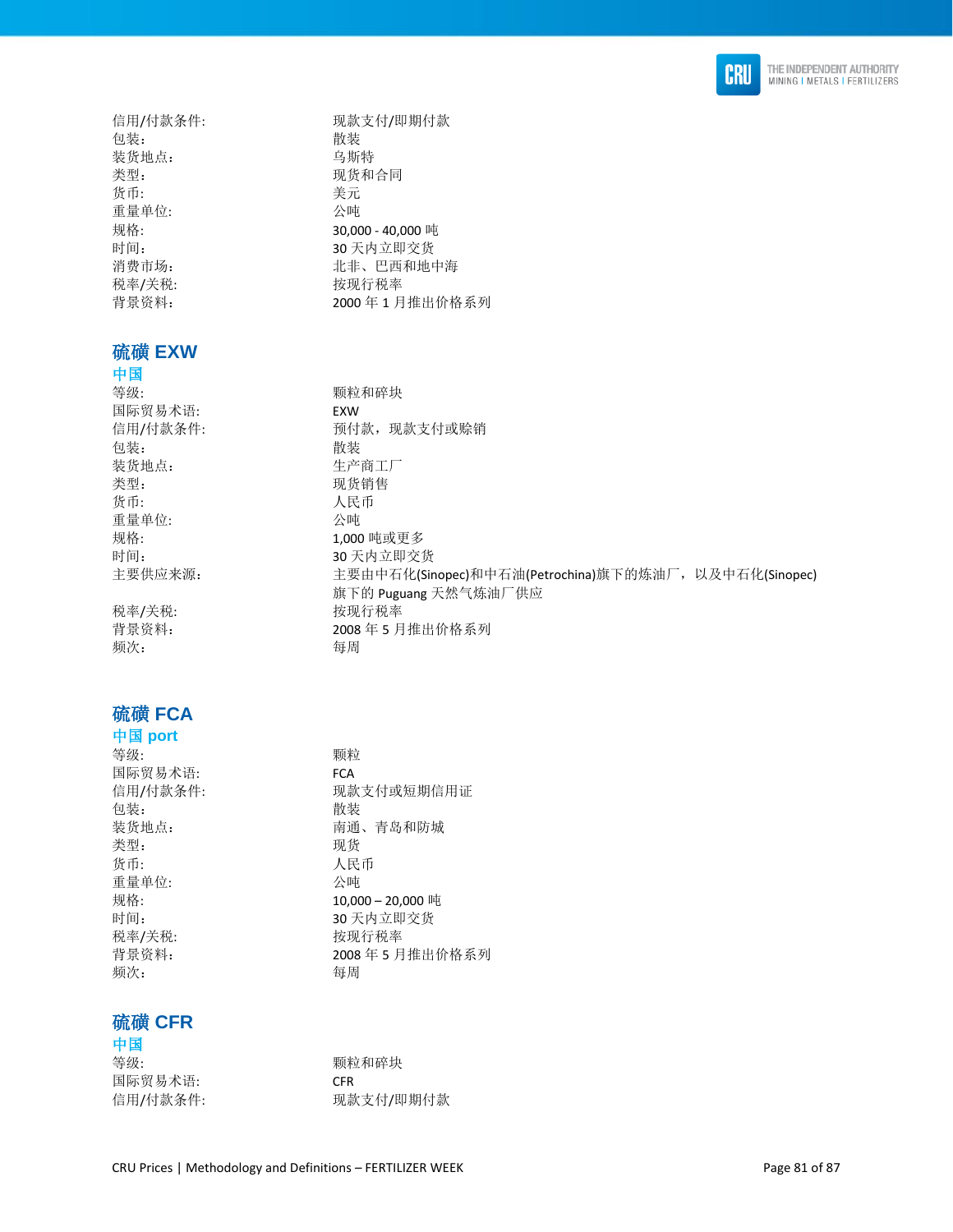信用/付款条件: 现款支付/即期付款
包装: 散装
装货地点: 乌斯特
类型: 现货和合同
货币: 美元
重量单位: 公吨
规格: 30,000 - 40,000 吨
时间: 30 天内立即交货
消费市场: 北非、巴西和地中海
税率/关税: 按现行税率
背景资料: 2000 年 1 月推出价格系列

## 硫磺 EXW

### 中国

等级: 颗粒和碎块
国际贸易术语: EXW
信用/付款条件: 预付款，现款支付或赊销
包装: 散装
装货地点: 生产商工厂
类型: 现货销售
货币: 人民币
重量单位: 公吨
规格: 1,000 吨或更多
时间: 30 天内立即交货
主要供应来源: 主要由中石化(Sinopec)和中石油(Petrochina)旗下的炼油厂，以及中石化(Sinopec)旗下的 Puguang 天然气炼油厂供应
税率/关税: 按现行税率
背景资料: 2008 年 5 月推出价格系列
频次: 每周

## 硫磺 FCA

### 中国 port

等级: 颗粒
国际贸易术语: FCA
信用/付款条件: 现款支付或短期信用证
包装: 散装
装货地点: 南通、青岛和防城
类型: 现货
货币: 人民币
重量单位: 公吨
规格: 10,000 – 20,000 吨
时间: 30 天内立即交货
税率/关税: 按现行税率
背景资料: 2008 年 5 月推出价格系列
频次: 每周

## 硫磺 CFR

### 中国

等级: 颗粒和碎块
国际贸易术语: CFR
信用/付款条件: 现款支付/即期付款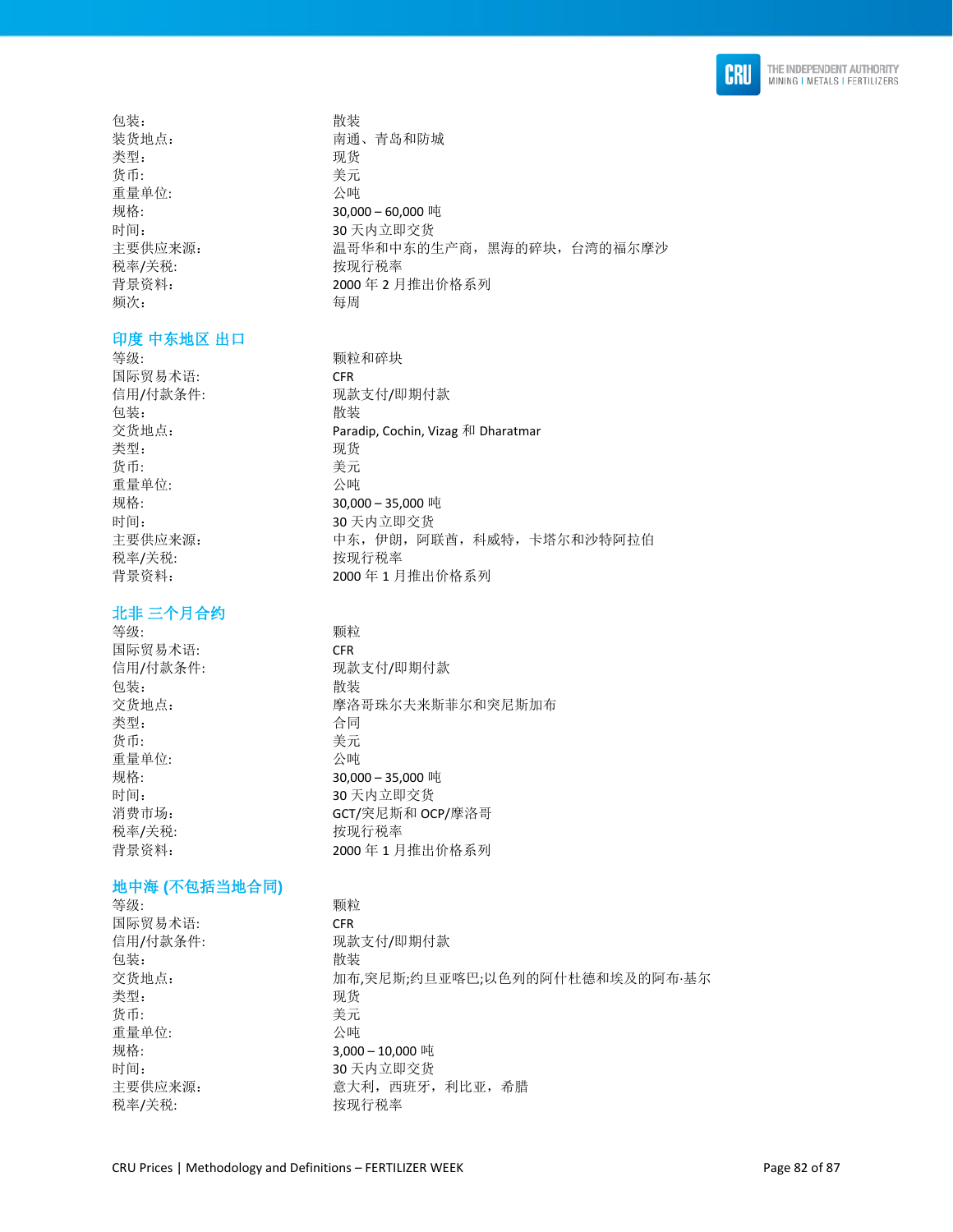包装: 散装
装货地点: 南通、青岛和防城
类型: 现货
货币: 美元
重量单位: 公吨
规格: 30,000 – 60,000 吨
时间: 30 天内立即交货
主要供应来源: 温哥华和中东的生产商，黑海的碎块，台湾的福尔摩沙
税率/关税: 按现行税率
背景资料: 2000 年 2 月推出价格系列
频次: 每周

## 印度 中东地区 出口

等级: 颗粒和碎块
国际贸易术语: CFR
信用/付款条件: 现款支付/即期付款
包装: 散装
交货地点: Paradip, Cochin, Vizag 和 Dharatmar
类型: 现货
货币: 美元
重量单位: 公吨
规格: 30,000 – 35,000 吨
时间: 30 天内立即交货
主要供应来源: 中东，伊朗，阿联酋，科威特，卡塔尔和沙特阿拉伯
税率/关税: 按现行税率
背景资料: 2000 年 1 月推出价格系列

## 北非 三个月合约

等级: 颗粒
国际贸易术语: CFR
信用/付款条件: 现款支付/即期付款
包装: 散装
交货地点: 摩洛哥珠尔夫来斯菲尔和突尼斯加布
类型: 合同
货币: 美元
重量单位: 公吨
规格: 30,000 – 35,000 吨
时间: 30 天内立即交货
消费市场: GCT/突尼斯和 OCP/摩洛哥
税率/关税: 按现行税率
背景资料: 2000 年 1 月推出价格系列

## 地中海 (不包括当地合同)

等级: 颗粒
国际贸易术语: CFR
信用/付款条件: 现款支付/即期付款
包装: 散装
交货地点: 加布,突尼斯;约旦亚喀巴;以色列的阿什杜德和埃及的阿布·基尔
类型: 现货
货币: 美元
重量单位: 公吨
规格: 3,000 – 10,000 吨
时间: 30 天内立即交货
主要供应来源: 意大利，西班牙，利比亚，希腊
税率/关税: 按现行税率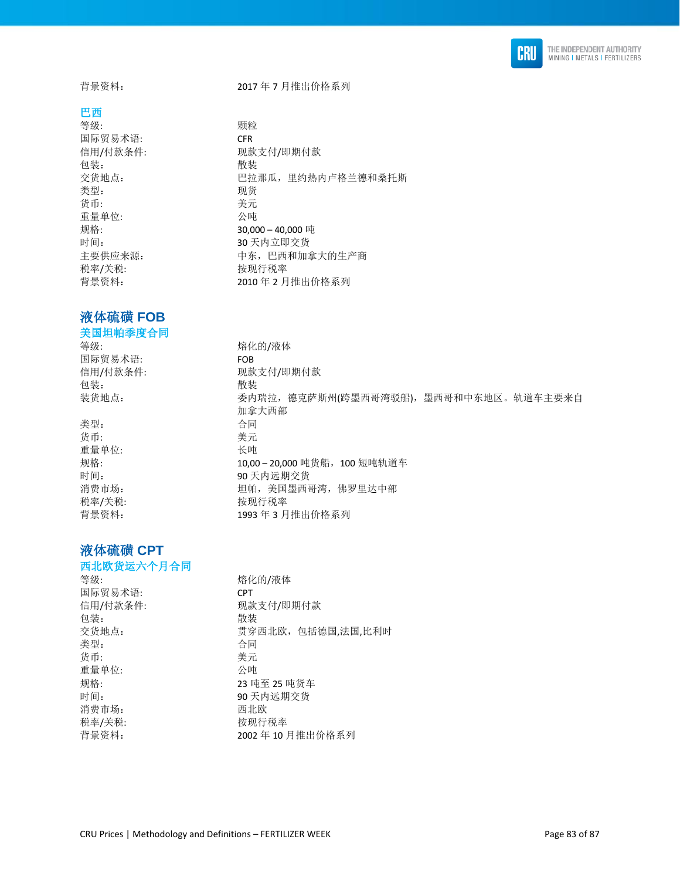背景资料: 2017 年 7 月推出价格系列

### 巴西

| | |
|---|---|
| 等级: | 颗粒 |
| 国际贸易术语: | CFR |
| 信用/付款条件: | 现款支付/即期付款 |
| 包装: | 散装 |
| 交货地点: | 巴拉那瓜，里约热内卢格兰德和桑托斯 |
| 类型: | 现货 |
| 货币: | 美元 |
| 重量单位: | 公吨 |
| 规格: | 30,000 – 40,000 吨 |
| 时间: | 30 天内立即交货 |
| 主要供应来源: | 中东，巴西和加拿大的生产商 |
| 税率/关税: | 按现行税率 |
| 背景资料: | 2010 年 2 月推出价格系列 |

## 液体硫磺 FOB

### 美国坦帕季度合同

| | |
|---|---|
| 等级: | 熔化的/液体 |
| 国际贸易术语: | FOB |
| 信用/付款条件: | 现款支付/即期付款 |
| 包装: | 散装 |
| 装货地点: | 委内瑞拉，德克萨斯州(跨墨西哥湾驳船)，墨西哥和中东地区。轨道车主要来自加拿大西部 |
| 类型: | 合同 |
| 货币: | 美元 |
| 重量单位: | 长吨 |
| 规格: | 10,00 – 20,000 吨货船，100 短吨轨道车 |
| 时间: | 90 天内远期交货 |
| 消费市场: | 坦帕，美国墨西哥湾，佛罗里达中部 |
| 税率/关税: | 按现行税率 |
| 背景资料: | 1993 年 3 月推出价格系列 |

## 液体硫磺 CPT

### 西北欧货运六个月合同

| | |
|---|---|
| 等级: | 熔化的/液体 |
| 国际贸易术语: | CPT |
| 信用/付款条件: | 现款支付/即期付款 |
| 包装: | 散装 |
| 交货地点: | 贯穿西北欧，包括德国,法国,比利时 |
| 类型: | 合同 |
| 货币: | 美元 |
| 重量单位: | 公吨 |
| 规格: | 23 吨至 25 吨货车 |
| 时间: | 90 天内远期交货 |
| 消费市场: | 西北欧 |
| 税率/关税: | 按现行税率 |
| 背景资料: | 2002 年 10 月推出价格系列 |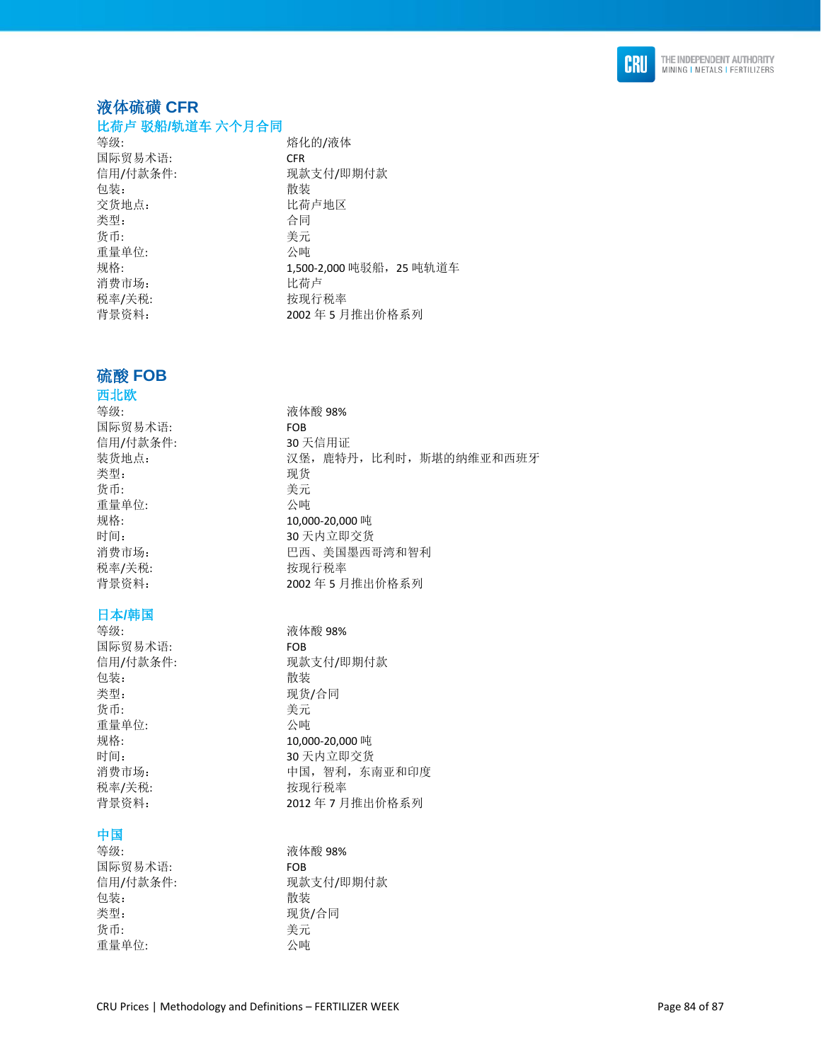# 液体硫磺 CFR

## 比荷卢 驳船/轨道车 六个月合同

| | |
|---|---|
| 等级: | 熔化的/液体 |
| 国际贸易术语: | CFR |
| 信用/付款条件: | 现款支付/即期付款 |
| 包装: | 散装 |
| 交货地点: | 比荷卢地区 |
| 类型: | 合同 |
| 货币: | 美元 |
| 重量单位: | 公吨 |
| 规格: | 1,500-2,000 吨驳船，25 吨轨道车 |
| 消费市场: | 比荷卢 |
| 税率/关税: | 按现行税率 |
| 背景资料: | 2002 年 5 月推出价格系列 |

# 硫酸 FOB

## 西北欧

| | |
|---|---|
| 等级: | 液体酸 98% |
| 国际贸易术语: | FOB |
| 信用/付款条件: | 30 天信用证 |
| 装货地点: | 汉堡，鹿特丹，比利时，斯堪的纳维亚和西班牙 |
| 类型: | 现货 |
| 货币: | 美元 |
| 重量单位: | 公吨 |
| 规格: | 10,000-20,000 吨 |
| 时间: | 30 天内立即交货 |
| 消费市场: | 巴西、美国墨西哥湾和智利 |
| 税率/关税: | 按现行税率 |
| 背景资料: | 2002 年 5 月推出价格系列 |

## 日本/韩国

| | |
|---|---|
| 等级: | 液体酸 98% |
| 国际贸易术语: | FOB |
| 信用/付款条件: | 现款支付/即期付款 |
| 包装: | 散装 |
| 类型: | 现货/合同 |
| 货币: | 美元 |
| 重量单位: | 公吨 |
| 规格: | 10,000-20,000 吨 |
| 时间: | 30 天内立即交货 |
| 消费市场: | 中国，智利，东南亚和印度 |
| 税率/关税: | 按现行税率 |
| 背景资料: | 2012 年 7 月推出价格系列 |

## 中国

| | |
|---|---|
| 等级: | 液体酸 98% |
| 国际贸易术语: | FOB |
| 信用/付款条件: | 现款支付/即期付款 |
| 包装: | 散装 |
| 类型: | 现货/合同 |
| 货币: | 美元 |
| 重量单位: | 公吨 |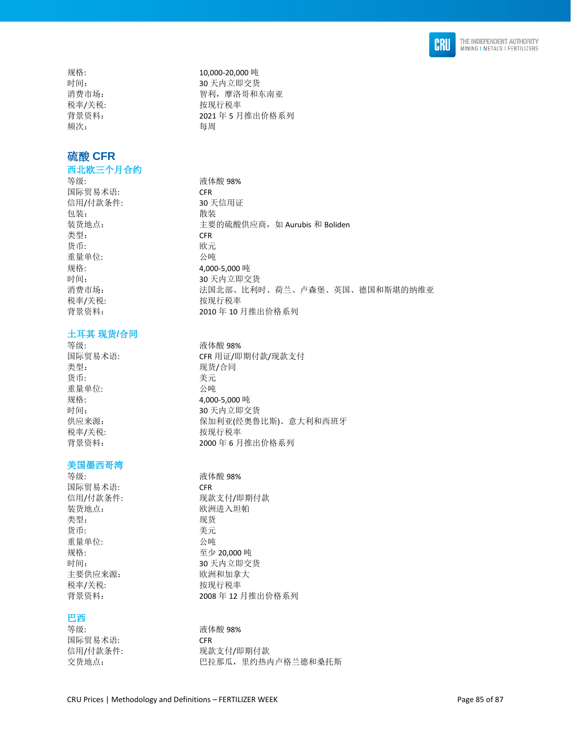| | |
|---|---|
| 规格: | 10,000-20,000 吨 |
| 时间: | 30 天内立即交货 |
| 消费市场: | 智利，摩洛哥和东南亚 |
| 税率/关税: | 按现行税率 |
| 背景资料: | 2021 年 5 月推出价格系列 |
| 频次: | 每周 |

## 硫酸 CFR

### 西北欧三个月合约

| | |
|---|---|
| 等级: | 液体酸 98% |
| 国际贸易术语: | CFR |
| 信用/付款条件: | 30 天信用证 |
| 包装: | 散装 |
| 装货地点: | 主要的硫酸供应商，如 Aurubis 和 Boliden |
| 类型: | CFR |
| 货币: | 欧元 |
| 重量单位: | 公吨 |
| 规格: | 4,000-5,000 吨 |
| 时间: | 30 天内立即交货 |
| 消费市场: | 法国北部、比利时、荷兰、卢森堡、英国、德国和斯堪的纳维亚 |
| 税率/关税: | 按现行税率 |
| 背景资料: | 2010 年 10 月推出价格系列 |

### 土耳其 现货/合同

| | |
|---|---|
| 等级: | 液体酸 98% |
| 国际贸易术语: | CFR 用证/即期付款/现款支付 |
| 类型: | 现货/合同 |
| 货币: | 美元 |
| 重量单位: | 公吨 |
| 规格: | 4,000-5,000 吨 |
| 时间: | 30 天内立即交货 |
| 供应来源: | 保加利亚(经奥鲁比斯)、意大利和西班牙 |
| 税率/关税: | 按现行税率 |
| 背景资料: | 2000 年 6 月推出价格系列 |

### 美国墨西哥湾

| | |
|---|---|
| 等级: | 液体酸 98% |
| 国际贸易术语: | CFR |
| 信用/付款条件: | 现款支付/即期付款 |
| 装货地点: | 欧洲进入坦帕 |
| 类型: | 现货 |
| 货币: | 美元 |
| 重量单位: | 公吨 |
| 规格: | 至少 20,000 吨 |
| 时间: | 30 天内立即交货 |
| 主要供应来源: | 欧洲和加拿大 |
| 税率/关税: | 按现行税率 |
| 背景资料: | 2008 年 12 月推出价格系列 |

### 巴西

| | |
|---|---|
| 等级: | 液体酸 98% |
| 国际贸易术语: | CFR |
| 信用/付款条件: | 现款支付/即期付款 |
| 交货地点: | 巴拉那瓜，里约热内卢格兰德和桑托斯 |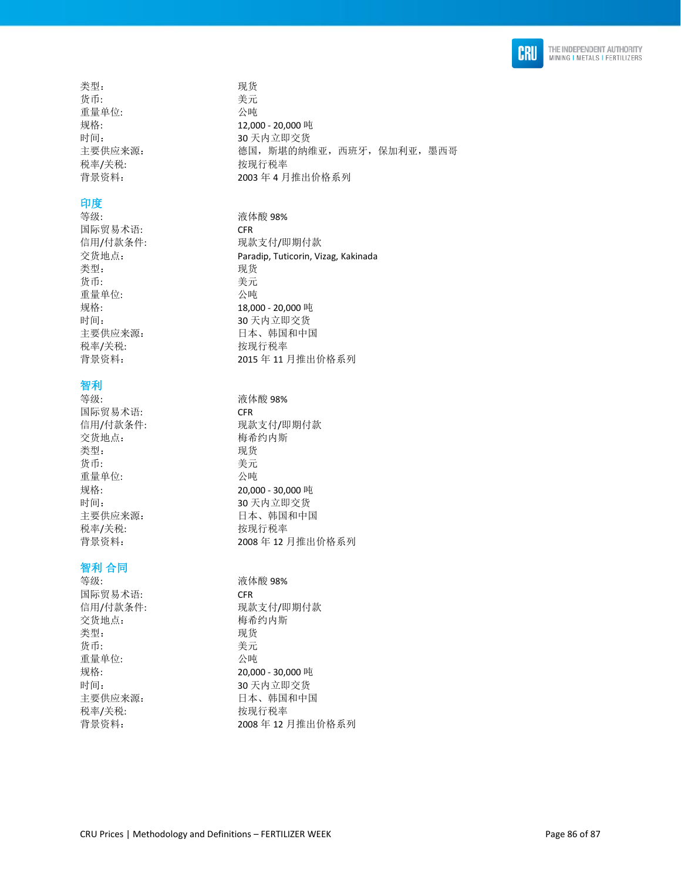类型: 现货
货币: 美元
重量单位: 公吨
规格: 12,000 - 20,000 吨
时间: 30 天内立即交货
主要供应来源: 德国，斯堪的纳维亚，西班牙，保加利亚，墨西哥
税率/关税: 按现行税率
背景资料: 2003 年 4 月推出价格系列

## 印度

等级: 液体酸 98%
国际贸易术语: CFR
信用/付款条件: 现款支付/即期付款
交货地点: Paradip, Tuticorin, Vizag, Kakinada
类型: 现货
货币: 美元
重量单位: 公吨
规格: 18,000 - 20,000 吨
时间: 30 天内立即交货
主要供应来源: 日本、韩国和中国
税率/关税: 按现行税率
背景资料: 2015 年 11 月推出价格系列

## 智利

等级: 液体酸 98%
国际贸易术语: CFR
信用/付款条件: 现款支付/即期付款
交货地点: 梅希约内斯
类型: 现货
货币: 美元
重量单位: 公吨
规格: 20,000 - 30,000 吨
时间: 30 天内立即交货
主要供应来源: 日本、韩国和中国
税率/关税: 按现行税率
背景资料: 2008 年 12 月推出价格系列

## 智利 合同

等级: 液体酸 98%
国际贸易术语: CFR
信用/付款条件: 现款支付/即期付款
交货地点: 梅希约内斯
类型: 现货
货币: 美元
重量单位: 公吨
规格: 20,000 - 30,000 吨
时间: 30 天内立即交货
主要供应来源: 日本、韩国和中国
税率/关税: 按现行税率
背景资料: 2008 年 12 月推出价格系列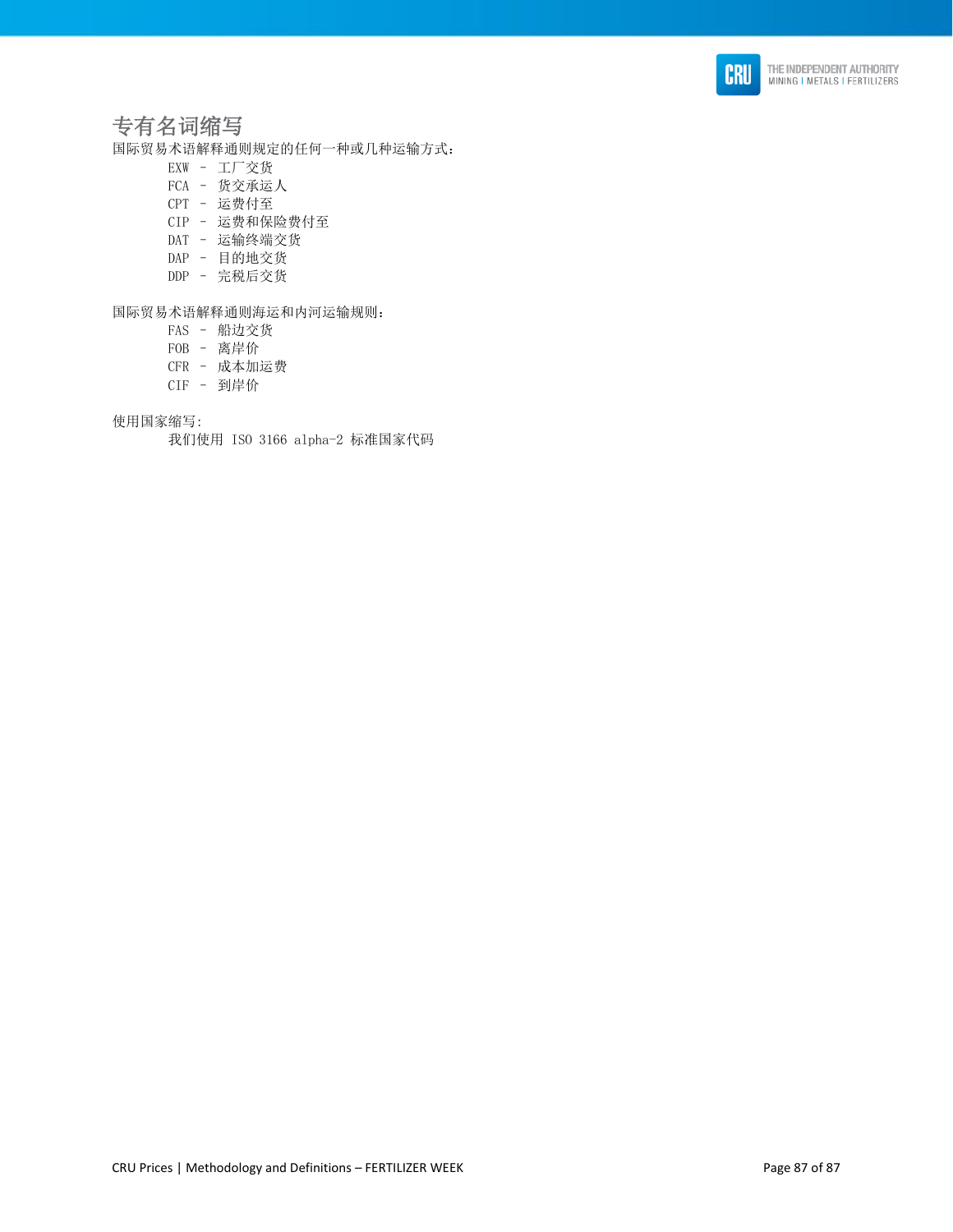## 专有名词缩写

国际贸易术语解释通则规定的任何一种或几种运输方式：

- EXW – 工厂交货
- FCA – 货交承运人
- CPT – 运费付至
- CIP – 运费和保险费付至
- DAT – 运输终端交货
- DAP – 目的地交货
- DDP – 完税后交货

国际贸易术语解释通则海运和内河运输规则：

- FAS – 船边交货
- FOB – 离岸价
- CFR – 成本加运费
- CIF – 到岸价

使用国家缩写:

我们使用 ISO 3166 alpha-2 标准国家代码